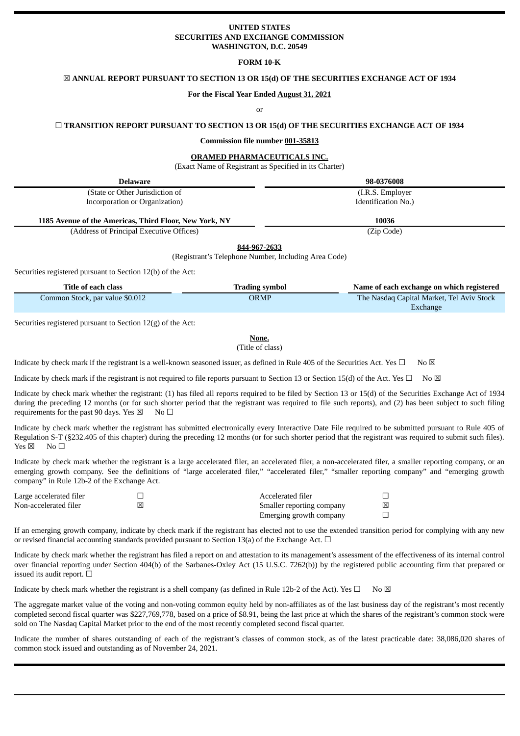**UNITED STATES**
**SECURITIES AND EXCHANGE COMMISSION**
**WASHINGTON, D.C. 20549**

**FORM 10-K**

☒ **ANNUAL REPORT PURSUANT TO SECTION 13 OR 15(d) OF THE SECURITIES EXCHANGE ACT OF 1934**

**For the Fiscal Year Ended August 31, 2021**

or

☐ **TRANSITION REPORT PURSUANT TO SECTION 13 OR 15(d) OF THE SECURITIES EXCHANGE ACT OF 1934**

**Commission file number 001-35813**

**ORAMED PHARMACEUTICALS INC.**

(Exact Name of Registrant as Specified in its Charter)

| | |
|---|---|
| **Delaware** | **98-0376008** |
| (State or Other Jurisdiction of Incorporation or Organization) | (I.R.S. Employer Identification No.) |
| **1185 Avenue of the Americas, Third Floor, New York, NY** | **10036** |
| (Address of Principal Executive Offices) | (Zip Code) |

**844-967-2633**

(Registrant's Telephone Number, Including Area Code)

Securities registered pursuant to Section 12(b) of the Act:

| Title of each class | Trading symbol | Name of each exchange on which registered |
|---|---|---|
| Common Stock, par value $0.012 | ORMP | The Nasdaq Capital Market, Tel Aviv Stock Exchange |

Securities registered pursuant to Section 12(g) of the Act:

**None.**

(Title of class)

Indicate by check mark if the registrant is a well-known seasoned issuer, as defined in Rule 405 of the Securities Act. Yes ☐ No ☒

Indicate by check mark if the registrant is not required to file reports pursuant to Section 13 or Section 15(d) of the Act. Yes ☐ No ☒

Indicate by check mark whether the registrant: (1) has filed all reports required to be filed by Section 13 or 15(d) of the Securities Exchange Act of 1934 during the preceding 12 months (or for such shorter period that the registrant was required to file such reports), and (2) has been subject to such filing requirements for the past 90 days. Yes ☒ No ☐

Indicate by check mark whether the registrant has submitted electronically every Interactive Date File required to be submitted pursuant to Rule 405 of Regulation S-T (§232.405 of this chapter) during the preceding 12 months (or for such shorter period that the registrant was required to submit such files). Yes ☒ No ☐

Indicate by check mark whether the registrant is a large accelerated filer, an accelerated filer, a non-accelerated filer, a smaller reporting company, or an emerging growth company. See the definitions of "large accelerated filer," "accelerated filer," "smaller reporting company" and "emerging growth company" in Rule 12b-2 of the Exchange Act.

| | | | |
|---|---|---|---|
| Large accelerated filer | ☐ | Accelerated filer | ☐ |
| Non-accelerated filer | ☒ | Smaller reporting company | ☒ |
| | | Emerging growth company | ☐ |

If an emerging growth company, indicate by check mark if the registrant has elected not to use the extended transition period for complying with any new or revised financial accounting standards provided pursuant to Section 13(a) of the Exchange Act. ☐

Indicate by check mark whether the registrant has filed a report on and attestation to its management's assessment of the effectiveness of its internal control over financial reporting under Section 404(b) of the Sarbanes-Oxley Act (15 U.S.C. 7262(b)) by the registered public accounting firm that prepared or issued its audit report. ☐

Indicate by check mark whether the registrant is a shell company (as defined in Rule 12b-2 of the Act). Yes ☐ No ☒

The aggregate market value of the voting and non-voting common equity held by non-affiliates as of the last business day of the registrant's most recently completed second fiscal quarter was $227,769,778, based on a price of $8.91, being the last price at which the shares of the registrant's common stock were sold on The Nasdaq Capital Market prior to the end of the most recently completed second fiscal quarter.

Indicate the number of shares outstanding of each of the registrant's classes of common stock, as of the latest practicable date: 38,086,020 shares of common stock issued and outstanding as of November 24, 2021.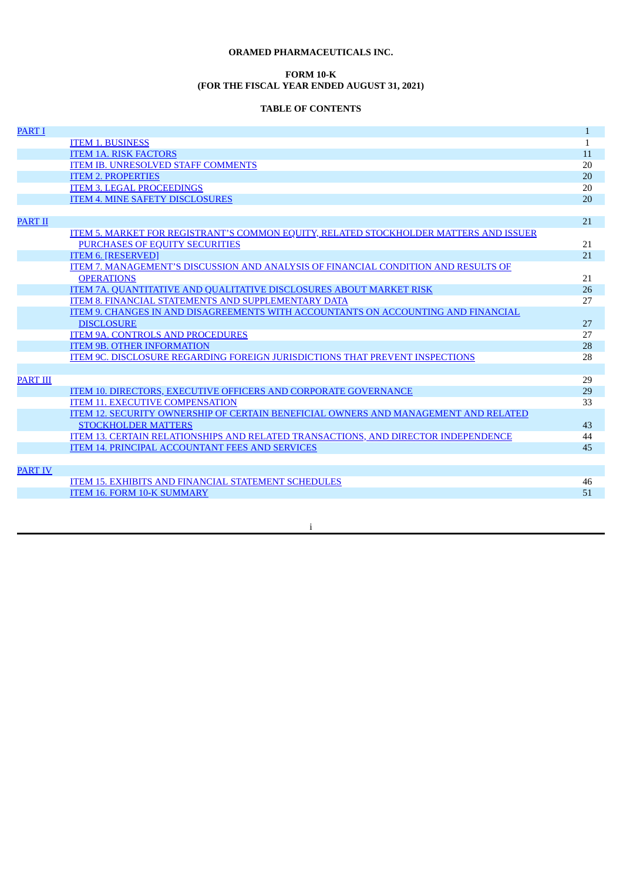**ORAMED PHARMACEUTICALS INC.**

**FORM 10-K**
**(FOR THE FISCAL YEAR ENDED AUGUST 31, 2021)**

**TABLE OF CONTENTS**

| | | |
|---|---|---|
| PART I | | 1 |
| | ITEM 1. BUSINESS | 1 |
| | ITEM 1A. RISK FACTORS | 11 |
| | ITEM IB. UNRESOLVED STAFF COMMENTS | 20 |
| | ITEM 2. PROPERTIES | 20 |
| | ITEM 3. LEGAL PROCEEDINGS | 20 |
| | ITEM 4. MINE SAFETY DISCLOSURES | 20 |
| | | |
| PART II | | 21 |
| | ITEM 5. MARKET FOR REGISTRANT'S COMMON EQUITY, RELATED STOCKHOLDER MATTERS AND ISSUER PURCHASES OF EQUITY SECURITIES | 21 |
| | ITEM 6. [RESERVED] | 21 |
| | ITEM 7. MANAGEMENT'S DISCUSSION AND ANALYSIS OF FINANCIAL CONDITION AND RESULTS OF OPERATIONS | 21 |
| | ITEM 7A. QUANTITATIVE AND QUALITATIVE DISCLOSURES ABOUT MARKET RISK | 26 |
| | ITEM 8. FINANCIAL STATEMENTS AND SUPPLEMENTARY DATA | 27 |
| | ITEM 9. CHANGES IN AND DISAGREEMENTS WITH ACCOUNTANTS ON ACCOUNTING AND FINANCIAL DISCLOSURE | 27 |
| | ITEM 9A. CONTROLS AND PROCEDURES | 27 |
| | ITEM 9B. OTHER INFORMATION | 28 |
| | ITEM 9C. DISCLOSURE REGARDING FOREIGN JURISDICTIONS THAT PREVENT INSPECTIONS | 28 |
| | | |
| PART III | | 29 |
| | ITEM 10. DIRECTORS, EXECUTIVE OFFICERS AND CORPORATE GOVERNANCE | 29 |
| | ITEM 11. EXECUTIVE COMPENSATION | 33 |
| | ITEM 12. SECURITY OWNERSHIP OF CERTAIN BENEFICIAL OWNERS AND MANAGEMENT AND RELATED STOCKHOLDER MATTERS | 43 |
| | ITEM 13. CERTAIN RELATIONSHIPS AND RELATED TRANSACTIONS, AND DIRECTOR INDEPENDENCE | 44 |
| | ITEM 14. PRINCIPAL ACCOUNTANT FEES AND SERVICES | 45 |
| | | |
| PART IV | | |
| | ITEM 15. EXHIBITS AND FINANCIAL STATEMENT SCHEDULES | 46 |
| | ITEM 16. FORM 10-K SUMMARY | 51 |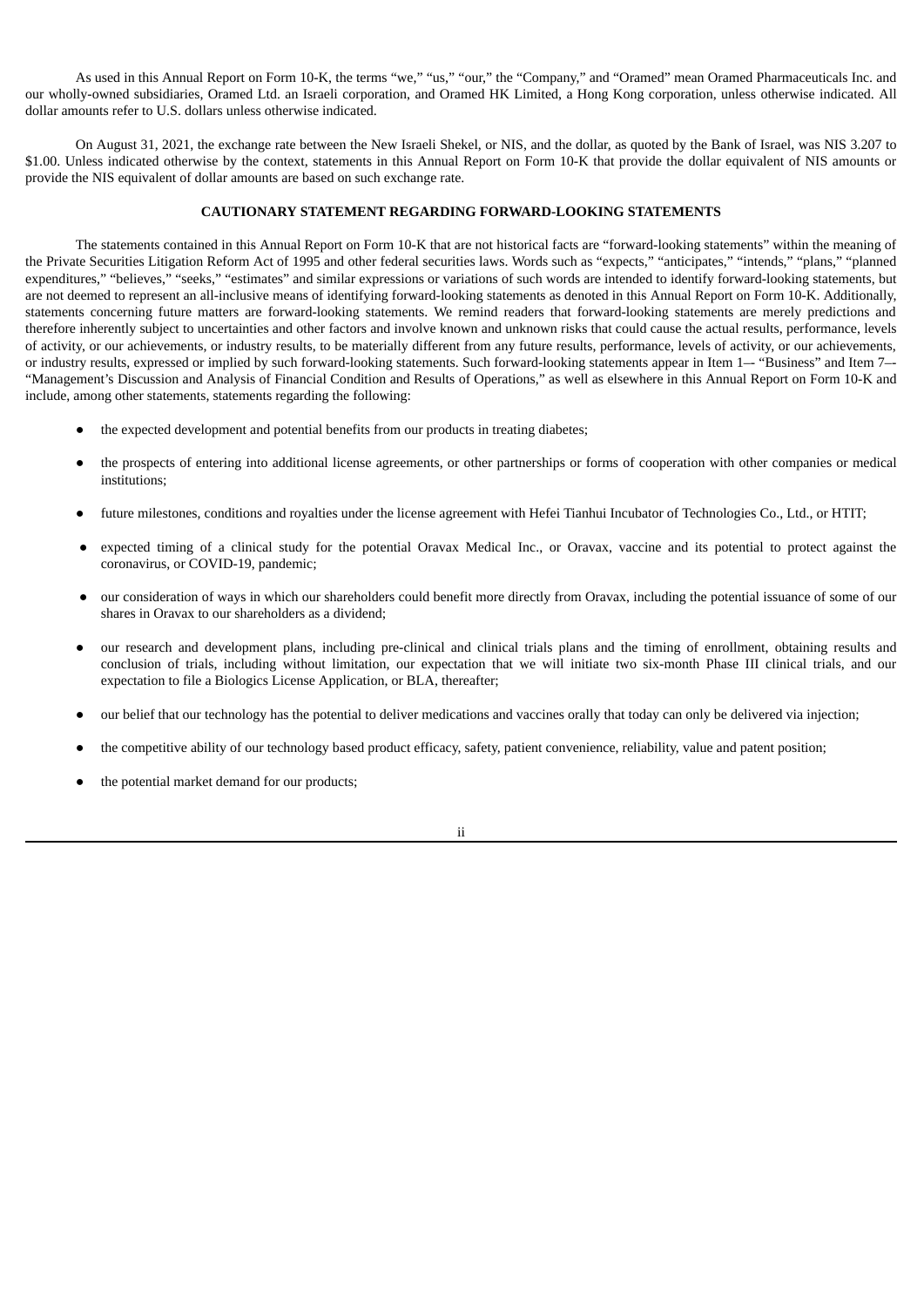As used in this Annual Report on Form 10-K, the terms "we," "us," "our," the "Company," and "Oramed" mean Oramed Pharmaceuticals Inc. and our wholly-owned subsidiaries, Oramed Ltd. an Israeli corporation, and Oramed HK Limited, a Hong Kong corporation, unless otherwise indicated. All dollar amounts refer to U.S. dollars unless otherwise indicated.

On August 31, 2021, the exchange rate between the New Israeli Shekel, or NIS, and the dollar, as quoted by the Bank of Israel, was NIS 3.207 to $1.00. Unless indicated otherwise by the context, statements in this Annual Report on Form 10-K that provide the dollar equivalent of NIS amounts or provide the NIS equivalent of dollar amounts are based on such exchange rate.

## CAUTIONARY STATEMENT REGARDING FORWARD-LOOKING STATEMENTS

The statements contained in this Annual Report on Form 10-K that are not historical facts are "forward-looking statements" within the meaning of the Private Securities Litigation Reform Act of 1995 and other federal securities laws. Words such as "expects," "anticipates," "intends," "plans," "planned expenditures," "believes," "seeks," "estimates" and similar expressions or variations of such words are intended to identify forward-looking statements, but are not deemed to represent an all-inclusive means of identifying forward-looking statements as denoted in this Annual Report on Form 10-K. Additionally, statements concerning future matters are forward-looking statements. We remind readers that forward-looking statements are merely predictions and therefore inherently subject to uncertainties and other factors and involve known and unknown risks that could cause the actual results, performance, levels of activity, or our achievements, or industry results, to be materially different from any future results, performance, levels of activity, or our achievements, or industry results, expressed or implied by such forward-looking statements. Such forward-looking statements appear in Item 1–- "Business" and Item 7–- "Management's Discussion and Analysis of Financial Condition and Results of Operations," as well as elsewhere in this Annual Report on Form 10-K and include, among other statements, statements regarding the following:

- the expected development and potential benefits from our products in treating diabetes;
- the prospects of entering into additional license agreements, or other partnerships or forms of cooperation with other companies or medical institutions;
- future milestones, conditions and royalties under the license agreement with Hefei Tianhui Incubator of Technologies Co., Ltd., or HTIT;
- expected timing of a clinical study for the potential Oravax Medical Inc., or Oravax, vaccine and its potential to protect against the coronavirus, or COVID-19, pandemic;
- our consideration of ways in which our shareholders could benefit more directly from Oravax, including the potential issuance of some of our shares in Oravax to our shareholders as a dividend;
- our research and development plans, including pre-clinical and clinical trials plans and the timing of enrollment, obtaining results and conclusion of trials, including without limitation, our expectation that we will initiate two six-month Phase III clinical trials, and our expectation to file a Biologics License Application, or BLA, thereafter;
- our belief that our technology has the potential to deliver medications and vaccines orally that today can only be delivered via injection;
- the competitive ability of our technology based product efficacy, safety, patient convenience, reliability, value and patent position;
- the potential market demand for our products;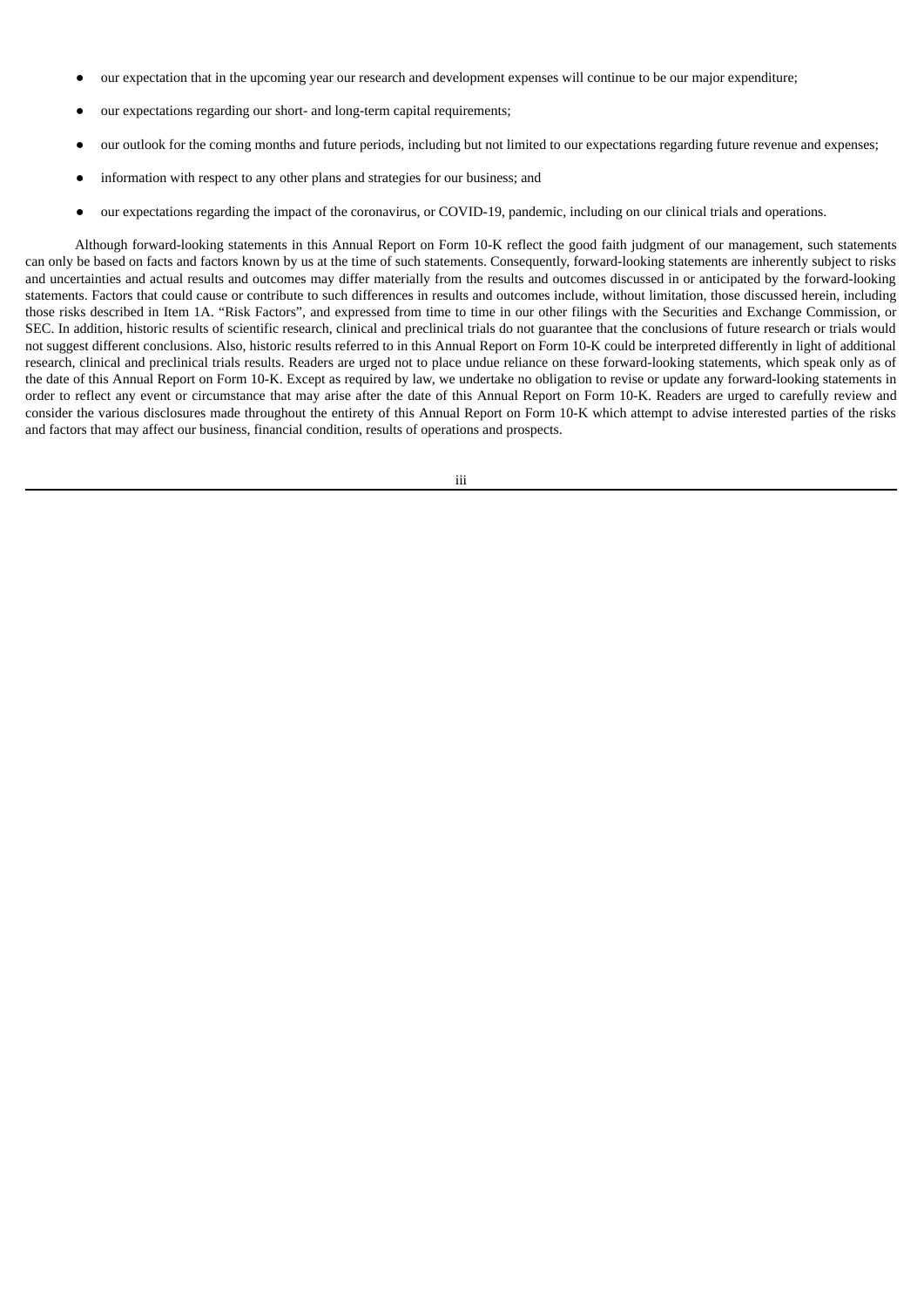- our expectation that in the upcoming year our research and development expenses will continue to be our major expenditure;
- our expectations regarding our short- and long-term capital requirements;
- our outlook for the coming months and future periods, including but not limited to our expectations regarding future revenue and expenses;
- information with respect to any other plans and strategies for our business; and
- our expectations regarding the impact of the coronavirus, or COVID-19, pandemic, including on our clinical trials and operations.

Although forward-looking statements in this Annual Report on Form 10-K reflect the good faith judgment of our management, such statements can only be based on facts and factors known by us at the time of such statements. Consequently, forward-looking statements are inherently subject to risks and uncertainties and actual results and outcomes may differ materially from the results and outcomes discussed in or anticipated by the forward-looking statements. Factors that could cause or contribute to such differences in results and outcomes include, without limitation, those discussed herein, including those risks described in Item 1A. "Risk Factors", and expressed from time to time in our other filings with the Securities and Exchange Commission, or SEC. In addition, historic results of scientific research, clinical and preclinical trials do not guarantee that the conclusions of future research or trials would not suggest different conclusions. Also, historic results referred to in this Annual Report on Form 10-K could be interpreted differently in light of additional research, clinical and preclinical trials results. Readers are urged not to place undue reliance on these forward-looking statements, which speak only as of the date of this Annual Report on Form 10-K. Except as required by law, we undertake no obligation to revise or update any forward-looking statements in order to reflect any event or circumstance that may arise after the date of this Annual Report on Form 10-K. Readers are urged to carefully review and consider the various disclosures made throughout the entirety of this Annual Report on Form 10-K which attempt to advise interested parties of the risks and factors that may affect our business, financial condition, results of operations and prospects.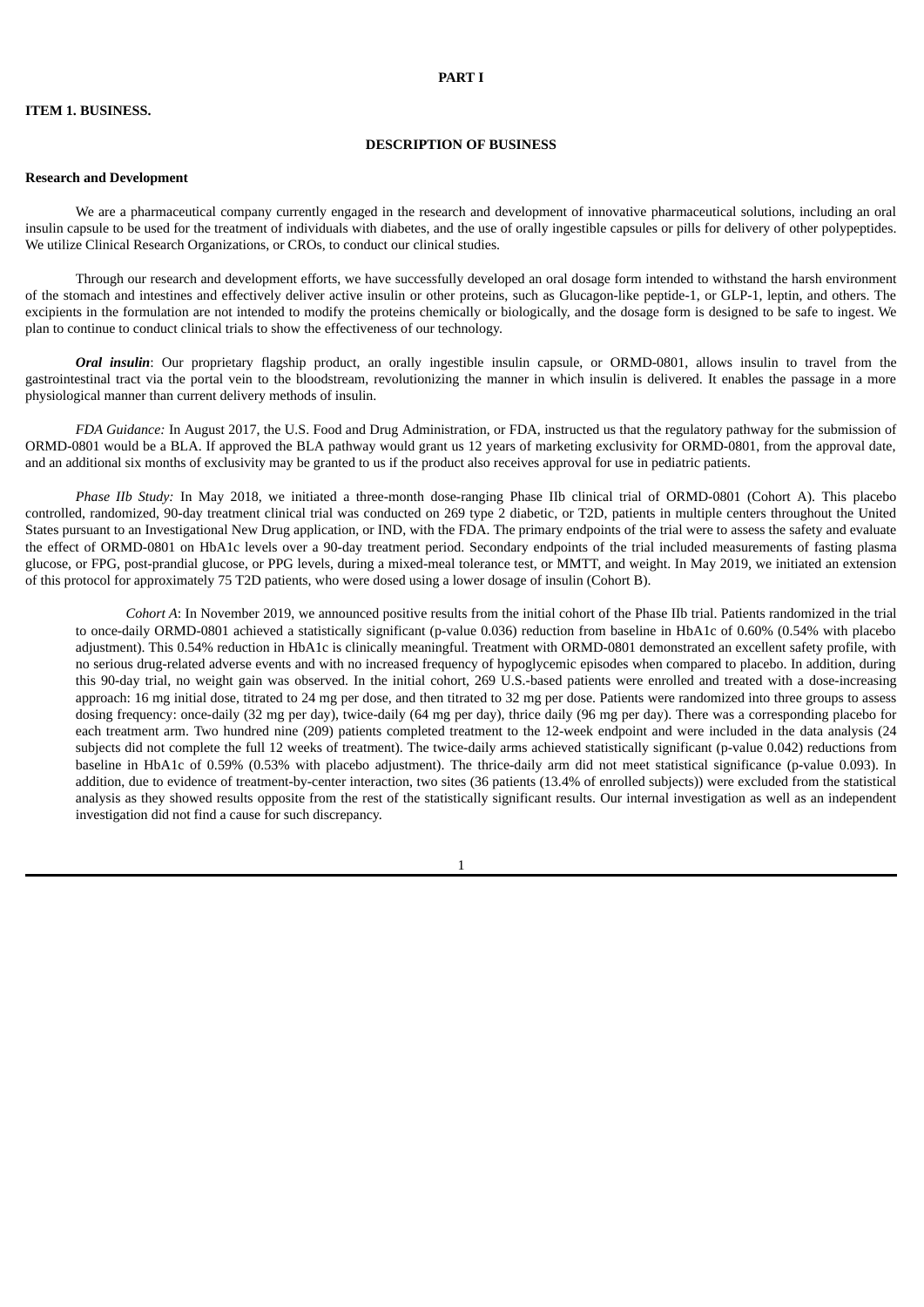# PART I

## ITEM 1. BUSINESS.

### DESCRIPTION OF BUSINESS

**Research and Development**

We are a pharmaceutical company currently engaged in the research and development of innovative pharmaceutical solutions, including an oral insulin capsule to be used for the treatment of individuals with diabetes, and the use of orally ingestible capsules or pills for delivery of other polypeptides. We utilize Clinical Research Organizations, or CROs, to conduct our clinical studies.

Through our research and development efforts, we have successfully developed an oral dosage form intended to withstand the harsh environment of the stomach and intestines and effectively deliver active insulin or other proteins, such as Glucagon-like peptide-1, or GLP-1, leptin, and others. The excipients in the formulation are not intended to modify the proteins chemically or biologically, and the dosage form is designed to be safe to ingest. We plan to continue to conduct clinical trials to show the effectiveness of our technology.

***Oral insulin***: Our proprietary flagship product, an orally ingestible insulin capsule, or ORMD-0801, allows insulin to travel from the gastrointestinal tract via the portal vein to the bloodstream, revolutionizing the manner in which insulin is delivered. It enables the passage in a more physiological manner than current delivery methods of insulin.

*FDA Guidance:* In August 2017, the U.S. Food and Drug Administration, or FDA, instructed us that the regulatory pathway for the submission of ORMD-0801 would be a BLA. If approved the BLA pathway would grant us 12 years of marketing exclusivity for ORMD-0801, from the approval date, and an additional six months of exclusivity may be granted to us if the product also receives approval for use in pediatric patients.

*Phase IIb Study:* In May 2018, we initiated a three-month dose-ranging Phase IIb clinical trial of ORMD-0801 (Cohort A). This placebo controlled, randomized, 90-day treatment clinical trial was conducted on 269 type 2 diabetic, or T2D, patients in multiple centers throughout the United States pursuant to an Investigational New Drug application, or IND, with the FDA. The primary endpoints of the trial were to assess the safety and evaluate the effect of ORMD-0801 on HbA1c levels over a 90-day treatment period. Secondary endpoints of the trial included measurements of fasting plasma glucose, or FPG, post-prandial glucose, or PPG levels, during a mixed-meal tolerance test, or MMTT, and weight. In May 2019, we initiated an extension of this protocol for approximately 75 T2D patients, who were dosed using a lower dosage of insulin (Cohort B).

> *Cohort A*: In November 2019, we announced positive results from the initial cohort of the Phase IIb trial. Patients randomized in the trial to once-daily ORMD-0801 achieved a statistically significant (p-value 0.036) reduction from baseline in HbA1c of 0.60% (0.54% with placebo adjustment). This 0.54% reduction in HbA1c is clinically meaningful. Treatment with ORMD-0801 demonstrated an excellent safety profile, with no serious drug-related adverse events and with no increased frequency of hypoglycemic episodes when compared to placebo. In addition, during this 90-day trial, no weight gain was observed. In the initial cohort, 269 U.S.-based patients were enrolled and treated with a dose-increasing approach: 16 mg initial dose, titrated to 24 mg per dose, and then titrated to 32 mg per dose. Patients were randomized into three groups to assess dosing frequency: once-daily (32 mg per day), twice-daily (64 mg per day), thrice daily (96 mg per day). There was a corresponding placebo for each treatment arm. Two hundred nine (209) patients completed treatment to the 12-week endpoint and were included in the data analysis (24 subjects did not complete the full 12 weeks of treatment). The twice-daily arms achieved statistically significant (p-value 0.042) reductions from baseline in HbA1c of 0.59% (0.53% with placebo adjustment). The thrice-daily arm did not meet statistical significance (p-value 0.093). In addition, due to evidence of treatment-by-center interaction, two sites (36 patients (13.4% of enrolled subjects)) were excluded from the statistical analysis as they showed results opposite from the rest of the statistically significant results. Our internal investigation as well as an independent investigation did not find a cause for such discrepancy.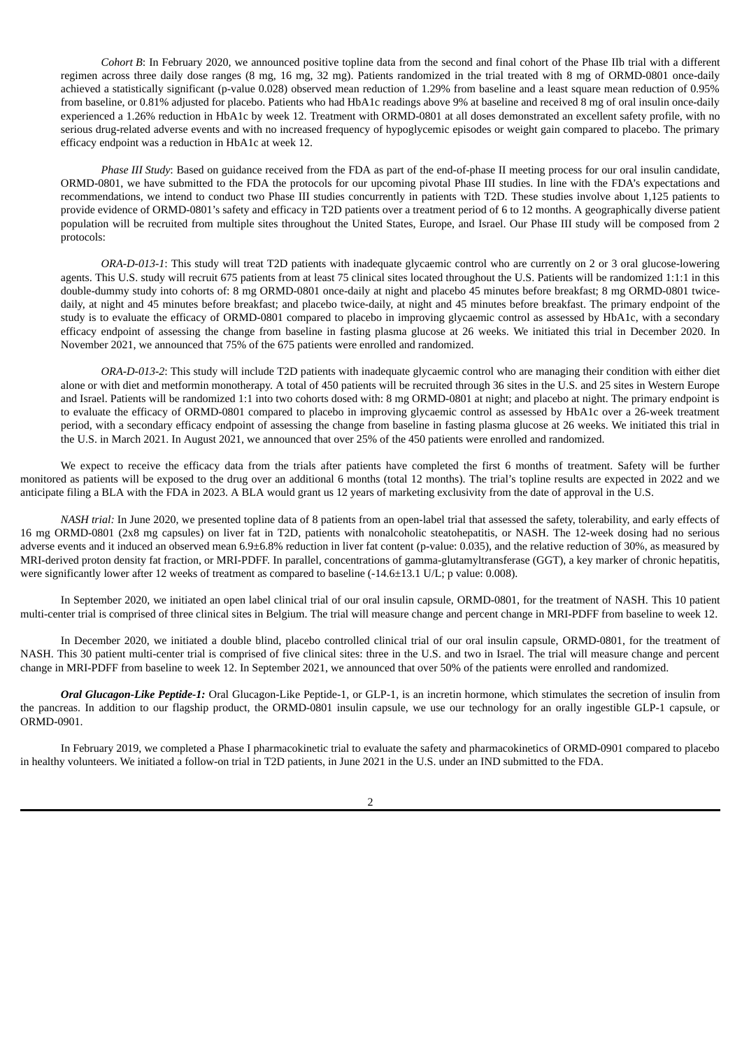*Cohort B*: In February 2020, we announced positive topline data from the second and final cohort of the Phase IIb trial with a different regimen across three daily dose ranges (8 mg, 16 mg, 32 mg). Patients randomized in the trial treated with 8 mg of ORMD-0801 once-daily achieved a statistically significant (p-value 0.028) observed mean reduction of 1.29% from baseline and a least square mean reduction of 0.95% from baseline, or 0.81% adjusted for placebo. Patients who had HbA1c readings above 9% at baseline and received 8 mg of oral insulin once-daily experienced a 1.26% reduction in HbA1c by week 12. Treatment with ORMD-0801 at all doses demonstrated an excellent safety profile, with no serious drug-related adverse events and with no increased frequency of hypoglycemic episodes or weight gain compared to placebo. The primary efficacy endpoint was a reduction in HbA1c at week 12.

*Phase III Study*: Based on guidance received from the FDA as part of the end-of-phase II meeting process for our oral insulin candidate, ORMD-0801, we have submitted to the FDA the protocols for our upcoming pivotal Phase III studies. In line with the FDA's expectations and recommendations, we intend to conduct two Phase III studies concurrently in patients with T2D. These studies involve about 1,125 patients to provide evidence of ORMD-0801's safety and efficacy in T2D patients over a treatment period of 6 to 12 months. A geographically diverse patient population will be recruited from multiple sites throughout the United States, Europe, and Israel. Our Phase III study will be composed from 2 protocols:

*ORA-D-013-1*: This study will treat T2D patients with inadequate glycaemic control who are currently on 2 or 3 oral glucose-lowering agents. This U.S. study will recruit 675 patients from at least 75 clinical sites located throughout the U.S. Patients will be randomized 1:1:1 in this double-dummy study into cohorts of: 8 mg ORMD-0801 once-daily at night and placebo 45 minutes before breakfast; 8 mg ORMD-0801 twice-daily, at night and 45 minutes before breakfast; and placebo twice-daily, at night and 45 minutes before breakfast. The primary endpoint of the study is to evaluate the efficacy of ORMD-0801 compared to placebo in improving glycaemic control as assessed by HbA1c, with a secondary efficacy endpoint of assessing the change from baseline in fasting plasma glucose at 26 weeks. We initiated this trial in December 2020. In November 2021, we announced that 75% of the 675 patients were enrolled and randomized.

*ORA-D-013-2*: This study will include T2D patients with inadequate glycaemic control who are managing their condition with either diet alone or with diet and metformin monotherapy. A total of 450 patients will be recruited through 36 sites in the U.S. and 25 sites in Western Europe and Israel. Patients will be randomized 1:1 into two cohorts dosed with: 8 mg ORMD-0801 at night; and placebo at night. The primary endpoint is to evaluate the efficacy of ORMD-0801 compared to placebo in improving glycaemic control as assessed by HbA1c over a 26-week treatment period, with a secondary efficacy endpoint of assessing the change from baseline in fasting plasma glucose at 26 weeks. We initiated this trial in the U.S. in March 2021. In August 2021, we announced that over 25% of the 450 patients were enrolled and randomized.

We expect to receive the efficacy data from the trials after patients have completed the first 6 months of treatment. Safety will be further monitored as patients will be exposed to the drug over an additional 6 months (total 12 months). The trial's topline results are expected in 2022 and we anticipate filing a BLA with the FDA in 2023. A BLA would grant us 12 years of marketing exclusivity from the date of approval in the U.S.

*NASH trial:* In June 2020, we presented topline data of 8 patients from an open-label trial that assessed the safety, tolerability, and early effects of 16 mg ORMD-0801 (2x8 mg capsules) on liver fat in T2D, patients with nonalcoholic steatohepatitis, or NASH. The 12-week dosing had no serious adverse events and it induced an observed mean 6.9±6.8% reduction in liver fat content (p-value: 0.035), and the relative reduction of 30%, as measured by MRI-derived proton density fat fraction, or MRI-PDFF. In parallel, concentrations of gamma-glutamyltransferase (GGT), a key marker of chronic hepatitis, were significantly lower after 12 weeks of treatment as compared to baseline (-14.6±13.1 U/L; p value: 0.008).

In September 2020, we initiated an open label clinical trial of our oral insulin capsule, ORMD-0801, for the treatment of NASH. This 10 patient multi-center trial is comprised of three clinical sites in Belgium. The trial will measure change and percent change in MRI-PDFF from baseline to week 12.

In December 2020, we initiated a double blind, placebo controlled clinical trial of our oral insulin capsule, ORMD-0801, for the treatment of NASH. This 30 patient multi-center trial is comprised of five clinical sites: three in the U.S. and two in Israel. The trial will measure change and percent change in MRI-PDFF from baseline to week 12. In September 2021, we announced that over 50% of the patients were enrolled and randomized.

***Oral Glucagon-Like Peptide-1:*** Oral Glucagon-Like Peptide-1, or GLP-1, is an incretin hormone, which stimulates the secretion of insulin from the pancreas. In addition to our flagship product, the ORMD-0801 insulin capsule, we use our technology for an orally ingestible GLP-1 capsule, or ORMD-0901.

In February 2019, we completed a Phase I pharmacokinetic trial to evaluate the safety and pharmacokinetics of ORMD-0901 compared to placebo in healthy volunteers. We initiated a follow-on trial in T2D patients, in June 2021 in the U.S. under an IND submitted to the FDA.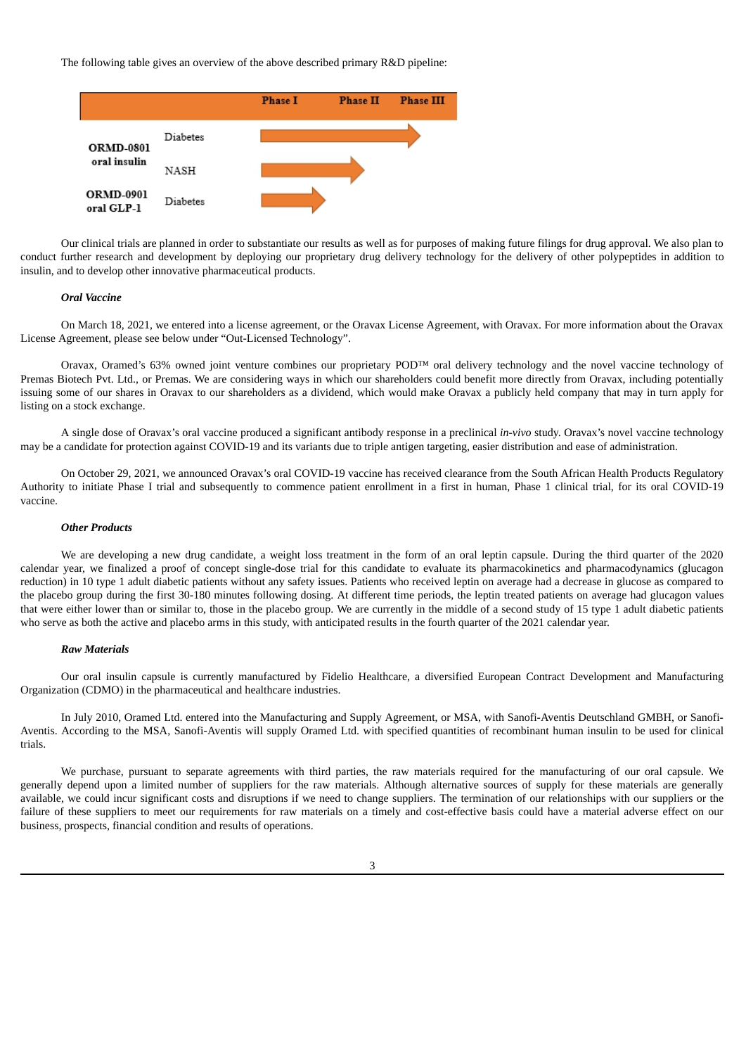The following table gives an overview of the above described primary R&D pipeline:

| | | Phase I | Phase II | Phase III |
|---|---|---|---|---|
| **ORMD-0801 oral insulin** | Diabetes | → | → | → |
| | NASH | → | → | |
| **ORMD-0901 oral GLP-1** | Diabetes | → | | |

Our clinical trials are planned in order to substantiate our results as well as for purposes of making future filings for drug approval. We also plan to conduct further research and development by deploying our proprietary drug delivery technology for the delivery of other polypeptides in addition to insulin, and to develop other innovative pharmaceutical products.

***Oral Vaccine***

On March 18, 2021, we entered into a license agreement, or the Oravax License Agreement, with Oravax. For more information about the Oravax License Agreement, please see below under "Out-Licensed Technology".

Oravax, Oramed's 63% owned joint venture combines our proprietary POD™ oral delivery technology and the novel vaccine technology of Premas Biotech Pvt. Ltd., or Premas. We are considering ways in which our shareholders could benefit more directly from Oravax, including potentially issuing some of our shares in Oravax to our shareholders as a dividend, which would make Oravax a publicly held company that may in turn apply for listing on a stock exchange.

A single dose of Oravax's oral vaccine produced a significant antibody response in a preclinical *in-vivo* study. Oravax's novel vaccine technology may be a candidate for protection against COVID-19 and its variants due to triple antigen targeting, easier distribution and ease of administration.

On October 29, 2021, we announced Oravax's oral COVID-19 vaccine has received clearance from the South African Health Products Regulatory Authority to initiate Phase I trial and subsequently to commence patient enrollment in a first in human, Phase 1 clinical trial, for its oral COVID-19 vaccine.

***Other Products***

We are developing a new drug candidate, a weight loss treatment in the form of an oral leptin capsule. During the third quarter of the 2020 calendar year, we finalized a proof of concept single-dose trial for this candidate to evaluate its pharmacokinetics and pharmacodynamics (glucagon reduction) in 10 type 1 adult diabetic patients without any safety issues. Patients who received leptin on average had a decrease in glucose as compared to the placebo group during the first 30-180 minutes following dosing. At different time periods, the leptin treated patients on average had glucagon values that were either lower than or similar to, those in the placebo group. We are currently in the middle of a second study of 15 type 1 adult diabetic patients who serve as both the active and placebo arms in this study, with anticipated results in the fourth quarter of the 2021 calendar year.

***Raw Materials***

Our oral insulin capsule is currently manufactured by Fidelio Healthcare, a diversified European Contract Development and Manufacturing Organization (CDMO) in the pharmaceutical and healthcare industries.

In July 2010, Oramed Ltd. entered into the Manufacturing and Supply Agreement, or MSA, with Sanofi-Aventis Deutschland GMBH, or Sanofi-Aventis. According to the MSA, Sanofi-Aventis will supply Oramed Ltd. with specified quantities of recombinant human insulin to be used for clinical trials.

We purchase, pursuant to separate agreements with third parties, the raw materials required for the manufacturing of our oral capsule. We generally depend upon a limited number of suppliers for the raw materials. Although alternative sources of supply for these materials are generally available, we could incur significant costs and disruptions if we need to change suppliers. The termination of our relationships with our suppliers or the failure of these suppliers to meet our requirements for raw materials on a timely and cost-effective basis could have a material adverse effect on our business, prospects, financial condition and results of operations.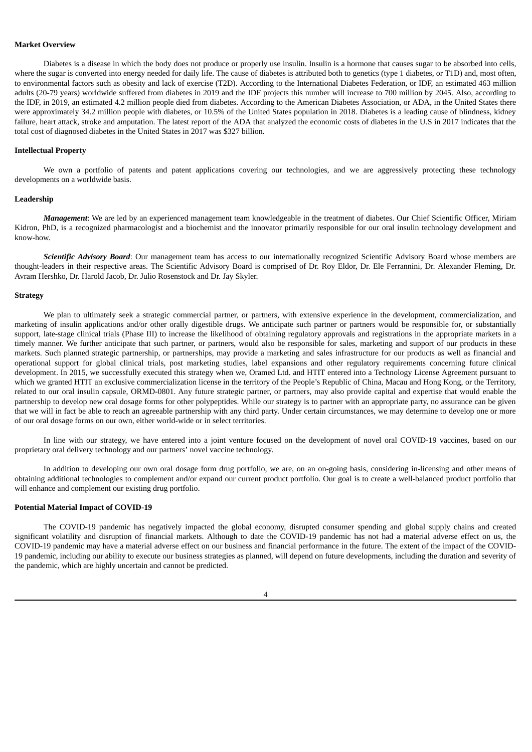**Market Overview**

Diabetes is a disease in which the body does not produce or properly use insulin. Insulin is a hormone that causes sugar to be absorbed into cells, where the sugar is converted into energy needed for daily life. The cause of diabetes is attributed both to genetics (type 1 diabetes, or T1D) and, most often, to environmental factors such as obesity and lack of exercise (T2D). According to the International Diabetes Federation, or IDF, an estimated 463 million adults (20-79 years) worldwide suffered from diabetes in 2019 and the IDF projects this number will increase to 700 million by 2045. Also, according to the IDF, in 2019, an estimated 4.2 million people died from diabetes. According to the American Diabetes Association, or ADA, in the United States there were approximately 34.2 million people with diabetes, or 10.5% of the United States population in 2018. Diabetes is a leading cause of blindness, kidney failure, heart attack, stroke and amputation. The latest report of the ADA that analyzed the economic costs of diabetes in the U.S in 2017 indicates that the total cost of diagnosed diabetes in the United States in 2017 was $327 billion.

**Intellectual Property**

We own a portfolio of patents and patent applications covering our technologies, and we are aggressively protecting these technology developments on a worldwide basis.

**Leadership**

***Management***: We are led by an experienced management team knowledgeable in the treatment of diabetes. Our Chief Scientific Officer, Miriam Kidron, PhD, is a recognized pharmacologist and a biochemist and the innovator primarily responsible for our oral insulin technology development and know-how.

***Scientific Advisory Board***: Our management team has access to our internationally recognized Scientific Advisory Board whose members are thought-leaders in their respective areas. The Scientific Advisory Board is comprised of Dr. Roy Eldor, Dr. Ele Ferrannini, Dr. Alexander Fleming, Dr. Avram Hershko, Dr. Harold Jacob, Dr. Julio Rosenstock and Dr. Jay Skyler.

**Strategy**

We plan to ultimately seek a strategic commercial partner, or partners, with extensive experience in the development, commercialization, and marketing of insulin applications and/or other orally digestible drugs. We anticipate such partner or partners would be responsible for, or substantially support, late-stage clinical trials (Phase III) to increase the likelihood of obtaining regulatory approvals and registrations in the appropriate markets in a timely manner. We further anticipate that such partner, or partners, would also be responsible for sales, marketing and support of our products in these markets. Such planned strategic partnership, or partnerships, may provide a marketing and sales infrastructure for our products as well as financial and operational support for global clinical trials, post marketing studies, label expansions and other regulatory requirements concerning future clinical development. In 2015, we successfully executed this strategy when we, Oramed Ltd. and HTIT entered into a Technology License Agreement pursuant to which we granted HTIT an exclusive commercialization license in the territory of the People's Republic of China, Macau and Hong Kong, or the Territory, related to our oral insulin capsule, ORMD-0801. Any future strategic partner, or partners, may also provide capital and expertise that would enable the partnership to develop new oral dosage forms for other polypeptides. While our strategy is to partner with an appropriate party, no assurance can be given that we will in fact be able to reach an agreeable partnership with any third party. Under certain circumstances, we may determine to develop one or more of our oral dosage forms on our own, either world-wide or in select territories.

In line with our strategy, we have entered into a joint venture focused on the development of novel oral COVID-19 vaccines, based on our proprietary oral delivery technology and our partners' novel vaccine technology.

In addition to developing our own oral dosage form drug portfolio, we are, on an on-going basis, considering in-licensing and other means of obtaining additional technologies to complement and/or expand our current product portfolio. Our goal is to create a well-balanced product portfolio that will enhance and complement our existing drug portfolio.

**Potential Material Impact of COVID-19**

The COVID-19 pandemic has negatively impacted the global economy, disrupted consumer spending and global supply chains and created significant volatility and disruption of financial markets. Although to date the COVID-19 pandemic has not had a material adverse effect on us, the COVID-19 pandemic may have a material adverse effect on our business and financial performance in the future. The extent of the impact of the COVID-19 pandemic, including our ability to execute our business strategies as planned, will depend on future developments, including the duration and severity of the pandemic, which are highly uncertain and cannot be predicted.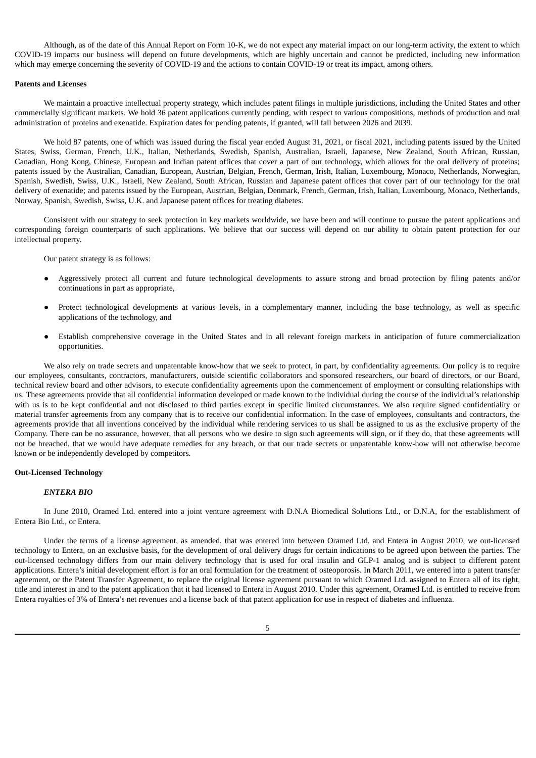Although, as of the date of this Annual Report on Form 10-K, we do not expect any material impact on our long-term activity, the extent to which COVID-19 impacts our business will depend on future developments, which are highly uncertain and cannot be predicted, including new information which may emerge concerning the severity of COVID-19 and the actions to contain COVID-19 or treat its impact, among others.

**Patents and Licenses**

We maintain a proactive intellectual property strategy, which includes patent filings in multiple jurisdictions, including the United States and other commercially significant markets. We hold 36 patent applications currently pending, with respect to various compositions, methods of production and oral administration of proteins and exenatide. Expiration dates for pending patents, if granted, will fall between 2026 and 2039.

We hold 87 patents, one of which was issued during the fiscal year ended August 31, 2021, or fiscal 2021, including patents issued by the United States, Swiss, German, French, U.K., Italian, Netherlands, Swedish, Spanish, Australian, Israeli, Japanese, New Zealand, South African, Russian, Canadian, Hong Kong, Chinese, European and Indian patent offices that cover a part of our technology, which allows for the oral delivery of proteins; patents issued by the Australian, Canadian, European, Austrian, Belgian, French, German, Irish, Italian, Luxembourg, Monaco, Netherlands, Norwegian, Spanish, Swedish, Swiss, U.K., Israeli, New Zealand, South African, Russian and Japanese patent offices that cover part of our technology for the oral delivery of exenatide; and patents issued by the European, Austrian, Belgian, Denmark, French, German, Irish, Italian, Luxembourg, Monaco, Netherlands, Norway, Spanish, Swedish, Swiss, U.K. and Japanese patent offices for treating diabetes.

Consistent with our strategy to seek protection in key markets worldwide, we have been and will continue to pursue the patent applications and corresponding foreign counterparts of such applications. We believe that our success will depend on our ability to obtain patent protection for our intellectual property.

Our patent strategy is as follows:

- Aggressively protect all current and future technological developments to assure strong and broad protection by filing patents and/or continuations in part as appropriate,
- Protect technological developments at various levels, in a complementary manner, including the base technology, as well as specific applications of the technology, and
- Establish comprehensive coverage in the United States and in all relevant foreign markets in anticipation of future commercialization opportunities.

We also rely on trade secrets and unpatentable know-how that we seek to protect, in part, by confidentiality agreements. Our policy is to require our employees, consultants, contractors, manufacturers, outside scientific collaborators and sponsored researchers, our board of directors, or our Board, technical review board and other advisors, to execute confidentiality agreements upon the commencement of employment or consulting relationships with us. These agreements provide that all confidential information developed or made known to the individual during the course of the individual's relationship with us is to be kept confidential and not disclosed to third parties except in specific limited circumstances. We also require signed confidentiality or material transfer agreements from any company that is to receive our confidential information. In the case of employees, consultants and contractors, the agreements provide that all inventions conceived by the individual while rendering services to us shall be assigned to us as the exclusive property of the Company. There can be no assurance, however, that all persons who we desire to sign such agreements will sign, or if they do, that these agreements will not be breached, that we would have adequate remedies for any breach, or that our trade secrets or unpatentable know-how will not otherwise become known or be independently developed by competitors.

**Out-Licensed Technology**

***ENTERA BIO***

In June 2010, Oramed Ltd. entered into a joint venture agreement with D.N.A Biomedical Solutions Ltd., or D.N.A, for the establishment of Entera Bio Ltd., or Entera.

Under the terms of a license agreement, as amended, that was entered into between Oramed Ltd. and Entera in August 2010, we out-licensed technology to Entera, on an exclusive basis, for the development of oral delivery drugs for certain indications to be agreed upon between the parties. The out-licensed technology differs from our main delivery technology that is used for oral insulin and GLP-1 analog and is subject to different patent applications. Entera's initial development effort is for an oral formulation for the treatment of osteoporosis. In March 2011, we entered into a patent transfer agreement, or the Patent Transfer Agreement, to replace the original license agreement pursuant to which Oramed Ltd. assigned to Entera all of its right, title and interest in and to the patent application that it had licensed to Entera in August 2010. Under this agreement, Oramed Ltd. is entitled to receive from Entera royalties of 3% of Entera's net revenues and a license back of that patent application for use in respect of diabetes and influenza.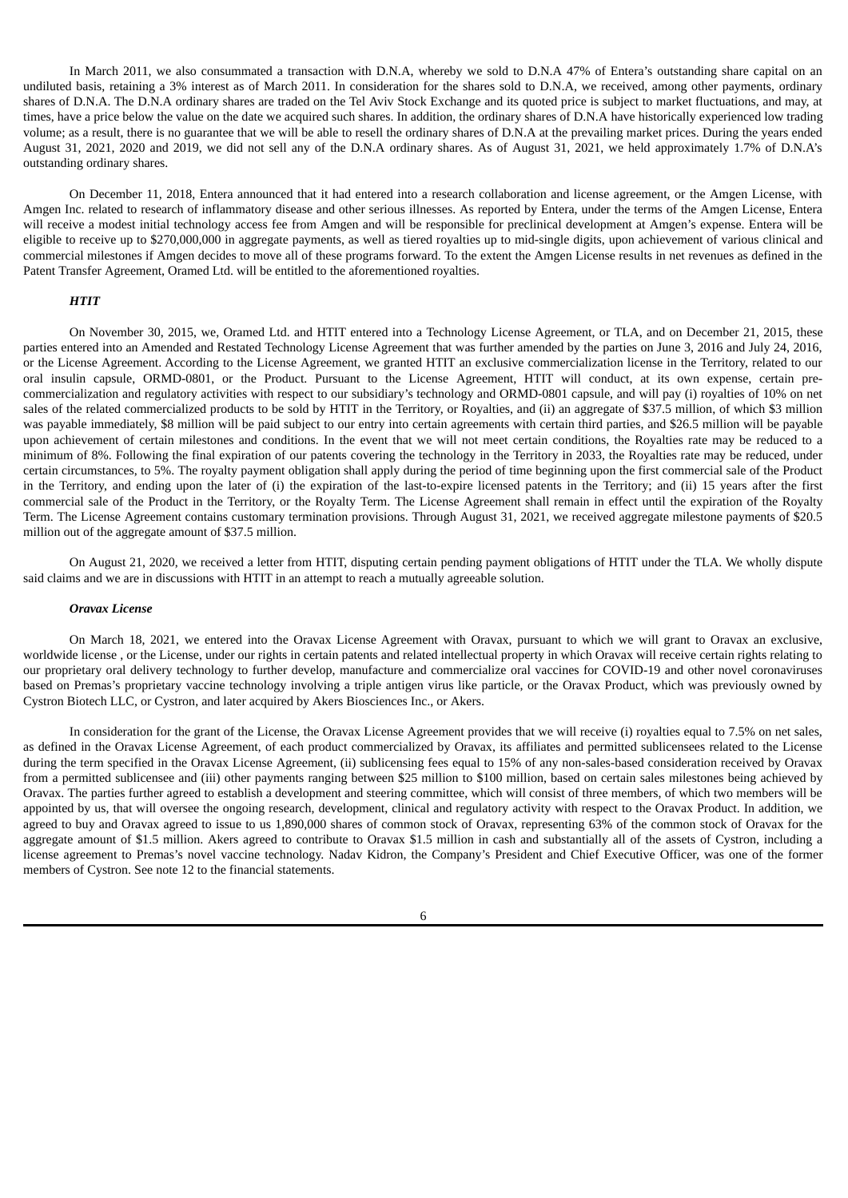In March 2011, we also consummated a transaction with D.N.A, whereby we sold to D.N.A 47% of Entera's outstanding share capital on an undiluted basis, retaining a 3% interest as of March 2011. In consideration for the shares sold to D.N.A, we received, among other payments, ordinary shares of D.N.A. The D.N.A ordinary shares are traded on the Tel Aviv Stock Exchange and its quoted price is subject to market fluctuations, and may, at times, have a price below the value on the date we acquired such shares. In addition, the ordinary shares of D.N.A have historically experienced low trading volume; as a result, there is no guarantee that we will be able to resell the ordinary shares of D.N.A at the prevailing market prices. During the years ended August 31, 2021, 2020 and 2019, we did not sell any of the D.N.A ordinary shares. As of August 31, 2021, we held approximately 1.7% of D.N.A's outstanding ordinary shares.

On December 11, 2018, Entera announced that it had entered into a research collaboration and license agreement, or the Amgen License, with Amgen Inc. related to research of inflammatory disease and other serious illnesses. As reported by Entera, under the terms of the Amgen License, Entera will receive a modest initial technology access fee from Amgen and will be responsible for preclinical development at Amgen's expense. Entera will be eligible to receive up to $270,000,000 in aggregate payments, as well as tiered royalties up to mid-single digits, upon achievement of various clinical and commercial milestones if Amgen decides to move all of these programs forward. To the extent the Amgen License results in net revenues as defined in the Patent Transfer Agreement, Oramed Ltd. will be entitled to the aforementioned royalties.

***HTIT***

On November 30, 2015, we, Oramed Ltd. and HTIT entered into a Technology License Agreement, or TLA, and on December 21, 2015, these parties entered into an Amended and Restated Technology License Agreement that was further amended by the parties on June 3, 2016 and July 24, 2016, or the License Agreement. According to the License Agreement, we granted HTIT an exclusive commercialization license in the Territory, related to our oral insulin capsule, ORMD-0801, or the Product. Pursuant to the License Agreement, HTIT will conduct, at its own expense, certain pre-commercialization and regulatory activities with respect to our subsidiary's technology and ORMD-0801 capsule, and will pay (i) royalties of 10% on net sales of the related commercialized products to be sold by HTIT in the Territory, or Royalties, and (ii) an aggregate of $37.5 million, of which $3 million was payable immediately, $8 million will be paid subject to our entry into certain agreements with certain third parties, and $26.5 million will be payable upon achievement of certain milestones and conditions. In the event that we will not meet certain conditions, the Royalties rate may be reduced to a minimum of 8%. Following the final expiration of our patents covering the technology in the Territory in 2033, the Royalties rate may be reduced, under certain circumstances, to 5%. The royalty payment obligation shall apply during the period of time beginning upon the first commercial sale of the Product in the Territory, and ending upon the later of (i) the expiration of the last-to-expire licensed patents in the Territory; and (ii) 15 years after the first commercial sale of the Product in the Territory, or the Royalty Term. The License Agreement shall remain in effect until the expiration of the Royalty Term. The License Agreement contains customary termination provisions. Through August 31, 2021, we received aggregate milestone payments of $20.5 million out of the aggregate amount of $37.5 million.

On August 21, 2020, we received a letter from HTIT, disputing certain pending payment obligations of HTIT under the TLA. We wholly dispute said claims and we are in discussions with HTIT in an attempt to reach a mutually agreeable solution.

***Oravax License***

On March 18, 2021, we entered into the Oravax License Agreement with Oravax, pursuant to which we will grant to Oravax an exclusive, worldwide license , or the License, under our rights in certain patents and related intellectual property in which Oravax will receive certain rights relating to our proprietary oral delivery technology to further develop, manufacture and commercialize oral vaccines for COVID-19 and other novel coronaviruses based on Premas's proprietary vaccine technology involving a triple antigen virus like particle, or the Oravax Product, which was previously owned by Cystron Biotech LLC, or Cystron, and later acquired by Akers Biosciences Inc., or Akers.

In consideration for the grant of the License, the Oravax License Agreement provides that we will receive (i) royalties equal to 7.5% on net sales, as defined in the Oravax License Agreement, of each product commercialized by Oravax, its affiliates and permitted sublicensees related to the License during the term specified in the Oravax License Agreement, (ii) sublicensing fees equal to 15% of any non-sales-based consideration received by Oravax from a permitted sublicensee and (iii) other payments ranging between $25 million to $100 million, based on certain sales milestones being achieved by Oravax. The parties further agreed to establish a development and steering committee, which will consist of three members, of which two members will be appointed by us, that will oversee the ongoing research, development, clinical and regulatory activity with respect to the Oravax Product. In addition, we agreed to buy and Oravax agreed to issue to us 1,890,000 shares of common stock of Oravax, representing 63% of the common stock of Oravax for the aggregate amount of $1.5 million. Akers agreed to contribute to Oravax $1.5 million in cash and substantially all of the assets of Cystron, including a license agreement to Premas's novel vaccine technology. Nadav Kidron, the Company's President and Chief Executive Officer, was one of the former members of Cystron. See note 12 to the financial statements.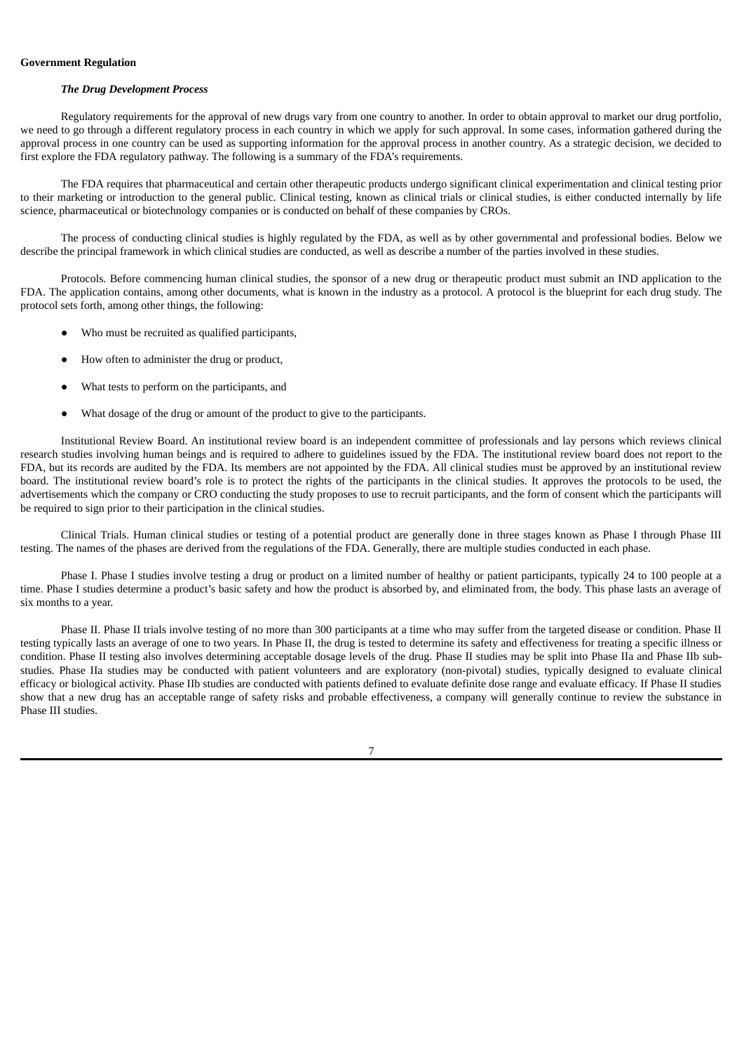**Government Regulation**

***The Drug Development Process***

Regulatory requirements for the approval of new drugs vary from one country to another. In order to obtain approval to market our drug portfolio, we need to go through a different regulatory process in each country in which we apply for such approval. In some cases, information gathered during the approval process in one country can be used as supporting information for the approval process in another country. As a strategic decision, we decided to first explore the FDA regulatory pathway. The following is a summary of the FDA's requirements.

The FDA requires that pharmaceutical and certain other therapeutic products undergo significant clinical experimentation and clinical testing prior to their marketing or introduction to the general public. Clinical testing, known as clinical trials or clinical studies, is either conducted internally by life science, pharmaceutical or biotechnology companies or is conducted on behalf of these companies by CROs.

The process of conducting clinical studies is highly regulated by the FDA, as well as by other governmental and professional bodies. Below we describe the principal framework in which clinical studies are conducted, as well as describe a number of the parties involved in these studies.

Protocols. Before commencing human clinical studies, the sponsor of a new drug or therapeutic product must submit an IND application to the FDA. The application contains, among other documents, what is known in the industry as a protocol. A protocol is the blueprint for each drug study. The protocol sets forth, among other things, the following:

- Who must be recruited as qualified participants,
- How often to administer the drug or product,
- What tests to perform on the participants, and
- What dosage of the drug or amount of the product to give to the participants.

Institutional Review Board. An institutional review board is an independent committee of professionals and lay persons which reviews clinical research studies involving human beings and is required to adhere to guidelines issued by the FDA. The institutional review board does not report to the FDA, but its records are audited by the FDA. Its members are not appointed by the FDA. All clinical studies must be approved by an institutional review board. The institutional review board's role is to protect the rights of the participants in the clinical studies. It approves the protocols to be used, the advertisements which the company or CRO conducting the study proposes to use to recruit participants, and the form of consent which the participants will be required to sign prior to their participation in the clinical studies.

Clinical Trials. Human clinical studies or testing of a potential product are generally done in three stages known as Phase I through Phase III testing. The names of the phases are derived from the regulations of the FDA. Generally, there are multiple studies conducted in each phase.

Phase I. Phase I studies involve testing a drug or product on a limited number of healthy or patient participants, typically 24 to 100 people at a time. Phase I studies determine a product's basic safety and how the product is absorbed by, and eliminated from, the body. This phase lasts an average of six months to a year.

Phase II. Phase II trials involve testing of no more than 300 participants at a time who may suffer from the targeted disease or condition. Phase II testing typically lasts an average of one to two years. In Phase II, the drug is tested to determine its safety and effectiveness for treating a specific illness or condition. Phase II testing also involves determining acceptable dosage levels of the drug. Phase II studies may be split into Phase IIa and Phase IIb sub-studies. Phase IIa studies may be conducted with patient volunteers and are exploratory (non-pivotal) studies, typically designed to evaluate clinical efficacy or biological activity. Phase IIb studies are conducted with patients defined to evaluate definite dose range and evaluate efficacy. If Phase II studies show that a new drug has an acceptable range of safety risks and probable effectiveness, a company will generally continue to review the substance in Phase III studies.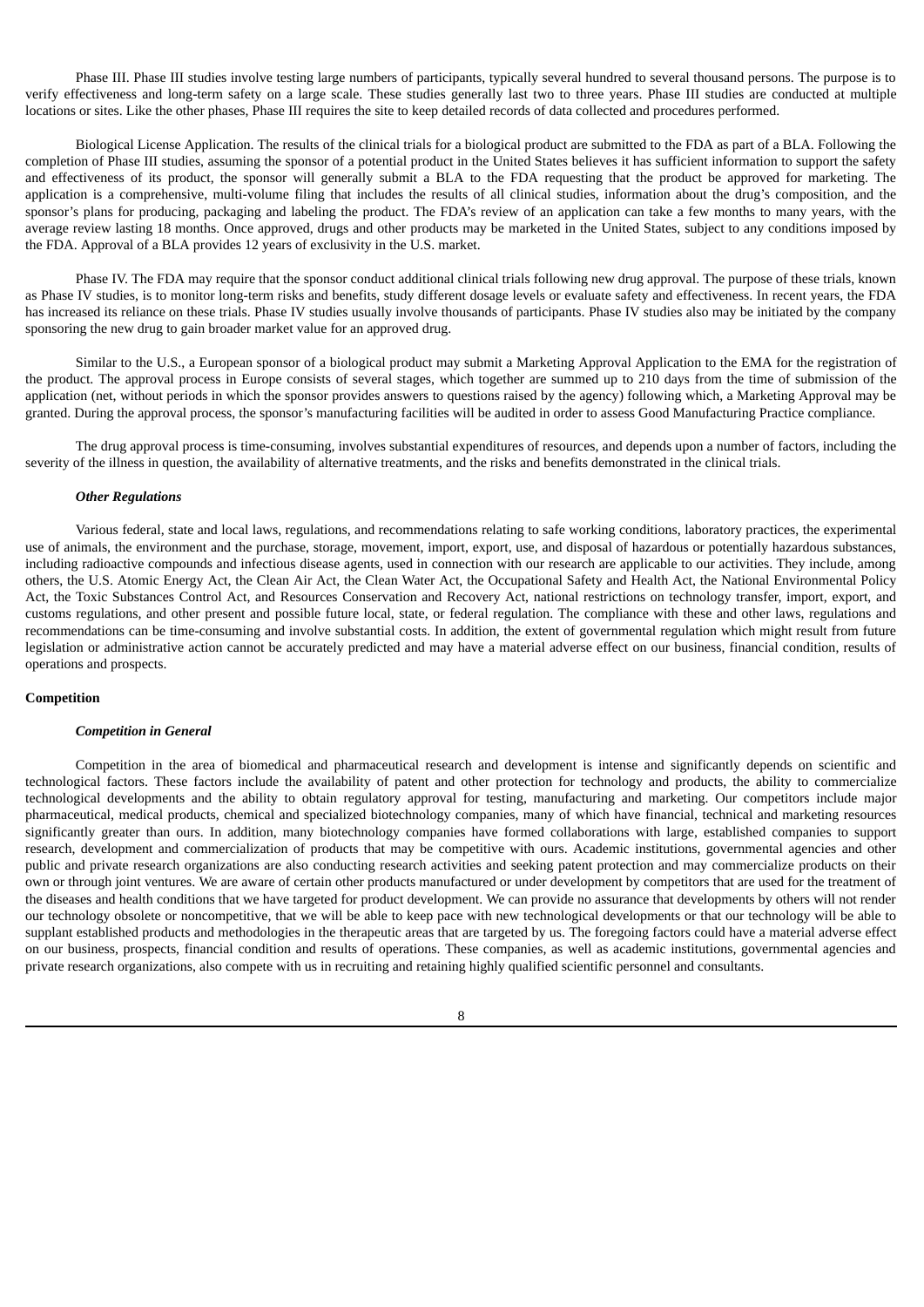Phase III. Phase III studies involve testing large numbers of participants, typically several hundred to several thousand persons. The purpose is to verify effectiveness and long-term safety on a large scale. These studies generally last two to three years. Phase III studies are conducted at multiple locations or sites. Like the other phases, Phase III requires the site to keep detailed records of data collected and procedures performed.

Biological License Application. The results of the clinical trials for a biological product are submitted to the FDA as part of a BLA. Following the completion of Phase III studies, assuming the sponsor of a potential product in the United States believes it has sufficient information to support the safety and effectiveness of its product, the sponsor will generally submit a BLA to the FDA requesting that the product be approved for marketing. The application is a comprehensive, multi-volume filing that includes the results of all clinical studies, information about the drug's composition, and the sponsor's plans for producing, packaging and labeling the product. The FDA's review of an application can take a few months to many years, with the average review lasting 18 months. Once approved, drugs and other products may be marketed in the United States, subject to any conditions imposed by the FDA. Approval of a BLA provides 12 years of exclusivity in the U.S. market.

Phase IV. The FDA may require that the sponsor conduct additional clinical trials following new drug approval. The purpose of these trials, known as Phase IV studies, is to monitor long-term risks and benefits, study different dosage levels or evaluate safety and effectiveness. In recent years, the FDA has increased its reliance on these trials. Phase IV studies usually involve thousands of participants. Phase IV studies also may be initiated by the company sponsoring the new drug to gain broader market value for an approved drug.

Similar to the U.S., a European sponsor of a biological product may submit a Marketing Approval Application to the EMA for the registration of the product. The approval process in Europe consists of several stages, which together are summed up to 210 days from the time of submission of the application (net, without periods in which the sponsor provides answers to questions raised by the agency) following which, a Marketing Approval may be granted. During the approval process, the sponsor's manufacturing facilities will be audited in order to assess Good Manufacturing Practice compliance.

The drug approval process is time-consuming, involves substantial expenditures of resources, and depends upon a number of factors, including the severity of the illness in question, the availability of alternative treatments, and the risks and benefits demonstrated in the clinical trials.

### *Other Regulations*

Various federal, state and local laws, regulations, and recommendations relating to safe working conditions, laboratory practices, the experimental use of animals, the environment and the purchase, storage, movement, import, export, use, and disposal of hazardous or potentially hazardous substances, including radioactive compounds and infectious disease agents, used in connection with our research are applicable to our activities. They include, among others, the U.S. Atomic Energy Act, the Clean Air Act, the Clean Water Act, the Occupational Safety and Health Act, the National Environmental Policy Act, the Toxic Substances Control Act, and Resources Conservation and Recovery Act, national restrictions on technology transfer, import, export, and customs regulations, and other present and possible future local, state, or federal regulation. The compliance with these and other laws, regulations and recommendations can be time-consuming and involve substantial costs. In addition, the extent of governmental regulation which might result from future legislation or administrative action cannot be accurately predicted and may have a material adverse effect on our business, financial condition, results of operations and prospects.

## Competition

### *Competition in General*

Competition in the area of biomedical and pharmaceutical research and development is intense and significantly depends on scientific and technological factors. These factors include the availability of patent and other protection for technology and products, the ability to commercialize technological developments and the ability to obtain regulatory approval for testing, manufacturing and marketing. Our competitors include major pharmaceutical, medical products, chemical and specialized biotechnology companies, many of which have financial, technical and marketing resources significantly greater than ours. In addition, many biotechnology companies have formed collaborations with large, established companies to support research, development and commercialization of products that may be competitive with ours. Academic institutions, governmental agencies and other public and private research organizations are also conducting research activities and seeking patent protection and may commercialize products on their own or through joint ventures. We are aware of certain other products manufactured or under development by competitors that are used for the treatment of the diseases and health conditions that we have targeted for product development. We can provide no assurance that developments by others will not render our technology obsolete or noncompetitive, that we will be able to keep pace with new technological developments or that our technology will be able to supplant established products and methodologies in the therapeutic areas that are targeted by us. The foregoing factors could have a material adverse effect on our business, prospects, financial condition and results of operations. These companies, as well as academic institutions, governmental agencies and private research organizations, also compete with us in recruiting and retaining highly qualified scientific personnel and consultants.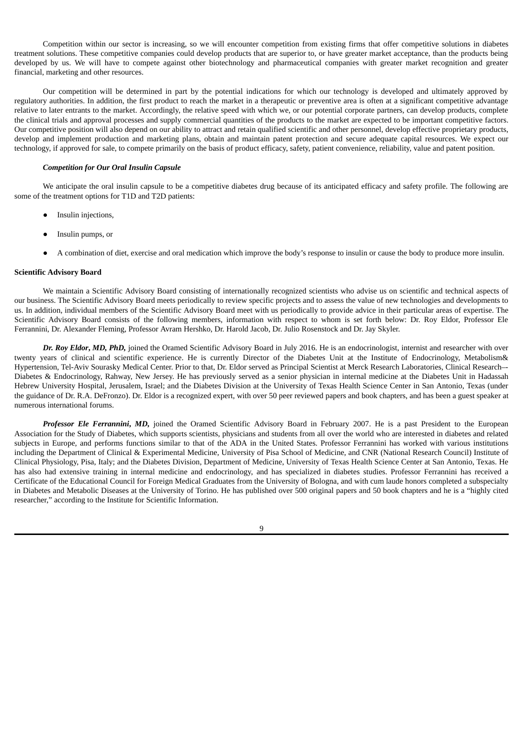Competition within our sector is increasing, so we will encounter competition from existing firms that offer competitive solutions in diabetes treatment solutions. These competitive companies could develop products that are superior to, or have greater market acceptance, than the products being developed by us. We will have to compete against other biotechnology and pharmaceutical companies with greater market recognition and greater financial, marketing and other resources.

Our competition will be determined in part by the potential indications for which our technology is developed and ultimately approved by regulatory authorities. In addition, the first product to reach the market in a therapeutic or preventive area is often at a significant competitive advantage relative to later entrants to the market. Accordingly, the relative speed with which we, or our potential corporate partners, can develop products, complete the clinical trials and approval processes and supply commercial quantities of the products to the market are expected to be important competitive factors. Our competitive position will also depend on our ability to attract and retain qualified scientific and other personnel, develop effective proprietary products, develop and implement production and marketing plans, obtain and maintain patent protection and secure adequate capital resources. We expect our technology, if approved for sale, to compete primarily on the basis of product efficacy, safety, patient convenience, reliability, value and patent position.

***Competition for Our Oral Insulin Capsule***

We anticipate the oral insulin capsule to be a competitive diabetes drug because of its anticipated efficacy and safety profile. The following are some of the treatment options for T1D and T2D patients:

- Insulin injections,
- Insulin pumps, or
- A combination of diet, exercise and oral medication which improve the body's response to insulin or cause the body to produce more insulin.

**Scientific Advisory Board**

We maintain a Scientific Advisory Board consisting of internationally recognized scientists who advise us on scientific and technical aspects of our business. The Scientific Advisory Board meets periodically to review specific projects and to assess the value of new technologies and developments to us. In addition, individual members of the Scientific Advisory Board meet with us periodically to provide advice in their particular areas of expertise. The Scientific Advisory Board consists of the following members, information with respect to whom is set forth below: Dr. Roy Eldor, Professor Ele Ferrannini, Dr. Alexander Fleming, Professor Avram Hershko, Dr. Harold Jacob, Dr. Julio Rosenstock and Dr. Jay Skyler.

***Dr. Roy Eldor, MD, PhD,*** joined the Oramed Scientific Advisory Board in July 2016. He is an endocrinologist, internist and researcher with over twenty years of clinical and scientific experience. He is currently Director of the Diabetes Unit at the Institute of Endocrinology, Metabolism& Hypertension, Tel-Aviv Sourasky Medical Center. Prior to that, Dr. Eldor served as Principal Scientist at Merck Research Laboratories, Clinical Research–-Diabetes & Endocrinology, Rahway, New Jersey. He has previously served as a senior physician in internal medicine at the Diabetes Unit in Hadassah Hebrew University Hospital, Jerusalem, Israel; and the Diabetes Division at the University of Texas Health Science Center in San Antonio, Texas (under the guidance of Dr. R.A. DeFronzo). Dr. Eldor is a recognized expert, with over 50 peer reviewed papers and book chapters, and has been a guest speaker at numerous international forums.

***Professor Ele Ferrannini, MD,*** joined the Oramed Scientific Advisory Board in February 2007. He is a past President to the European Association for the Study of Diabetes, which supports scientists, physicians and students from all over the world who are interested in diabetes and related subjects in Europe, and performs functions similar to that of the ADA in the United States. Professor Ferrannini has worked with various institutions including the Department of Clinical & Experimental Medicine, University of Pisa School of Medicine, and CNR (National Research Council) Institute of Clinical Physiology, Pisa, Italy; and the Diabetes Division, Department of Medicine, University of Texas Health Science Center at San Antonio, Texas. He has also had extensive training in internal medicine and endocrinology, and has specialized in diabetes studies. Professor Ferrannini has received a Certificate of the Educational Council for Foreign Medical Graduates from the University of Bologna, and with cum laude honors completed a subspecialty in Diabetes and Metabolic Diseases at the University of Torino. He has published over 500 original papers and 50 book chapters and he is a "highly cited researcher," according to the Institute for Scientific Information.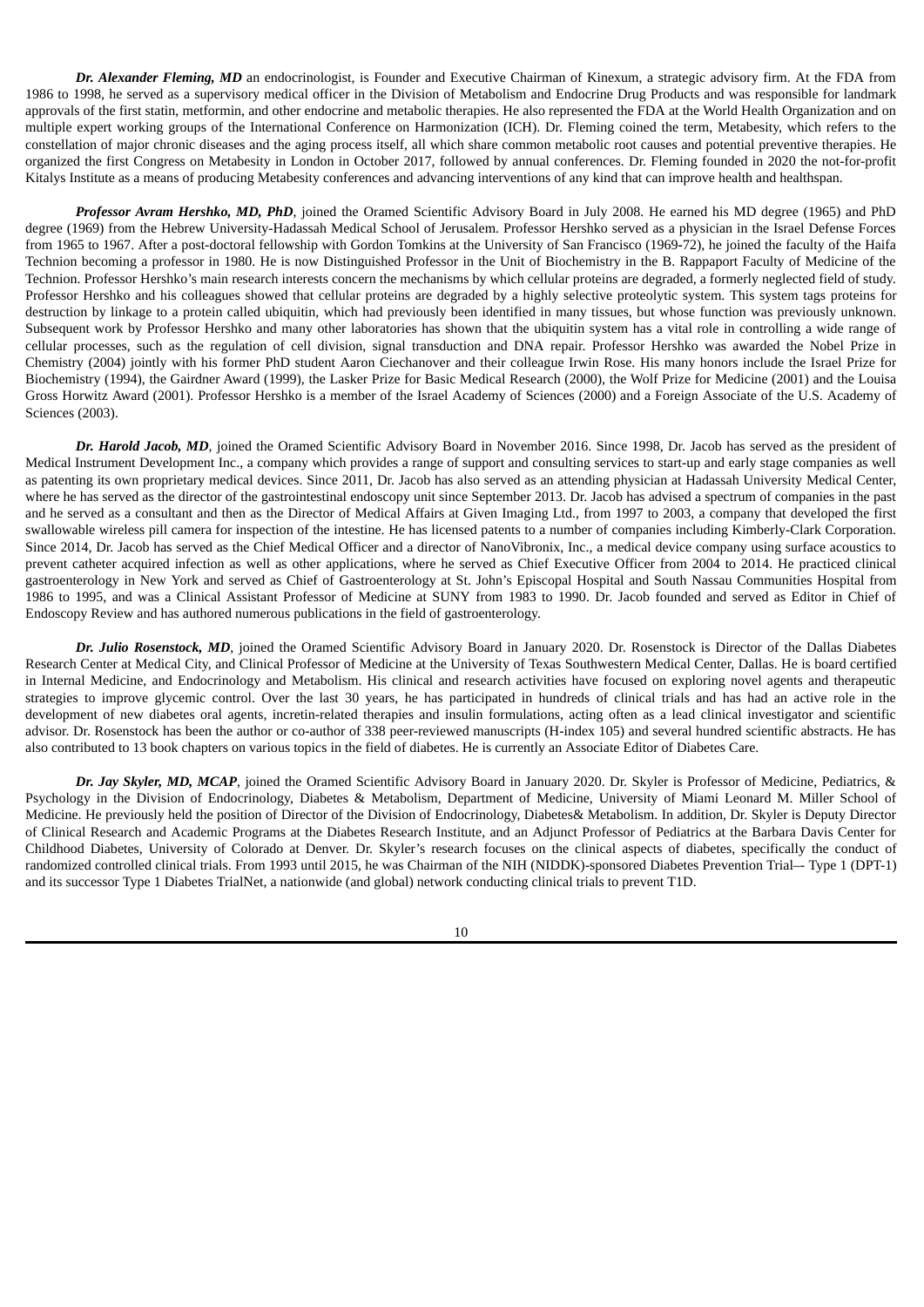***Dr. Alexander Fleming, MD*** an endocrinologist, is Founder and Executive Chairman of Kinexum, a strategic advisory firm. At the FDA from 1986 to 1998, he served as a supervisory medical officer in the Division of Metabolism and Endocrine Drug Products and was responsible for landmark approvals of the first statin, metformin, and other endocrine and metabolic therapies. He also represented the FDA at the World Health Organization and on multiple expert working groups of the International Conference on Harmonization (ICH). Dr. Fleming coined the term, Metabesity, which refers to the constellation of major chronic diseases and the aging process itself, all which share common metabolic root causes and potential preventive therapies. He organized the first Congress on Metabesity in London in October 2017, followed by annual conferences. Dr. Fleming founded in 2020 the not-for-profit Kitalys Institute as a means of producing Metabesity conferences and advancing interventions of any kind that can improve health and healthspan.

***Professor Avram Hershko, MD, PhD***, joined the Oramed Scientific Advisory Board in July 2008. He earned his MD degree (1965) and PhD degree (1969) from the Hebrew University-Hadassah Medical School of Jerusalem. Professor Hershko served as a physician in the Israel Defense Forces from 1965 to 1967. After a post-doctoral fellowship with Gordon Tomkins at the University of San Francisco (1969-72), he joined the faculty of the Haifa Technion becoming a professor in 1980. He is now Distinguished Professor in the Unit of Biochemistry in the B. Rappaport Faculty of Medicine of the Technion. Professor Hershko's main research interests concern the mechanisms by which cellular proteins are degraded, a formerly neglected field of study. Professor Hershko and his colleagues showed that cellular proteins are degraded by a highly selective proteolytic system. This system tags proteins for destruction by linkage to a protein called ubiquitin, which had previously been identified in many tissues, but whose function was previously unknown. Subsequent work by Professor Hershko and many other laboratories has shown that the ubiquitin system has a vital role in controlling a wide range of cellular processes, such as the regulation of cell division, signal transduction and DNA repair. Professor Hershko was awarded the Nobel Prize in Chemistry (2004) jointly with his former PhD student Aaron Ciechanover and their colleague Irwin Rose. His many honors include the Israel Prize for Biochemistry (1994), the Gairdner Award (1999), the Lasker Prize for Basic Medical Research (2000), the Wolf Prize for Medicine (2001) and the Louisa Gross Horwitz Award (2001). Professor Hershko is a member of the Israel Academy of Sciences (2000) and a Foreign Associate of the U.S. Academy of Sciences (2003).

***Dr. Harold Jacob, MD***, joined the Oramed Scientific Advisory Board in November 2016. Since 1998, Dr. Jacob has served as the president of Medical Instrument Development Inc., a company which provides a range of support and consulting services to start-up and early stage companies as well as patenting its own proprietary medical devices. Since 2011, Dr. Jacob has also served as an attending physician at Hadassah University Medical Center, where he has served as the director of the gastrointestinal endoscopy unit since September 2013. Dr. Jacob has advised a spectrum of companies in the past and he served as a consultant and then as the Director of Medical Affairs at Given Imaging Ltd., from 1997 to 2003, a company that developed the first swallowable wireless pill camera for inspection of the intestine. He has licensed patents to a number of companies including Kimberly-Clark Corporation. Since 2014, Dr. Jacob has served as the Chief Medical Officer and a director of NanoVibronix, Inc., a medical device company using surface acoustics to prevent catheter acquired infection as well as other applications, where he served as Chief Executive Officer from 2004 to 2014. He practiced clinical gastroenterology in New York and served as Chief of Gastroenterology at St. John's Episcopal Hospital and South Nassau Communities Hospital from 1986 to 1995, and was a Clinical Assistant Professor of Medicine at SUNY from 1983 to 1990. Dr. Jacob founded and served as Editor in Chief of Endoscopy Review and has authored numerous publications in the field of gastroenterology.

***Dr. Julio Rosenstock, MD***, joined the Oramed Scientific Advisory Board in January 2020. Dr. Rosenstock is Director of the Dallas Diabetes Research Center at Medical City, and Clinical Professor of Medicine at the University of Texas Southwestern Medical Center, Dallas. He is board certified in Internal Medicine, and Endocrinology and Metabolism. His clinical and research activities have focused on exploring novel agents and therapeutic strategies to improve glycemic control. Over the last 30 years, he has participated in hundreds of clinical trials and has had an active role in the development of new diabetes oral agents, incretin-related therapies and insulin formulations, acting often as a lead clinical investigator and scientific advisor. Dr. Rosenstock has been the author or co-author of 338 peer-reviewed manuscripts (H-index 105) and several hundred scientific abstracts. He has also contributed to 13 book chapters on various topics in the field of diabetes. He is currently an Associate Editor of Diabetes Care.

***Dr. Jay Skyler, MD, MCAP***, joined the Oramed Scientific Advisory Board in January 2020. Dr. Skyler is Professor of Medicine, Pediatrics, & Psychology in the Division of Endocrinology, Diabetes & Metabolism, Department of Medicine, University of Miami Leonard M. Miller School of Medicine. He previously held the position of Director of the Division of Endocrinology, Diabetes& Metabolism. In addition, Dr. Skyler is Deputy Director of Clinical Research and Academic Programs at the Diabetes Research Institute, and an Adjunct Professor of Pediatrics at the Barbara Davis Center for Childhood Diabetes, University of Colorado at Denver. Dr. Skyler's research focuses on the clinical aspects of diabetes, specifically the conduct of randomized controlled clinical trials. From 1993 until 2015, he was Chairman of the NIH (NIDDK)-sponsored Diabetes Prevention Trial–- Type 1 (DPT-1) and its successor Type 1 Diabetes TrialNet, a nationwide (and global) network conducting clinical trials to prevent T1D.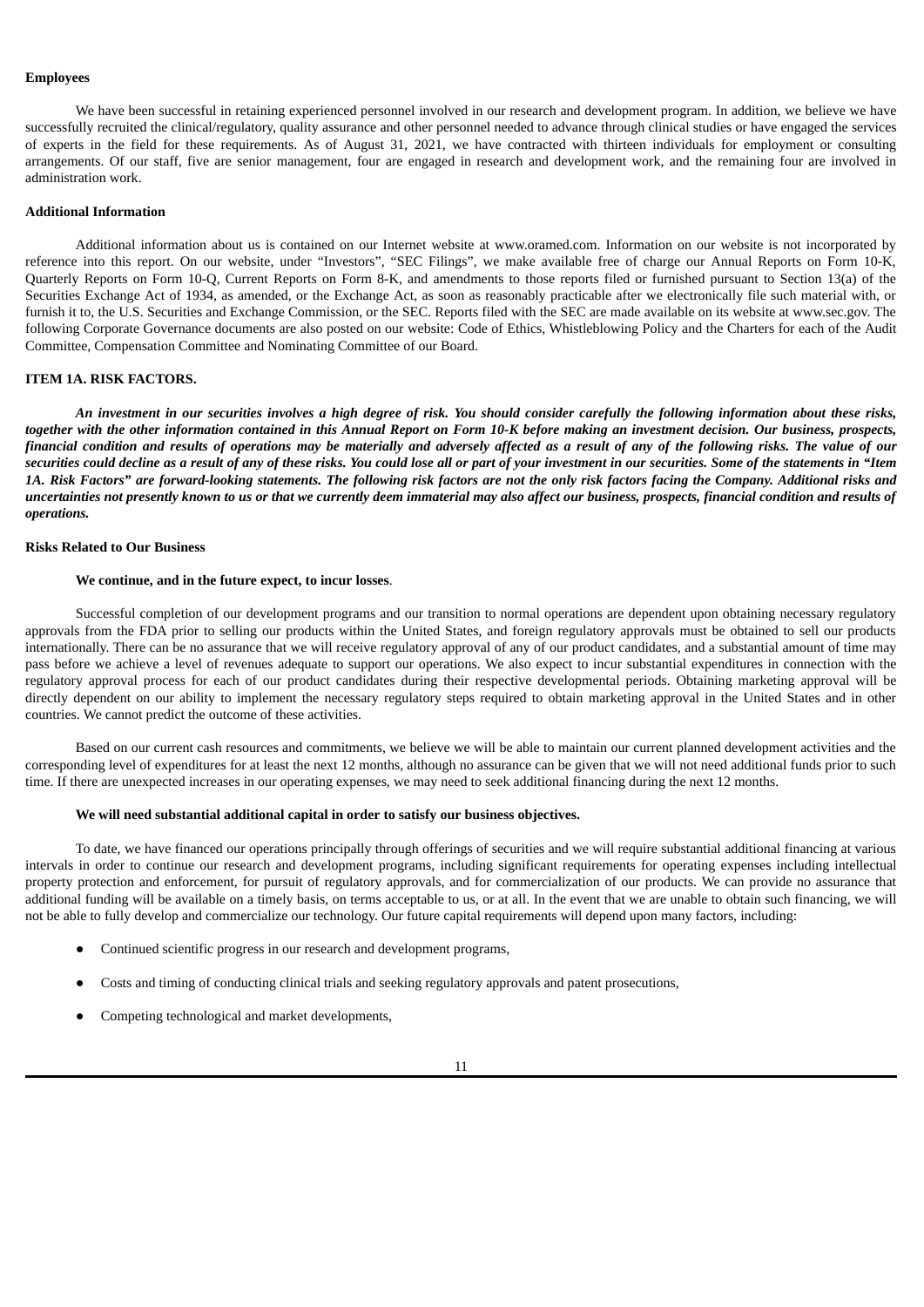**Employees**

We have been successful in retaining experienced personnel involved in our research and development program. In addition, we believe we have successfully recruited the clinical/regulatory, quality assurance and other personnel needed to advance through clinical studies or have engaged the services of experts in the field for these requirements. As of August 31, 2021, we have contracted with thirteen individuals for employment or consulting arrangements. Of our staff, five are senior management, four are engaged in research and development work, and the remaining four are involved in administration work.

**Additional Information**

Additional information about us is contained on our Internet website at www.oramed.com. Information on our website is not incorporated by reference into this report. On our website, under "Investors", "SEC Filings", we make available free of charge our Annual Reports on Form 10-K, Quarterly Reports on Form 10-Q, Current Reports on Form 8-K, and amendments to those reports filed or furnished pursuant to Section 13(a) of the Securities Exchange Act of 1934, as amended, or the Exchange Act, as soon as reasonably practicable after we electronically file such material with, or furnish it to, the U.S. Securities and Exchange Commission, or the SEC. Reports filed with the SEC are made available on its website at www.sec.gov. The following Corporate Governance documents are also posted on our website: Code of Ethics, Whistleblowing Policy and the Charters for each of the Audit Committee, Compensation Committee and Nominating Committee of our Board.

## ITEM 1A. RISK FACTORS.

***An investment in our securities involves a high degree of risk. You should consider carefully the following information about these risks, together with the other information contained in this Annual Report on Form 10-K before making an investment decision. Our business, prospects, financial condition and results of operations may be materially and adversely affected as a result of any of the following risks. The value of our securities could decline as a result of any of these risks. You could lose all or part of your investment in our securities. Some of the statements in "Item 1A. Risk Factors" are forward-looking statements. The following risk factors are not the only risk factors facing the Company. Additional risks and uncertainties not presently known to us or that we currently deem immaterial may also affect our business, prospects, financial condition and results of operations.***

**Risks Related to Our Business**

**We continue, and in the future expect, to incur losses**.

Successful completion of our development programs and our transition to normal operations are dependent upon obtaining necessary regulatory approvals from the FDA prior to selling our products within the United States, and foreign regulatory approvals must be obtained to sell our products internationally. There can be no assurance that we will receive regulatory approval of any of our product candidates, and a substantial amount of time may pass before we achieve a level of revenues adequate to support our operations. We also expect to incur substantial expenditures in connection with the regulatory approval process for each of our product candidates during their respective developmental periods. Obtaining marketing approval will be directly dependent on our ability to implement the necessary regulatory steps required to obtain marketing approval in the United States and in other countries. We cannot predict the outcome of these activities.

Based on our current cash resources and commitments, we believe we will be able to maintain our current planned development activities and the corresponding level of expenditures for at least the next 12 months, although no assurance can be given that we will not need additional funds prior to such time. If there are unexpected increases in our operating expenses, we may need to seek additional financing during the next 12 months.

**We will need substantial additional capital in order to satisfy our business objectives.**

To date, we have financed our operations principally through offerings of securities and we will require substantial additional financing at various intervals in order to continue our research and development programs, including significant requirements for operating expenses including intellectual property protection and enforcement, for pursuit of regulatory approvals, and for commercialization of our products. We can provide no assurance that additional funding will be available on a timely basis, on terms acceptable to us, or at all. In the event that we are unable to obtain such financing, we will not be able to fully develop and commercialize our technology. Our future capital requirements will depend upon many factors, including:

- Continued scientific progress in our research and development programs,
- Costs and timing of conducting clinical trials and seeking regulatory approvals and patent prosecutions,
- Competing technological and market developments,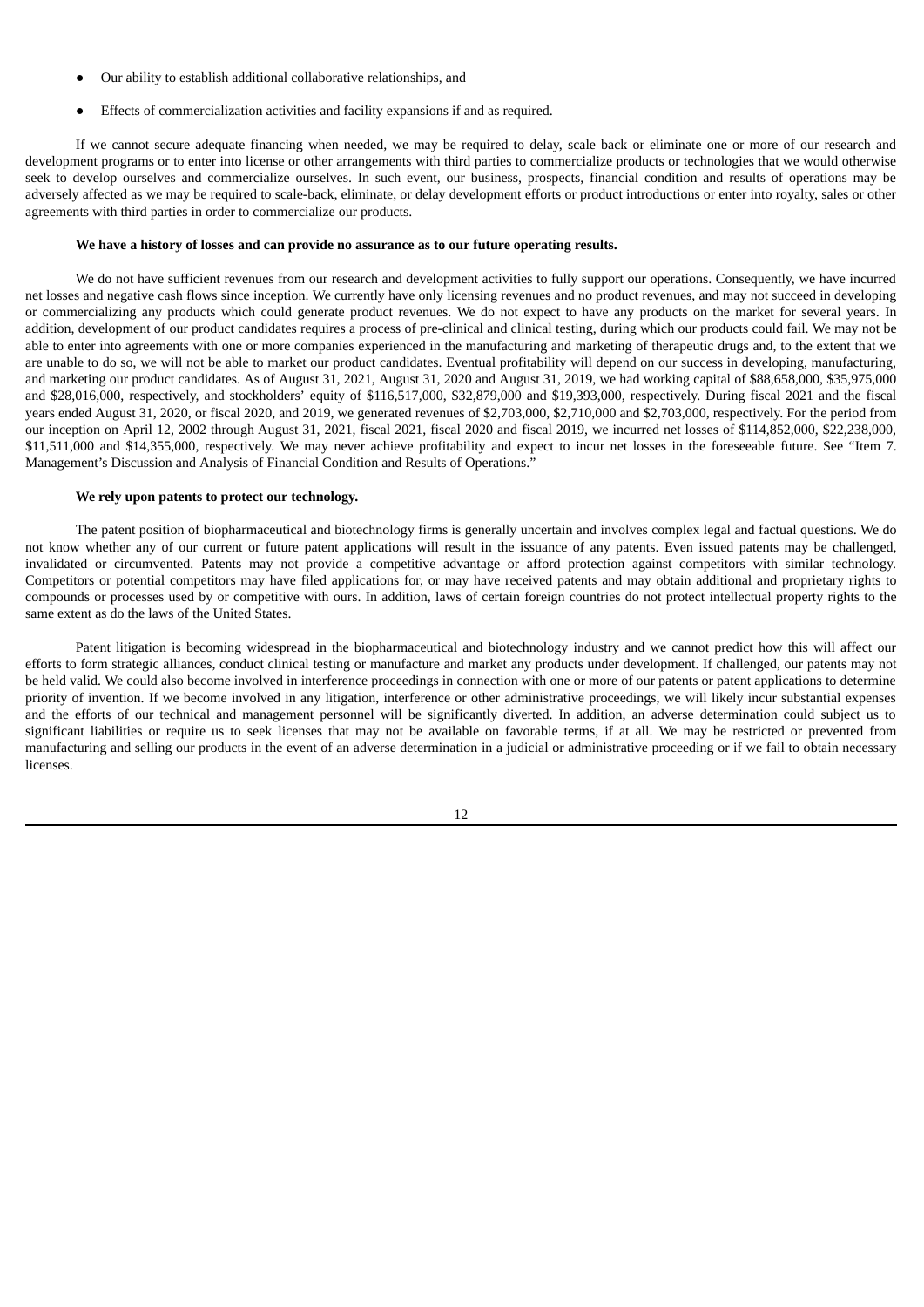- Our ability to establish additional collaborative relationships, and
- Effects of commercialization activities and facility expansions if and as required.

If we cannot secure adequate financing when needed, we may be required to delay, scale back or eliminate one or more of our research and development programs or to enter into license or other arrangements with third parties to commercialize products or technologies that we would otherwise seek to develop ourselves and commercialize ourselves. In such event, our business, prospects, financial condition and results of operations may be adversely affected as we may be required to scale-back, eliminate, or delay development efforts or product introductions or enter into royalty, sales or other agreements with third parties in order to commercialize our products.

**We have a history of losses and can provide no assurance as to our future operating results.**

We do not have sufficient revenues from our research and development activities to fully support our operations. Consequently, we have incurred net losses and negative cash flows since inception. We currently have only licensing revenues and no product revenues, and may not succeed in developing or commercializing any products which could generate product revenues. We do not expect to have any products on the market for several years. In addition, development of our product candidates requires a process of pre-clinical and clinical testing, during which our products could fail. We may not be able to enter into agreements with one or more companies experienced in the manufacturing and marketing of therapeutic drugs and, to the extent that we are unable to do so, we will not be able to market our product candidates. Eventual profitability will depend on our success in developing, manufacturing, and marketing our product candidates. As of August 31, 2021, August 31, 2020 and August 31, 2019, we had working capital of $88,658,000, $35,975,000 and $28,016,000, respectively, and stockholders' equity of $116,517,000, $32,879,000 and $19,393,000, respectively. During fiscal 2021 and the fiscal years ended August 31, 2020, or fiscal 2020, and 2019, we generated revenues of $2,703,000, $2,710,000 and $2,703,000, respectively. For the period from our inception on April 12, 2002 through August 31, 2021, fiscal 2021, fiscal 2020 and fiscal 2019, we incurred net losses of $114,852,000, $22,238,000, $11,511,000 and $14,355,000, respectively. We may never achieve profitability and expect to incur net losses in the foreseeable future. See "Item 7. Management's Discussion and Analysis of Financial Condition and Results of Operations."

**We rely upon patents to protect our technology.**

The patent position of biopharmaceutical and biotechnology firms is generally uncertain and involves complex legal and factual questions. We do not know whether any of our current or future patent applications will result in the issuance of any patents. Even issued patents may be challenged, invalidated or circumvented. Patents may not provide a competitive advantage or afford protection against competitors with similar technology. Competitors or potential competitors may have filed applications for, or may have received patents and may obtain additional and proprietary rights to compounds or processes used by or competitive with ours. In addition, laws of certain foreign countries do not protect intellectual property rights to the same extent as do the laws of the United States.

Patent litigation is becoming widespread in the biopharmaceutical and biotechnology industry and we cannot predict how this will affect our efforts to form strategic alliances, conduct clinical testing or manufacture and market any products under development. If challenged, our patents may not be held valid. We could also become involved in interference proceedings in connection with one or more of our patents or patent applications to determine priority of invention. If we become involved in any litigation, interference or other administrative proceedings, we will likely incur substantial expenses and the efforts of our technical and management personnel will be significantly diverted. In addition, an adverse determination could subject us to significant liabilities or require us to seek licenses that may not be available on favorable terms, if at all. We may be restricted or prevented from manufacturing and selling our products in the event of an adverse determination in a judicial or administrative proceeding or if we fail to obtain necessary licenses.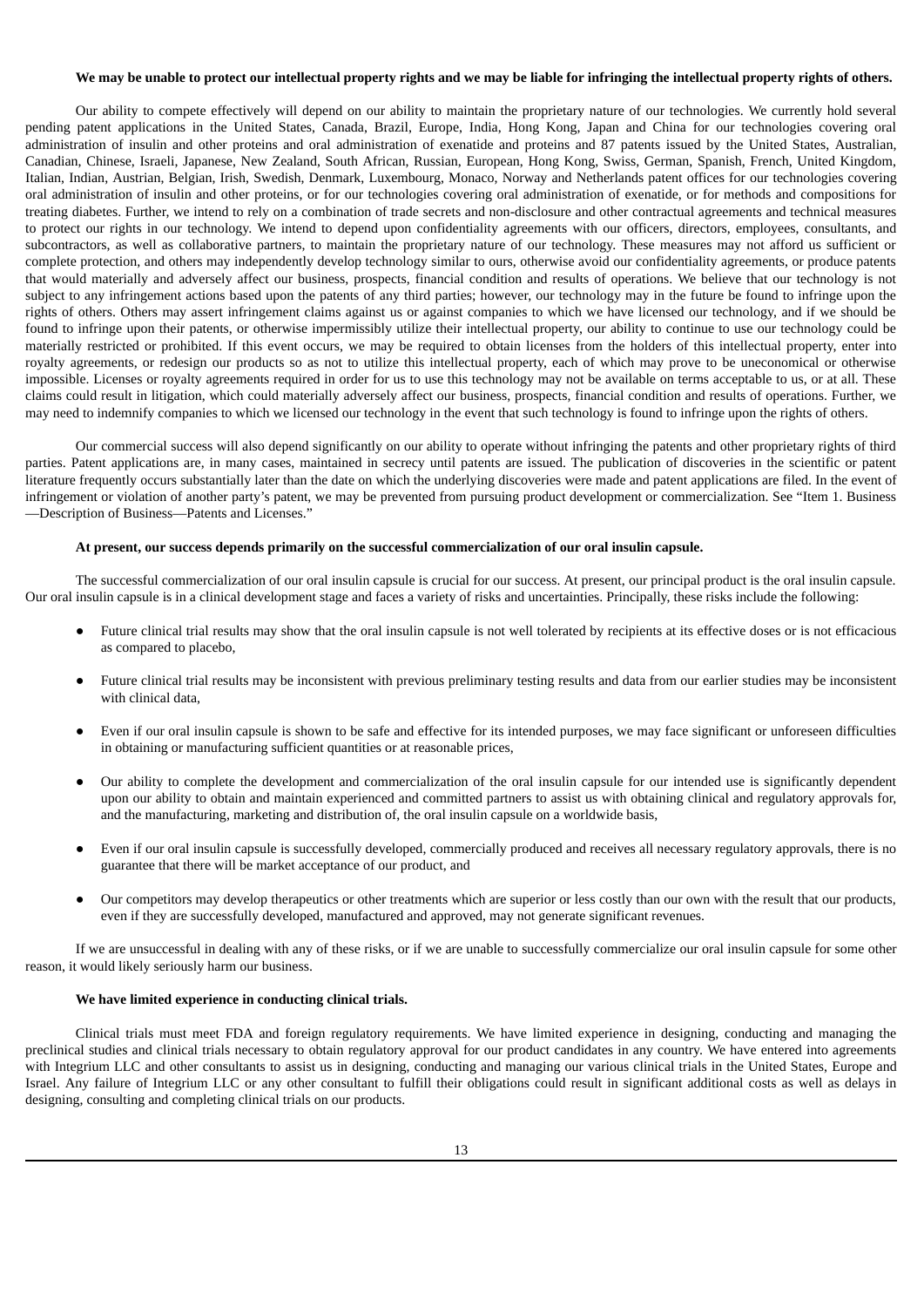**We may be unable to protect our intellectual property rights and we may be liable for infringing the intellectual property rights of others.**

Our ability to compete effectively will depend on our ability to maintain the proprietary nature of our technologies. We currently hold several pending patent applications in the United States, Canada, Brazil, Europe, India, Hong Kong, Japan and China for our technologies covering oral administration of insulin and other proteins and oral administration of exenatide and proteins and 87 patents issued by the United States, Australian, Canadian, Chinese, Israeli, Japanese, New Zealand, South African, Russian, European, Hong Kong, Swiss, German, Spanish, French, United Kingdom, Italian, Indian, Austrian, Belgian, Irish, Swedish, Denmark, Luxembourg, Monaco, Norway and Netherlands patent offices for our technologies covering oral administration of insulin and other proteins, or for our technologies covering oral administration of exenatide, or for methods and compositions for treating diabetes. Further, we intend to rely on a combination of trade secrets and non-disclosure and other contractual agreements and technical measures to protect our rights in our technology. We intend to depend upon confidentiality agreements with our officers, directors, employees, consultants, and subcontractors, as well as collaborative partners, to maintain the proprietary nature of our technology. These measures may not afford us sufficient or complete protection, and others may independently develop technology similar to ours, otherwise avoid our confidentiality agreements, or produce patents that would materially and adversely affect our business, prospects, financial condition and results of operations. We believe that our technology is not subject to any infringement actions based upon the patents of any third parties; however, our technology may in the future be found to infringe upon the rights of others. Others may assert infringement claims against us or against companies to which we have licensed our technology, and if we should be found to infringe upon their patents, or otherwise impermissibly utilize their intellectual property, our ability to continue to use our technology could be materially restricted or prohibited. If this event occurs, we may be required to obtain licenses from the holders of this intellectual property, enter into royalty agreements, or redesign our products so as not to utilize this intellectual property, each of which may prove to be uneconomical or otherwise impossible. Licenses or royalty agreements required in order for us to use this technology may not be available on terms acceptable to us, or at all. These claims could result in litigation, which could materially adversely affect our business, prospects, financial condition and results of operations. Further, we may need to indemnify companies to which we licensed our technology in the event that such technology is found to infringe upon the rights of others.

Our commercial success will also depend significantly on our ability to operate without infringing the patents and other proprietary rights of third parties. Patent applications are, in many cases, maintained in secrecy until patents are issued. The publication of discoveries in the scientific or patent literature frequently occurs substantially later than the date on which the underlying discoveries were made and patent applications are filed. In the event of infringement or violation of another party's patent, we may be prevented from pursuing product development or commercialization. See "Item 1. Business—Description of Business—Patents and Licenses."

**At present, our success depends primarily on the successful commercialization of our oral insulin capsule.**

The successful commercialization of our oral insulin capsule is crucial for our success. At present, our principal product is the oral insulin capsule. Our oral insulin capsule is in a clinical development stage and faces a variety of risks and uncertainties. Principally, these risks include the following:

- Future clinical trial results may show that the oral insulin capsule is not well tolerated by recipients at its effective doses or is not efficacious as compared to placebo,
- Future clinical trial results may be inconsistent with previous preliminary testing results and data from our earlier studies may be inconsistent with clinical data,
- Even if our oral insulin capsule is shown to be safe and effective for its intended purposes, we may face significant or unforeseen difficulties in obtaining or manufacturing sufficient quantities or at reasonable prices,
- Our ability to complete the development and commercialization of the oral insulin capsule for our intended use is significantly dependent upon our ability to obtain and maintain experienced and committed partners to assist us with obtaining clinical and regulatory approvals for, and the manufacturing, marketing and distribution of, the oral insulin capsule on a worldwide basis,
- Even if our oral insulin capsule is successfully developed, commercially produced and receives all necessary regulatory approvals, there is no guarantee that there will be market acceptance of our product, and
- Our competitors may develop therapeutics or other treatments which are superior or less costly than our own with the result that our products, even if they are successfully developed, manufactured and approved, may not generate significant revenues.

If we are unsuccessful in dealing with any of these risks, or if we are unable to successfully commercialize our oral insulin capsule for some other reason, it would likely seriously harm our business.

**We have limited experience in conducting clinical trials.**

Clinical trials must meet FDA and foreign regulatory requirements. We have limited experience in designing, conducting and managing the preclinical studies and clinical trials necessary to obtain regulatory approval for our product candidates in any country. We have entered into agreements with Integrium LLC and other consultants to assist us in designing, conducting and managing our various clinical trials in the United States, Europe and Israel. Any failure of Integrium LLC or any other consultant to fulfill their obligations could result in significant additional costs as well as delays in designing, consulting and completing clinical trials on our products.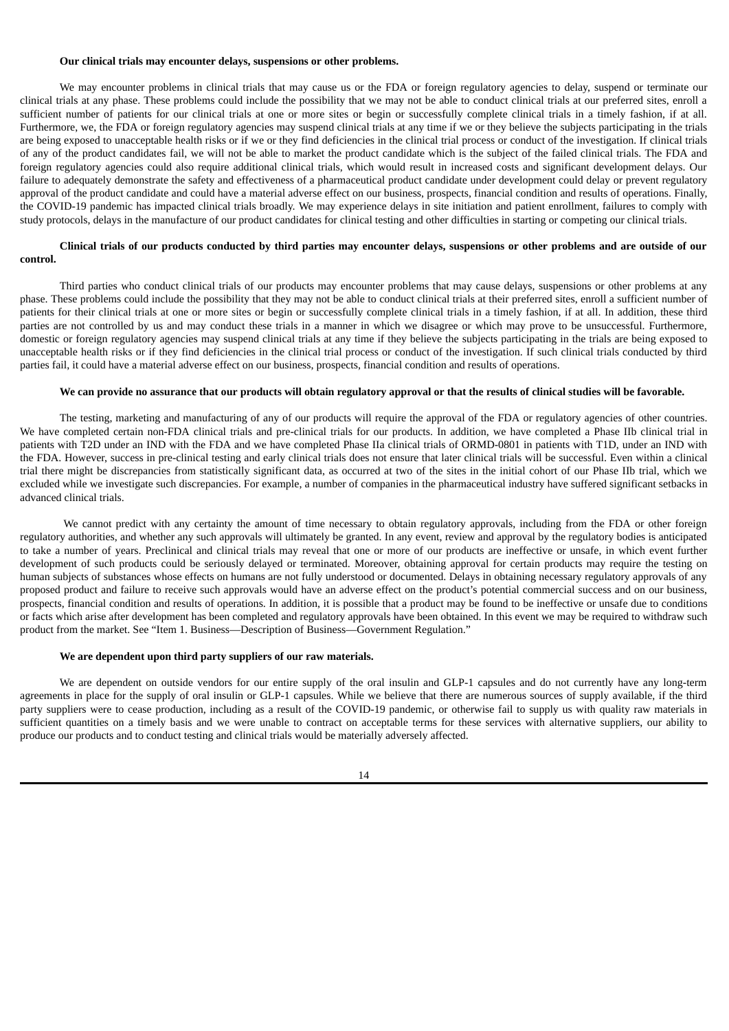**Our clinical trials may encounter delays, suspensions or other problems.**

We may encounter problems in clinical trials that may cause us or the FDA or foreign regulatory agencies to delay, suspend or terminate our clinical trials at any phase. These problems could include the possibility that we may not be able to conduct clinical trials at our preferred sites, enroll a sufficient number of patients for our clinical trials at one or more sites or begin or successfully complete clinical trials in a timely fashion, if at all. Furthermore, we, the FDA or foreign regulatory agencies may suspend clinical trials at any time if we or they believe the subjects participating in the trials are being exposed to unacceptable health risks or if we or they find deficiencies in the clinical trial process or conduct of the investigation. If clinical trials of any of the product candidates fail, we will not be able to market the product candidate which is the subject of the failed clinical trials. The FDA and foreign regulatory agencies could also require additional clinical trials, which would result in increased costs and significant development delays. Our failure to adequately demonstrate the safety and effectiveness of a pharmaceutical product candidate under development could delay or prevent regulatory approval of the product candidate and could have a material adverse effect on our business, prospects, financial condition and results of operations. Finally, the COVID-19 pandemic has impacted clinical trials broadly. We may experience delays in site initiation and patient enrollment, failures to comply with study protocols, delays in the manufacture of our product candidates for clinical testing and other difficulties in starting or competing our clinical trials.

**Clinical trials of our products conducted by third parties may encounter delays, suspensions or other problems and are outside of our control.**

Third parties who conduct clinical trials of our products may encounter problems that may cause delays, suspensions or other problems at any phase. These problems could include the possibility that they may not be able to conduct clinical trials at their preferred sites, enroll a sufficient number of patients for their clinical trials at one or more sites or begin or successfully complete clinical trials in a timely fashion, if at all. In addition, these third parties are not controlled by us and may conduct these trials in a manner in which we disagree or which may prove to be unsuccessful. Furthermore, domestic or foreign regulatory agencies may suspend clinical trials at any time if they believe the subjects participating in the trials are being exposed to unacceptable health risks or if they find deficiencies in the clinical trial process or conduct of the investigation. If such clinical trials conducted by third parties fail, it could have a material adverse effect on our business, prospects, financial condition and results of operations.

**We can provide no assurance that our products will obtain regulatory approval or that the results of clinical studies will be favorable.**

The testing, marketing and manufacturing of any of our products will require the approval of the FDA or regulatory agencies of other countries. We have completed certain non-FDA clinical trials and pre-clinical trials for our products. In addition, we have completed a Phase IIb clinical trial in patients with T2D under an IND with the FDA and we have completed Phase IIa clinical trials of ORMD-0801 in patients with T1D, under an IND with the FDA. However, success in pre-clinical testing and early clinical trials does not ensure that later clinical trials will be successful. Even within a clinical trial there might be discrepancies from statistically significant data, as occurred at two of the sites in the initial cohort of our Phase IIb trial, which we excluded while we investigate such discrepancies. For example, a number of companies in the pharmaceutical industry have suffered significant setbacks in advanced clinical trials.

We cannot predict with any certainty the amount of time necessary to obtain regulatory approvals, including from the FDA or other foreign regulatory authorities, and whether any such approvals will ultimately be granted. In any event, review and approval by the regulatory bodies is anticipated to take a number of years. Preclinical and clinical trials may reveal that one or more of our products are ineffective or unsafe, in which event further development of such products could be seriously delayed or terminated. Moreover, obtaining approval for certain products may require the testing on human subjects of substances whose effects on humans are not fully understood or documented. Delays in obtaining necessary regulatory approvals of any proposed product and failure to receive such approvals would have an adverse effect on the product's potential commercial success and on our business, prospects, financial condition and results of operations. In addition, it is possible that a product may be found to be ineffective or unsafe due to conditions or facts which arise after development has been completed and regulatory approvals have been obtained. In this event we may be required to withdraw such product from the market. See "Item 1. Business—Description of Business—Government Regulation."

**We are dependent upon third party suppliers of our raw materials.**

We are dependent on outside vendors for our entire supply of the oral insulin and GLP-1 capsules and do not currently have any long-term agreements in place for the supply of oral insulin or GLP-1 capsules. While we believe that there are numerous sources of supply available, if the third party suppliers were to cease production, including as a result of the COVID-19 pandemic, or otherwise fail to supply us with quality raw materials in sufficient quantities on a timely basis and we were unable to contract on acceptable terms for these services with alternative suppliers, our ability to produce our products and to conduct testing and clinical trials would be materially adversely affected.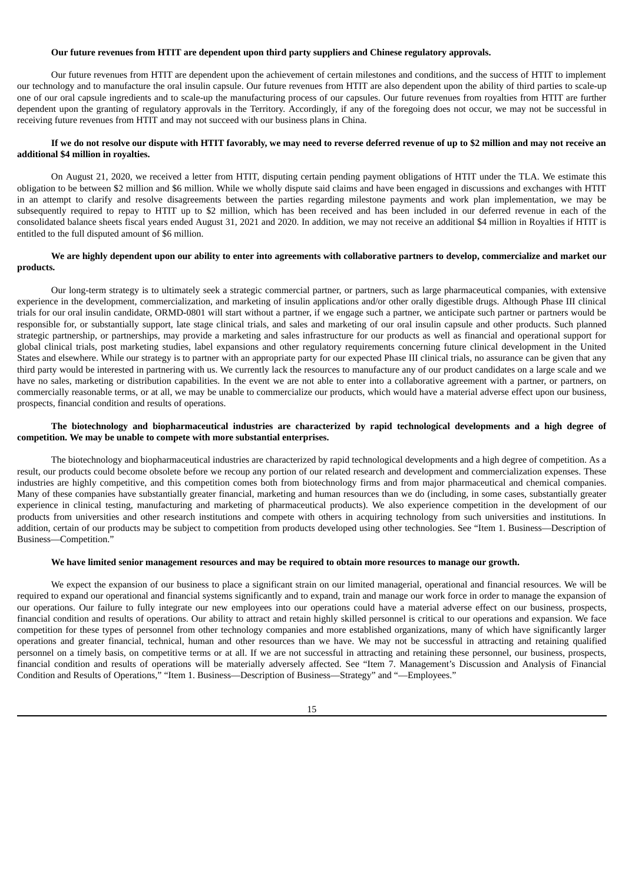**Our future revenues from HTIT are dependent upon third party suppliers and Chinese regulatory approvals.**

Our future revenues from HTIT are dependent upon the achievement of certain milestones and conditions, and the success of HTIT to implement our technology and to manufacture the oral insulin capsule. Our future revenues from HTIT are also dependent upon the ability of third parties to scale-up one of our oral capsule ingredients and to scale-up the manufacturing process of our capsules. Our future revenues from royalties from HTIT are further dependent upon the granting of regulatory approvals in the Territory. Accordingly, if any of the foregoing does not occur, we may not be successful in receiving future revenues from HTIT and may not succeed with our business plans in China.

**If we do not resolve our dispute with HTIT favorably, we may need to reverse deferred revenue of up to $2 million and may not receive an additional $4 million in royalties.**

On August 21, 2020, we received a letter from HTIT, disputing certain pending payment obligations of HTIT under the TLA. We estimate this obligation to be between $2 million and $6 million. While we wholly dispute said claims and have been engaged in discussions and exchanges with HTIT in an attempt to clarify and resolve disagreements between the parties regarding milestone payments and work plan implementation, we may be subsequently required to repay to HTIT up to $2 million, which has been received and has been included in our deferred revenue in each of the consolidated balance sheets fiscal years ended August 31, 2021 and 2020. In addition, we may not receive an additional $4 million in Royalties if HTIT is entitled to the full disputed amount of $6 million.

**We are highly dependent upon our ability to enter into agreements with collaborative partners to develop, commercialize and market our products.**

Our long-term strategy is to ultimately seek a strategic commercial partner, or partners, such as large pharmaceutical companies, with extensive experience in the development, commercialization, and marketing of insulin applications and/or other orally digestible drugs. Although Phase III clinical trials for our oral insulin candidate, ORMD-0801 will start without a partner, if we engage such a partner, we anticipate such partner or partners would be responsible for, or substantially support, late stage clinical trials, and sales and marketing of our oral insulin capsule and other products. Such planned strategic partnership, or partnerships, may provide a marketing and sales infrastructure for our products as well as financial and operational support for global clinical trials, post marketing studies, label expansions and other regulatory requirements concerning future clinical development in the United States and elsewhere. While our strategy is to partner with an appropriate party for our expected Phase III clinical trials, no assurance can be given that any third party would be interested in partnering with us. We currently lack the resources to manufacture any of our product candidates on a large scale and we have no sales, marketing or distribution capabilities. In the event we are not able to enter into a collaborative agreement with a partner, or partners, on commercially reasonable terms, or at all, we may be unable to commercialize our products, which would have a material adverse effect upon our business, prospects, financial condition and results of operations.

**The biotechnology and biopharmaceutical industries are characterized by rapid technological developments and a high degree of competition. We may be unable to compete with more substantial enterprises.**

The biotechnology and biopharmaceutical industries are characterized by rapid technological developments and a high degree of competition. As a result, our products could become obsolete before we recoup any portion of our related research and development and commercialization expenses. These industries are highly competitive, and this competition comes both from biotechnology firms and from major pharmaceutical and chemical companies. Many of these companies have substantially greater financial, marketing and human resources than we do (including, in some cases, substantially greater experience in clinical testing, manufacturing and marketing of pharmaceutical products). We also experience competition in the development of our products from universities and other research institutions and compete with others in acquiring technology from such universities and institutions. In addition, certain of our products may be subject to competition from products developed using other technologies. See "Item 1. Business—Description of Business—Competition."

**We have limited senior management resources and may be required to obtain more resources to manage our growth.**

We expect the expansion of our business to place a significant strain on our limited managerial, operational and financial resources. We will be required to expand our operational and financial systems significantly and to expand, train and manage our work force in order to manage the expansion of our operations. Our failure to fully integrate our new employees into our operations could have a material adverse effect on our business, prospects, financial condition and results of operations. Our ability to attract and retain highly skilled personnel is critical to our operations and expansion. We face competition for these types of personnel from other technology companies and more established organizations, many of which have significantly larger operations and greater financial, technical, human and other resources than we have. We may not be successful in attracting and retaining qualified personnel on a timely basis, on competitive terms or at all. If we are not successful in attracting and retaining these personnel, our business, prospects, financial condition and results of operations will be materially adversely affected. See "Item 7. Management's Discussion and Analysis of Financial Condition and Results of Operations," "Item 1. Business—Description of Business—Strategy" and "—Employees."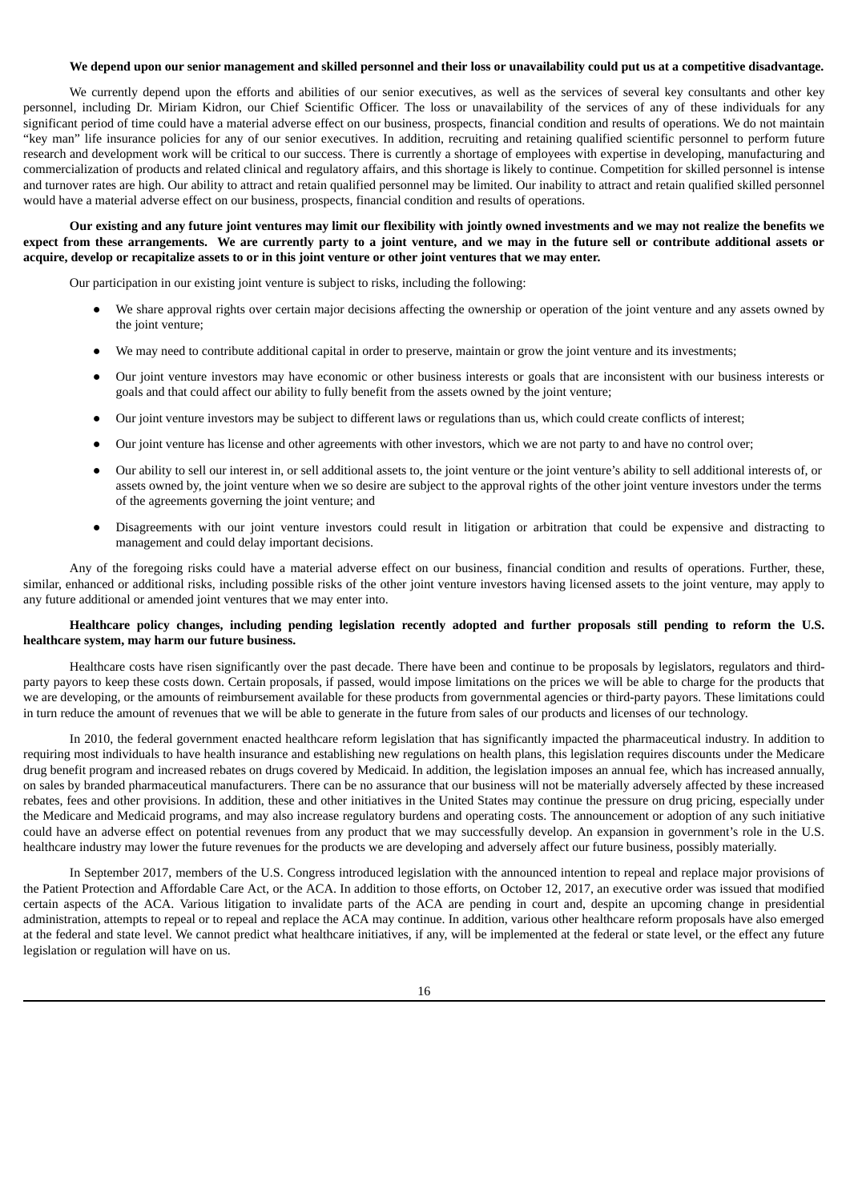**We depend upon our senior management and skilled personnel and their loss or unavailability could put us at a competitive disadvantage.**

We currently depend upon the efforts and abilities of our senior executives, as well as the services of several key consultants and other key personnel, including Dr. Miriam Kidron, our Chief Scientific Officer. The loss or unavailability of the services of any of these individuals for any significant period of time could have a material adverse effect on our business, prospects, financial condition and results of operations. We do not maintain "key man" life insurance policies for any of our senior executives. In addition, recruiting and retaining qualified scientific personnel to perform future research and development work will be critical to our success. There is currently a shortage of employees with expertise in developing, manufacturing and commercialization of products and related clinical and regulatory affairs, and this shortage is likely to continue. Competition for skilled personnel is intense and turnover rates are high. Our ability to attract and retain qualified personnel may be limited. Our inability to attract and retain qualified skilled personnel would have a material adverse effect on our business, prospects, financial condition and results of operations.

**Our existing and any future joint ventures may limit our flexibility with jointly owned investments and we may not realize the benefits we expect from these arrangements. We are currently party to a joint venture, and we may in the future sell or contribute additional assets or acquire, develop or recapitalize assets to or in this joint venture or other joint ventures that we may enter.**

Our participation in our existing joint venture is subject to risks, including the following:

- We share approval rights over certain major decisions affecting the ownership or operation of the joint venture and any assets owned by the joint venture;
- We may need to contribute additional capital in order to preserve, maintain or grow the joint venture and its investments;
- Our joint venture investors may have economic or other business interests or goals that are inconsistent with our business interests or goals and that could affect our ability to fully benefit from the assets owned by the joint venture;
- Our joint venture investors may be subject to different laws or regulations than us, which could create conflicts of interest;
- Our joint venture has license and other agreements with other investors, which we are not party to and have no control over;
- Our ability to sell our interest in, or sell additional assets to, the joint venture or the joint venture's ability to sell additional interests of, or assets owned by, the joint venture when we so desire are subject to the approval rights of the other joint venture investors under the terms of the agreements governing the joint venture; and
- Disagreements with our joint venture investors could result in litigation or arbitration that could be expensive and distracting to management and could delay important decisions.

Any of the foregoing risks could have a material adverse effect on our business, financial condition and results of operations. Further, these, similar, enhanced or additional risks, including possible risks of the other joint venture investors having licensed assets to the joint venture, may apply to any future additional or amended joint ventures that we may enter into.

**Healthcare policy changes, including pending legislation recently adopted and further proposals still pending to reform the U.S. healthcare system, may harm our future business.**

Healthcare costs have risen significantly over the past decade. There have been and continue to be proposals by legislators, regulators and third-party payors to keep these costs down. Certain proposals, if passed, would impose limitations on the prices we will be able to charge for the products that we are developing, or the amounts of reimbursement available for these products from governmental agencies or third-party payors. These limitations could in turn reduce the amount of revenues that we will be able to generate in the future from sales of our products and licenses of our technology.

In 2010, the federal government enacted healthcare reform legislation that has significantly impacted the pharmaceutical industry. In addition to requiring most individuals to have health insurance and establishing new regulations on health plans, this legislation requires discounts under the Medicare drug benefit program and increased rebates on drugs covered by Medicaid. In addition, the legislation imposes an annual fee, which has increased annually, on sales by branded pharmaceutical manufacturers. There can be no assurance that our business will not be materially adversely affected by these increased rebates, fees and other provisions. In addition, these and other initiatives in the United States may continue the pressure on drug pricing, especially under the Medicare and Medicaid programs, and may also increase regulatory burdens and operating costs. The announcement or adoption of any such initiative could have an adverse effect on potential revenues from any product that we may successfully develop. An expansion in government's role in the U.S. healthcare industry may lower the future revenues for the products we are developing and adversely affect our future business, possibly materially.

In September 2017, members of the U.S. Congress introduced legislation with the announced intention to repeal and replace major provisions of the Patient Protection and Affordable Care Act, or the ACA. In addition to those efforts, on October 12, 2017, an executive order was issued that modified certain aspects of the ACA. Various litigation to invalidate parts of the ACA are pending in court and, despite an upcoming change in presidential administration, attempts to repeal or to repeal and replace the ACA may continue. In addition, various other healthcare reform proposals have also emerged at the federal and state level. We cannot predict what healthcare initiatives, if any, will be implemented at the federal or state level, or the effect any future legislation or regulation will have on us.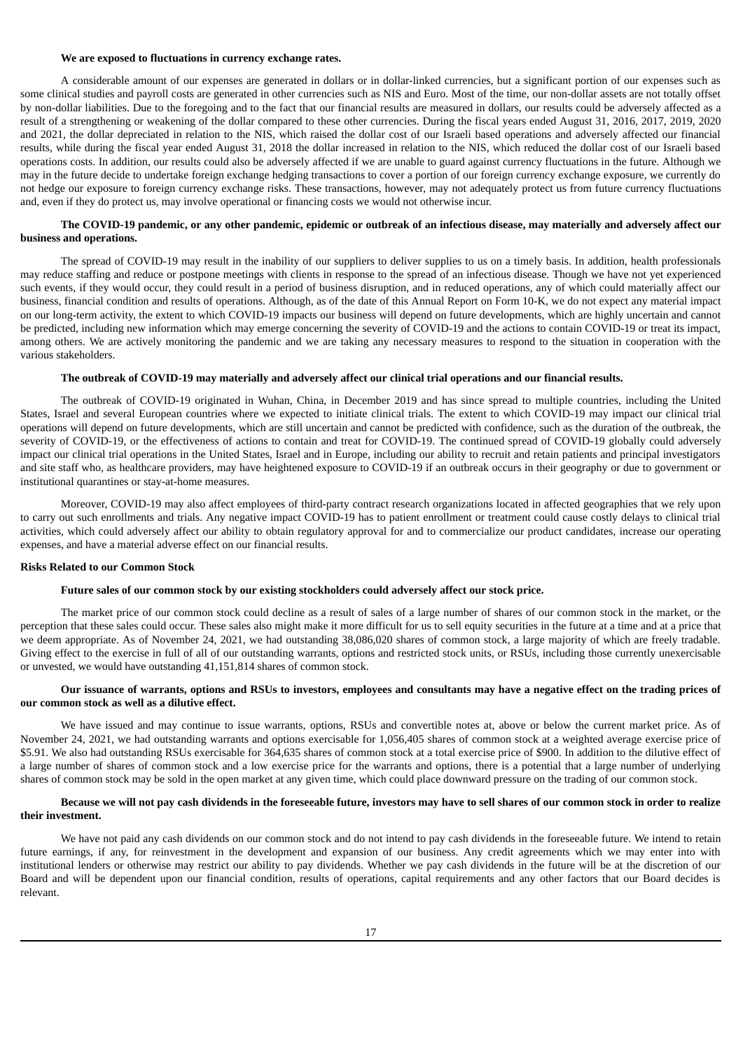**We are exposed to fluctuations in currency exchange rates.**

A considerable amount of our expenses are generated in dollars or in dollar-linked currencies, but a significant portion of our expenses such as some clinical studies and payroll costs are generated in other currencies such as NIS and Euro. Most of the time, our non-dollar assets are not totally offset by non-dollar liabilities. Due to the foregoing and to the fact that our financial results are measured in dollars, our results could be adversely affected as a result of a strengthening or weakening of the dollar compared to these other currencies. During the fiscal years ended August 31, 2016, 2017, 2019, 2020 and 2021, the dollar depreciated in relation to the NIS, which raised the dollar cost of our Israeli based operations and adversely affected our financial results, while during the fiscal year ended August 31, 2018 the dollar increased in relation to the NIS, which reduced the dollar cost of our Israeli based operations costs. In addition, our results could also be adversely affected if we are unable to guard against currency fluctuations in the future. Although we may in the future decide to undertake foreign exchange hedging transactions to cover a portion of our foreign currency exchange exposure, we currently do not hedge our exposure to foreign currency exchange risks. These transactions, however, may not adequately protect us from future currency fluctuations and, even if they do protect us, may involve operational or financing costs we would not otherwise incur.

**The COVID-19 pandemic, or any other pandemic, epidemic or outbreak of an infectious disease, may materially and adversely affect our business and operations.**

The spread of COVID-19 may result in the inability of our suppliers to deliver supplies to us on a timely basis. In addition, health professionals may reduce staffing and reduce or postpone meetings with clients in response to the spread of an infectious disease. Though we have not yet experienced such events, if they would occur, they could result in a period of business disruption, and in reduced operations, any of which could materially affect our business, financial condition and results of operations. Although, as of the date of this Annual Report on Form 10-K, we do not expect any material impact on our long-term activity, the extent to which COVID-19 impacts our business will depend on future developments, which are highly uncertain and cannot be predicted, including new information which may emerge concerning the severity of COVID-19 and the actions to contain COVID-19 or treat its impact, among others. We are actively monitoring the pandemic and we are taking any necessary measures to respond to the situation in cooperation with the various stakeholders.

**The outbreak of COVID-19 may materially and adversely affect our clinical trial operations and our financial results.**

The outbreak of COVID-19 originated in Wuhan, China, in December 2019 and has since spread to multiple countries, including the United States, Israel and several European countries where we expected to initiate clinical trials. The extent to which COVID-19 may impact our clinical trial operations will depend on future developments, which are still uncertain and cannot be predicted with confidence, such as the duration of the outbreak, the severity of COVID-19, or the effectiveness of actions to contain and treat for COVID-19. The continued spread of COVID-19 globally could adversely impact our clinical trial operations in the United States, Israel and in Europe, including our ability to recruit and retain patients and principal investigators and site staff who, as healthcare providers, may have heightened exposure to COVID-19 if an outbreak occurs in their geography or due to government or institutional quarantines or stay-at-home measures.

Moreover, COVID-19 may also affect employees of third-party contract research organizations located in affected geographies that we rely upon to carry out such enrollments and trials. Any negative impact COVID-19 has to patient enrollment or treatment could cause costly delays to clinical trial activities, which could adversely affect our ability to obtain regulatory approval for and to commercialize our product candidates, increase our operating expenses, and have a material adverse effect on our financial results.

**Risks Related to our Common Stock**

**Future sales of our common stock by our existing stockholders could adversely affect our stock price.**

The market price of our common stock could decline as a result of sales of a large number of shares of our common stock in the market, or the perception that these sales could occur. These sales also might make it more difficult for us to sell equity securities in the future at a time and at a price that we deem appropriate. As of November 24, 2021, we had outstanding 38,086,020 shares of common stock, a large majority of which are freely tradable. Giving effect to the exercise in full of all of our outstanding warrants, options and restricted stock units, or RSUs, including those currently unexercisable or unvested, we would have outstanding 41,151,814 shares of common stock.

**Our issuance of warrants, options and RSUs to investors, employees and consultants may have a negative effect on the trading prices of our common stock as well as a dilutive effect.**

We have issued and may continue to issue warrants, options, RSUs and convertible notes at, above or below the current market price. As of November 24, 2021, we had outstanding warrants and options exercisable for 1,056,405 shares of common stock at a weighted average exercise price of $5.91. We also had outstanding RSUs exercisable for 364,635 shares of common stock at a total exercise price of $900. In addition to the dilutive effect of a large number of shares of common stock and a low exercise price for the warrants and options, there is a potential that a large number of underlying shares of common stock may be sold in the open market at any given time, which could place downward pressure on the trading of our common stock.

**Because we will not pay cash dividends in the foreseeable future, investors may have to sell shares of our common stock in order to realize their investment.**

We have not paid any cash dividends on our common stock and do not intend to pay cash dividends in the foreseeable future. We intend to retain future earnings, if any, for reinvestment in the development and expansion of our business. Any credit agreements which we may enter into with institutional lenders or otherwise may restrict our ability to pay dividends. Whether we pay cash dividends in the future will be at the discretion of our Board and will be dependent upon our financial condition, results of operations, capital requirements and any other factors that our Board decides is relevant.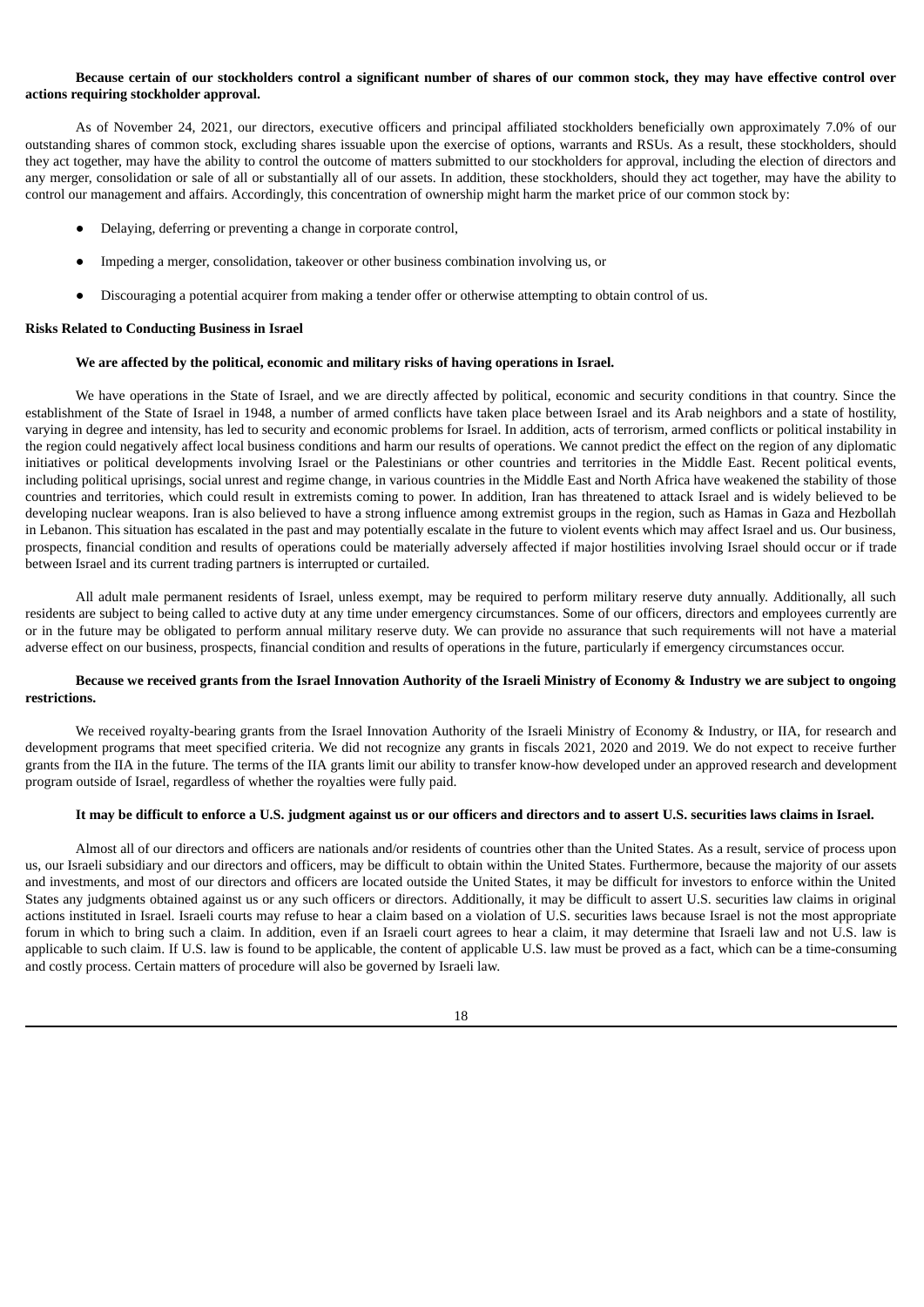**Because certain of our stockholders control a significant number of shares of our common stock, they may have effective control over actions requiring stockholder approval.**

As of November 24, 2021, our directors, executive officers and principal affiliated stockholders beneficially own approximately 7.0% of our outstanding shares of common stock, excluding shares issuable upon the exercise of options, warrants and RSUs. As a result, these stockholders, should they act together, may have the ability to control the outcome of matters submitted to our stockholders for approval, including the election of directors and any merger, consolidation or sale of all or substantially all of our assets. In addition, these stockholders, should they act together, may have the ability to control our management and affairs. Accordingly, this concentration of ownership might harm the market price of our common stock by:

- Delaying, deferring or preventing a change in corporate control,
- Impeding a merger, consolidation, takeover or other business combination involving us, or
- Discouraging a potential acquirer from making a tender offer or otherwise attempting to obtain control of us.

**Risks Related to Conducting Business in Israel**

**We are affected by the political, economic and military risks of having operations in Israel.**

We have operations in the State of Israel, and we are directly affected by political, economic and security conditions in that country. Since the establishment of the State of Israel in 1948, a number of armed conflicts have taken place between Israel and its Arab neighbors and a state of hostility, varying in degree and intensity, has led to security and economic problems for Israel. In addition, acts of terrorism, armed conflicts or political instability in the region could negatively affect local business conditions and harm our results of operations. We cannot predict the effect on the region of any diplomatic initiatives or political developments involving Israel or the Palestinians or other countries and territories in the Middle East. Recent political events, including political uprisings, social unrest and regime change, in various countries in the Middle East and North Africa have weakened the stability of those countries and territories, which could result in extremists coming to power. In addition, Iran has threatened to attack Israel and is widely believed to be developing nuclear weapons. Iran is also believed to have a strong influence among extremist groups in the region, such as Hamas in Gaza and Hezbollah in Lebanon. This situation has escalated in the past and may potentially escalate in the future to violent events which may affect Israel and us. Our business, prospects, financial condition and results of operations could be materially adversely affected if major hostilities involving Israel should occur or if trade between Israel and its current trading partners is interrupted or curtailed.

All adult male permanent residents of Israel, unless exempt, may be required to perform military reserve duty annually. Additionally, all such residents are subject to being called to active duty at any time under emergency circumstances. Some of our officers, directors and employees currently are or in the future may be obligated to perform annual military reserve duty. We can provide no assurance that such requirements will not have a material adverse effect on our business, prospects, financial condition and results of operations in the future, particularly if emergency circumstances occur.

**Because we received grants from the Israel Innovation Authority of the Israeli Ministry of Economy & Industry we are subject to ongoing restrictions.**

We received royalty-bearing grants from the Israel Innovation Authority of the Israeli Ministry of Economy & Industry, or IIA, for research and development programs that meet specified criteria. We did not recognize any grants in fiscals 2021, 2020 and 2019. We do not expect to receive further grants from the IIA in the future. The terms of the IIA grants limit our ability to transfer know-how developed under an approved research and development program outside of Israel, regardless of whether the royalties were fully paid.

**It may be difficult to enforce a U.S. judgment against us or our officers and directors and to assert U.S. securities laws claims in Israel.**

Almost all of our directors and officers are nationals and/or residents of countries other than the United States. As a result, service of process upon us, our Israeli subsidiary and our directors and officers, may be difficult to obtain within the United States. Furthermore, because the majority of our assets and investments, and most of our directors and officers are located outside the United States, it may be difficult for investors to enforce within the United States any judgments obtained against us or any such officers or directors. Additionally, it may be difficult to assert U.S. securities law claims in original actions instituted in Israel. Israeli courts may refuse to hear a claim based on a violation of U.S. securities laws because Israel is not the most appropriate forum in which to bring such a claim. In addition, even if an Israeli court agrees to hear a claim, it may determine that Israeli law and not U.S. law is applicable to such claim. If U.S. law is found to be applicable, the content of applicable U.S. law must be proved as a fact, which can be a time-consuming and costly process. Certain matters of procedure will also be governed by Israeli law.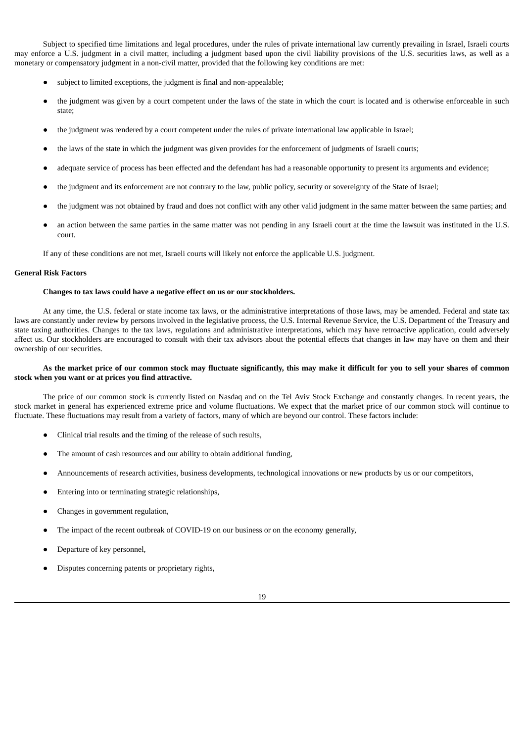Subject to specified time limitations and legal procedures, under the rules of private international law currently prevailing in Israel, Israeli courts may enforce a U.S. judgment in a civil matter, including a judgment based upon the civil liability provisions of the U.S. securities laws, as well as a monetary or compensatory judgment in a non-civil matter, provided that the following key conditions are met:

- subject to limited exceptions, the judgment is final and non-appealable;
- the judgment was given by a court competent under the laws of the state in which the court is located and is otherwise enforceable in such state;
- the judgment was rendered by a court competent under the rules of private international law applicable in Israel;
- the laws of the state in which the judgment was given provides for the enforcement of judgments of Israeli courts;
- adequate service of process has been effected and the defendant has had a reasonable opportunity to present its arguments and evidence;
- the judgment and its enforcement are not contrary to the law, public policy, security or sovereignty of the State of Israel;
- the judgment was not obtained by fraud and does not conflict with any other valid judgment in the same matter between the same parties; and
- an action between the same parties in the same matter was not pending in any Israeli court at the time the lawsuit was instituted in the U.S. court.

If any of these conditions are not met, Israeli courts will likely not enforce the applicable U.S. judgment.

**General Risk Factors**

**Changes to tax laws could have a negative effect on us or our stockholders.**

At any time, the U.S. federal or state income tax laws, or the administrative interpretations of those laws, may be amended. Federal and state tax laws are constantly under review by persons involved in the legislative process, the U.S. Internal Revenue Service, the U.S. Department of the Treasury and state taxing authorities. Changes to the tax laws, regulations and administrative interpretations, which may have retroactive application, could adversely affect us. Our stockholders are encouraged to consult with their tax advisors about the potential effects that changes in law may have on them and their ownership of our securities.

**As the market price of our common stock may fluctuate significantly, this may make it difficult for you to sell your shares of common stock when you want or at prices you find attractive.**

The price of our common stock is currently listed on Nasdaq and on the Tel Aviv Stock Exchange and constantly changes. In recent years, the stock market in general has experienced extreme price and volume fluctuations. We expect that the market price of our common stock will continue to fluctuate. These fluctuations may result from a variety of factors, many of which are beyond our control. These factors include:

- Clinical trial results and the timing of the release of such results,
- The amount of cash resources and our ability to obtain additional funding,
- Announcements of research activities, business developments, technological innovations or new products by us or our competitors,
- Entering into or terminating strategic relationships,
- Changes in government regulation,
- The impact of the recent outbreak of COVID-19 on our business or on the economy generally,
- Departure of key personnel,
- Disputes concerning patents or proprietary rights,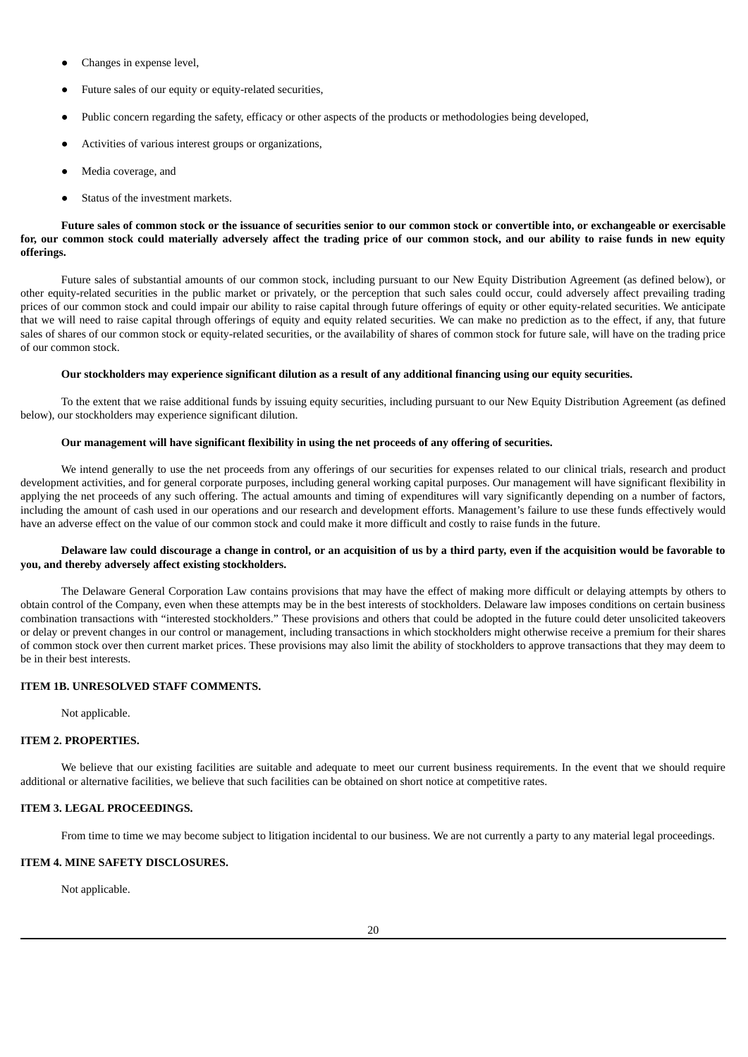- Changes in expense level,
- Future sales of our equity or equity-related securities,
- Public concern regarding the safety, efficacy or other aspects of the products or methodologies being developed,
- Activities of various interest groups or organizations,
- Media coverage, and
- Status of the investment markets.

**Future sales of common stock or the issuance of securities senior to our common stock or convertible into, or exchangeable or exercisable for, our common stock could materially adversely affect the trading price of our common stock, and our ability to raise funds in new equity offerings.**

Future sales of substantial amounts of our common stock, including pursuant to our New Equity Distribution Agreement (as defined below), or other equity-related securities in the public market or privately, or the perception that such sales could occur, could adversely affect prevailing trading prices of our common stock and could impair our ability to raise capital through future offerings of equity or other equity-related securities. We anticipate that we will need to raise capital through offerings of equity and equity related securities. We can make no prediction as to the effect, if any, that future sales of shares of our common stock or equity-related securities, or the availability of shares of common stock for future sale, will have on the trading price of our common stock.

**Our stockholders may experience significant dilution as a result of any additional financing using our equity securities.**

To the extent that we raise additional funds by issuing equity securities, including pursuant to our New Equity Distribution Agreement (as defined below), our stockholders may experience significant dilution.

**Our management will have significant flexibility in using the net proceeds of any offering of securities.**

We intend generally to use the net proceeds from any offerings of our securities for expenses related to our clinical trials, research and product development activities, and for general corporate purposes, including general working capital purposes. Our management will have significant flexibility in applying the net proceeds of any such offering. The actual amounts and timing of expenditures will vary significantly depending on a number of factors, including the amount of cash used in our operations and our research and development efforts. Management's failure to use these funds effectively would have an adverse effect on the value of our common stock and could make it more difficult and costly to raise funds in the future.

**Delaware law could discourage a change in control, or an acquisition of us by a third party, even if the acquisition would be favorable to you, and thereby adversely affect existing stockholders.**

The Delaware General Corporation Law contains provisions that may have the effect of making more difficult or delaying attempts by others to obtain control of the Company, even when these attempts may be in the best interests of stockholders. Delaware law imposes conditions on certain business combination transactions with "interested stockholders." These provisions and others that could be adopted in the future could deter unsolicited takeovers or delay or prevent changes in our control or management, including transactions in which stockholders might otherwise receive a premium for their shares of common stock over then current market prices. These provisions may also limit the ability of stockholders to approve transactions that they may deem to be in their best interests.

## ITEM 1B. UNRESOLVED STAFF COMMENTS.

Not applicable.

## ITEM 2. PROPERTIES.

We believe that our existing facilities are suitable and adequate to meet our current business requirements. In the event that we should require additional or alternative facilities, we believe that such facilities can be obtained on short notice at competitive rates.

## ITEM 3. LEGAL PROCEEDINGS.

From time to time we may become subject to litigation incidental to our business. We are not currently a party to any material legal proceedings.

## ITEM 4. MINE SAFETY DISCLOSURES.

Not applicable.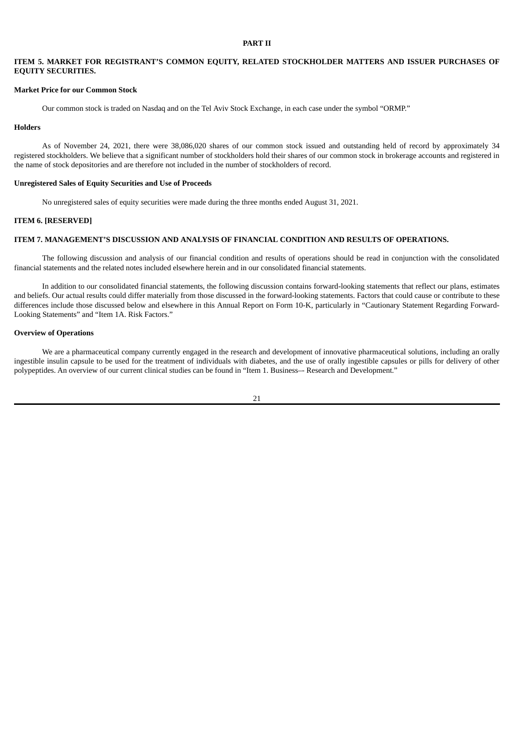# PART II

## ITEM 5. MARKET FOR REGISTRANT'S COMMON EQUITY, RELATED STOCKHOLDER MATTERS AND ISSUER PURCHASES OF EQUITY SECURITIES.

### Market Price for our Common Stock

Our common stock is traded on Nasdaq and on the Tel Aviv Stock Exchange, in each case under the symbol "ORMP."

### Holders

As of November 24, 2021, there were 38,086,020 shares of our common stock issued and outstanding held of record by approximately 34 registered stockholders. We believe that a significant number of stockholders hold their shares of our common stock in brokerage accounts and registered in the name of stock depositories and are therefore not included in the number of stockholders of record.

### Unregistered Sales of Equity Securities and Use of Proceeds

No unregistered sales of equity securities were made during the three months ended August 31, 2021.

## ITEM 6. [RESERVED]

## ITEM 7. MANAGEMENT'S DISCUSSION AND ANALYSIS OF FINANCIAL CONDITION AND RESULTS OF OPERATIONS.

The following discussion and analysis of our financial condition and results of operations should be read in conjunction with the consolidated financial statements and the related notes included elsewhere herein and in our consolidated financial statements.

In addition to our consolidated financial statements, the following discussion contains forward-looking statements that reflect our plans, estimates and beliefs. Our actual results could differ materially from those discussed in the forward-looking statements. Factors that could cause or contribute to these differences include those discussed below and elsewhere in this Annual Report on Form 10-K, particularly in "Cautionary Statement Regarding Forward-Looking Statements" and "Item 1A. Risk Factors."

### Overview of Operations

We are a pharmaceutical company currently engaged in the research and development of innovative pharmaceutical solutions, including an orally ingestible insulin capsule to be used for the treatment of individuals with diabetes, and the use of orally ingestible capsules or pills for delivery of other polypeptides. An overview of our current clinical studies can be found in "Item 1. Business–- Research and Development."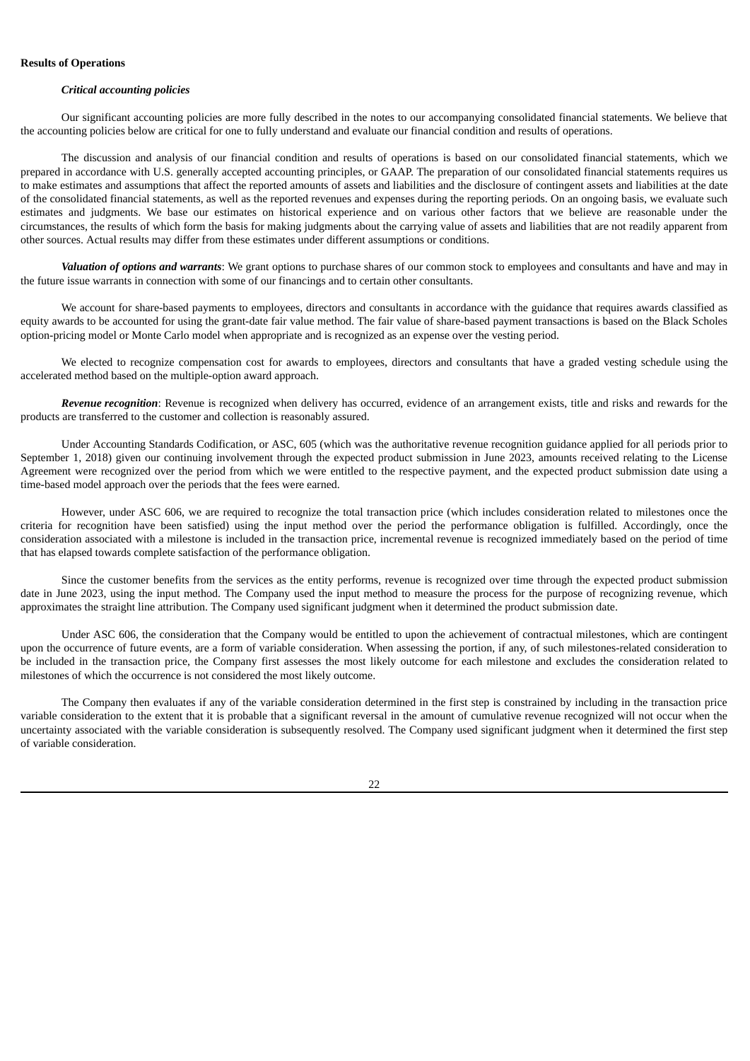**Results of Operations**

***Critical accounting policies***

Our significant accounting policies are more fully described in the notes to our accompanying consolidated financial statements. We believe that the accounting policies below are critical for one to fully understand and evaluate our financial condition and results of operations.

The discussion and analysis of our financial condition and results of operations is based on our consolidated financial statements, which we prepared in accordance with U.S. generally accepted accounting principles, or GAAP. The preparation of our consolidated financial statements requires us to make estimates and assumptions that affect the reported amounts of assets and liabilities and the disclosure of contingent assets and liabilities at the date of the consolidated financial statements, as well as the reported revenues and expenses during the reporting periods. On an ongoing basis, we evaluate such estimates and judgments. We base our estimates on historical experience and on various other factors that we believe are reasonable under the circumstances, the results of which form the basis for making judgments about the carrying value of assets and liabilities that are not readily apparent from other sources. Actual results may differ from these estimates under different assumptions or conditions.

***Valuation of options and warrants***: We grant options to purchase shares of our common stock to employees and consultants and have and may in the future issue warrants in connection with some of our financings and to certain other consultants.

We account for share-based payments to employees, directors and consultants in accordance with the guidance that requires awards classified as equity awards to be accounted for using the grant-date fair value method. The fair value of share-based payment transactions is based on the Black Scholes option-pricing model or Monte Carlo model when appropriate and is recognized as an expense over the vesting period.

We elected to recognize compensation cost for awards to employees, directors and consultants that have a graded vesting schedule using the accelerated method based on the multiple-option award approach.

***Revenue recognition***: Revenue is recognized when delivery has occurred, evidence of an arrangement exists, title and risks and rewards for the products are transferred to the customer and collection is reasonably assured.

Under Accounting Standards Codification, or ASC, 605 (which was the authoritative revenue recognition guidance applied for all periods prior to September 1, 2018) given our continuing involvement through the expected product submission in June 2023, amounts received relating to the License Agreement were recognized over the period from which we were entitled to the respective payment, and the expected product submission date using a time-based model approach over the periods that the fees were earned.

However, under ASC 606, we are required to recognize the total transaction price (which includes consideration related to milestones once the criteria for recognition have been satisfied) using the input method over the period the performance obligation is fulfilled. Accordingly, once the consideration associated with a milestone is included in the transaction price, incremental revenue is recognized immediately based on the period of time that has elapsed towards complete satisfaction of the performance obligation.

Since the customer benefits from the services as the entity performs, revenue is recognized over time through the expected product submission date in June 2023, using the input method. The Company used the input method to measure the process for the purpose of recognizing revenue, which approximates the straight line attribution. The Company used significant judgment when it determined the product submission date.

Under ASC 606, the consideration that the Company would be entitled to upon the achievement of contractual milestones, which are contingent upon the occurrence of future events, are a form of variable consideration. When assessing the portion, if any, of such milestones-related consideration to be included in the transaction price, the Company first assesses the most likely outcome for each milestone and excludes the consideration related to milestones of which the occurrence is not considered the most likely outcome.

The Company then evaluates if any of the variable consideration determined in the first step is constrained by including in the transaction price variable consideration to the extent that it is probable that a significant reversal in the amount of cumulative revenue recognized will not occur when the uncertainty associated with the variable consideration is subsequently resolved. The Company used significant judgment when it determined the first step of variable consideration.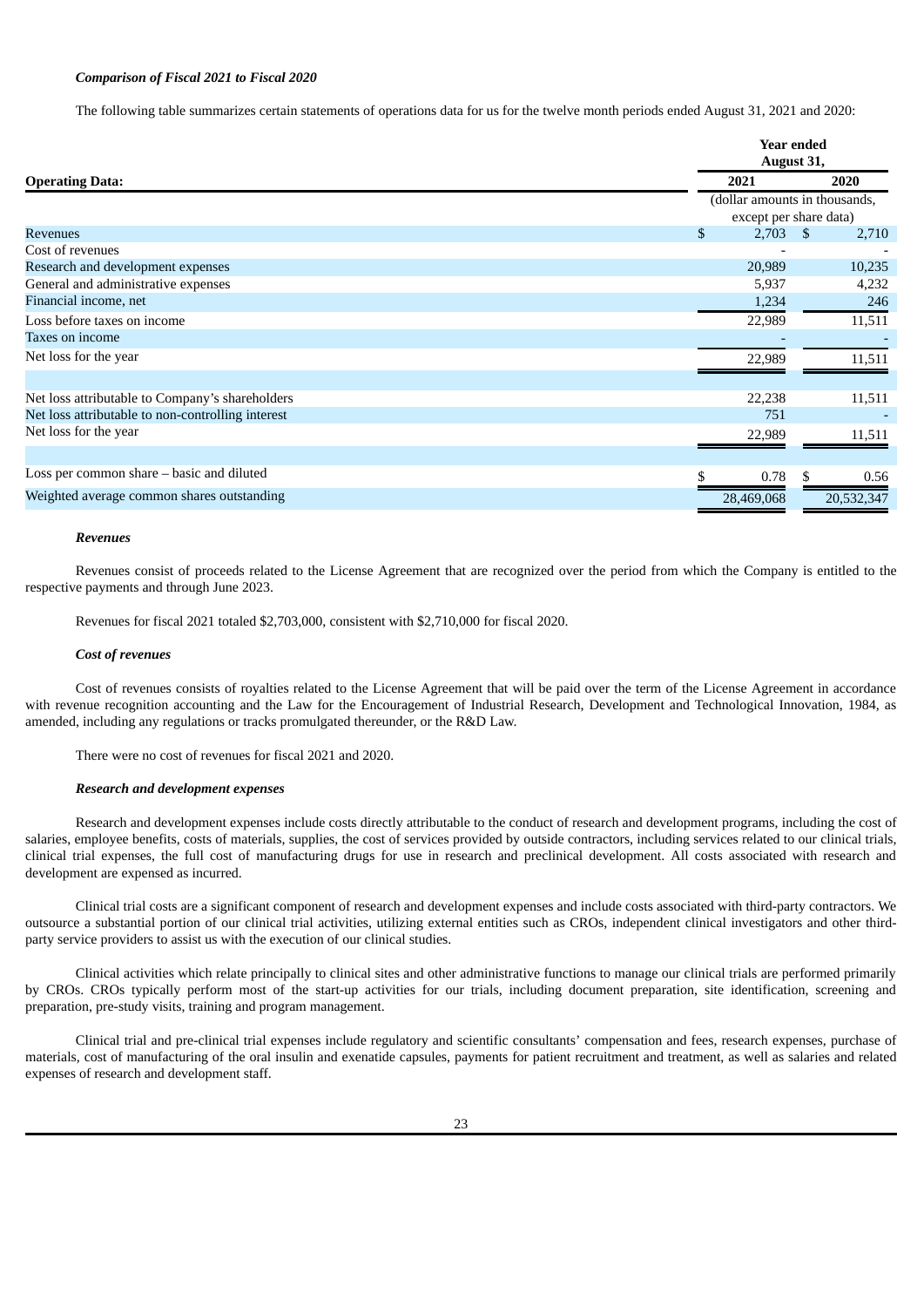***Comparison of Fiscal 2021 to Fiscal 2020***

The following table summarizes certain statements of operations data for us for the twelve month periods ended August 31, 2021 and 2020:

| | Year ended August 31, | |
|---|---|---|
| **Operating Data:** | **2021** | **2020** |
| | (dollar amounts in thousands, except per share data) | |
| Revenues | $ 2,703 | $ 2,710 |
| Cost of revenues | - | - |
| Research and development expenses | 20,989 | 10,235 |
| General and administrative expenses | 5,937 | 4,232 |
| Financial income, net | 1,234 | 246 |
| Loss before taxes on income | 22,989 | 11,511 |
| Taxes on income | - | - |
| Net loss for the year | 22,989 | 11,511 |
| | | |
| Net loss attributable to Company's shareholders | 22,238 | 11,511 |
| Net loss attributable to non-controlling interest | 751 | - |
| Net loss for the year | 22,989 | 11,511 |
| | | |
| Loss per common share – basic and diluted | $ 0.78 | $ 0.56 |
| Weighted average common shares outstanding | 28,469,068 | 20,532,347 |

***Revenues***

Revenues consist of proceeds related to the License Agreement that are recognized over the period from which the Company is entitled to the respective payments and through June 2023.

Revenues for fiscal 2021 totaled $2,703,000, consistent with $2,710,000 for fiscal 2020.

***Cost of revenues***

Cost of revenues consists of royalties related to the License Agreement that will be paid over the term of the License Agreement in accordance with revenue recognition accounting and the Law for the Encouragement of Industrial Research, Development and Technological Innovation, 1984, as amended, including any regulations or tracks promulgated thereunder, or the R&D Law.

There were no cost of revenues for fiscal 2021 and 2020.

***Research and development expenses***

Research and development expenses include costs directly attributable to the conduct of research and development programs, including the cost of salaries, employee benefits, costs of materials, supplies, the cost of services provided by outside contractors, including services related to our clinical trials, clinical trial expenses, the full cost of manufacturing drugs for use in research and preclinical development. All costs associated with research and development are expensed as incurred.

Clinical trial costs are a significant component of research and development expenses and include costs associated with third-party contractors. We outsource a substantial portion of our clinical trial activities, utilizing external entities such as CROs, independent clinical investigators and other third-party service providers to assist us with the execution of our clinical studies.

Clinical activities which relate principally to clinical sites and other administrative functions to manage our clinical trials are performed primarily by CROs. CROs typically perform most of the start-up activities for our trials, including document preparation, site identification, screening and preparation, pre-study visits, training and program management.

Clinical trial and pre-clinical trial expenses include regulatory and scientific consultants' compensation and fees, research expenses, purchase of materials, cost of manufacturing of the oral insulin and exenatide capsules, payments for patient recruitment and treatment, as well as salaries and related expenses of research and development staff.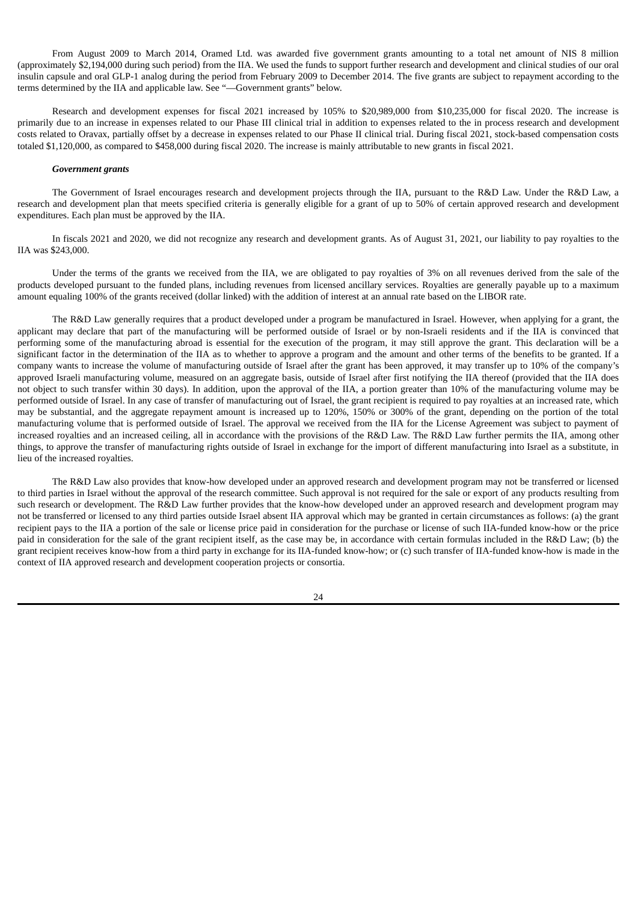From August 2009 to March 2014, Oramed Ltd. was awarded five government grants amounting to a total net amount of NIS 8 million (approximately $2,194,000 during such period) from the IIA. We used the funds to support further research and development and clinical studies of our oral insulin capsule and oral GLP-1 analog during the period from February 2009 to December 2014. The five grants are subject to repayment according to the terms determined by the IIA and applicable law. See "—Government grants" below.

Research and development expenses for fiscal 2021 increased by 105% to $20,989,000 from $10,235,000 for fiscal 2020. The increase is primarily due to an increase in expenses related to our Phase III clinical trial in addition to expenses related to the in process research and development costs related to Oravax, partially offset by a decrease in expenses related to our Phase II clinical trial. During fiscal 2021, stock-based compensation costs totaled $1,120,000, as compared to $458,000 during fiscal 2020. The increase is mainly attributable to new grants in fiscal 2021.

***Government grants***

The Government of Israel encourages research and development projects through the IIA, pursuant to the R&D Law. Under the R&D Law, a research and development plan that meets specified criteria is generally eligible for a grant of up to 50% of certain approved research and development expenditures. Each plan must be approved by the IIA.

In fiscals 2021 and 2020, we did not recognize any research and development grants. As of August 31, 2021, our liability to pay royalties to the IIA was $243,000.

Under the terms of the grants we received from the IIA, we are obligated to pay royalties of 3% on all revenues derived from the sale of the products developed pursuant to the funded plans, including revenues from licensed ancillary services. Royalties are generally payable up to a maximum amount equaling 100% of the grants received (dollar linked) with the addition of interest at an annual rate based on the LIBOR rate.

The R&D Law generally requires that a product developed under a program be manufactured in Israel. However, when applying for a grant, the applicant may declare that part of the manufacturing will be performed outside of Israel or by non-Israeli residents and if the IIA is convinced that performing some of the manufacturing abroad is essential for the execution of the program, it may still approve the grant. This declaration will be a significant factor in the determination of the IIA as to whether to approve a program and the amount and other terms of the benefits to be granted. If a company wants to increase the volume of manufacturing outside of Israel after the grant has been approved, it may transfer up to 10% of the company's approved Israeli manufacturing volume, measured on an aggregate basis, outside of Israel after first notifying the IIA thereof (provided that the IIA does not object to such transfer within 30 days). In addition, upon the approval of the IIA, a portion greater than 10% of the manufacturing volume may be performed outside of Israel. In any case of transfer of manufacturing out of Israel, the grant recipient is required to pay royalties at an increased rate, which may be substantial, and the aggregate repayment amount is increased up to 120%, 150% or 300% of the grant, depending on the portion of the total manufacturing volume that is performed outside of Israel. The approval we received from the IIA for the License Agreement was subject to payment of increased royalties and an increased ceiling, all in accordance with the provisions of the R&D Law. The R&D Law further permits the IIA, among other things, to approve the transfer of manufacturing rights outside of Israel in exchange for the import of different manufacturing into Israel as a substitute, in lieu of the increased royalties.

The R&D Law also provides that know-how developed under an approved research and development program may not be transferred or licensed to third parties in Israel without the approval of the research committee. Such approval is not required for the sale or export of any products resulting from such research or development. The R&D Law further provides that the know-how developed under an approved research and development program may not be transferred or licensed to any third parties outside Israel absent IIA approval which may be granted in certain circumstances as follows: (a) the grant recipient pays to the IIA a portion of the sale or license price paid in consideration for the purchase or license of such IIA-funded know-how or the price paid in consideration for the sale of the grant recipient itself, as the case may be, in accordance with certain formulas included in the R&D Law; (b) the grant recipient receives know-how from a third party in exchange for its IIA-funded know-how; or (c) such transfer of IIA-funded know-how is made in the context of IIA approved research and development cooperation projects or consortia.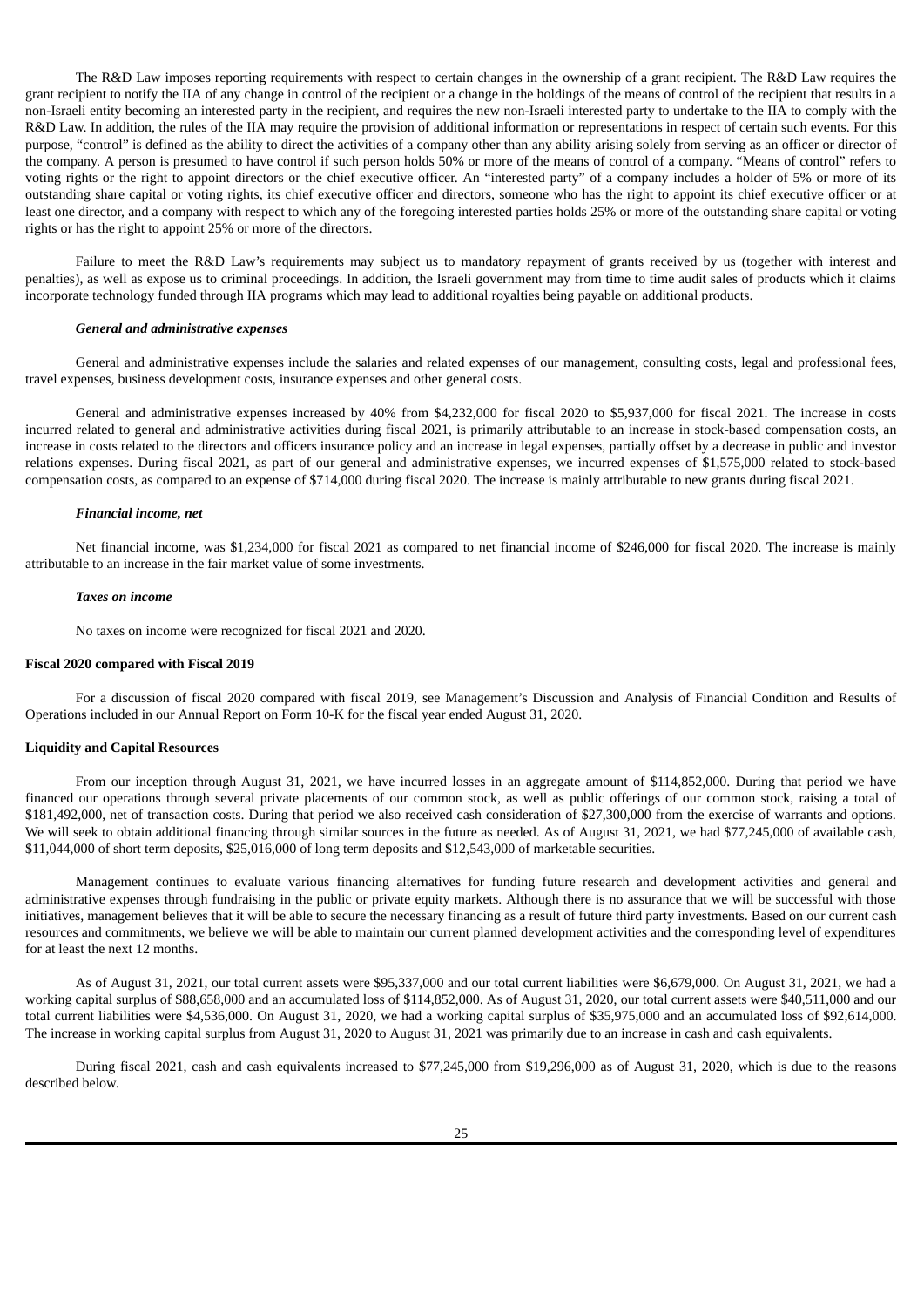The R&D Law imposes reporting requirements with respect to certain changes in the ownership of a grant recipient. The R&D Law requires the grant recipient to notify the IIA of any change in control of the recipient or a change in the holdings of the means of control of the recipient that results in a non-Israeli entity becoming an interested party in the recipient, and requires the new non-Israeli interested party to undertake to the IIA to comply with the R&D Law. In addition, the rules of the IIA may require the provision of additional information or representations in respect of certain such events. For this purpose, "control" is defined as the ability to direct the activities of a company other than any ability arising solely from serving as an officer or director of the company. A person is presumed to have control if such person holds 50% or more of the means of control of a company. "Means of control" refers to voting rights or the right to appoint directors or the chief executive officer. An "interested party" of a company includes a holder of 5% or more of its outstanding share capital or voting rights, its chief executive officer and directors, someone who has the right to appoint its chief executive officer or at least one director, and a company with respect to which any of the foregoing interested parties holds 25% or more of the outstanding share capital or voting rights or has the right to appoint 25% or more of the directors.

Failure to meet the R&D Law's requirements may subject us to mandatory repayment of grants received by us (together with interest and penalties), as well as expose us to criminal proceedings. In addition, the Israeli government may from time to time audit sales of products which it claims incorporate technology funded through IIA programs which may lead to additional royalties being payable on additional products.

***General and administrative expenses***

General and administrative expenses include the salaries and related expenses of our management, consulting costs, legal and professional fees, travel expenses, business development costs, insurance expenses and other general costs.

General and administrative expenses increased by 40% from $4,232,000 for fiscal 2020 to $5,937,000 for fiscal 2021. The increase in costs incurred related to general and administrative activities during fiscal 2021, is primarily attributable to an increase in stock-based compensation costs, an increase in costs related to the directors and officers insurance policy and an increase in legal expenses, partially offset by a decrease in public and investor relations expenses. During fiscal 2021, as part of our general and administrative expenses, we incurred expenses of $1,575,000 related to stock-based compensation costs, as compared to an expense of $714,000 during fiscal 2020. The increase is mainly attributable to new grants during fiscal 2021.

***Financial income, net***

Net financial income, was $1,234,000 for fiscal 2021 as compared to net financial income of $246,000 for fiscal 2020. The increase is mainly attributable to an increase in the fair market value of some investments.

***Taxes on income***

No taxes on income were recognized for fiscal 2021 and 2020.

**Fiscal 2020 compared with Fiscal 2019**

For a discussion of fiscal 2020 compared with fiscal 2019, see Management's Discussion and Analysis of Financial Condition and Results of Operations included in our Annual Report on Form 10-K for the fiscal year ended August 31, 2020.

**Liquidity and Capital Resources**

From our inception through August 31, 2021, we have incurred losses in an aggregate amount of $114,852,000. During that period we have financed our operations through several private placements of our common stock, as well as public offerings of our common stock, raising a total of $181,492,000, net of transaction costs. During that period we also received cash consideration of $27,300,000 from the exercise of warrants and options. We will seek to obtain additional financing through similar sources in the future as needed. As of August 31, 2021, we had $77,245,000 of available cash, $11,044,000 of short term deposits, $25,016,000 of long term deposits and $12,543,000 of marketable securities.

Management continues to evaluate various financing alternatives for funding future research and development activities and general and administrative expenses through fundraising in the public or private equity markets. Although there is no assurance that we will be successful with those initiatives, management believes that it will be able to secure the necessary financing as a result of future third party investments. Based on our current cash resources and commitments, we believe we will be able to maintain our current planned development activities and the corresponding level of expenditures for at least the next 12 months.

As of August 31, 2021, our total current assets were $95,337,000 and our total current liabilities were $6,679,000. On August 31, 2021, we had a working capital surplus of $88,658,000 and an accumulated loss of $114,852,000. As of August 31, 2020, our total current assets were $40,511,000 and our total current liabilities were $4,536,000. On August 31, 2020, we had a working capital surplus of $35,975,000 and an accumulated loss of $92,614,000. The increase in working capital surplus from August 31, 2020 to August 31, 2021 was primarily due to an increase in cash and cash equivalents.

During fiscal 2021, cash and cash equivalents increased to $77,245,000 from $19,296,000 as of August 31, 2020, which is due to the reasons described below.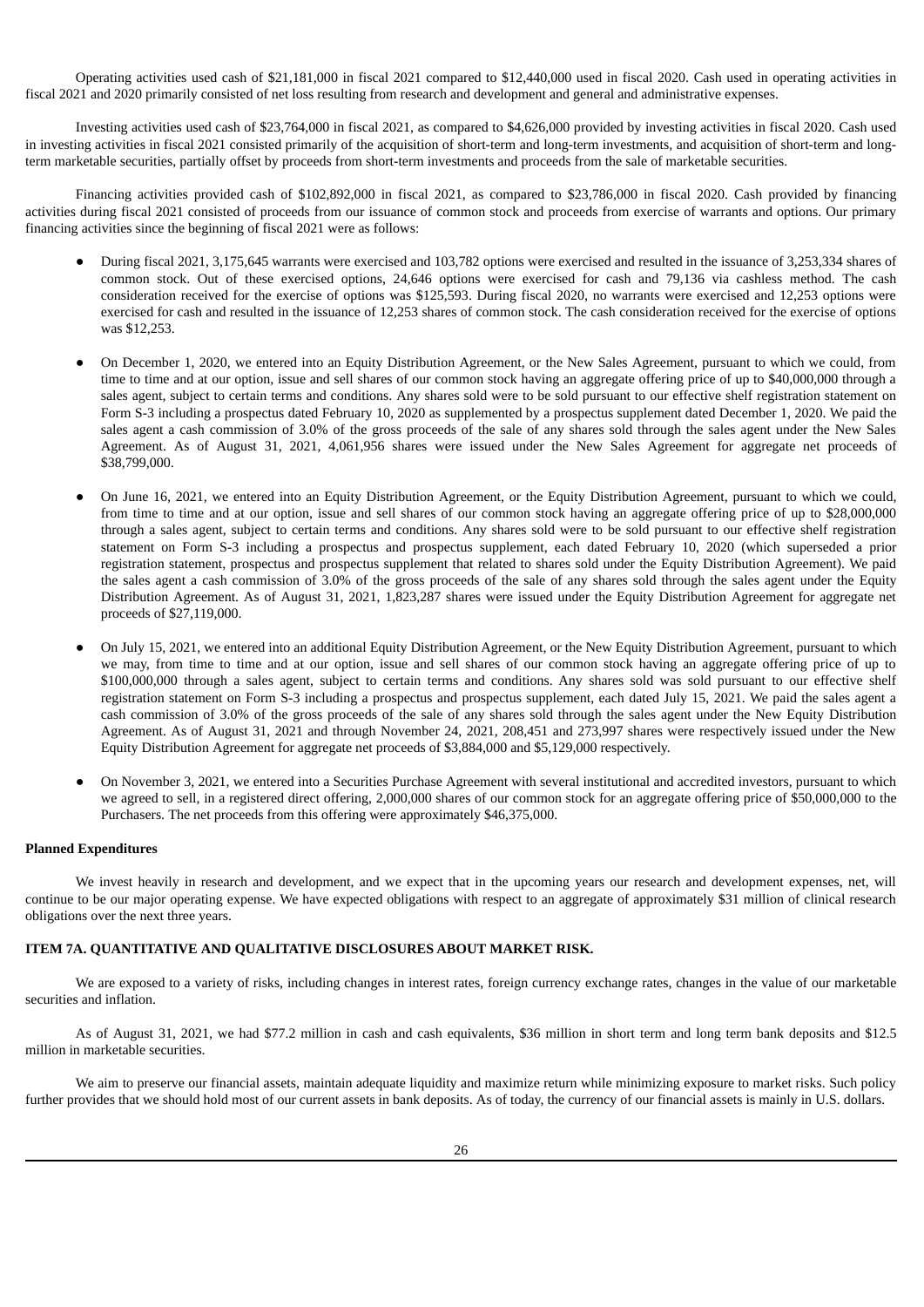Operating activities used cash of $21,181,000 in fiscal 2021 compared to $12,440,000 used in fiscal 2020. Cash used in operating activities in fiscal 2021 and 2020 primarily consisted of net loss resulting from research and development and general and administrative expenses.

Investing activities used cash of $23,764,000 in fiscal 2021, as compared to $4,626,000 provided by investing activities in fiscal 2020. Cash used in investing activities in fiscal 2021 consisted primarily of the acquisition of short-term and long-term investments, and acquisition of short-term and long-term marketable securities, partially offset by proceeds from short-term investments and proceeds from the sale of marketable securities.

Financing activities provided cash of $102,892,000 in fiscal 2021, as compared to $23,786,000 in fiscal 2020. Cash provided by financing activities during fiscal 2021 consisted of proceeds from our issuance of common stock and proceeds from exercise of warrants and options. Our primary financing activities since the beginning of fiscal 2021 were as follows:

- During fiscal 2021, 3,175,645 warrants were exercised and 103,782 options were exercised and resulted in the issuance of 3,253,334 shares of common stock. Out of these exercised options, 24,646 options were exercised for cash and 79,136 via cashless method. The cash consideration received for the exercise of options was $125,593. During fiscal 2020, no warrants were exercised and 12,253 options were exercised for cash and resulted in the issuance of 12,253 shares of common stock. The cash consideration received for the exercise of options was $12,253.

- On December 1, 2020, we entered into an Equity Distribution Agreement, or the New Sales Agreement, pursuant to which we could, from time to time and at our option, issue and sell shares of our common stock having an aggregate offering price of up to $40,000,000 through a sales agent, subject to certain terms and conditions. Any shares sold were to be sold pursuant to our effective shelf registration statement on Form S-3 including a prospectus dated February 10, 2020 as supplemented by a prospectus supplement dated December 1, 2020. We paid the sales agent a cash commission of 3.0% of the gross proceeds of the sale of any shares sold through the sales agent under the New Sales Agreement. As of August 31, 2021, 4,061,956 shares were issued under the New Sales Agreement for aggregate net proceeds of $38,799,000.

- On June 16, 2021, we entered into an Equity Distribution Agreement, or the Equity Distribution Agreement, pursuant to which we could, from time to time and at our option, issue and sell shares of our common stock having an aggregate offering price of up to $28,000,000 through a sales agent, subject to certain terms and conditions. Any shares sold were to be sold pursuant to our effective shelf registration statement on Form S-3 including a prospectus and prospectus supplement, each dated February 10, 2020 (which superseded a prior registration statement, prospectus and prospectus supplement that related to shares sold under the Equity Distribution Agreement). We paid the sales agent a cash commission of 3.0% of the gross proceeds of the sale of any shares sold through the sales agent under the Equity Distribution Agreement. As of August 31, 2021, 1,823,287 shares were issued under the Equity Distribution Agreement for aggregate net proceeds of $27,119,000.

- On July 15, 2021, we entered into an additional Equity Distribution Agreement, or the New Equity Distribution Agreement, pursuant to which we may, from time to time and at our option, issue and sell shares of our common stock having an aggregate offering price of up to $100,000,000 through a sales agent, subject to certain terms and conditions. Any shares sold was sold pursuant to our effective shelf registration statement on Form S-3 including a prospectus and prospectus supplement, each dated July 15, 2021. We paid the sales agent a cash commission of 3.0% of the gross proceeds of the sale of any shares sold through the sales agent under the New Equity Distribution Agreement. As of August 31, 2021 and through November 24, 2021, 208,451 and 273,997 shares were respectively issued under the New Equity Distribution Agreement for aggregate net proceeds of $3,884,000 and $5,129,000 respectively.

- On November 3, 2021, we entered into a Securities Purchase Agreement with several institutional and accredited investors, pursuant to which we agreed to sell, in a registered direct offering, 2,000,000 shares of our common stock for an aggregate offering price of $50,000,000 to the Purchasers. The net proceeds from this offering were approximately $46,375,000.

**Planned Expenditures**

We invest heavily in research and development, and we expect that in the upcoming years our research and development expenses, net, will continue to be our major operating expense. We have expected obligations with respect to an aggregate of approximately $31 million of clinical research obligations over the next three years.

**ITEM 7A. QUANTITATIVE AND QUALITATIVE DISCLOSURES ABOUT MARKET RISK.**

We are exposed to a variety of risks, including changes in interest rates, foreign currency exchange rates, changes in the value of our marketable securities and inflation.

As of August 31, 2021, we had $77.2 million in cash and cash equivalents, $36 million in short term and long term bank deposits and $12.5 million in marketable securities.

We aim to preserve our financial assets, maintain adequate liquidity and maximize return while minimizing exposure to market risks. Such policy further provides that we should hold most of our current assets in bank deposits. As of today, the currency of our financial assets is mainly in U.S. dollars.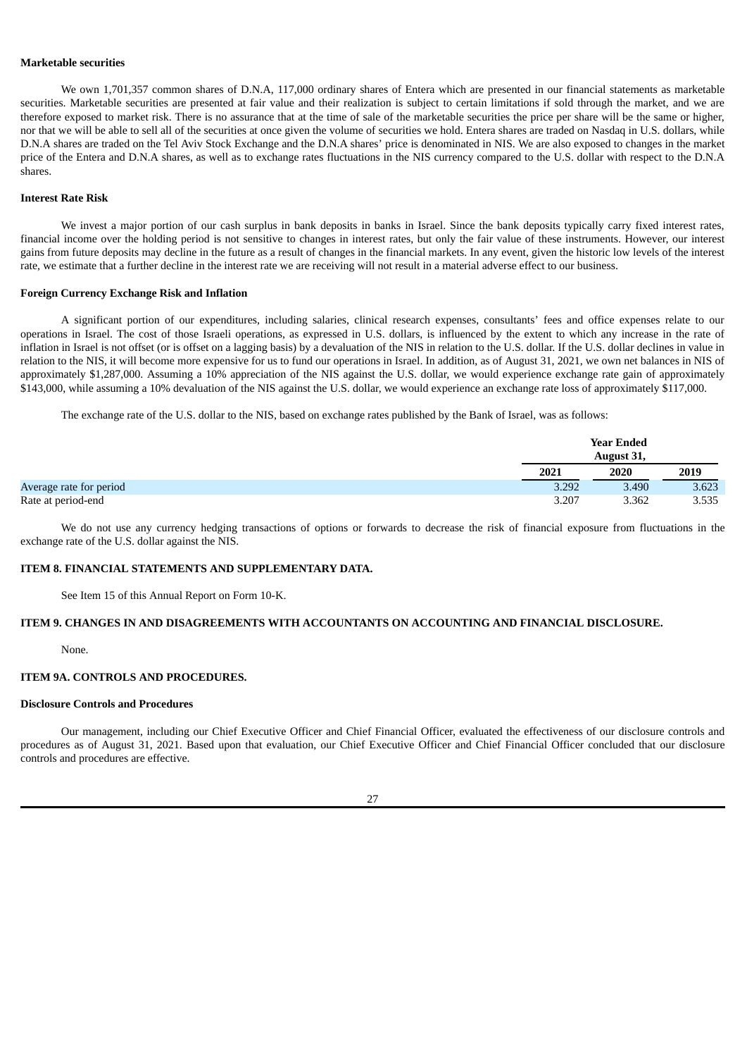**Marketable securities**

We own 1,701,357 common shares of D.N.A, 117,000 ordinary shares of Entera which are presented in our financial statements as marketable securities. Marketable securities are presented at fair value and their realization is subject to certain limitations if sold through the market, and we are therefore exposed to market risk. There is no assurance that at the time of sale of the marketable securities the price per share will be the same or higher, nor that we will be able to sell all of the securities at once given the volume of securities we hold. Entera shares are traded on Nasdaq in U.S. dollars, while D.N.A shares are traded on the Tel Aviv Stock Exchange and the D.N.A shares' price is denominated in NIS. We are also exposed to changes in the market price of the Entera and D.N.A shares, as well as to exchange rates fluctuations in the NIS currency compared to the U.S. dollar with respect to the D.N.A shares.

**Interest Rate Risk**

We invest a major portion of our cash surplus in bank deposits in banks in Israel. Since the bank deposits typically carry fixed interest rates, financial income over the holding period is not sensitive to changes in interest rates, but only the fair value of these instruments. However, our interest gains from future deposits may decline in the future as a result of changes in the financial markets. In any event, given the historic low levels of the interest rate, we estimate that a further decline in the interest rate we are receiving will not result in a material adverse effect to our business.

**Foreign Currency Exchange Risk and Inflation**

A significant portion of our expenditures, including salaries, clinical research expenses, consultants' fees and office expenses relate to our operations in Israel. The cost of those Israeli operations, as expressed in U.S. dollars, is influenced by the extent to which any increase in the rate of inflation in Israel is not offset (or is offset on a lagging basis) by a devaluation of the NIS in relation to the U.S. dollar. If the U.S. dollar declines in value in relation to the NIS, it will become more expensive for us to fund our operations in Israel. In addition, as of August 31, 2021, we own net balances in NIS of approximately $1,287,000. Assuming a 10% appreciation of the NIS against the U.S. dollar, we would experience exchange rate gain of approximately $143,000, while assuming a 10% devaluation of the NIS against the U.S. dollar, we would experience an exchange rate loss of approximately $117,000.

The exchange rate of the U.S. dollar to the NIS, based on exchange rates published by the Bank of Israel, was as follows:

| | Year Ended August 31, | | |
|---|---|---|---|
| | 2021 | 2020 | 2019 |
| Average rate for period | 3.292 | 3.490 | 3.623 |
| Rate at period-end | 3.207 | 3.362 | 3.535 |

We do not use any currency hedging transactions of options or forwards to decrease the risk of financial exposure from fluctuations in the exchange rate of the U.S. dollar against the NIS.

## ITEM 8. FINANCIAL STATEMENTS AND SUPPLEMENTARY DATA.

See Item 15 of this Annual Report on Form 10-K.

## ITEM 9. CHANGES IN AND DISAGREEMENTS WITH ACCOUNTANTS ON ACCOUNTING AND FINANCIAL DISCLOSURE.

None.

## ITEM 9A. CONTROLS AND PROCEDURES.

**Disclosure Controls and Procedures**

Our management, including our Chief Executive Officer and Chief Financial Officer, evaluated the effectiveness of our disclosure controls and procedures as of August 31, 2021. Based upon that evaluation, our Chief Executive Officer and Chief Financial Officer concluded that our disclosure controls and procedures are effective.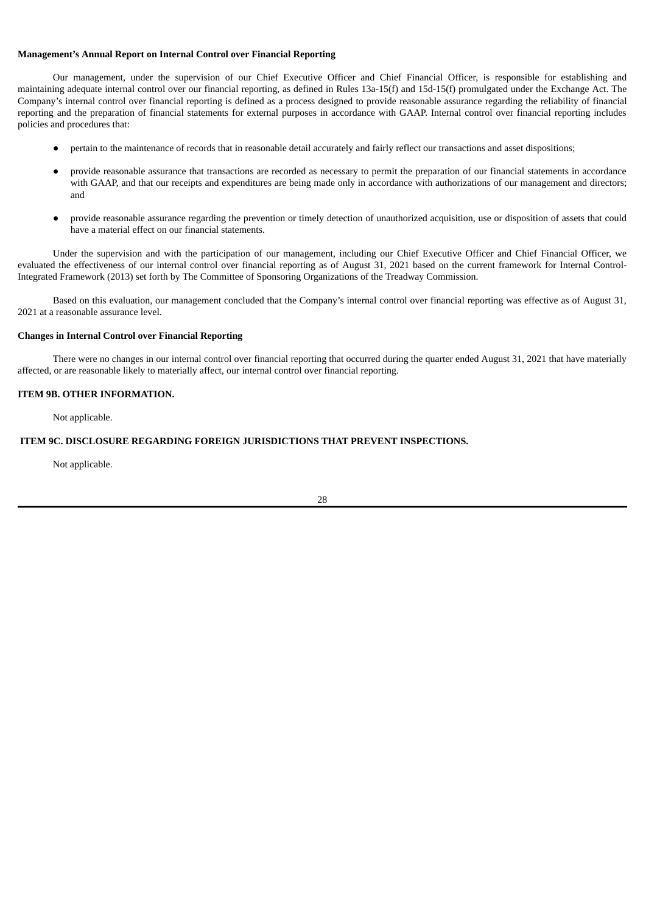**Management's Annual Report on Internal Control over Financial Reporting**

Our management, under the supervision of our Chief Executive Officer and Chief Financial Officer, is responsible for establishing and maintaining adequate internal control over our financial reporting, as defined in Rules 13a-15(f) and 15d-15(f) promulgated under the Exchange Act. The Company's internal control over financial reporting is defined as a process designed to provide reasonable assurance regarding the reliability of financial reporting and the preparation of financial statements for external purposes in accordance with GAAP. Internal control over financial reporting includes policies and procedures that:

- pertain to the maintenance of records that in reasonable detail accurately and fairly reflect our transactions and asset dispositions;
- provide reasonable assurance that transactions are recorded as necessary to permit the preparation of our financial statements in accordance with GAAP, and that our receipts and expenditures are being made only in accordance with authorizations of our management and directors; and
- provide reasonable assurance regarding the prevention or timely detection of unauthorized acquisition, use or disposition of assets that could have a material effect on our financial statements.

Under the supervision and with the participation of our management, including our Chief Executive Officer and Chief Financial Officer, we evaluated the effectiveness of our internal control over financial reporting as of August 31, 2021 based on the current framework for Internal Control-Integrated Framework (2013) set forth by The Committee of Sponsoring Organizations of the Treadway Commission.

Based on this evaluation, our management concluded that the Company's internal control over financial reporting was effective as of August 31, 2021 at a reasonable assurance level.

**Changes in Internal Control over Financial Reporting**

There were no changes in our internal control over financial reporting that occurred during the quarter ended August 31, 2021 that have materially affected, or are reasonable likely to materially affect, our internal control over financial reporting.

**ITEM 9B. OTHER INFORMATION.**

Not applicable.

**ITEM 9C. DISCLOSURE REGARDING FOREIGN JURISDICTIONS THAT PREVENT INSPECTIONS.**

Not applicable.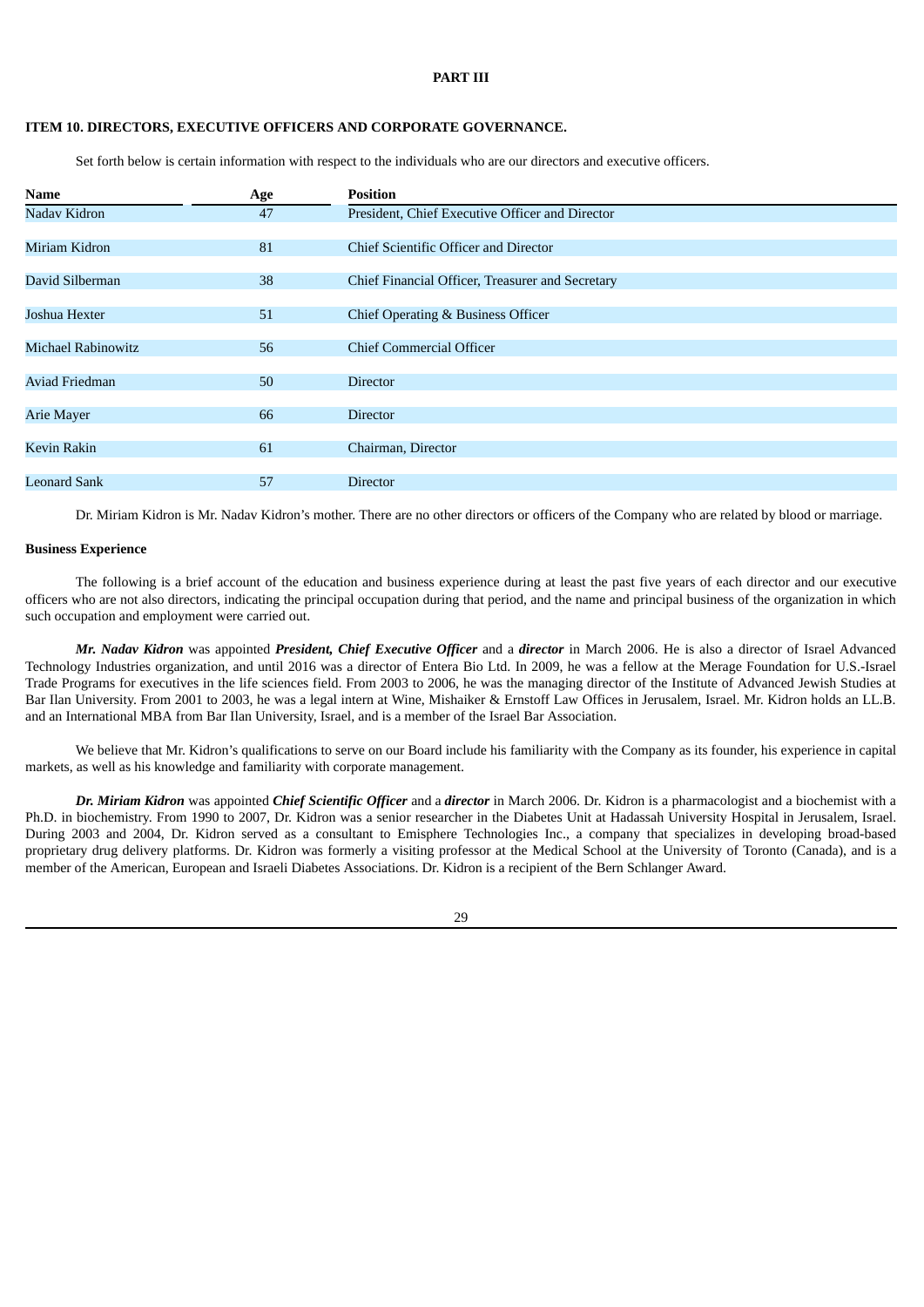# PART III

## ITEM 10. DIRECTORS, EXECUTIVE OFFICERS AND CORPORATE GOVERNANCE.

Set forth below is certain information with respect to the individuals who are our directors and executive officers.

| Name | Age | Position |
|---|---|---|
| Nadav Kidron | 47 | President, Chief Executive Officer and Director |
| Miriam Kidron | 81 | Chief Scientific Officer and Director |
| David Silberman | 38 | Chief Financial Officer, Treasurer and Secretary |
| Joshua Hexter | 51 | Chief Operating & Business Officer |
| Michael Rabinowitz | 56 | Chief Commercial Officer |
| Aviad Friedman | 50 | Director |
| Arie Mayer | 66 | Director |
| Kevin Rakin | 61 | Chairman, Director |
| Leonard Sank | 57 | Director |

Dr. Miriam Kidron is Mr. Nadav Kidron's mother. There are no other directors or officers of the Company who are related by blood or marriage.

**Business Experience**

The following is a brief account of the education and business experience during at least the past five years of each director and our executive officers who are not also directors, indicating the principal occupation during that period, and the name and principal business of the organization in which such occupation and employment were carried out.

***Mr. Nadav Kidron*** was appointed ***President, Chief Executive Officer*** and a ***director*** in March 2006. He is also a director of Israel Advanced Technology Industries organization, and until 2016 was a director of Entera Bio Ltd. In 2009, he was a fellow at the Merage Foundation for U.S.-Israel Trade Programs for executives in the life sciences field. From 2003 to 2006, he was the managing director of the Institute of Advanced Jewish Studies at Bar Ilan University. From 2001 to 2003, he was a legal intern at Wine, Mishaiker & Ernstoff Law Offices in Jerusalem, Israel. Mr. Kidron holds an LL.B. and an International MBA from Bar Ilan University, Israel, and is a member of the Israel Bar Association.

We believe that Mr. Kidron's qualifications to serve on our Board include his familiarity with the Company as its founder, his experience in capital markets, as well as his knowledge and familiarity with corporate management.

***Dr. Miriam Kidron*** was appointed ***Chief Scientific Officer*** and a ***director*** in March 2006. Dr. Kidron is a pharmacologist and a biochemist with a Ph.D. in biochemistry. From 1990 to 2007, Dr. Kidron was a senior researcher in the Diabetes Unit at Hadassah University Hospital in Jerusalem, Israel. During 2003 and 2004, Dr. Kidron served as a consultant to Emisphere Technologies Inc., a company that specializes in developing broad-based proprietary drug delivery platforms. Dr. Kidron was formerly a visiting professor at the Medical School at the University of Toronto (Canada), and is a member of the American, European and Israeli Diabetes Associations. Dr. Kidron is a recipient of the Bern Schlanger Award.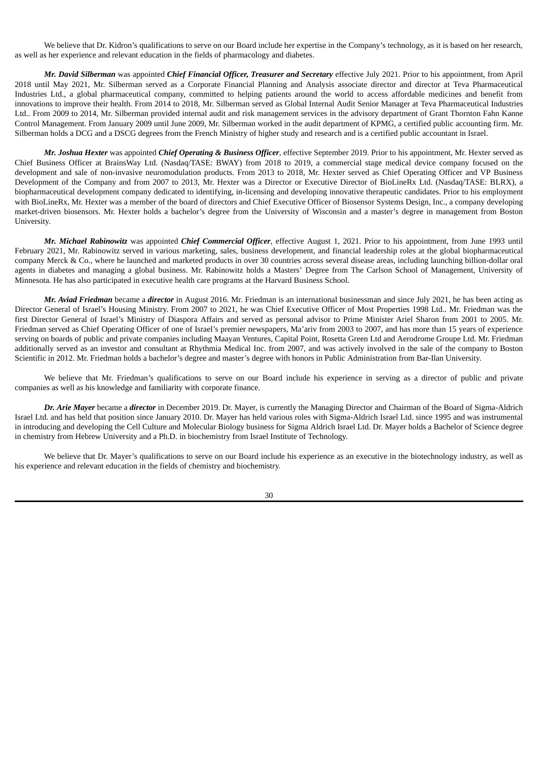We believe that Dr. Kidron's qualifications to serve on our Board include her expertise in the Company's technology, as it is based on her research, as well as her experience and relevant education in the fields of pharmacology and diabetes.

***Mr. David Silberman*** was appointed ***Chief Financial Officer, Treasurer and Secretary*** effective July 2021. Prior to his appointment, from April 2018 until May 2021, Mr. Silberman served as a Corporate Financial Planning and Analysis associate director and director at Teva Pharmaceutical Industries Ltd., a global pharmaceutical company, committed to helping patients around the world to access affordable medicines and benefit from innovations to improve their health. From 2014 to 2018, Mr. Silberman served as Global Internal Audit Senior Manager at Teva Pharmaceutical Industries Ltd.. From 2009 to 2014, Mr. Silberman provided internal audit and risk management services in the advisory department of Grant Thornton Fahn Kanne Control Management. From January 2009 until June 2009, Mr. Silberman worked in the audit department of KPMG, a certified public accounting firm. Mr. Silberman holds a DCG and a DSCG degrees from the French Ministry of higher study and research and is a certified public accountant in Israel.

***Mr. Joshua Hexter*** was appointed ***Chief Operating & Business Officer***, effective September 2019. Prior to his appointment, Mr. Hexter served as Chief Business Officer at BrainsWay Ltd. (Nasdaq/TASE: BWAY) from 2018 to 2019, a commercial stage medical device company focused on the development and sale of non-invasive neuromodulation products. From 2013 to 2018, Mr. Hexter served as Chief Operating Officer and VP Business Development of the Company and from 2007 to 2013, Mr. Hexter was a Director or Executive Director of BioLineRx Ltd. (Nasdaq/TASE: BLRX), a biopharmaceutical development company dedicated to identifying, in-licensing and developing innovative therapeutic candidates. Prior to his employment with BioLineRx, Mr. Hexter was a member of the board of directors and Chief Executive Officer of Biosensor Systems Design, Inc., a company developing market-driven biosensors. Mr. Hexter holds a bachelor's degree from the University of Wisconsin and a master's degree in management from Boston University.

***Mr. Michael Rabinowitz*** was appointed ***Chief Commercial Officer***, effective August 1, 2021. Prior to his appointment, from June 1993 until February 2021, Mr. Rabinowitz served in various marketing, sales, business development, and financial leadership roles at the global biopharmaceutical company Merck & Co., where he launched and marketed products in over 30 countries across several disease areas, including launching billion-dollar oral agents in diabetes and managing a global business. Mr. Rabinowitz holds a Masters' Degree from The Carlson School of Management, University of Minnesota. He has also participated in executive health care programs at the Harvard Business School.

***Mr. Aviad Friedman*** became a ***director*** in August 2016. Mr. Friedman is an international businessman and since July 2021, he has been acting as Director General of Israel's Housing Ministry. From 2007 to 2021, he was Chief Executive Officer of Most Properties 1998 Ltd.. Mr. Friedman was the first Director General of Israel's Ministry of Diaspora Affairs and served as personal advisor to Prime Minister Ariel Sharon from 2001 to 2005. Mr. Friedman served as Chief Operating Officer of one of Israel's premier newspapers, Ma'ariv from 2003 to 2007, and has more than 15 years of experience serving on boards of public and private companies including Maayan Ventures, Capital Point, Rosetta Green Ltd and Aerodrome Groupe Ltd. Mr. Friedman additionally served as an investor and consultant at Rhythmia Medical Inc. from 2007, and was actively involved in the sale of the company to Boston Scientific in 2012. Mr. Friedman holds a bachelor's degree and master's degree with honors in Public Administration from Bar-Ilan University.

We believe that Mr. Friedman's qualifications to serve on our Board include his experience in serving as a director of public and private companies as well as his knowledge and familiarity with corporate finance.

***Dr. Arie Mayer*** became a ***director*** in December 2019. Dr. Mayer, is currently the Managing Director and Chairman of the Board of Sigma-Aldrich Israel Ltd. and has held that position since January 2010. Dr. Mayer has held various roles with Sigma-Aldrich Israel Ltd. since 1995 and was instrumental in introducing and developing the Cell Culture and Molecular Biology business for Sigma Aldrich Israel Ltd. Dr. Mayer holds a Bachelor of Science degree in chemistry from Hebrew University and a Ph.D. in biochemistry from Israel Institute of Technology.

We believe that Dr. Mayer's qualifications to serve on our Board include his experience as an executive in the biotechnology industry, as well as his experience and relevant education in the fields of chemistry and biochemistry.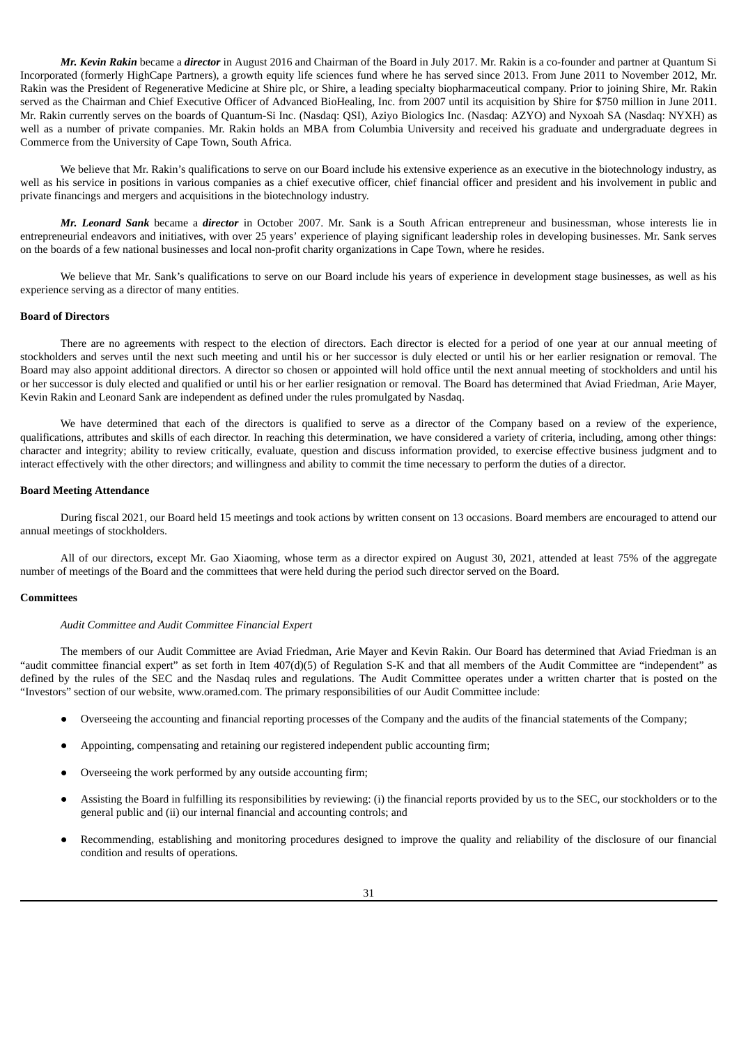***Mr. Kevin Rakin*** became a ***director*** in August 2016 and Chairman of the Board in July 2017. Mr. Rakin is a co-founder and partner at Quantum Si Incorporated (formerly HighCape Partners), a growth equity life sciences fund where he has served since 2013. From June 2011 to November 2012, Mr. Rakin was the President of Regenerative Medicine at Shire plc, or Shire, a leading specialty biopharmaceutical company. Prior to joining Shire, Mr. Rakin served as the Chairman and Chief Executive Officer of Advanced BioHealing, Inc. from 2007 until its acquisition by Shire for $750 million in June 2011. Mr. Rakin currently serves on the boards of Quantum-Si Inc. (Nasdaq: QSI), Aziyo Biologics Inc. (Nasdaq: AZYO) and Nyxoah SA (Nasdaq: NYXH) as well as a number of private companies. Mr. Rakin holds an MBA from Columbia University and received his graduate and undergraduate degrees in Commerce from the University of Cape Town, South Africa.

We believe that Mr. Rakin's qualifications to serve on our Board include his extensive experience as an executive in the biotechnology industry, as well as his service in positions in various companies as a chief executive officer, chief financial officer and president and his involvement in public and private financings and mergers and acquisitions in the biotechnology industry.

***Mr. Leonard Sank*** became a ***director*** in October 2007. Mr. Sank is a South African entrepreneur and businessman, whose interests lie in entrepreneurial endeavors and initiatives, with over 25 years' experience of playing significant leadership roles in developing businesses. Mr. Sank serves on the boards of a few national businesses and local non-profit charity organizations in Cape Town, where he resides.

We believe that Mr. Sank's qualifications to serve on our Board include his years of experience in development stage businesses, as well as his experience serving as a director of many entities.

**Board of Directors**

There are no agreements with respect to the election of directors. Each director is elected for a period of one year at our annual meeting of stockholders and serves until the next such meeting and until his or her successor is duly elected or until his or her earlier resignation or removal. The Board may also appoint additional directors. A director so chosen or appointed will hold office until the next annual meeting of stockholders and until his or her successor is duly elected and qualified or until his or her earlier resignation or removal. The Board has determined that Aviad Friedman, Arie Mayer, Kevin Rakin and Leonard Sank are independent as defined under the rules promulgated by Nasdaq.

We have determined that each of the directors is qualified to serve as a director of the Company based on a review of the experience, qualifications, attributes and skills of each director. In reaching this determination, we have considered a variety of criteria, including, among other things: character and integrity; ability to review critically, evaluate, question and discuss information provided, to exercise effective business judgment and to interact effectively with the other directors; and willingness and ability to commit the time necessary to perform the duties of a director.

**Board Meeting Attendance**

During fiscal 2021, our Board held 15 meetings and took actions by written consent on 13 occasions. Board members are encouraged to attend our annual meetings of stockholders.

All of our directors, except Mr. Gao Xiaoming, whose term as a director expired on August 30, 2021, attended at least 75% of the aggregate number of meetings of the Board and the committees that were held during the period such director served on the Board.

**Committees**

*Audit Committee and Audit Committee Financial Expert*

The members of our Audit Committee are Aviad Friedman, Arie Mayer and Kevin Rakin. Our Board has determined that Aviad Friedman is an "audit committee financial expert" as set forth in Item 407(d)(5) of Regulation S-K and that all members of the Audit Committee are "independent" as defined by the rules of the SEC and the Nasdaq rules and regulations. The Audit Committee operates under a written charter that is posted on the "Investors" section of our website, www.oramed.com. The primary responsibilities of our Audit Committee include:

- Overseeing the accounting and financial reporting processes of the Company and the audits of the financial statements of the Company;
- Appointing, compensating and retaining our registered independent public accounting firm;
- Overseeing the work performed by any outside accounting firm;
- Assisting the Board in fulfilling its responsibilities by reviewing: (i) the financial reports provided by us to the SEC, our stockholders or to the general public and (ii) our internal financial and accounting controls; and
- Recommending, establishing and monitoring procedures designed to improve the quality and reliability of the disclosure of our financial condition and results of operations.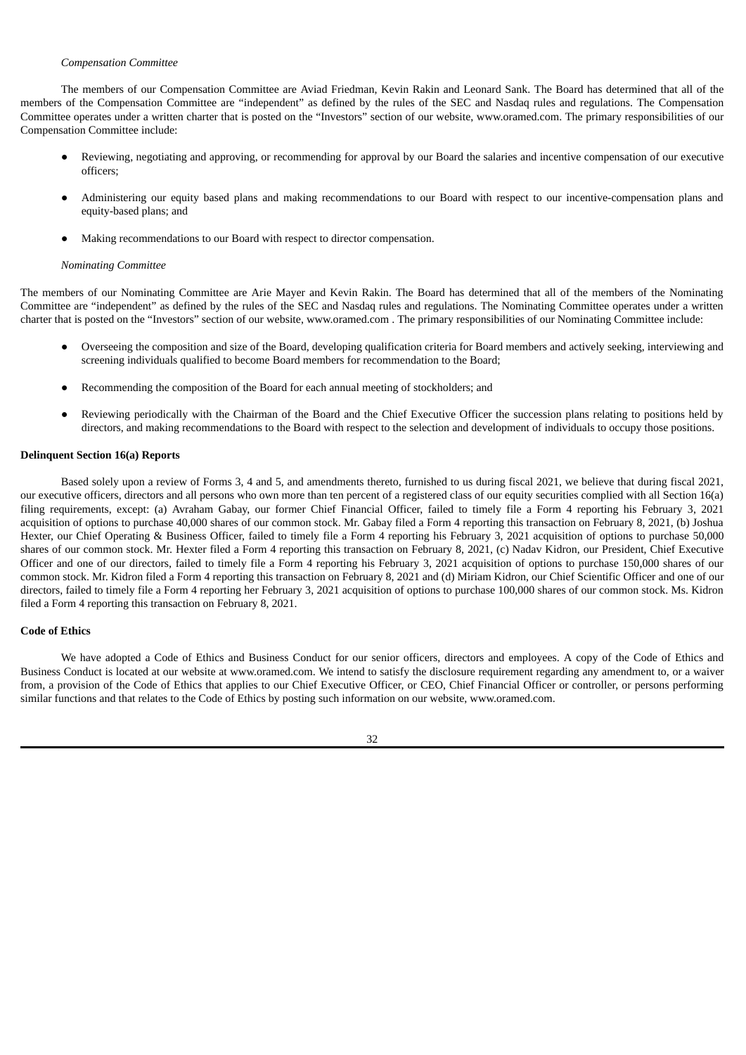*Compensation Committee*

The members of our Compensation Committee are Aviad Friedman, Kevin Rakin and Leonard Sank. The Board has determined that all of the members of the Compensation Committee are "independent" as defined by the rules of the SEC and Nasdaq rules and regulations. The Compensation Committee operates under a written charter that is posted on the "Investors" section of our website, www.oramed.com. The primary responsibilities of our Compensation Committee include:

- Reviewing, negotiating and approving, or recommending for approval by our Board the salaries and incentive compensation of our executive officers;
- Administering our equity based plans and making recommendations to our Board with respect to our incentive-compensation plans and equity-based plans; and
- Making recommendations to our Board with respect to director compensation.

*Nominating Committee*

The members of our Nominating Committee are Arie Mayer and Kevin Rakin. The Board has determined that all of the members of the Nominating Committee are "independent" as defined by the rules of the SEC and Nasdaq rules and regulations. The Nominating Committee operates under a written charter that is posted on the "Investors" section of our website, www.oramed.com . The primary responsibilities of our Nominating Committee include:

- Overseeing the composition and size of the Board, developing qualification criteria for Board members and actively seeking, interviewing and screening individuals qualified to become Board members for recommendation to the Board;
- Recommending the composition of the Board for each annual meeting of stockholders; and
- Reviewing periodically with the Chairman of the Board and the Chief Executive Officer the succession plans relating to positions held by directors, and making recommendations to the Board with respect to the selection and development of individuals to occupy those positions.

**Delinquent Section 16(a) Reports**

Based solely upon a review of Forms 3, 4 and 5, and amendments thereto, furnished to us during fiscal 2021, we believe that during fiscal 2021, our executive officers, directors and all persons who own more than ten percent of a registered class of our equity securities complied with all Section 16(a) filing requirements, except: (a) Avraham Gabay, our former Chief Financial Officer, failed to timely file a Form 4 reporting his February 3, 2021 acquisition of options to purchase 40,000 shares of our common stock. Mr. Gabay filed a Form 4 reporting this transaction on February 8, 2021, (b) Joshua Hexter, our Chief Operating & Business Officer, failed to timely file a Form 4 reporting his February 3, 2021 acquisition of options to purchase 50,000 shares of our common stock. Mr. Hexter filed a Form 4 reporting this transaction on February 8, 2021, (c) Nadav Kidron, our President, Chief Executive Officer and one of our directors, failed to timely file a Form 4 reporting his February 3, 2021 acquisition of options to purchase 150,000 shares of our common stock. Mr. Kidron filed a Form 4 reporting this transaction on February 8, 2021 and (d) Miriam Kidron, our Chief Scientific Officer and one of our directors, failed to timely file a Form 4 reporting her February 3, 2021 acquisition of options to purchase 100,000 shares of our common stock. Ms. Kidron filed a Form 4 reporting this transaction on February 8, 2021.

**Code of Ethics**

We have adopted a Code of Ethics and Business Conduct for our senior officers, directors and employees. A copy of the Code of Ethics and Business Conduct is located at our website at www.oramed.com. We intend to satisfy the disclosure requirement regarding any amendment to, or a waiver from, a provision of the Code of Ethics that applies to our Chief Executive Officer, or CEO, Chief Financial Officer or controller, or persons performing similar functions and that relates to the Code of Ethics by posting such information on our website, www.oramed.com.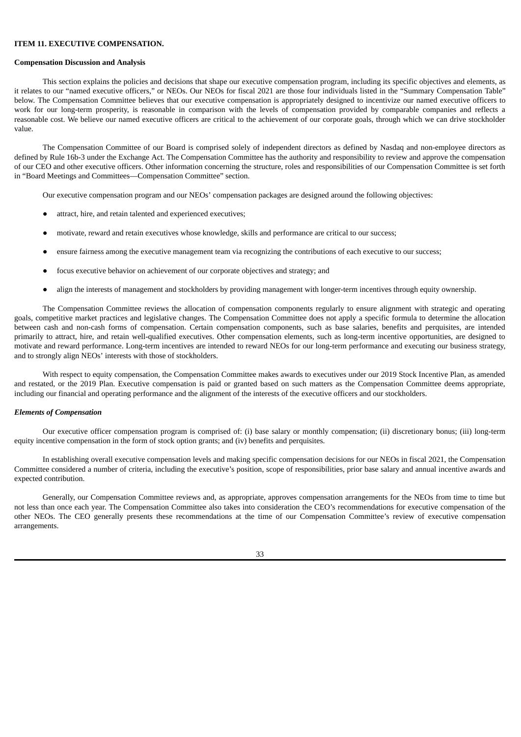**ITEM 11. EXECUTIVE COMPENSATION.**

**Compensation Discussion and Analysis**

This section explains the policies and decisions that shape our executive compensation program, including its specific objectives and elements, as it relates to our "named executive officers," or NEOs. Our NEOs for fiscal 2021 are those four individuals listed in the "Summary Compensation Table" below. The Compensation Committee believes that our executive compensation is appropriately designed to incentivize our named executive officers to work for our long-term prosperity, is reasonable in comparison with the levels of compensation provided by comparable companies and reflects a reasonable cost. We believe our named executive officers are critical to the achievement of our corporate goals, through which we can drive stockholder value.

The Compensation Committee of our Board is comprised solely of independent directors as defined by Nasdaq and non-employee directors as defined by Rule 16b-3 under the Exchange Act. The Compensation Committee has the authority and responsibility to review and approve the compensation of our CEO and other executive officers. Other information concerning the structure, roles and responsibilities of our Compensation Committee is set forth in "Board Meetings and Committees—Compensation Committee" section.

Our executive compensation program and our NEOs' compensation packages are designed around the following objectives:

- attract, hire, and retain talented and experienced executives;
- motivate, reward and retain executives whose knowledge, skills and performance are critical to our success;
- ensure fairness among the executive management team via recognizing the contributions of each executive to our success;
- focus executive behavior on achievement of our corporate objectives and strategy; and
- align the interests of management and stockholders by providing management with longer-term incentives through equity ownership.

The Compensation Committee reviews the allocation of compensation components regularly to ensure alignment with strategic and operating goals, competitive market practices and legislative changes. The Compensation Committee does not apply a specific formula to determine the allocation between cash and non-cash forms of compensation. Certain compensation components, such as base salaries, benefits and perquisites, are intended primarily to attract, hire, and retain well-qualified executives. Other compensation elements, such as long-term incentive opportunities, are designed to motivate and reward performance. Long-term incentives are intended to reward NEOs for our long-term performance and executing our business strategy, and to strongly align NEOs' interests with those of stockholders.

With respect to equity compensation, the Compensation Committee makes awards to executives under our 2019 Stock Incentive Plan, as amended and restated, or the 2019 Plan. Executive compensation is paid or granted based on such matters as the Compensation Committee deems appropriate, including our financial and operating performance and the alignment of the interests of the executive officers and our stockholders.

***Elements of Compensation***

Our executive officer compensation program is comprised of: (i) base salary or monthly compensation; (ii) discretionary bonus; (iii) long-term equity incentive compensation in the form of stock option grants; and (iv) benefits and perquisites.

In establishing overall executive compensation levels and making specific compensation decisions for our NEOs in fiscal 2021, the Compensation Committee considered a number of criteria, including the executive's position, scope of responsibilities, prior base salary and annual incentive awards and expected contribution.

Generally, our Compensation Committee reviews and, as appropriate, approves compensation arrangements for the NEOs from time to time but not less than once each year. The Compensation Committee also takes into consideration the CEO's recommendations for executive compensation of the other NEOs. The CEO generally presents these recommendations at the time of our Compensation Committee's review of executive compensation arrangements.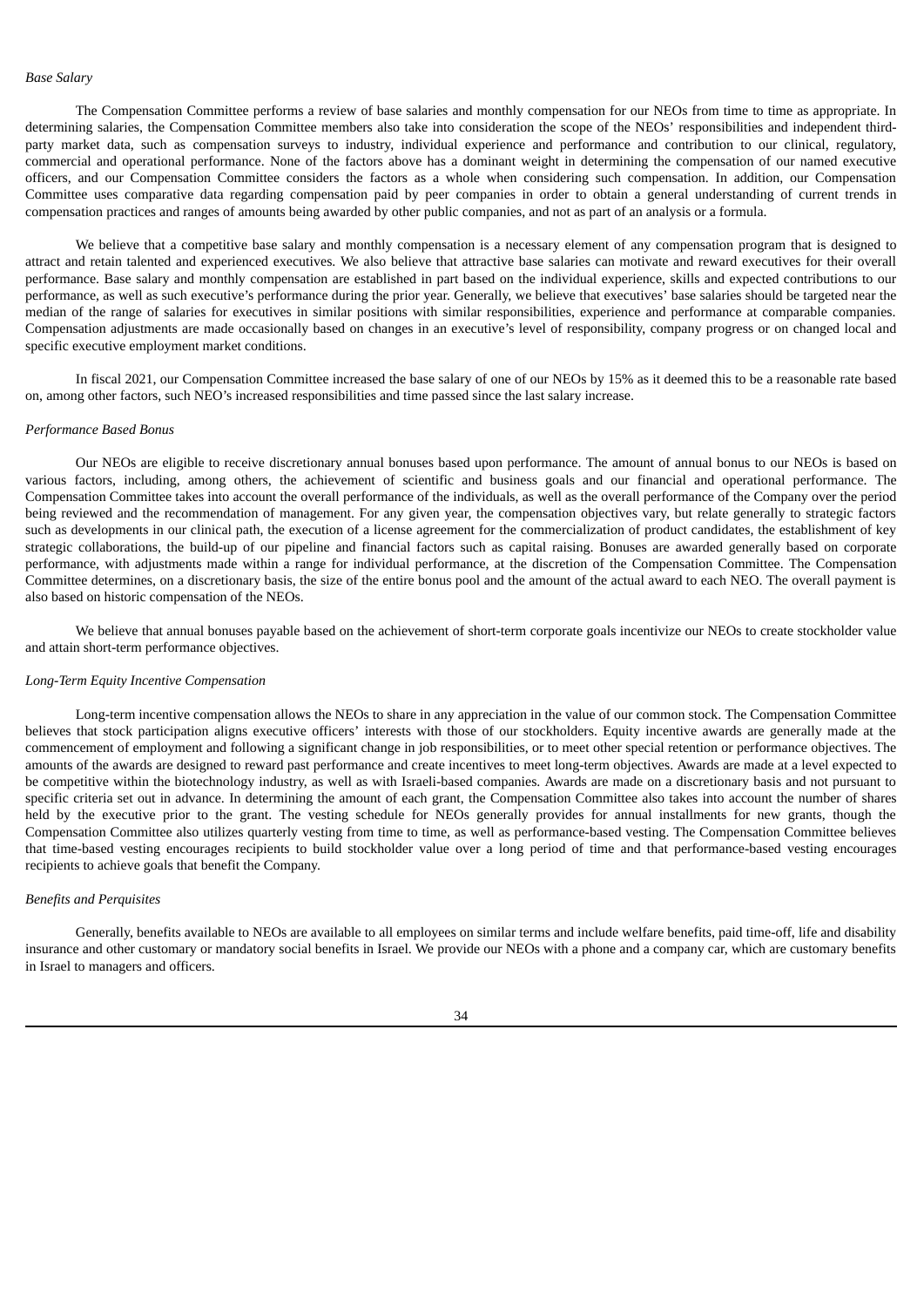*Base Salary*

The Compensation Committee performs a review of base salaries and monthly compensation for our NEOs from time to time as appropriate. In determining salaries, the Compensation Committee members also take into consideration the scope of the NEOs' responsibilities and independent third-party market data, such as compensation surveys to industry, individual experience and performance and contribution to our clinical, regulatory, commercial and operational performance. None of the factors above has a dominant weight in determining the compensation of our named executive officers, and our Compensation Committee considers the factors as a whole when considering such compensation. In addition, our Compensation Committee uses comparative data regarding compensation paid by peer companies in order to obtain a general understanding of current trends in compensation practices and ranges of amounts being awarded by other public companies, and not as part of an analysis or a formula.

We believe that a competitive base salary and monthly compensation is a necessary element of any compensation program that is designed to attract and retain talented and experienced executives. We also believe that attractive base salaries can motivate and reward executives for their overall performance. Base salary and monthly compensation are established in part based on the individual experience, skills and expected contributions to our performance, as well as such executive's performance during the prior year. Generally, we believe that executives' base salaries should be targeted near the median of the range of salaries for executives in similar positions with similar responsibilities, experience and performance at comparable companies. Compensation adjustments are made occasionally based on changes in an executive's level of responsibility, company progress or on changed local and specific executive employment market conditions.

In fiscal 2021, our Compensation Committee increased the base salary of one of our NEOs by 15% as it deemed this to be a reasonable rate based on, among other factors, such NEO's increased responsibilities and time passed since the last salary increase.

*Performance Based Bonus*

Our NEOs are eligible to receive discretionary annual bonuses based upon performance. The amount of annual bonus to our NEOs is based on various factors, including, among others, the achievement of scientific and business goals and our financial and operational performance. The Compensation Committee takes into account the overall performance of the individuals, as well as the overall performance of the Company over the period being reviewed and the recommendation of management. For any given year, the compensation objectives vary, but relate generally to strategic factors such as developments in our clinical path, the execution of a license agreement for the commercialization of product candidates, the establishment of key strategic collaborations, the build-up of our pipeline and financial factors such as capital raising. Bonuses are awarded generally based on corporate performance, with adjustments made within a range for individual performance, at the discretion of the Compensation Committee. The Compensation Committee determines, on a discretionary basis, the size of the entire bonus pool and the amount of the actual award to each NEO. The overall payment is also based on historic compensation of the NEOs.

We believe that annual bonuses payable based on the achievement of short-term corporate goals incentivize our NEOs to create stockholder value and attain short-term performance objectives.

*Long-Term Equity Incentive Compensation*

Long-term incentive compensation allows the NEOs to share in any appreciation in the value of our common stock. The Compensation Committee believes that stock participation aligns executive officers' interests with those of our stockholders. Equity incentive awards are generally made at the commencement of employment and following a significant change in job responsibilities, or to meet other special retention or performance objectives. The amounts of the awards are designed to reward past performance and create incentives to meet long-term objectives. Awards are made at a level expected to be competitive within the biotechnology industry, as well as with Israeli-based companies. Awards are made on a discretionary basis and not pursuant to specific criteria set out in advance. In determining the amount of each grant, the Compensation Committee also takes into account the number of shares held by the executive prior to the grant. The vesting schedule for NEOs generally provides for annual installments for new grants, though the Compensation Committee also utilizes quarterly vesting from time to time, as well as performance-based vesting. The Compensation Committee believes that time-based vesting encourages recipients to build stockholder value over a long period of time and that performance-based vesting encourages recipients to achieve goals that benefit the Company.

*Benefits and Perquisites*

Generally, benefits available to NEOs are available to all employees on similar terms and include welfare benefits, paid time-off, life and disability insurance and other customary or mandatory social benefits in Israel. We provide our NEOs with a phone and a company car, which are customary benefits in Israel to managers and officers.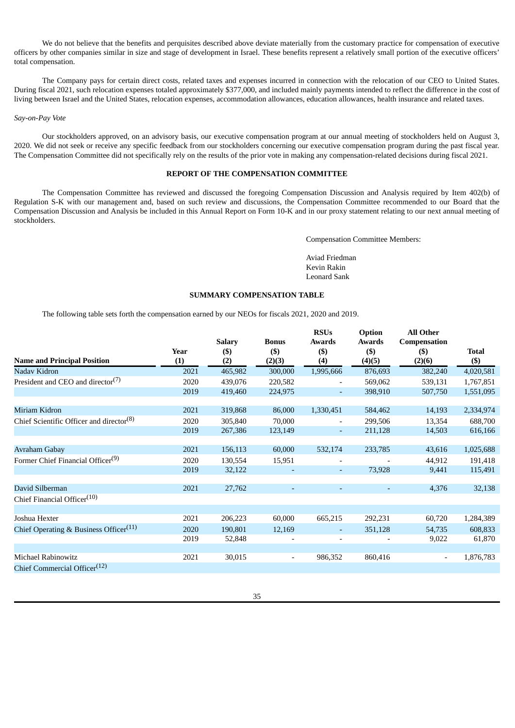We do not believe that the benefits and perquisites described above deviate materially from the customary practice for compensation of executive officers by other companies similar in size and stage of development in Israel. These benefits represent a relatively small portion of the executive officers' total compensation.

The Company pays for certain direct costs, related taxes and expenses incurred in connection with the relocation of our CEO to United States. During fiscal 2021, such relocation expenses totaled approximately $377,000, and included mainly payments intended to reflect the difference in the cost of living between Israel and the United States, relocation expenses, accommodation allowances, education allowances, health insurance and related taxes.

*Say-on-Pay Vote*

Our stockholders approved, on an advisory basis, our executive compensation program at our annual meeting of stockholders held on August 3, 2020. We did not seek or receive any specific feedback from our stockholders concerning our executive compensation program during the past fiscal year. The Compensation Committee did not specifically rely on the results of the prior vote in making any compensation-related decisions during fiscal 2021.

## REPORT OF THE COMPENSATION COMMITTEE

The Compensation Committee has reviewed and discussed the foregoing Compensation Discussion and Analysis required by Item 402(b) of Regulation S-K with our management and, based on such review and discussions, the Compensation Committee recommended to our Board that the Compensation Discussion and Analysis be included in this Annual Report on Form 10-K and in our proxy statement relating to our next annual meeting of stockholders.

Compensation Committee Members:

Aviad Friedman
Kevin Rakin
Leonard Sank

## SUMMARY COMPENSATION TABLE

The following table sets forth the compensation earned by our NEOs for fiscals 2021, 2020 and 2019.

| Name and Principal Position | Year (1) | Salary ($) (2) | Bonus ($) (2)(3) | RSUs Awards ($) (4) | Option Awards ($) (4)(5) | All Other Compensation ($) (2)(6) | Total ($) |
|---|---|---|---|---|---|---|---|
| Nadav Kidron | 2021 | 465,982 | 300,000 | 1,995,666 | 876,693 | 382,240 | 4,020,581 |
| President and CEO and director[7] | 2020 | 439,076 | 220,582 | - | 569,062 | 539,131 | 1,767,851 |
| | 2019 | 419,460 | 224,975 | - | 398,910 | 507,750 | 1,551,095 |
| Miriam Kidron | 2021 | 319,868 | 86,000 | 1,330,451 | 584,462 | 14,193 | 2,334,974 |
| Chief Scientific Officer and director[8] | 2020 | 305,840 | 70,000 | - | 299,506 | 13,354 | 688,700 |
| | 2019 | 267,386 | 123,149 | - | 211,128 | 14,503 | 616,166 |
| Avraham Gabay | 2021 | 156,113 | 60,000 | 532,174 | 233,785 | 43,616 | 1,025,688 |
| Former Chief Financial Officer[9] | 2020 | 130,554 | 15,951 | - | - | 44,912 | 191,418 |
| | 2019 | 32,122 | - | - | 73,928 | 9,441 | 115,491 |
| David Silberman | 2021 | 27,762 | - | - | - | 4,376 | 32,138 |
| Chief Financial Officer[10] | | | | | | | |
| Joshua Hexter | 2021 | 206,223 | 60,000 | 665,215 | 292,231 | 60,720 | 1,284,389 |
| Chief Operating & Business Officer[11] | 2020 | 190,801 | 12,169 | - | 351,128 | 54,735 | 608,833 |
| | 2019 | 52,848 | - | - | - | 9,022 | 61,870 |
| Michael Rabinowitz | 2021 | 30,015 | - | 986,352 | 860,416 | - | 1,876,783 |
| Chief Commercial Officer[12] | | | | | | | |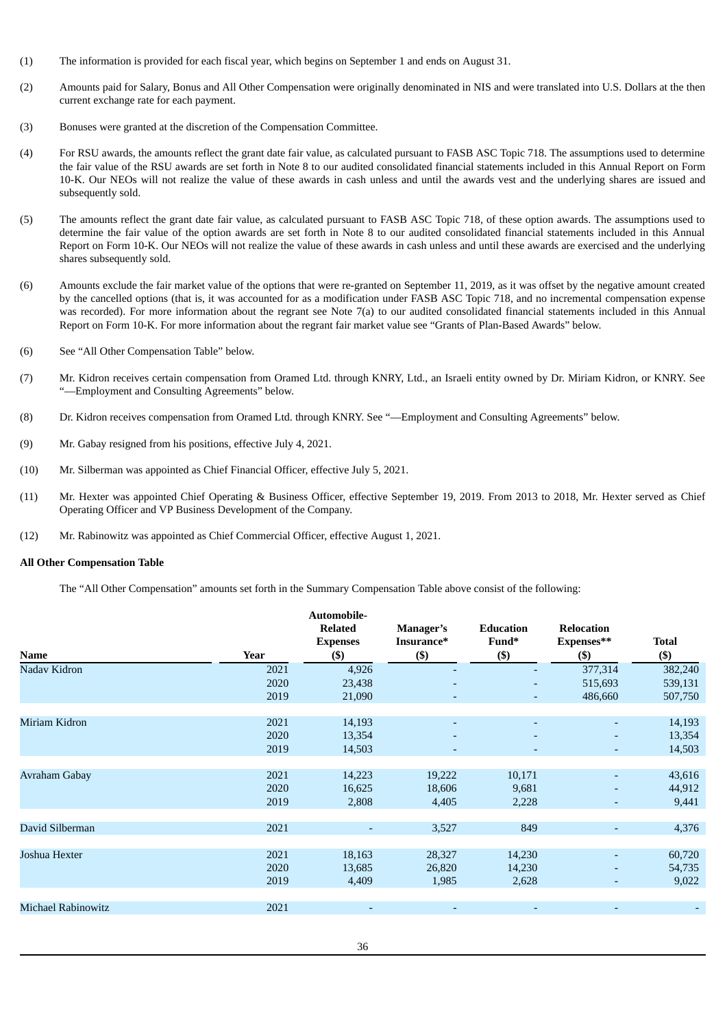(1) The information is provided for each fiscal year, which begins on September 1 and ends on August 31.

(2) Amounts paid for Salary, Bonus and All Other Compensation were originally denominated in NIS and were translated into U.S. Dollars at the then current exchange rate for each payment.

(3) Bonuses were granted at the discretion of the Compensation Committee.

(4) For RSU awards, the amounts reflect the grant date fair value, as calculated pursuant to FASB ASC Topic 718. The assumptions used to determine the fair value of the RSU awards are set forth in Note 8 to our audited consolidated financial statements included in this Annual Report on Form 10-K. Our NEOs will not realize the value of these awards in cash unless and until the awards vest and the underlying shares are issued and subsequently sold.

(5) The amounts reflect the grant date fair value, as calculated pursuant to FASB ASC Topic 718, of these option awards. The assumptions used to determine the fair value of the option awards are set forth in Note 8 to our audited consolidated financial statements included in this Annual Report on Form 10-K. Our NEOs will not realize the value of these awards in cash unless and until these awards are exercised and the underlying shares subsequently sold.

(6) Amounts exclude the fair market value of the options that were re-granted on September 11, 2019, as it was offset by the negative amount created by the cancelled options (that is, it was accounted for as a modification under FASB ASC Topic 718, and no incremental compensation expense was recorded). For more information about the regrant see Note 7(a) to our audited consolidated financial statements included in this Annual Report on Form 10-K. For more information about the regrant fair market value see "Grants of Plan-Based Awards" below.

(6) See "All Other Compensation Table" below.

(7) Mr. Kidron receives certain compensation from Oramed Ltd. through KNRY, Ltd., an Israeli entity owned by Dr. Miriam Kidron, or KNRY. See "—Employment and Consulting Agreements" below.

(8) Dr. Kidron receives compensation from Oramed Ltd. through KNRY. See "—Employment and Consulting Agreements" below.

(9) Mr. Gabay resigned from his positions, effective July 4, 2021.

(10) Mr. Silberman was appointed as Chief Financial Officer, effective July 5, 2021.

(11) Mr. Hexter was appointed Chief Operating & Business Officer, effective September 19, 2019. From 2013 to 2018, Mr. Hexter served as Chief Operating Officer and VP Business Development of the Company.

(12) Mr. Rabinowitz was appointed as Chief Commercial Officer, effective August 1, 2021.

**All Other Compensation Table**

The "All Other Compensation" amounts set forth in the Summary Compensation Table above consist of the following:

| Name | Year | Automobile-Related Expenses ($) | Manager's Insurance* ($) | Education Fund* ($) | Relocation Expenses** ($) | Total ($) |
|---|---|---|---|---|---|---|
| Nadav Kidron | 2021 | 4,926 | - | - | 377,314 | 382,240 |
| | 2020 | 23,438 | - | - | 515,693 | 539,131 |
| | 2019 | 21,090 | - | - | 486,660 | 507,750 |
| Miriam Kidron | 2021 | 14,193 | - | - | - | 14,193 |
| | 2020 | 13,354 | - | - | - | 13,354 |
| | 2019 | 14,503 | - | - | - | 14,503 |
| Avraham Gabay | 2021 | 14,223 | 19,222 | 10,171 | - | 43,616 |
| | 2020 | 16,625 | 18,606 | 9,681 | - | 44,912 |
| | 2019 | 2,808 | 4,405 | 2,228 | - | 9,441 |
| David Silberman | 2021 | - | 3,527 | 849 | - | 4,376 |
| Joshua Hexter | 2021 | 18,163 | 28,327 | 14,230 | - | 60,720 |
| | 2020 | 13,685 | 26,820 | 14,230 | - | 54,735 |
| | 2019 | 4,409 | 1,985 | 2,628 | - | 9,022 |
| Michael Rabinowitz | 2021 | - | - | - | - | - |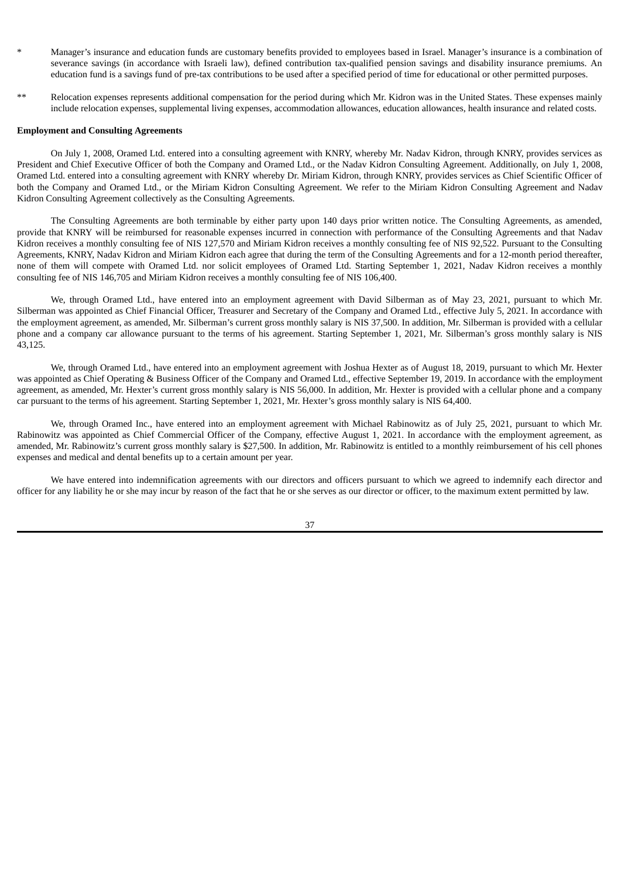\* Manager's insurance and education funds are customary benefits provided to employees based in Israel. Manager's insurance is a combination of severance savings (in accordance with Israeli law), defined contribution tax-qualified pension savings and disability insurance premiums. An education fund is a savings fund of pre-tax contributions to be used after a specified period of time for educational or other permitted purposes.

\*\* Relocation expenses represents additional compensation for the period during which Mr. Kidron was in the United States. These expenses mainly include relocation expenses, supplemental living expenses, accommodation allowances, education allowances, health insurance and related costs.

**Employment and Consulting Agreements**

On July 1, 2008, Oramed Ltd. entered into a consulting agreement with KNRY, whereby Mr. Nadav Kidron, through KNRY, provides services as President and Chief Executive Officer of both the Company and Oramed Ltd., or the Nadav Kidron Consulting Agreement. Additionally, on July 1, 2008, Oramed Ltd. entered into a consulting agreement with KNRY whereby Dr. Miriam Kidron, through KNRY, provides services as Chief Scientific Officer of both the Company and Oramed Ltd., or the Miriam Kidron Consulting Agreement. We refer to the Miriam Kidron Consulting Agreement and Nadav Kidron Consulting Agreement collectively as the Consulting Agreements.

The Consulting Agreements are both terminable by either party upon 140 days prior written notice. The Consulting Agreements, as amended, provide that KNRY will be reimbursed for reasonable expenses incurred in connection with performance of the Consulting Agreements and that Nadav Kidron receives a monthly consulting fee of NIS 127,570 and Miriam Kidron receives a monthly consulting fee of NIS 92,522. Pursuant to the Consulting Agreements, KNRY, Nadav Kidron and Miriam Kidron each agree that during the term of the Consulting Agreements and for a 12-month period thereafter, none of them will compete with Oramed Ltd. nor solicit employees of Oramed Ltd. Starting September 1, 2021, Nadav Kidron receives a monthly consulting fee of NIS 146,705 and Miriam Kidron receives a monthly consulting fee of NIS 106,400.

We, through Oramed Ltd., have entered into an employment agreement with David Silberman as of May 23, 2021, pursuant to which Mr. Silberman was appointed as Chief Financial Officer, Treasurer and Secretary of the Company and Oramed Ltd., effective July 5, 2021. In accordance with the employment agreement, as amended, Mr. Silberman's current gross monthly salary is NIS 37,500. In addition, Mr. Silberman is provided with a cellular phone and a company car allowance pursuant to the terms of his agreement. Starting September 1, 2021, Mr. Silberman's gross monthly salary is NIS 43,125.

We, through Oramed Ltd., have entered into an employment agreement with Joshua Hexter as of August 18, 2019, pursuant to which Mr. Hexter was appointed as Chief Operating & Business Officer of the Company and Oramed Ltd., effective September 19, 2019. In accordance with the employment agreement, as amended, Mr. Hexter's current gross monthly salary is NIS 56,000. In addition, Mr. Hexter is provided with a cellular phone and a company car pursuant to the terms of his agreement. Starting September 1, 2021, Mr. Hexter's gross monthly salary is NIS 64,400.

We, through Oramed Inc., have entered into an employment agreement with Michael Rabinowitz as of July 25, 2021, pursuant to which Mr. Rabinowitz was appointed as Chief Commercial Officer of the Company, effective August 1, 2021. In accordance with the employment agreement, as amended, Mr. Rabinowitz's current gross monthly salary is $27,500. In addition, Mr. Rabinowitz is entitled to a monthly reimbursement of his cell phones expenses and medical and dental benefits up to a certain amount per year.

We have entered into indemnification agreements with our directors and officers pursuant to which we agreed to indemnify each director and officer for any liability he or she may incur by reason of the fact that he or she serves as our director or officer, to the maximum extent permitted by law.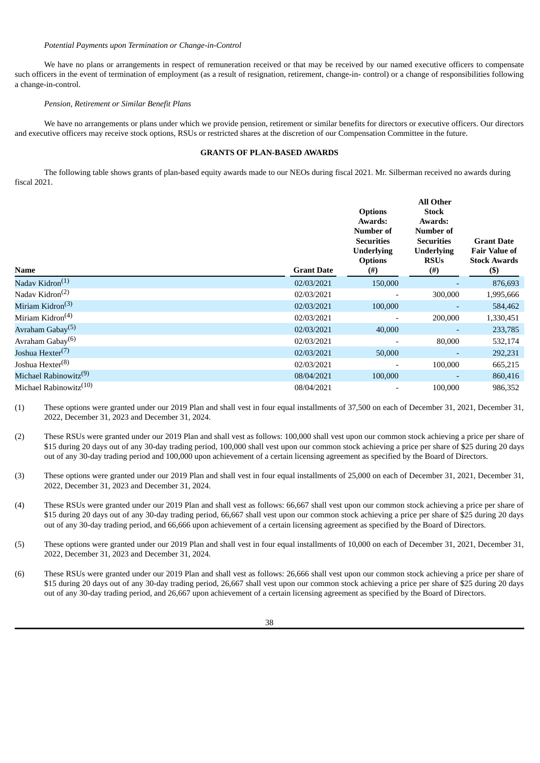*Potential Payments upon Termination or Change-in-Control*

We have no plans or arrangements in respect of remuneration received or that may be received by our named executive officers to compensate such officers in the event of termination of employment (as a result of resignation, retirement, change-in- control) or a change of responsibilities following a change-in-control.

*Pension, Retirement or Similar Benefit Plans*

We have no arrangements or plans under which we provide pension, retirement or similar benefits for directors or executive officers. Our directors and executive officers may receive stock options, RSUs or restricted shares at the discretion of our Compensation Committee in the future.

## GRANTS OF PLAN-BASED AWARDS

The following table shows grants of plan-based equity awards made to our NEOs during fiscal 2021. Mr. Silberman received no awards during fiscal 2021.

| Name | Grant Date | Options Awards: Number of Securities Underlying Options (#) | All Other Stock Awards: Number of Securities Underlying RSUs (#) | Grant Date Fair Value of Stock Awards ($) |
|---|---|---|---|---|
| Nadav Kidron[(1)] | 02/03/2021 | 150,000 | - | 876,693 |
| Nadav Kidron[(2)] | 02/03/2021 | - | 300,000 | 1,995,666 |
| Miriam Kidron[(3)] | 02/03/2021 | 100,000 | - | 584,462 |
| Miriam Kidron[(4)] | 02/03/2021 | - | 200,000 | 1,330,451 |
| Avraham Gabay[(5)] | 02/03/2021 | 40,000 | - | 233,785 |
| Avraham Gabay[(6)] | 02/03/2021 | - | 80,000 | 532,174 |
| Joshua Hexter[(7)] | 02/03/2021 | 50,000 | - | 292,231 |
| Joshua Hexter[(8)] | 02/03/2021 | - | 100,000 | 665,215 |
| Michael Rabinowitz[(9)] | 08/04/2021 | 100,000 | - | 860,416 |
| Michael Rabinowitz[(10)] | 08/04/2021 | - | 100,000 | 986,352 |

(1) These options were granted under our 2019 Plan and shall vest in four equal installments of 37,500 on each of December 31, 2021, December 31, 2022, December 31, 2023 and December 31, 2024.

(2) These RSUs were granted under our 2019 Plan and shall vest as follows: 100,000 shall vest upon our common stock achieving a price per share of $15 during 20 days out of any 30-day trading period, 100,000 shall vest upon our common stock achieving a price per share of $25 during 20 days out of any 30-day trading period and 100,000 upon achievement of a certain licensing agreement as specified by the Board of Directors.

(3) These options were granted under our 2019 Plan and shall vest in four equal installments of 25,000 on each of December 31, 2021, December 31, 2022, December 31, 2023 and December 31, 2024.

(4) These RSUs were granted under our 2019 Plan and shall vest as follows: 66,667 shall vest upon our common stock achieving a price per share of $15 during 20 days out of any 30-day trading period, 66,667 shall vest upon our common stock achieving a price per share of $25 during 20 days out of any 30-day trading period, and 66,666 upon achievement of a certain licensing agreement as specified by the Board of Directors.

(5) These options were granted under our 2019 Plan and shall vest in four equal installments of 10,000 on each of December 31, 2021, December 31, 2022, December 31, 2023 and December 31, 2024.

(6) These RSUs were granted under our 2019 Plan and shall vest as follows: 26,666 shall vest upon our common stock achieving a price per share of $15 during 20 days out of any 30-day trading period, 26,667 shall vest upon our common stock achieving a price per share of $25 during 20 days out of any 30-day trading period, and 26,667 upon achievement of a certain licensing agreement as specified by the Board of Directors.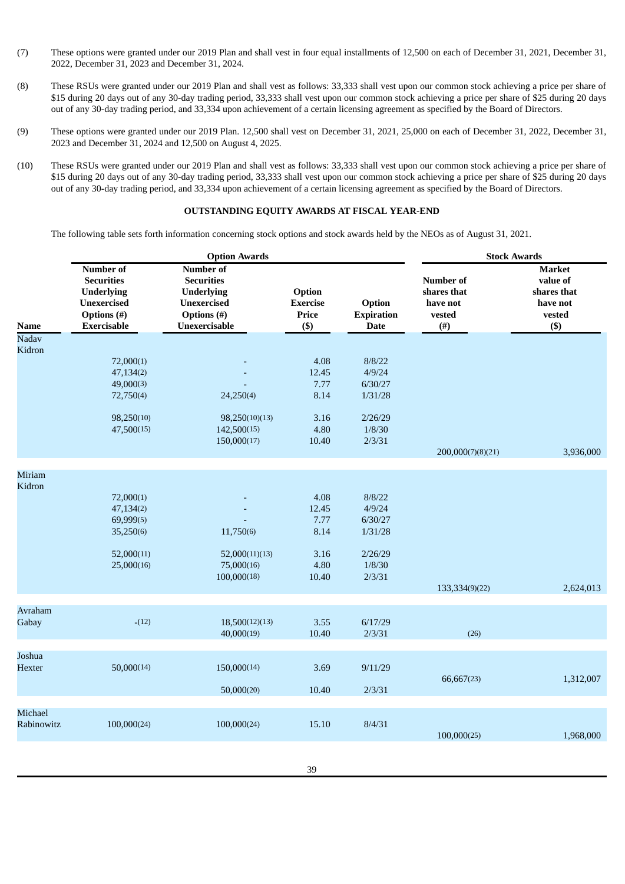(7) These options were granted under our 2019 Plan and shall vest in four equal installments of 12,500 on each of December 31, 2021, December 31, 2022, December 31, 2023 and December 31, 2024.

(8) These RSUs were granted under our 2019 Plan and shall vest as follows: 33,333 shall vest upon our common stock achieving a price per share of $15 during 20 days out of any 30-day trading period, 33,333 shall vest upon our common stock achieving a price per share of $25 during 20 days out of any 30-day trading period, and 33,334 upon achievement of a certain licensing agreement as specified by the Board of Directors.

(9) These options were granted under our 2019 Plan. 12,500 shall vest on December 31, 2021, 25,000 on each of December 31, 2022, December 31, 2023 and December 31, 2024 and 12,500 on August 4, 2025.

(10) These RSUs were granted under our 2019 Plan and shall vest as follows: 33,333 shall vest upon our common stock achieving a price per share of $15 during 20 days out of any 30-day trading period, 33,333 shall vest upon our common stock achieving a price per share of $25 during 20 days out of any 30-day trading period, and 33,334 upon achievement of a certain licensing agreement as specified by the Board of Directors.

## OUTSTANDING EQUITY AWARDS AT FISCAL YEAR-END

The following table sets forth information concerning stock options and stock awards held by the NEOs as of August 31, 2021.

| | Option Awards | | | | Stock Awards | |
|---|---|---|---|---|---|---|
| **Name** | **Number of Securities Underlying Unexercised Options (#) Exercisable** | **Number of Securities Underlying Unexercised Options (#) Unexercisable** | **Option Exercise Price ($)** | **Option Expiration Date** | **Number of shares that have not vested (#)** | **Market value of shares that have not vested ($)** |
| Nadav Kidron | | | | | | |
| | 72,000(1) | - | 4.08 | 8/8/22 | | |
| | 47,134(2) | - | 12.45 | 4/9/24 | | |
| | 49,000(3) | - | 7.77 | 6/30/27 | | |
| | 72,750(4) | 24,250(4) | 8.14 | 1/31/28 | | |
| | 98,250(10) | 98,250(10)(13) | 3.16 | 2/26/29 | | |
| | 47,500(15) | 142,500(15) | 4.80 | 1/8/30 | | |
| | | 150,000(17) | 10.40 | 2/3/31 | | |
| | | | | | 200,000(7)(8)(21) | 3,936,000 |
| Miriam Kidron | | | | | | |
| | 72,000(1) | - | 4.08 | 8/8/22 | | |
| | 47,134(2) | - | 12.45 | 4/9/24 | | |
| | 69,999(5) | - | 7.77 | 6/30/27 | | |
| | 35,250(6) | 11,750(6) | 8.14 | 1/31/28 | | |
| | 52,000(11) | 52,000(11)(13) | 3.16 | 2/26/29 | | |
| | 25,000(16) | 75,000(16) | 4.80 | 1/8/30 | | |
| | | 100,000(18) | 10.40 | 2/3/31 | | |
| | | | | | 133,334(9)(22) | 2,624,013 |
| Avraham Gabay | -(12) | 18,500(12)(13) | 3.55 | 6/17/29 | | |
| | | 40,000(19) | 10.40 | 2/3/31 | (26) | |
| Joshua Hexter | 50,000(14) | 150,000(14) | 3.69 | 9/11/29 | | |
| | | | | | 66,667(23) | 1,312,007 |
| | | 50,000(20) | 10.40 | 2/3/31 | | |
| Michael Rabinowitz | 100,000(24) | 100,000(24) | 15.10 | 8/4/31 | | |
| | | | | | 100,000(25) | 1,968,000 |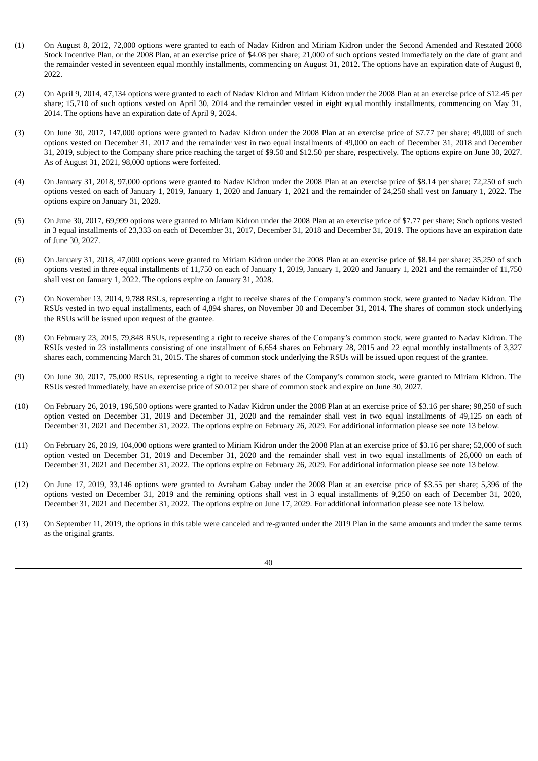(1) On August 8, 2012, 72,000 options were granted to each of Nadav Kidron and Miriam Kidron under the Second Amended and Restated 2008 Stock Incentive Plan, or the 2008 Plan, at an exercise price of $4.08 per share; 21,000 of such options vested immediately on the date of grant and the remainder vested in seventeen equal monthly installments, commencing on August 31, 2012. The options have an expiration date of August 8, 2022.

(2) On April 9, 2014, 47,134 options were granted to each of Nadav Kidron and Miriam Kidron under the 2008 Plan at an exercise price of $12.45 per share; 15,710 of such options vested on April 30, 2014 and the remainder vested in eight equal monthly installments, commencing on May 31, 2014. The options have an expiration date of April 9, 2024.

(3) On June 30, 2017, 147,000 options were granted to Nadav Kidron under the 2008 Plan at an exercise price of $7.77 per share; 49,000 of such options vested on December 31, 2017 and the remainder vest in two equal installments of 49,000 on each of December 31, 2018 and December 31, 2019, subject to the Company share price reaching the target of $9.50 and $12.50 per share, respectively. The options expire on June 30, 2027. As of August 31, 2021, 98,000 options were forfeited.

(4) On January 31, 2018, 97,000 options were granted to Nadav Kidron under the 2008 Plan at an exercise price of $8.14 per share; 72,250 of such options vested on each of January 1, 2019, January 1, 2020 and January 1, 2021 and the remainder of 24,250 shall vest on January 1, 2022. The options expire on January 31, 2028.

(5) On June 30, 2017, 69,999 options were granted to Miriam Kidron under the 2008 Plan at an exercise price of $7.77 per share; Such options vested in 3 equal installments of 23,333 on each of December 31, 2017, December 31, 2018 and December 31, 2019. The options have an expiration date of June 30, 2027.

(6) On January 31, 2018, 47,000 options were granted to Miriam Kidron under the 2008 Plan at an exercise price of $8.14 per share; 35,250 of such options vested in three equal installments of 11,750 on each of January 1, 2019, January 1, 2020 and January 1, 2021 and the remainder of 11,750 shall vest on January 1, 2022. The options expire on January 31, 2028.

(7) On November 13, 2014, 9,788 RSUs, representing a right to receive shares of the Company's common stock, were granted to Nadav Kidron. The RSUs vested in two equal installments, each of 4,894 shares, on November 30 and December 31, 2014. The shares of common stock underlying the RSUs will be issued upon request of the grantee.

(8) On February 23, 2015, 79,848 RSUs, representing a right to receive shares of the Company's common stock, were granted to Nadav Kidron. The RSUs vested in 23 installments consisting of one installment of 6,654 shares on February 28, 2015 and 22 equal monthly installments of 3,327 shares each, commencing March 31, 2015. The shares of common stock underlying the RSUs will be issued upon request of the grantee.

(9) On June 30, 2017, 75,000 RSUs, representing a right to receive shares of the Company's common stock, were granted to Miriam Kidron. The RSUs vested immediately, have an exercise price of $0.012 per share of common stock and expire on June 30, 2027.

(10) On February 26, 2019, 196,500 options were granted to Nadav Kidron under the 2008 Plan at an exercise price of $3.16 per share; 98,250 of such option vested on December 31, 2019 and December 31, 2020 and the remainder shall vest in two equal installments of 49,125 on each of December 31, 2021 and December 31, 2022. The options expire on February 26, 2029. For additional information please see note 13 below.

(11) On February 26, 2019, 104,000 options were granted to Miriam Kidron under the 2008 Plan at an exercise price of $3.16 per share; 52,000 of such option vested on December 31, 2019 and December 31, 2020 and the remainder shall vest in two equal installments of 26,000 on each of December 31, 2021 and December 31, 2022. The options expire on February 26, 2029. For additional information please see note 13 below.

(12) On June 17, 2019, 33,146 options were granted to Avraham Gabay under the 2008 Plan at an exercise price of $3.55 per share; 5,396 of the options vested on December 31, 2019 and the remining options shall vest in 3 equal installments of 9,250 on each of December 31, 2020, December 31, 2021 and December 31, 2022. The options expire on June 17, 2029. For additional information please see note 13 below.

(13) On September 11, 2019, the options in this table were canceled and re-granted under the 2019 Plan in the same amounts and under the same terms as the original grants.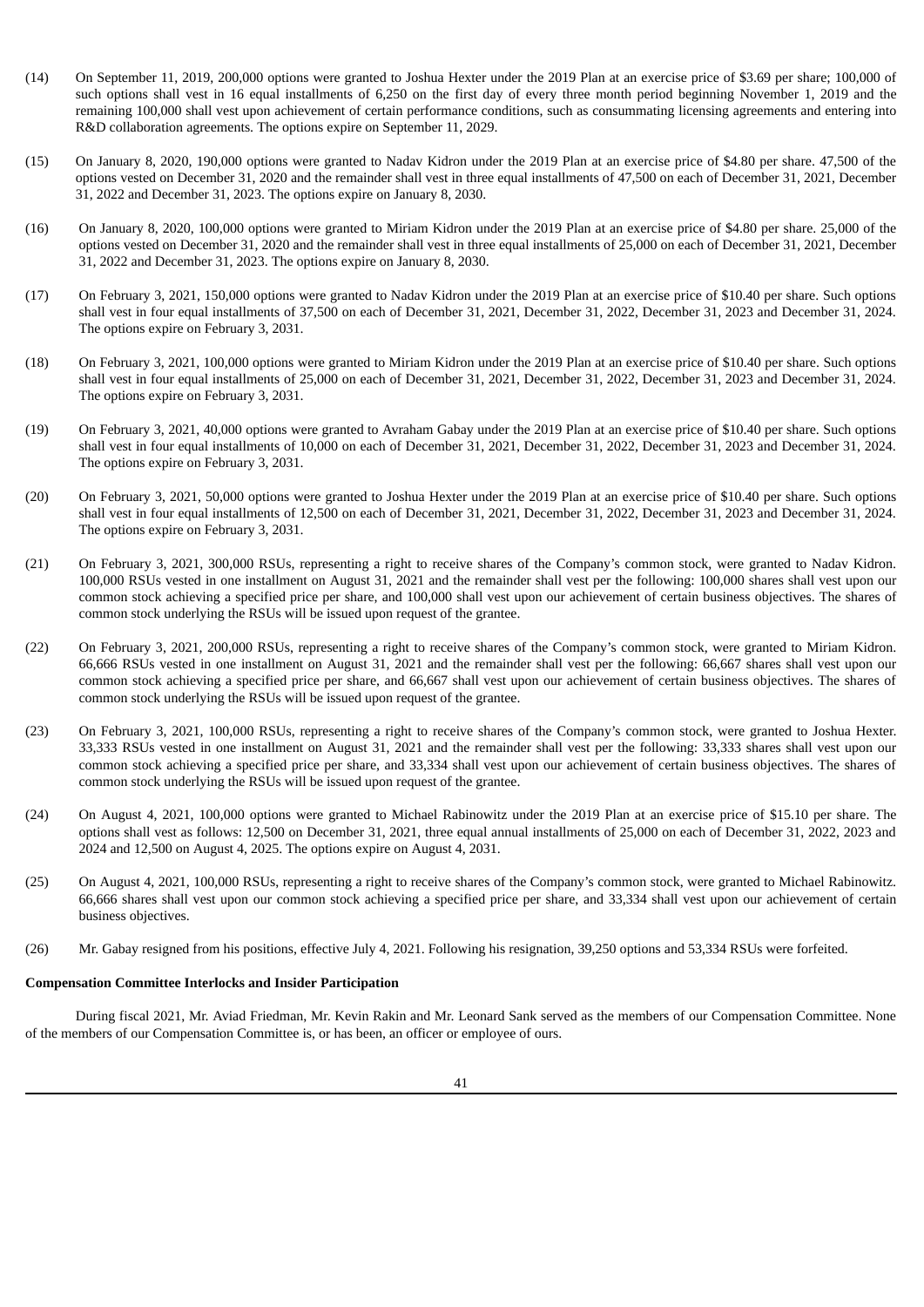(14) On September 11, 2019, 200,000 options were granted to Joshua Hexter under the 2019 Plan at an exercise price of $3.69 per share; 100,000 of such options shall vest in 16 equal installments of 6,250 on the first day of every three month period beginning November 1, 2019 and the remaining 100,000 shall vest upon achievement of certain performance conditions, such as consummating licensing agreements and entering into R&D collaboration agreements. The options expire on September 11, 2029.

(15) On January 8, 2020, 190,000 options were granted to Nadav Kidron under the 2019 Plan at an exercise price of $4.80 per share. 47,500 of the options vested on December 31, 2020 and the remainder shall vest in three equal installments of 47,500 on each of December 31, 2021, December 31, 2022 and December 31, 2023. The options expire on January 8, 2030.

(16) On January 8, 2020, 100,000 options were granted to Miriam Kidron under the 2019 Plan at an exercise price of $4.80 per share. 25,000 of the options vested on December 31, 2020 and the remainder shall vest in three equal installments of 25,000 on each of December 31, 2021, December 31, 2022 and December 31, 2023. The options expire on January 8, 2030.

(17) On February 3, 2021, 150,000 options were granted to Nadav Kidron under the 2019 Plan at an exercise price of $10.40 per share. Such options shall vest in four equal installments of 37,500 on each of December 31, 2021, December 31, 2022, December 31, 2023 and December 31, 2024. The options expire on February 3, 2031.

(18) On February 3, 2021, 100,000 options were granted to Miriam Kidron under the 2019 Plan at an exercise price of $10.40 per share. Such options shall vest in four equal installments of 25,000 on each of December 31, 2021, December 31, 2022, December 31, 2023 and December 31, 2024. The options expire on February 3, 2031.

(19) On February 3, 2021, 40,000 options were granted to Avraham Gabay under the 2019 Plan at an exercise price of $10.40 per share. Such options shall vest in four equal installments of 10,000 on each of December 31, 2021, December 31, 2022, December 31, 2023 and December 31, 2024. The options expire on February 3, 2031.

(20) On February 3, 2021, 50,000 options were granted to Joshua Hexter under the 2019 Plan at an exercise price of $10.40 per share. Such options shall vest in four equal installments of 12,500 on each of December 31, 2021, December 31, 2022, December 31, 2023 and December 31, 2024. The options expire on February 3, 2031.

(21) On February 3, 2021, 300,000 RSUs, representing a right to receive shares of the Company's common stock, were granted to Nadav Kidron. 100,000 RSUs vested in one installment on August 31, 2021 and the remainder shall vest per the following: 100,000 shares shall vest upon our common stock achieving a specified price per share, and 100,000 shall vest upon our achievement of certain business objectives. The shares of common stock underlying the RSUs will be issued upon request of the grantee.

(22) On February 3, 2021, 200,000 RSUs, representing a right to receive shares of the Company's common stock, were granted to Miriam Kidron. 66,666 RSUs vested in one installment on August 31, 2021 and the remainder shall vest per the following: 66,667 shares shall vest upon our common stock achieving a specified price per share, and 66,667 shall vest upon our achievement of certain business objectives. The shares of common stock underlying the RSUs will be issued upon request of the grantee.

(23) On February 3, 2021, 100,000 RSUs, representing a right to receive shares of the Company's common stock, were granted to Joshua Hexter. 33,333 RSUs vested in one installment on August 31, 2021 and the remainder shall vest per the following: 33,333 shares shall vest upon our common stock achieving a specified price per share, and 33,334 shall vest upon our achievement of certain business objectives. The shares of common stock underlying the RSUs will be issued upon request of the grantee.

(24) On August 4, 2021, 100,000 options were granted to Michael Rabinowitz under the 2019 Plan at an exercise price of $15.10 per share. The options shall vest as follows: 12,500 on December 31, 2021, three equal annual installments of 25,000 on each of December 31, 2022, 2023 and 2024 and 12,500 on August 4, 2025. The options expire on August 4, 2031.

(25) On August 4, 2021, 100,000 RSUs, representing a right to receive shares of the Company's common stock, were granted to Michael Rabinowitz. 66,666 shares shall vest upon our common stock achieving a specified price per share, and 33,334 shall vest upon our achievement of certain business objectives.

(26) Mr. Gabay resigned from his positions, effective July 4, 2021. Following his resignation, 39,250 options and 53,334 RSUs were forfeited.

**Compensation Committee Interlocks and Insider Participation**

During fiscal 2021, Mr. Aviad Friedman, Mr. Kevin Rakin and Mr. Leonard Sank served as the members of our Compensation Committee. None of the members of our Compensation Committee is, or has been, an officer or employee of ours.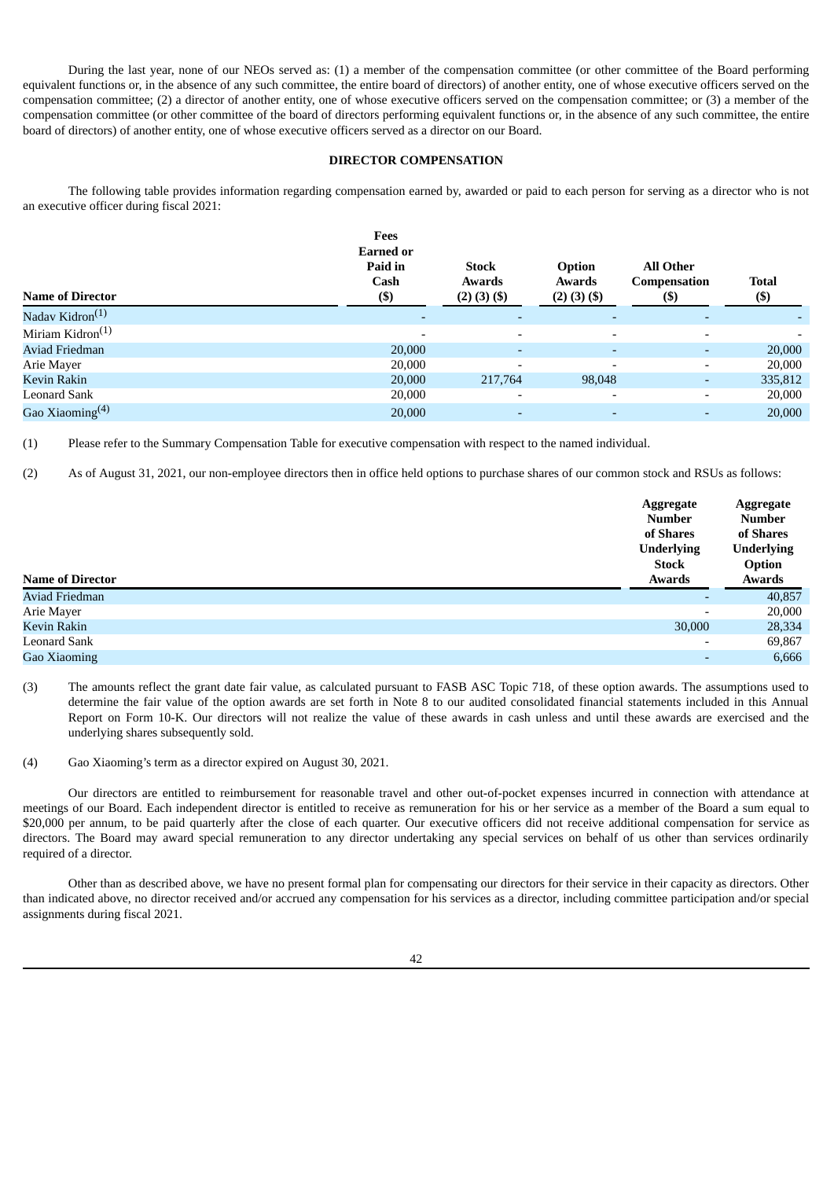During the last year, none of our NEOs served as: (1) a member of the compensation committee (or other committee of the Board performing equivalent functions or, in the absence of any such committee, the entire board of directors) of another entity, one of whose executive officers served on the compensation committee; (2) a director of another entity, one of whose executive officers served on the compensation committee; or (3) a member of the compensation committee (or other committee of the board of directors performing equivalent functions or, in the absence of any such committee, the entire board of directors) of another entity, one of whose executive officers served as a director on our Board.

**DIRECTOR COMPENSATION**

The following table provides information regarding compensation earned by, awarded or paid to each person for serving as a director who is not an executive officer during fiscal 2021:

| Name of Director | Fees Earned or Paid in Cash ($) | Stock Awards (2) (3) ($) | Option Awards (2) (3) ($) | All Other Compensation ($) | Total ($) |
|---|---|---|---|---|---|
| Nadav Kidron[(1)] | - | - | - | - | - |
| Miriam Kidron[(1)] | - | - | - | - | - |
| Aviad Friedman | 20,000 | - | - | - | 20,000 |
| Arie Mayer | 20,000 | - | - | - | 20,000 |
| Kevin Rakin | 20,000 | 217,764 | 98,048 | - | 335,812 |
| Leonard Sank | 20,000 | - | - | - | 20,000 |
| Gao Xiaoming[(4)] | 20,000 | - | - | - | 20,000 |

(1) Please refer to the Summary Compensation Table for executive compensation with respect to the named individual.

(2) As of August 31, 2021, our non-employee directors then in office held options to purchase shares of our common stock and RSUs as follows:

| Name of Director | Aggregate Number of Shares Underlying Stock Awards | Aggregate Number of Shares Underlying Option Awards |
|---|---|---|
| Aviad Friedman | - | 40,857 |
| Arie Mayer | - | 20,000 |
| Kevin Rakin | 30,000 | 28,334 |
| Leonard Sank | - | 69,867 |
| Gao Xiaoming | - | 6,666 |

(3) The amounts reflect the grant date fair value, as calculated pursuant to FASB ASC Topic 718, of these option awards. The assumptions used to determine the fair value of the option awards are set forth in Note 8 to our audited consolidated financial statements included in this Annual Report on Form 10-K. Our directors will not realize the value of these awards in cash unless and until these awards are exercised and the underlying shares subsequently sold.

(4) Gao Xiaoming's term as a director expired on August 30, 2021.

Our directors are entitled to reimbursement for reasonable travel and other out-of-pocket expenses incurred in connection with attendance at meetings of our Board. Each independent director is entitled to receive as remuneration for his or her service as a member of the Board a sum equal to $20,000 per annum, to be paid quarterly after the close of each quarter. Our executive officers did not receive additional compensation for service as directors. The Board may award special remuneration to any director undertaking any special services on behalf of us other than services ordinarily required of a director.

Other than as described above, we have no present formal plan for compensating our directors for their service in their capacity as directors. Other than indicated above, no director received and/or accrued any compensation for his services as a director, including committee participation and/or special assignments during fiscal 2021.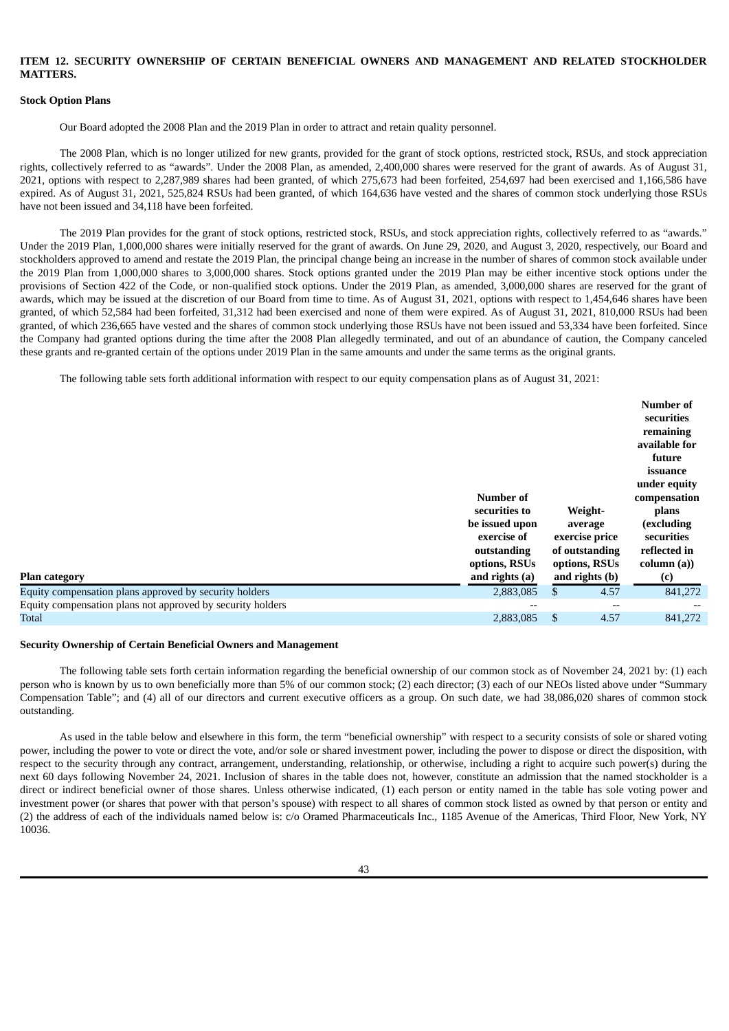## ITEM 12. SECURITY OWNERSHIP OF CERTAIN BENEFICIAL OWNERS AND MANAGEMENT AND RELATED STOCKHOLDER MATTERS.

**Stock Option Plans**

Our Board adopted the 2008 Plan and the 2019 Plan in order to attract and retain quality personnel.

The 2008 Plan, which is no longer utilized for new grants, provided for the grant of stock options, restricted stock, RSUs, and stock appreciation rights, collectively referred to as "awards". Under the 2008 Plan, as amended, 2,400,000 shares were reserved for the grant of awards. As of August 31, 2021, options with respect to 2,287,989 shares had been granted, of which 275,673 had been forfeited, 254,697 had been exercised and 1,166,586 have expired. As of August 31, 2021, 525,824 RSUs had been granted, of which 164,636 have vested and the shares of common stock underlying those RSUs have not been issued and 34,118 have been forfeited.

The 2019 Plan provides for the grant of stock options, restricted stock, RSUs, and stock appreciation rights, collectively referred to as "awards." Under the 2019 Plan, 1,000,000 shares were initially reserved for the grant of awards. On June 29, 2020, and August 3, 2020, respectively, our Board and stockholders approved to amend and restate the 2019 Plan, the principal change being an increase in the number of shares of common stock available under the 2019 Plan from 1,000,000 shares to 3,000,000 shares. Stock options granted under the 2019 Plan may be either incentive stock options under the provisions of Section 422 of the Code, or non-qualified stock options. Under the 2019 Plan, as amended, 3,000,000 shares are reserved for the grant of awards, which may be issued at the discretion of our Board from time to time. As of August 31, 2021, options with respect to 1,454,646 shares have been granted, of which 52,584 had been forfeited, 31,312 had been exercised and none of them were expired. As of August 31, 2021, 810,000 RSUs had been granted, of which 236,665 have vested and the shares of common stock underlying those RSUs have not been issued and 53,334 have been forfeited. Since the Company had granted options during the time after the 2008 Plan allegedly terminated, and out of an abundance of caution, the Company canceled these grants and re-granted certain of the options under 2019 Plan in the same amounts and under the same terms as the original grants.

The following table sets forth additional information with respect to our equity compensation plans as of August 31, 2021:

| Plan category | Number of securities to be issued upon exercise of outstanding options, RSUs and rights (a) | Weight-average exercise price of outstanding options, RSUs and rights (b) | Number of securities remaining available for future issuance under equity compensation plans (excluding securities reflected in column (a)) (c) |
|---|---|---|---|
| Equity compensation plans approved by security holders | 2,883,085 | $ 4.57 | 841,272 |
| Equity compensation plans not approved by security holders | -- | -- | -- |
| Total | 2,883,085 | $ 4.57 | 841,272 |

**Security Ownership of Certain Beneficial Owners and Management**

The following table sets forth certain information regarding the beneficial ownership of our common stock as of November 24, 2021 by: (1) each person who is known by us to own beneficially more than 5% of our common stock; (2) each director; (3) each of our NEOs listed above under "Summary Compensation Table"; and (4) all of our directors and current executive officers as a group. On such date, we had 38,086,020 shares of common stock outstanding.

As used in the table below and elsewhere in this form, the term "beneficial ownership" with respect to a security consists of sole or shared voting power, including the power to vote or direct the vote, and/or sole or shared investment power, including the power to dispose or direct the disposition, with respect to the security through any contract, arrangement, understanding, relationship, or otherwise, including a right to acquire such power(s) during the next 60 days following November 24, 2021. Inclusion of shares in the table does not, however, constitute an admission that the named stockholder is a direct or indirect beneficial owner of those shares. Unless otherwise indicated, (1) each person or entity named in the table has sole voting power and investment power (or shares that power with that person's spouse) with respect to all shares of common stock listed as owned by that person or entity and (2) the address of each of the individuals named below is: c/o Oramed Pharmaceuticals Inc., 1185 Avenue of the Americas, Third Floor, New York, NY 10036.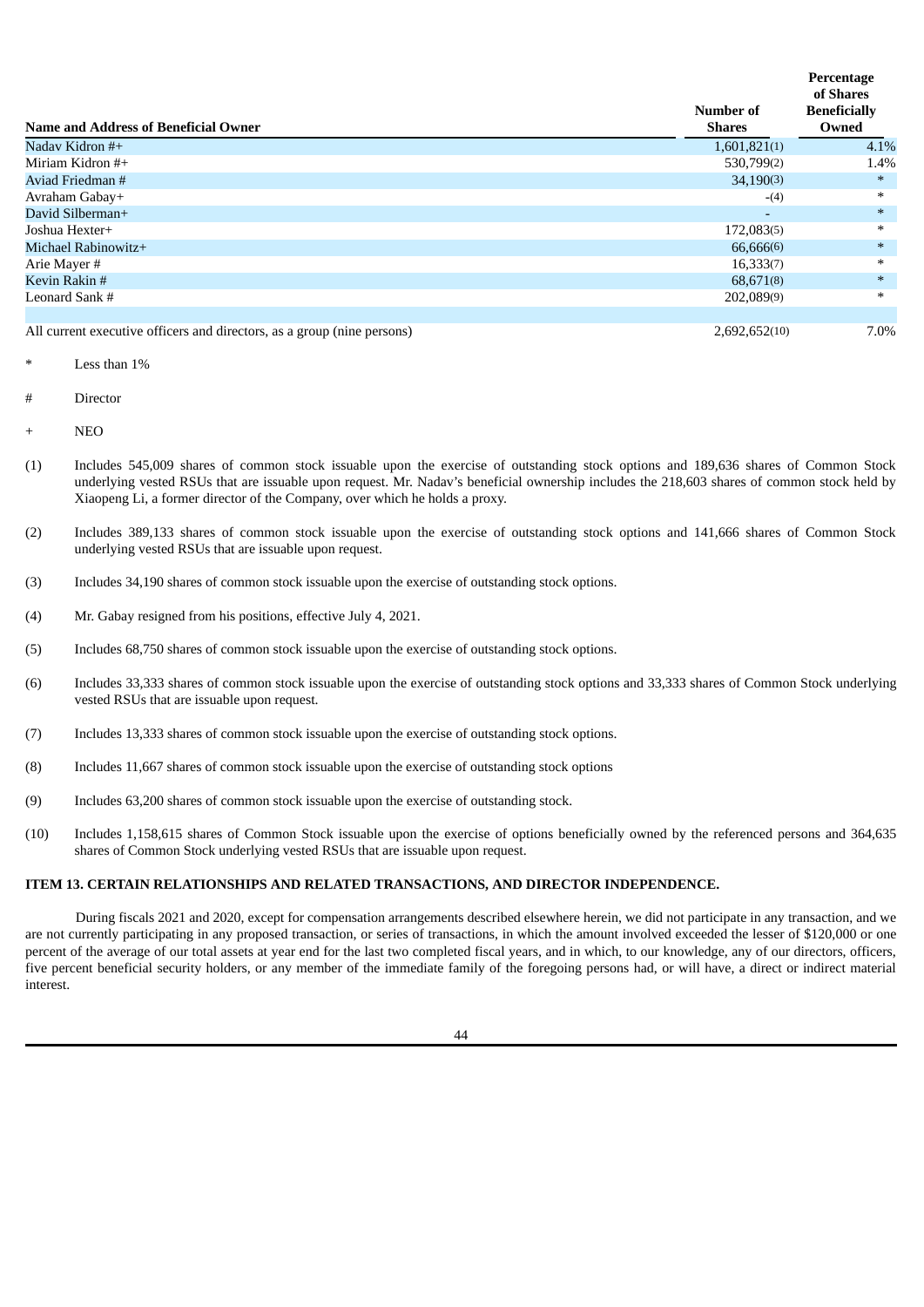| Name and Address of Beneficial Owner | Number of Shares | Percentage of Shares Beneficially Owned |
|---|---|---|
| Nadav Kidron #+ | 1,601,821(1) | 4.1% |
| Miriam Kidron #+ | 530,799(2) | 1.4% |
| Aviad Friedman # | 34,190(3) | * |
| Avraham Gabay+ | -(4) | * |
| David Silberman+ | - | * |
| Joshua Hexter+ | 172,083(5) | * |
| Michael Rabinowitz+ | 66,666(6) | * |
| Arie Mayer # | 16,333(7) | * |
| Kevin Rakin # | 68,671(8) | * |
| Leonard Sank # | 202,089(9) | * |
| | | |
| All current executive officers and directors, as a group (nine persons) | 2,692,652(10) | 7.0% |

\* Less than 1%

\# Director

\+ NEO

(1) Includes 545,009 shares of common stock issuable upon the exercise of outstanding stock options and 189,636 shares of Common Stock underlying vested RSUs that are issuable upon request. Mr. Nadav's beneficial ownership includes the 218,603 shares of common stock held by Xiaopeng Li, a former director of the Company, over which he holds a proxy.

(2) Includes 389,133 shares of common stock issuable upon the exercise of outstanding stock options and 141,666 shares of Common Stock underlying vested RSUs that are issuable upon request.

(3) Includes 34,190 shares of common stock issuable upon the exercise of outstanding stock options.

(4) Mr. Gabay resigned from his positions, effective July 4, 2021.

(5) Includes 68,750 shares of common stock issuable upon the exercise of outstanding stock options.

(6) Includes 33,333 shares of common stock issuable upon the exercise of outstanding stock options and 33,333 shares of Common Stock underlying vested RSUs that are issuable upon request.

(7) Includes 13,333 shares of common stock issuable upon the exercise of outstanding stock options.

(8) Includes 11,667 shares of common stock issuable upon the exercise of outstanding stock options

(9) Includes 63,200 shares of common stock issuable upon the exercise of outstanding stock.

(10) Includes 1,158,615 shares of Common Stock issuable upon the exercise of options beneficially owned by the referenced persons and 364,635 shares of Common Stock underlying vested RSUs that are issuable upon request.

## ITEM 13. CERTAIN RELATIONSHIPS AND RELATED TRANSACTIONS, AND DIRECTOR INDEPENDENCE.

During fiscals 2021 and 2020, except for compensation arrangements described elsewhere herein, we did not participate in any transaction, and we are not currently participating in any proposed transaction, or series of transactions, in which the amount involved exceeded the lesser of $120,000 or one percent of the average of our total assets at year end for the last two completed fiscal years, and in which, to our knowledge, any of our directors, officers, five percent beneficial security holders, or any member of the immediate family of the foregoing persons had, or will have, a direct or indirect material interest.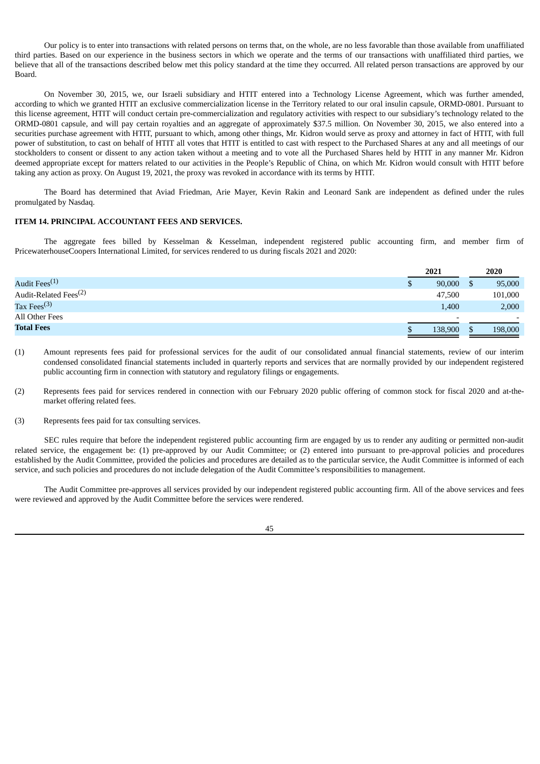Our policy is to enter into transactions with related persons on terms that, on the whole, are no less favorable than those available from unaffiliated third parties. Based on our experience in the business sectors in which we operate and the terms of our transactions with unaffiliated third parties, we believe that all of the transactions described below met this policy standard at the time they occurred. All related person transactions are approved by our Board.

On November 30, 2015, we, our Israeli subsidiary and HTIT entered into a Technology License Agreement, which was further amended, according to which we granted HTIT an exclusive commercialization license in the Territory related to our oral insulin capsule, ORMD-0801. Pursuant to this license agreement, HTIT will conduct certain pre-commercialization and regulatory activities with respect to our subsidiary's technology related to the ORMD-0801 capsule, and will pay certain royalties and an aggregate of approximately $37.5 million. On November 30, 2015, we also entered into a securities purchase agreement with HTIT, pursuant to which, among other things, Mr. Kidron would serve as proxy and attorney in fact of HTIT, with full power of substitution, to cast on behalf of HTIT all votes that HTIT is entitled to cast with respect to the Purchased Shares at any and all meetings of our stockholders to consent or dissent to any action taken without a meeting and to vote all the Purchased Shares held by HTIT in any manner Mr. Kidron deemed appropriate except for matters related to our activities in the People's Republic of China, on which Mr. Kidron would consult with HTIT before taking any action as proxy. On August 19, 2021, the proxy was revoked in accordance with its terms by HTIT.

The Board has determined that Aviad Friedman, Arie Mayer, Kevin Rakin and Leonard Sank are independent as defined under the rules promulgated by Nasdaq.

## ITEM 14. PRINCIPAL ACCOUNTANT FEES AND SERVICES.

The aggregate fees billed by Kesselman & Kesselman, independent registered public accounting firm, and member firm of PricewaterhouseCoopers International Limited, for services rendered to us during fiscals 2021 and 2020:

| | 2021 | 2020 |
|---|---|---|
| Audit Fees[(1)] | $ 90,000 | $ 95,000 |
| Audit-Related Fees[(2)] | 47,500 | 101,000 |
| Tax Fees[(3)] | 1,400 | 2,000 |
| All Other Fees | - | - |
| **Total Fees** | $ 138,900 | $ 198,000 |

(1) Amount represents fees paid for professional services for the audit of our consolidated annual financial statements, review of our interim condensed consolidated financial statements included in quarterly reports and services that are normally provided by our independent registered public accounting firm in connection with statutory and regulatory filings or engagements.

(2) Represents fees paid for services rendered in connection with our February 2020 public offering of common stock for fiscal 2020 and at-the-market offering related fees.

(3) Represents fees paid for tax consulting services.

SEC rules require that before the independent registered public accounting firm are engaged by us to render any auditing or permitted non-audit related service, the engagement be: (1) pre-approved by our Audit Committee; or (2) entered into pursuant to pre-approval policies and procedures established by the Audit Committee, provided the policies and procedures are detailed as to the particular service, the Audit Committee is informed of each service, and such policies and procedures do not include delegation of the Audit Committee's responsibilities to management.

The Audit Committee pre-approves all services provided by our independent registered public accounting firm. All of the above services and fees were reviewed and approved by the Audit Committee before the services were rendered.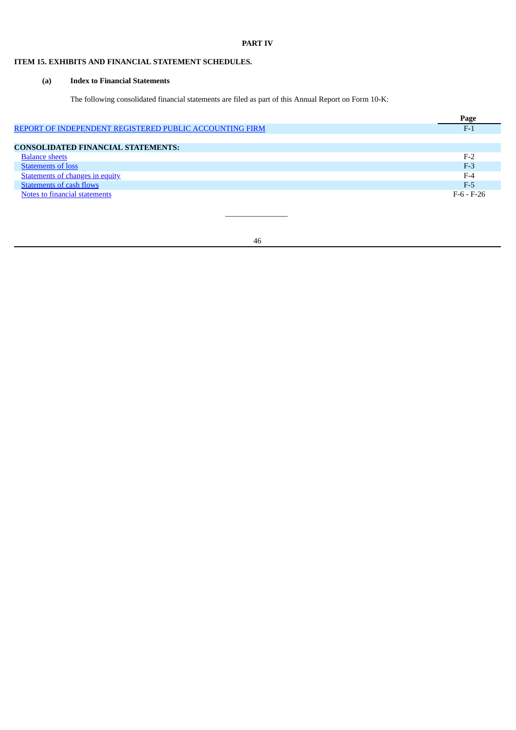# PART IV

## ITEM 15. EXHIBITS AND FINANCIAL STATEMENT SCHEDULES.

**(a) Index to Financial Statements**

The following consolidated financial statements are filed as part of this Annual Report on Form 10-K:

| | Page |
|---|---|
| REPORT OF INDEPENDENT REGISTERED PUBLIC ACCOUNTING FIRM | F-1 |
| | |
| **CONSOLIDATED FINANCIAL STATEMENTS:** | |
| Balance sheets | F-2 |
| Statements of loss | F-3 |
| Statements of changes in equity | F-4 |
| Statements of cash flows | F-5 |
| Notes to financial statements | F-6 - F-26 |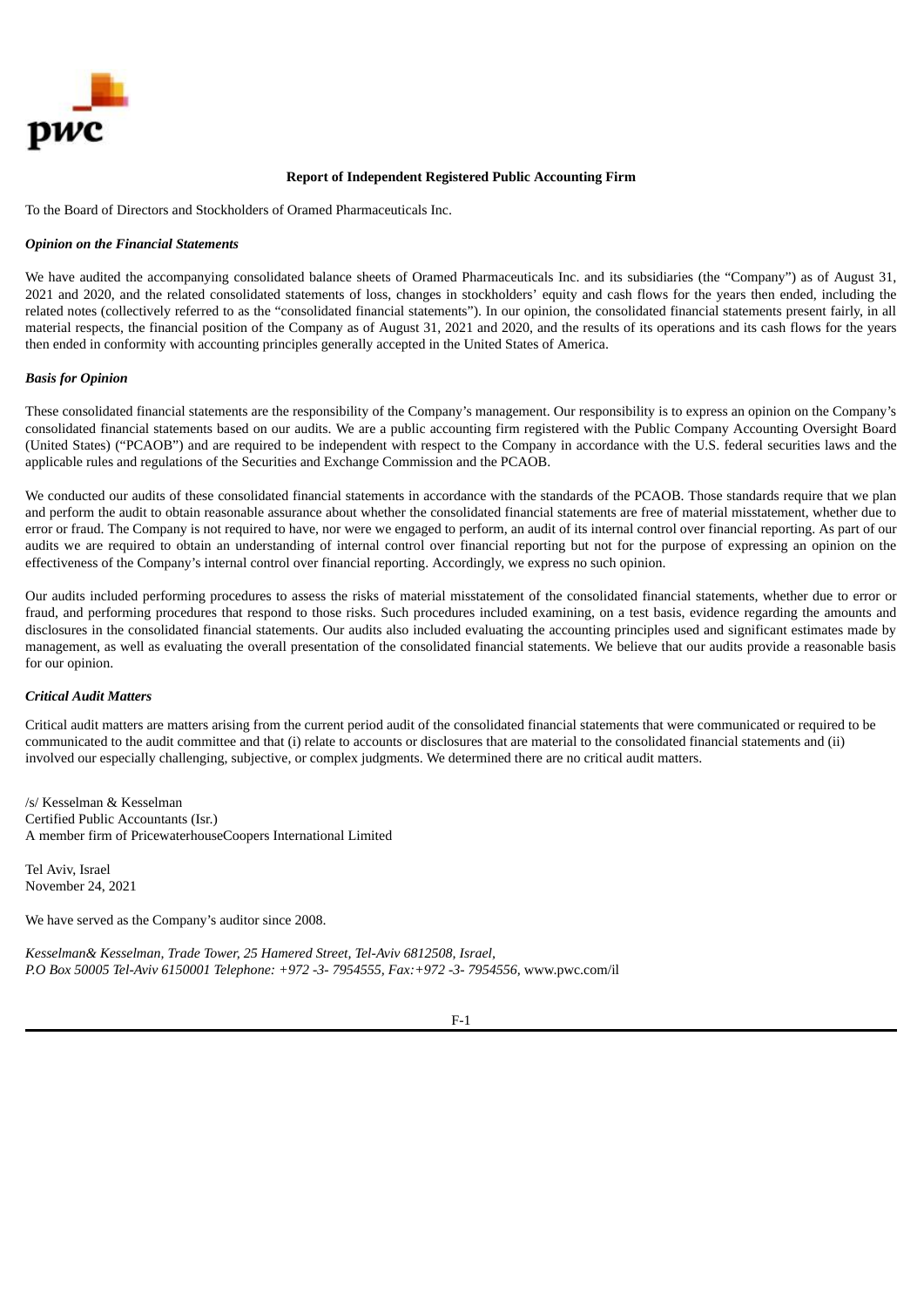**Report of Independent Registered Public Accounting Firm**

To the Board of Directors and Stockholders of Oramed Pharmaceuticals Inc.

***Opinion on the Financial Statements***

We have audited the accompanying consolidated balance sheets of Oramed Pharmaceuticals Inc. and its subsidiaries (the "Company") as of August 31, 2021 and 2020, and the related consolidated statements of loss, changes in stockholders' equity and cash flows for the years then ended, including the related notes (collectively referred to as the "consolidated financial statements"). In our opinion, the consolidated financial statements present fairly, in all material respects, the financial position of the Company as of August 31, 2021 and 2020, and the results of its operations and its cash flows for the years then ended in conformity with accounting principles generally accepted in the United States of America.

***Basis for Opinion***

These consolidated financial statements are the responsibility of the Company's management. Our responsibility is to express an opinion on the Company's consolidated financial statements based on our audits. We are a public accounting firm registered with the Public Company Accounting Oversight Board (United States) ("PCAOB") and are required to be independent with respect to the Company in accordance with the U.S. federal securities laws and the applicable rules and regulations of the Securities and Exchange Commission and the PCAOB.

We conducted our audits of these consolidated financial statements in accordance with the standards of the PCAOB. Those standards require that we plan and perform the audit to obtain reasonable assurance about whether the consolidated financial statements are free of material misstatement, whether due to error or fraud. The Company is not required to have, nor were we engaged to perform, an audit of its internal control over financial reporting. As part of our audits we are required to obtain an understanding of internal control over financial reporting but not for the purpose of expressing an opinion on the effectiveness of the Company's internal control over financial reporting. Accordingly, we express no such opinion.

Our audits included performing procedures to assess the risks of material misstatement of the consolidated financial statements, whether due to error or fraud, and performing procedures that respond to those risks. Such procedures included examining, on a test basis, evidence regarding the amounts and disclosures in the consolidated financial statements. Our audits also included evaluating the accounting principles used and significant estimates made by management, as well as evaluating the overall presentation of the consolidated financial statements. We believe that our audits provide a reasonable basis for our opinion.

***Critical Audit Matters***

Critical audit matters are matters arising from the current period audit of the consolidated financial statements that were communicated or required to be communicated to the audit committee and that (i) relate to accounts or disclosures that are material to the consolidated financial statements and (ii) involved our especially challenging, subjective, or complex judgments. We determined there are no critical audit matters.

/s/ Kesselman & Kesselman
Certified Public Accountants (Isr.)
A member firm of PricewaterhouseCoopers International Limited

Tel Aviv, Israel
November 24, 2021

We have served as the Company's auditor since 2008.

*Kesselman& Kesselman, Trade Tower, 25 Hamered Street, Tel-Aviv 6812508, Israel,*
*P.O Box 50005 Tel-Aviv 6150001 Telephone: +972 -3- 7954555, Fax:+972 -3- 7954556,* www.pwc.com/il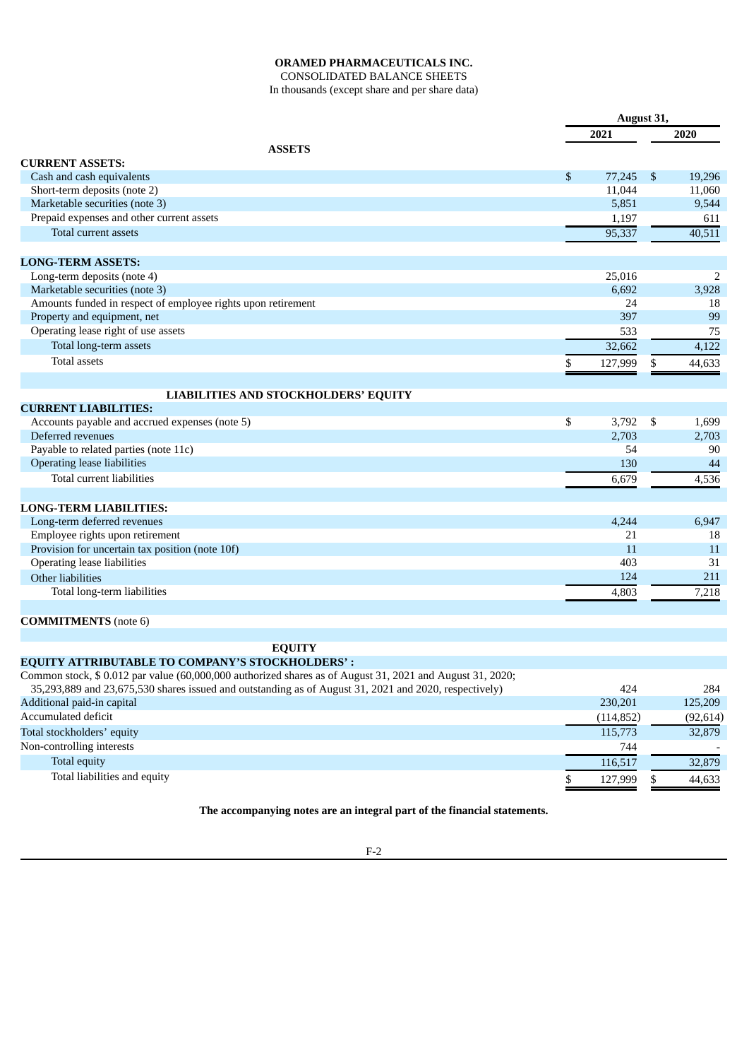**ORAMED PHARMACEUTICALS INC.**

CONSOLIDATED BALANCE SHEETS

In thousands (except share and per share data)

| | August 31, | |
|---|---|---|
| | 2021 | 2020 |
| **ASSETS** | | |
| **CURRENT ASSETS:** | | |
| Cash and cash equivalents | $ 77,245 | $ 19,296 |
| Short-term deposits (note 2) | 11,044 | 11,060 |
| Marketable securities (note 3) | 5,851 | 9,544 |
| Prepaid expenses and other current assets | 1,197 | 611 |
| Total current assets | 95,337 | 40,511 |
| **LONG-TERM ASSETS:** | | |
| Long-term deposits (note 4) | 25,016 | 2 |
| Marketable securities (note 3) | 6,692 | 3,928 |
| Amounts funded in respect of employee rights upon retirement | 24 | 18 |
| Property and equipment, net | 397 | 99 |
| Operating lease right of use assets | 533 | 75 |
| Total long-term assets | 32,662 | 4,122 |
| Total assets | $ 127,999 | $ 44,633 |
| **LIABILITIES AND STOCKHOLDERS' EQUITY** | | |
| **CURRENT LIABILITIES:** | | |
| Accounts payable and accrued expenses (note 5) | $ 3,792 | $ 1,699 |
| Deferred revenues | 2,703 | 2,703 |
| Payable to related parties (note 11c) | 54 | 90 |
| Operating lease liabilities | 130 | 44 |
| Total current liabilities | 6,679 | 4,536 |
| **LONG-TERM LIABILITIES:** | | |
| Long-term deferred revenues | 4,244 | 6,947 |
| Employee rights upon retirement | 21 | 18 |
| Provision for uncertain tax position (note 10f) | 11 | 11 |
| Operating lease liabilities | 403 | 31 |
| Other liabilities | 124 | 211 |
| Total long-term liabilities | 4,803 | 7,218 |
| **COMMITMENTS** (note 6) | | |
| **EQUITY** | | |
| **EQUITY ATTRIBUTABLE TO COMPANY'S STOCKHOLDERS' :** | | |
| Common stock, $ 0.012 par value (60,000,000 authorized shares as of August 31, 2021 and August 31, 2020; 35,293,889 and 23,675,530 shares issued and outstanding as of August 31, 2021 and 2020, respectively) | 424 | 284 |
| Additional paid-in capital | 230,201 | 125,209 |
| Accumulated deficit | (114,852) | (92,614) |
| Total stockholders' equity | 115,773 | 32,879 |
| Non-controlling interests | 744 | - |
| Total equity | 116,517 | 32,879 |
| Total liabilities and equity | $ 127,999 | $ 44,633 |

**The accompanying notes are an integral part of the financial statements.**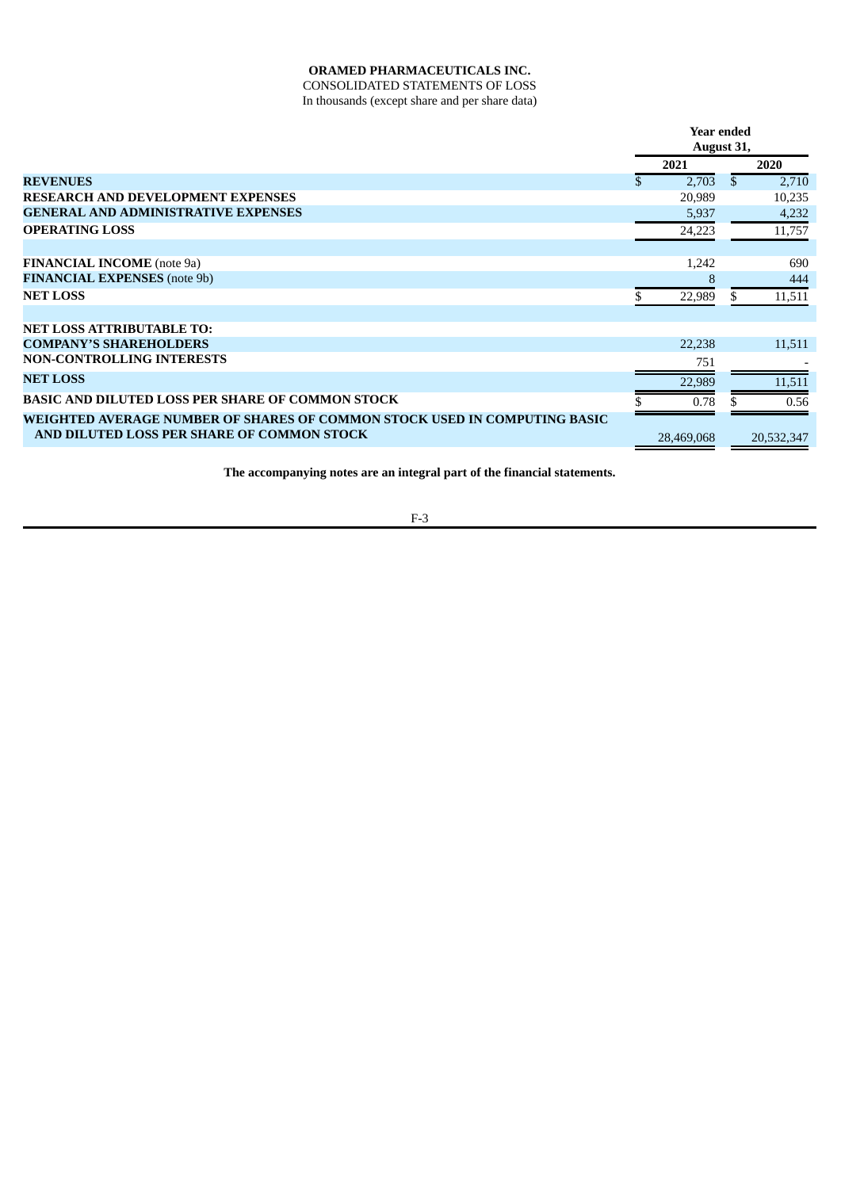**ORAMED PHARMACEUTICALS INC.**

CONSOLIDATED STATEMENTS OF LOSS

In thousands (except share and per share data)

| | Year ended August 31, | |
|---|---|---|
| | 2021 | 2020 |
| **REVENUES** | $ 2,703 | $ 2,710 |
| **RESEARCH AND DEVELOPMENT EXPENSES** | 20,989 | 10,235 |
| **GENERAL AND ADMINISTRATIVE EXPENSES** | 5,937 | 4,232 |
| **OPERATING LOSS** | 24,223 | 11,757 |
| | | |
| **FINANCIAL INCOME** (note 9a) | 1,242 | 690 |
| **FINANCIAL EXPENSES** (note 9b) | 8 | 444 |
| **NET LOSS** | $ 22,989 | $ 11,511 |
| | | |
| **NET LOSS ATTRIBUTABLE TO:** | | |
| **COMPANY'S SHAREHOLDERS** | 22,238 | 11,511 |
| **NON-CONTROLLING INTERESTS** | 751 | - |
| **NET LOSS** | 22,989 | 11,511 |
| **BASIC AND DILUTED LOSS PER SHARE OF COMMON STOCK** | $ 0.78 | $ 0.56 |
| **WEIGHTED AVERAGE NUMBER OF SHARES OF COMMON STOCK USED IN COMPUTING BASIC AND DILUTED LOSS PER SHARE OF COMMON STOCK** | 28,469,068 | 20,532,347 |

**The accompanying notes are an integral part of the financial statements.**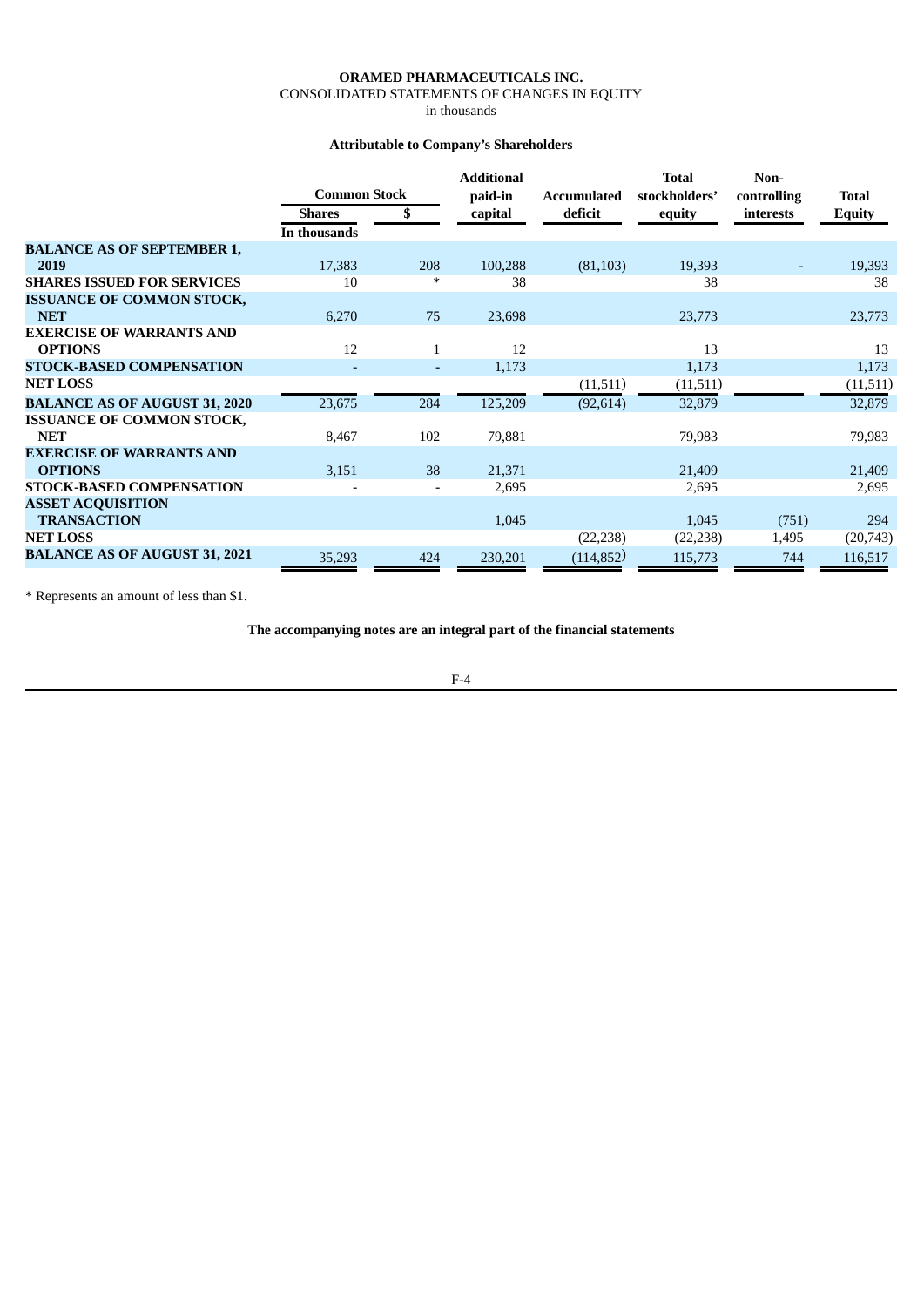**ORAMED PHARMACEUTICALS INC.**
CONSOLIDATED STATEMENTS OF CHANGES IN EQUITY
in thousands

**Attributable to Company's Shareholders**

| | Common Stock | | Additional paid-in capital | Accumulated deficit | Total stockholders' equity | Non-controlling interests | Total Equity |
|---|---|---|---|---|---|---|---|
| | Shares | $ | | | | | |
| | In thousands | | | | | | |
| **BALANCE AS OF SEPTEMBER 1, 2019** | 17,383 | 208 | 100,288 | (81,103) | 19,393 | - | 19,393 |
| **SHARES ISSUED FOR SERVICES** | 10 | * | 38 | | 38 | | 38 |
| **ISSUANCE OF COMMON STOCK, NET** | 6,270 | 75 | 23,698 | | 23,773 | | 23,773 |
| **EXERCISE OF WARRANTS AND OPTIONS** | 12 | 1 | 12 | | 13 | | 13 |
| **STOCK-BASED COMPENSATION** | - | - | 1,173 | | 1,173 | | 1,173 |
| **NET LOSS** | | | | (11,511) | (11,511) | | (11,511) |
| **BALANCE AS OF AUGUST 31, 2020** | 23,675 | 284 | 125,209 | (92,614) | 32,879 | | 32,879 |
| **ISSUANCE OF COMMON STOCK, NET** | 8,467 | 102 | 79,881 | | 79,983 | | 79,983 |
| **EXERCISE OF WARRANTS AND OPTIONS** | 3,151 | 38 | 21,371 | | 21,409 | | 21,409 |
| **STOCK-BASED COMPENSATION** | - | - | 2,695 | | 2,695 | | 2,695 |
| **ASSET ACQUISITION TRANSACTION** | | | 1,045 | | 1,045 | (751) | 294 |
| **NET LOSS** | | | | (22,238) | (22,238) | 1,495 | (20,743) |
| **BALANCE AS OF AUGUST 31, 2021** | 35,293 | 424 | 230,201 | (114,852) | 115,773 | 744 | 116,517 |

* Represents an amount of less than $1.

**The accompanying notes are an integral part of the financial statements**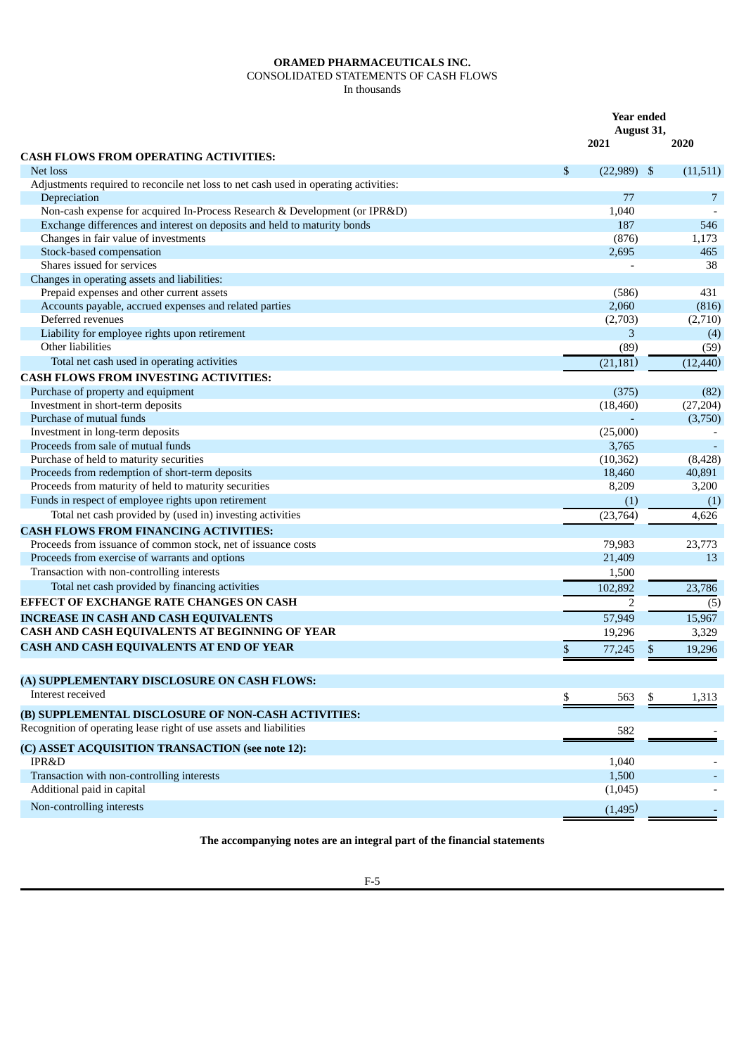**ORAMED PHARMACEUTICALS INC.**
CONSOLIDATED STATEMENTS OF CASH FLOWS
In thousands

| | Year ended August 31, 2021 | 2020 |
|---|---|---|
| **CASH FLOWS FROM OPERATING ACTIVITIES:** | | |
| Net loss | $ (22,989) | $ (11,511) |
| Adjustments required to reconcile net loss to net cash used in operating activities: | | |
| Depreciation | 77 | 7 |
| Non-cash expense for acquired In-Process Research & Development (or IPR&D) | 1,040 | - |
| Exchange differences and interest on deposits and held to maturity bonds | 187 | 546 |
| Changes in fair value of investments | (876) | 1,173 |
| Stock-based compensation | 2,695 | 465 |
| Shares issued for services | - | 38 |
| Changes in operating assets and liabilities: | | |
| Prepaid expenses and other current assets | (586) | 431 |
| Accounts payable, accrued expenses and related parties | 2,060 | (816) |
| Deferred revenues | (2,703) | (2,710) |
| Liability for employee rights upon retirement | 3 | (4) |
| Other liabilities | (89) | (59) |
| Total net cash used in operating activities | (21,181) | (12,440) |
| **CASH FLOWS FROM INVESTING ACTIVITIES:** | | |
| Purchase of property and equipment | (375) | (82) |
| Investment in short-term deposits | (18,460) | (27,204) |
| Purchase of mutual funds | - | (3,750) |
| Investment in long-term deposits | (25,000) | - |
| Proceeds from sale of mutual funds | 3,765 | - |
| Purchase of held to maturity securities | (10,362) | (8,428) |
| Proceeds from redemption of short-term deposits | 18,460 | 40,891 |
| Proceeds from maturity of held to maturity securities | 8,209 | 3,200 |
| Funds in respect of employee rights upon retirement | (1) | (1) |
| Total net cash provided by (used in) investing activities | (23,764) | 4,626 |
| **CASH FLOWS FROM FINANCING ACTIVITIES:** | | |
| Proceeds from issuance of common stock, net of issuance costs | 79,983 | 23,773 |
| Proceeds from exercise of warrants and options | 21,409 | 13 |
| Transaction with non-controlling interests | 1,500 | |
| Total net cash provided by financing activities | 102,892 | 23,786 |
| **EFFECT OF EXCHANGE RATE CHANGES ON CASH** | 2 | (5) |
| **INCREASE IN CASH AND CASH EQUIVALENTS** | 57,949 | 15,967 |
| **CASH AND CASH EQUIVALENTS AT BEGINNING OF YEAR** | 19,296 | 3,329 |
| **CASH AND CASH EQUIVALENTS AT END OF YEAR** | $ 77,245 | $ 19,296 |
| **(A) SUPPLEMENTARY DISCLOSURE ON CASH FLOWS:** | | |
| Interest received | $ 563 | $ 1,313 |
| **(B) SUPPLEMENTAL DISCLOSURE OF NON-CASH ACTIVITIES:** | | |
| Recognition of operating lease right of use assets and liabilities | 582 | - |
| **(C) ASSET ACQUISITION TRANSACTION (see note 12):** | | |
| IPR&D | 1,040 | - |
| Transaction with non-controlling interests | 1,500 | - |
| Additional paid in capital | (1,045) | - |
| Non-controlling interests | (1,495) | - |

**The accompanying notes are an integral part of the financial statements**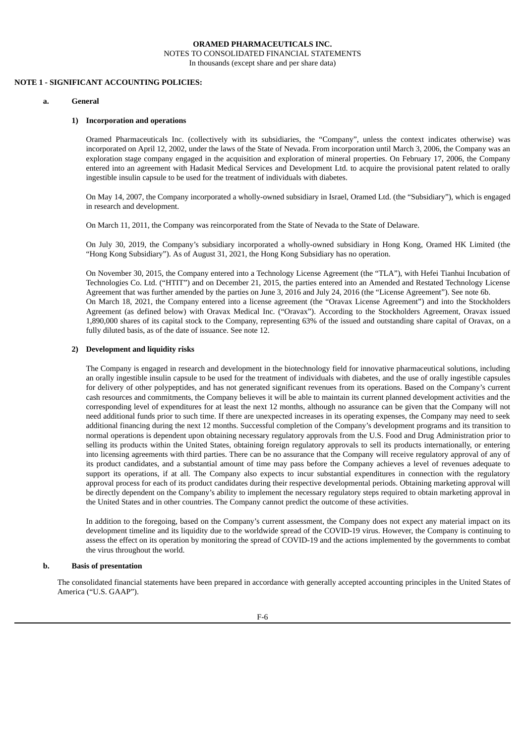**ORAMED PHARMACEUTICALS INC.**
NOTES TO CONSOLIDATED FINANCIAL STATEMENTS
In thousands (except share and per share data)

## NOTE 1 - SIGNIFICANT ACCOUNTING POLICIES:

### a. General

#### 1) Incorporation and operations

Oramed Pharmaceuticals Inc. (collectively with its subsidiaries, the "Company", unless the context indicates otherwise) was incorporated on April 12, 2002, under the laws of the State of Nevada. From incorporation until March 3, 2006, the Company was an exploration stage company engaged in the acquisition and exploration of mineral properties. On February 17, 2006, the Company entered into an agreement with Hadasit Medical Services and Development Ltd. to acquire the provisional patent related to orally ingestible insulin capsule to be used for the treatment of individuals with diabetes.

On May 14, 2007, the Company incorporated a wholly-owned subsidiary in Israel, Oramed Ltd. (the "Subsidiary"), which is engaged in research and development.

On March 11, 2011, the Company was reincorporated from the State of Nevada to the State of Delaware.

On July 30, 2019, the Company's subsidiary incorporated a wholly-owned subsidiary in Hong Kong, Oramed HK Limited (the "Hong Kong Subsidiary"). As of August 31, 2021, the Hong Kong Subsidiary has no operation.

On November 30, 2015, the Company entered into a Technology License Agreement (the "TLA"), with Hefei Tianhui Incubation of Technologies Co. Ltd. ("HTIT") and on December 21, 2015, the parties entered into an Amended and Restated Technology License Agreement that was further amended by the parties on June 3, 2016 and July 24, 2016 (the "License Agreement"). See note 6b.
On March 18, 2021, the Company entered into a license agreement (the "Oravax License Agreement") and into the Stockholders Agreement (as defined below) with Oravax Medical Inc. ("Oravax"). According to the Stockholders Agreement, Oravax issued 1,890,000 shares of its capital stock to the Company, representing 63% of the issued and outstanding share capital of Oravax, on a fully diluted basis, as of the date of issuance. See note 12.

#### 2) Development and liquidity risks

The Company is engaged in research and development in the biotechnology field for innovative pharmaceutical solutions, including an orally ingestible insulin capsule to be used for the treatment of individuals with diabetes, and the use of orally ingestible capsules for delivery of other polypeptides, and has not generated significant revenues from its operations. Based on the Company's current cash resources and commitments, the Company believes it will be able to maintain its current planned development activities and the corresponding level of expenditures for at least the next 12 months, although no assurance can be given that the Company will not need additional funds prior to such time. If there are unexpected increases in its operating expenses, the Company may need to seek additional financing during the next 12 months. Successful completion of the Company's development programs and its transition to normal operations is dependent upon obtaining necessary regulatory approvals from the U.S. Food and Drug Administration prior to selling its products within the United States, obtaining foreign regulatory approvals to sell its products internationally, or entering into licensing agreements with third parties. There can be no assurance that the Company will receive regulatory approval of any of its product candidates, and a substantial amount of time may pass before the Company achieves a level of revenues adequate to support its operations, if at all. The Company also expects to incur substantial expenditures in connection with the regulatory approval process for each of its product candidates during their respective developmental periods. Obtaining marketing approval will be directly dependent on the Company's ability to implement the necessary regulatory steps required to obtain marketing approval in the United States and in other countries. The Company cannot predict the outcome of these activities.

In addition to the foregoing, based on the Company's current assessment, the Company does not expect any material impact on its development timeline and its liquidity due to the worldwide spread of the COVID-19 virus. However, the Company is continuing to assess the effect on its operation by monitoring the spread of COVID-19 and the actions implemented by the governments to combat the virus throughout the world.

### b. Basis of presentation

The consolidated financial statements have been prepared in accordance with generally accepted accounting principles in the United States of America ("U.S. GAAP").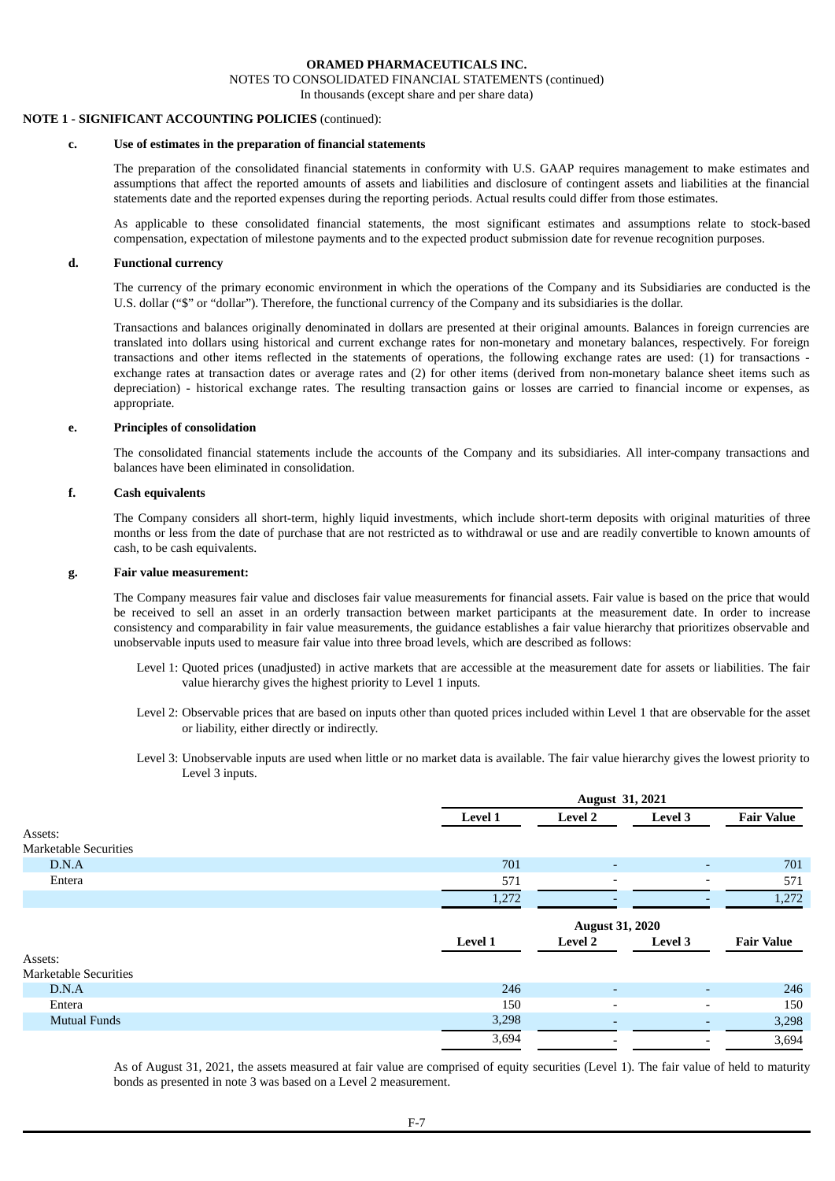**ORAMED PHARMACEUTICALS INC.**

NOTES TO CONSOLIDATED FINANCIAL STATEMENTS (continued)

In thousands (except share and per share data)

**NOTE 1 - SIGNIFICANT ACCOUNTING POLICIES** (continued):

**c. Use of estimates in the preparation of financial statements**

The preparation of the consolidated financial statements in conformity with U.S. GAAP requires management to make estimates and assumptions that affect the reported amounts of assets and liabilities and disclosure of contingent assets and liabilities at the financial statements date and the reported expenses during the reporting periods. Actual results could differ from those estimates.

As applicable to these consolidated financial statements, the most significant estimates and assumptions relate to stock-based compensation, expectation of milestone payments and to the expected product submission date for revenue recognition purposes.

**d. Functional currency**

The currency of the primary economic environment in which the operations of the Company and its Subsidiaries are conducted is the U.S. dollar ("$" or "dollar"). Therefore, the functional currency of the Company and its subsidiaries is the dollar.

Transactions and balances originally denominated in dollars are presented at their original amounts. Balances in foreign currencies are translated into dollars using historical and current exchange rates for non-monetary and monetary balances, respectively. For foreign transactions and other items reflected in the statements of operations, the following exchange rates are used: (1) for transactions - exchange rates at transaction dates or average rates and (2) for other items (derived from non-monetary balance sheet items such as depreciation) - historical exchange rates. The resulting transaction gains or losses are carried to financial income or expenses, as appropriate.

**e. Principles of consolidation**

The consolidated financial statements include the accounts of the Company and its subsidiaries. All inter-company transactions and balances have been eliminated in consolidation.

**f. Cash equivalents**

The Company considers all short-term, highly liquid investments, which include short-term deposits with original maturities of three months or less from the date of purchase that are not restricted as to withdrawal or use and are readily convertible to known amounts of cash, to be cash equivalents.

**g. Fair value measurement:**

The Company measures fair value and discloses fair value measurements for financial assets. Fair value is based on the price that would be received to sell an asset in an orderly transaction between market participants at the measurement date. In order to increase consistency and comparability in fair value measurements, the guidance establishes a fair value hierarchy that prioritizes observable and unobservable inputs used to measure fair value into three broad levels, which are described as follows:

Level 1: Quoted prices (unadjusted) in active markets that are accessible at the measurement date for assets or liabilities. The fair value hierarchy gives the highest priority to Level 1 inputs.

Level 2: Observable prices that are based on inputs other than quoted prices included within Level 1 that are observable for the asset or liability, either directly or indirectly.

Level 3: Unobservable inputs are used when little or no market data is available. The fair value hierarchy gives the lowest priority to Level 3 inputs.

| | August 31, 2021 | | | |
|---|---|---|---|---|
| | **Level 1** | **Level 2** | **Level 3** | **Fair Value** |
| Assets: | | | | |
| Marketable Securities | | | | |
| D.N.A | 701 | - | - | 701 |
| Entera | 571 | - | - | 571 |
| | 1,272 | - | - | 1,272 |

| | August 31, 2020 | | | |
|---|---|---|---|---|
| | **Level 1** | **Level 2** | **Level 3** | **Fair Value** |
| Assets: | | | | |
| Marketable Securities | | | | |
| D.N.A | 246 | - | - | 246 |
| Entera | 150 | - | - | 150 |
| Mutual Funds | 3,298 | - | - | 3,298 |
| | 3,694 | - | - | 3,694 |

As of August 31, 2021, the assets measured at fair value are comprised of equity securities (Level 1). The fair value of held to maturity bonds as presented in note 3 was based on a Level 2 measurement.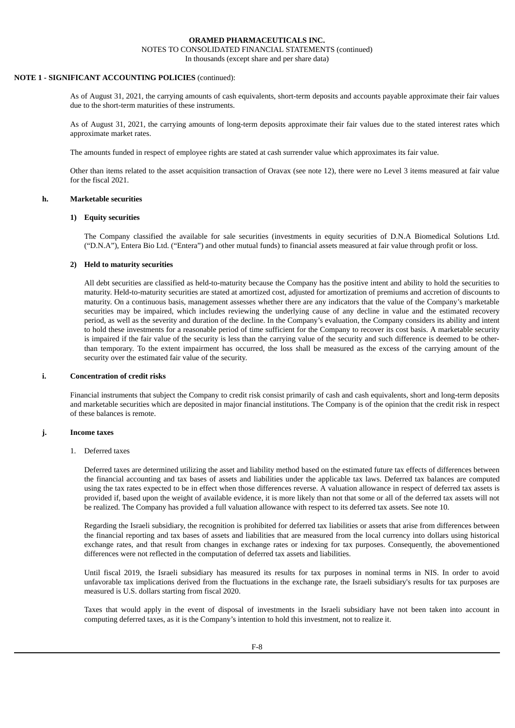**NOTE 1 - SIGNIFICANT ACCOUNTING POLICIES** (continued):

As of August 31, 2021, the carrying amounts of cash equivalents, short-term deposits and accounts payable approximate their fair values due to the short-term maturities of these instruments.

As of August 31, 2021, the carrying amounts of long-term deposits approximate their fair values due to the stated interest rates which approximate market rates.

The amounts funded in respect of employee rights are stated at cash surrender value which approximates its fair value.

Other than items related to the asset acquisition transaction of Oravax (see note 12), there were no Level 3 items measured at fair value for the fiscal 2021.

**h. Marketable securities**

**1) Equity securities**

The Company classified the available for sale securities (investments in equity securities of D.N.A Biomedical Solutions Ltd. ("D.N.A"), Entera Bio Ltd. ("Entera") and other mutual funds) to financial assets measured at fair value through profit or loss.

**2) Held to maturity securities**

All debt securities are classified as held-to-maturity because the Company has the positive intent and ability to hold the securities to maturity. Held-to-maturity securities are stated at amortized cost, adjusted for amortization of premiums and accretion of discounts to maturity. On a continuous basis, management assesses whether there are any indicators that the value of the Company's marketable securities may be impaired, which includes reviewing the underlying cause of any decline in value and the estimated recovery period, as well as the severity and duration of the decline. In the Company's evaluation, the Company considers its ability and intent to hold these investments for a reasonable period of time sufficient for the Company to recover its cost basis. A marketable security is impaired if the fair value of the security is less than the carrying value of the security and such difference is deemed to be other-than temporary. To the extent impairment has occurred, the loss shall be measured as the excess of the carrying amount of the security over the estimated fair value of the security.

**i. Concentration of credit risks**

Financial instruments that subject the Company to credit risk consist primarily of cash and cash equivalents, short and long-term deposits and marketable securities which are deposited in major financial institutions. The Company is of the opinion that the credit risk in respect of these balances is remote.

**j. Income taxes**

1. Deferred taxes

Deferred taxes are determined utilizing the asset and liability method based on the estimated future tax effects of differences between the financial accounting and tax bases of assets and liabilities under the applicable tax laws. Deferred tax balances are computed using the tax rates expected to be in effect when those differences reverse. A valuation allowance in respect of deferred tax assets is provided if, based upon the weight of available evidence, it is more likely than not that some or all of the deferred tax assets will not be realized. The Company has provided a full valuation allowance with respect to its deferred tax assets. See note 10.

Regarding the Israeli subsidiary, the recognition is prohibited for deferred tax liabilities or assets that arise from differences between the financial reporting and tax bases of assets and liabilities that are measured from the local currency into dollars using historical exchange rates, and that result from changes in exchange rates or indexing for tax purposes. Consequently, the abovementioned differences were not reflected in the computation of deferred tax assets and liabilities.

Until fiscal 2019, the Israeli subsidiary has measured its results for tax purposes in nominal terms in NIS. In order to avoid unfavorable tax implications derived from the fluctuations in the exchange rate, the Israeli subsidiary's results for tax purposes are measured is U.S. dollars starting from fiscal 2020.

Taxes that would apply in the event of disposal of investments in the Israeli subsidiary have not been taken into account in computing deferred taxes, as it is the Company's intention to hold this investment, not to realize it.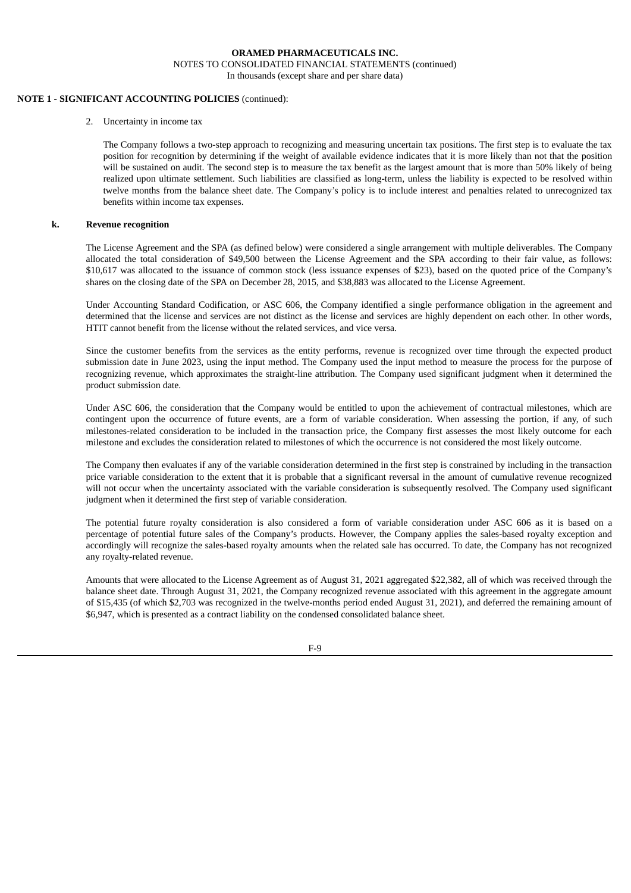**NOTE 1 - SIGNIFICANT ACCOUNTING POLICIES** (continued):

2. Uncertainty in income tax

The Company follows a two-step approach to recognizing and measuring uncertain tax positions. The first step is to evaluate the tax position for recognition by determining if the weight of available evidence indicates that it is more likely than not that the position will be sustained on audit. The second step is to measure the tax benefit as the largest amount that is more than 50% likely of being realized upon ultimate settlement. Such liabilities are classified as long-term, unless the liability is expected to be resolved within twelve months from the balance sheet date. The Company's policy is to include interest and penalties related to unrecognized tax benefits within income tax expenses.

**k. Revenue recognition**

The License Agreement and the SPA (as defined below) were considered a single arrangement with multiple deliverables. The Company allocated the total consideration of $49,500 between the License Agreement and the SPA according to their fair value, as follows: $10,617 was allocated to the issuance of common stock (less issuance expenses of $23), based on the quoted price of the Company's shares on the closing date of the SPA on December 28, 2015, and $38,883 was allocated to the License Agreement.

Under Accounting Standard Codification, or ASC 606, the Company identified a single performance obligation in the agreement and determined that the license and services are not distinct as the license and services are highly dependent on each other. In other words, HTIT cannot benefit from the license without the related services, and vice versa.

Since the customer benefits from the services as the entity performs, revenue is recognized over time through the expected product submission date in June 2023, using the input method. The Company used the input method to measure the process for the purpose of recognizing revenue, which approximates the straight-line attribution. The Company used significant judgment when it determined the product submission date.

Under ASC 606, the consideration that the Company would be entitled to upon the achievement of contractual milestones, which are contingent upon the occurrence of future events, are a form of variable consideration. When assessing the portion, if any, of such milestones-related consideration to be included in the transaction price, the Company first assesses the most likely outcome for each milestone and excludes the consideration related to milestones of which the occurrence is not considered the most likely outcome.

The Company then evaluates if any of the variable consideration determined in the first step is constrained by including in the transaction price variable consideration to the extent that it is probable that a significant reversal in the amount of cumulative revenue recognized will not occur when the uncertainty associated with the variable consideration is subsequently resolved. The Company used significant judgment when it determined the first step of variable consideration.

The potential future royalty consideration is also considered a form of variable consideration under ASC 606 as it is based on a percentage of potential future sales of the Company's products. However, the Company applies the sales-based royalty exception and accordingly will recognize the sales-based royalty amounts when the related sale has occurred. To date, the Company has not recognized any royalty-related revenue.

Amounts that were allocated to the License Agreement as of August 31, 2021 aggregated $22,382, all of which was received through the balance sheet date. Through August 31, 2021, the Company recognized revenue associated with this agreement in the aggregate amount of $15,435 (of which $2,703 was recognized in the twelve-months period ended August 31, 2021), and deferred the remaining amount of $6,947, which is presented as a contract liability on the condensed consolidated balance sheet.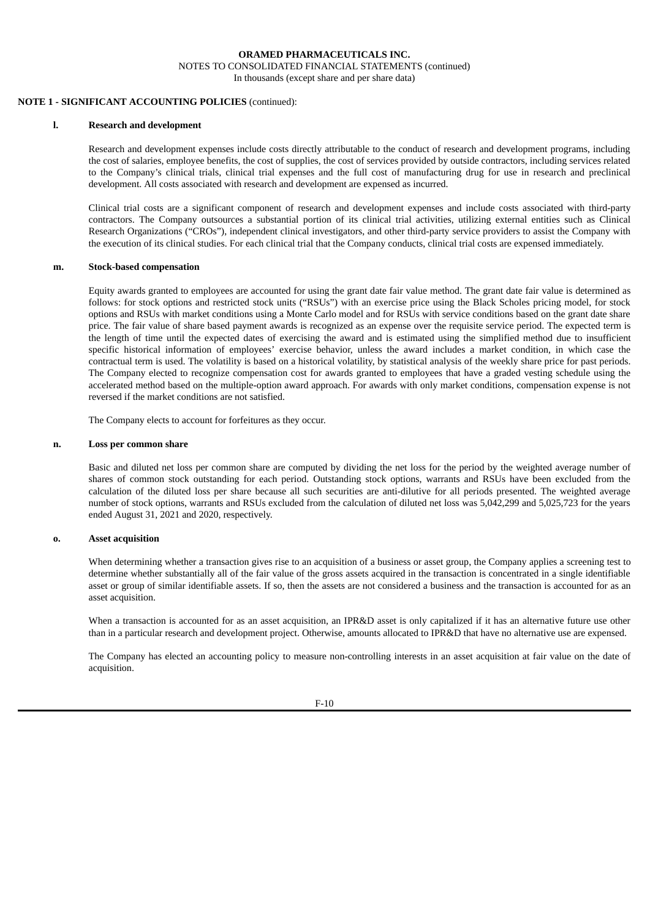**NOTE 1 - SIGNIFICANT ACCOUNTING POLICIES** (continued):

**l. Research and development**

Research and development expenses include costs directly attributable to the conduct of research and development programs, including the cost of salaries, employee benefits, the cost of supplies, the cost of services provided by outside contractors, including services related to the Company's clinical trials, clinical trial expenses and the full cost of manufacturing drug for use in research and preclinical development. All costs associated with research and development are expensed as incurred.

Clinical trial costs are a significant component of research and development expenses and include costs associated with third-party contractors. The Company outsources a substantial portion of its clinical trial activities, utilizing external entities such as Clinical Research Organizations ("CROs"), independent clinical investigators, and other third-party service providers to assist the Company with the execution of its clinical studies. For each clinical trial that the Company conducts, clinical trial costs are expensed immediately.

**m. Stock-based compensation**

Equity awards granted to employees are accounted for using the grant date fair value method. The grant date fair value is determined as follows: for stock options and restricted stock units ("RSUs") with an exercise price using the Black Scholes pricing model, for stock options and RSUs with market conditions using a Monte Carlo model and for RSUs with service conditions based on the grant date share price. The fair value of share based payment awards is recognized as an expense over the requisite service period. The expected term is the length of time until the expected dates of exercising the award and is estimated using the simplified method due to insufficient specific historical information of employees' exercise behavior, unless the award includes a market condition, in which case the contractual term is used. The volatility is based on a historical volatility, by statistical analysis of the weekly share price for past periods. The Company elected to recognize compensation cost for awards granted to employees that have a graded vesting schedule using the accelerated method based on the multiple-option award approach. For awards with only market conditions, compensation expense is not reversed if the market conditions are not satisfied.

The Company elects to account for forfeitures as they occur.

**n. Loss per common share**

Basic and diluted net loss per common share are computed by dividing the net loss for the period by the weighted average number of shares of common stock outstanding for each period. Outstanding stock options, warrants and RSUs have been excluded from the calculation of the diluted loss per share because all such securities are anti-dilutive for all periods presented. The weighted average number of stock options, warrants and RSUs excluded from the calculation of diluted net loss was 5,042,299 and 5,025,723 for the years ended August 31, 2021 and 2020, respectively.

**o. Asset acquisition**

When determining whether a transaction gives rise to an acquisition of a business or asset group, the Company applies a screening test to determine whether substantially all of the fair value of the gross assets acquired in the transaction is concentrated in a single identifiable asset or group of similar identifiable assets. If so, then the assets are not considered a business and the transaction is accounted for as an asset acquisition.

When a transaction is accounted for as an asset acquisition, an IPR&D asset is only capitalized if it has an alternative future use other than in a particular research and development project. Otherwise, amounts allocated to IPR&D that have no alternative use are expensed.

The Company has elected an accounting policy to measure non-controlling interests in an asset acquisition at fair value on the date of acquisition.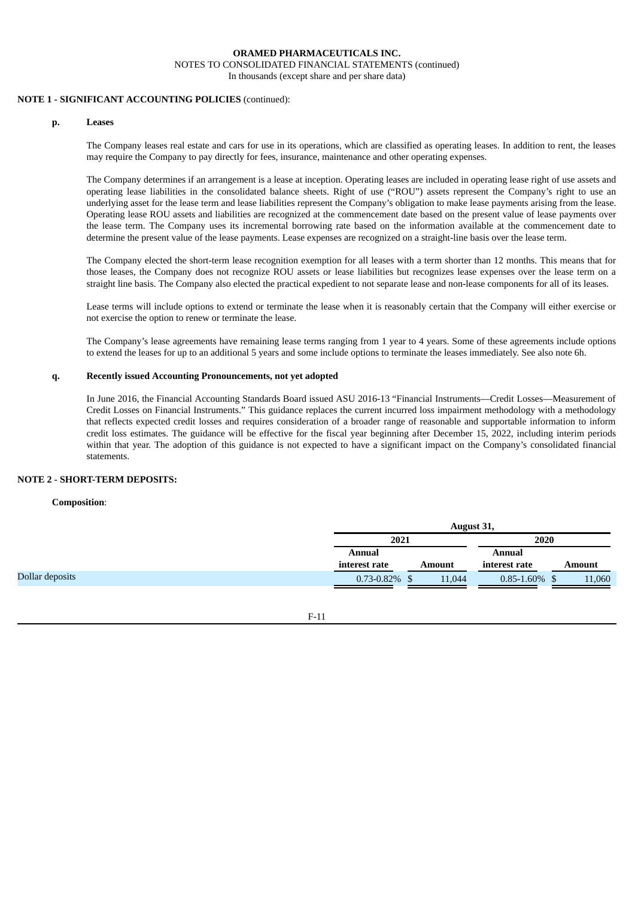**NOTE 1 - SIGNIFICANT ACCOUNTING POLICIES** (continued):

**p. Leases**

The Company leases real estate and cars for use in its operations, which are classified as operating leases. In addition to rent, the leases may require the Company to pay directly for fees, insurance, maintenance and other operating expenses.

The Company determines if an arrangement is a lease at inception. Operating leases are included in operating lease right of use assets and operating lease liabilities in the consolidated balance sheets. Right of use ("ROU") assets represent the Company's right to use an underlying asset for the lease term and lease liabilities represent the Company's obligation to make lease payments arising from the lease. Operating lease ROU assets and liabilities are recognized at the commencement date based on the present value of lease payments over the lease term. The Company uses its incremental borrowing rate based on the information available at the commencement date to determine the present value of the lease payments. Lease expenses are recognized on a straight-line basis over the lease term.

The Company elected the short-term lease recognition exemption for all leases with a term shorter than 12 months. This means that for those leases, the Company does not recognize ROU assets or lease liabilities but recognizes lease expenses over the lease term on a straight line basis. The Company also elected the practical expedient to not separate lease and non-lease components for all of its leases.

Lease terms will include options to extend or terminate the lease when it is reasonably certain that the Company will either exercise or not exercise the option to renew or terminate the lease.

The Company's lease agreements have remaining lease terms ranging from 1 year to 4 years. Some of these agreements include options to extend the leases for up to an additional 5 years and some include options to terminate the leases immediately. See also note 6h.

**q. Recently issued Accounting Pronouncements, not yet adopted**

In June 2016, the Financial Accounting Standards Board issued ASU 2016-13 "Financial Instruments—Credit Losses—Measurement of Credit Losses on Financial Instruments." This guidance replaces the current incurred loss impairment methodology with a methodology that reflects expected credit losses and requires consideration of a broader range of reasonable and supportable information to inform credit loss estimates. The guidance will be effective for the fiscal year beginning after December 15, 2022, including interim periods within that year. The adoption of this guidance is not expected to have a significant impact on the Company's consolidated financial statements.

**NOTE 2 - SHORT-TERM DEPOSITS:**

**Composition**:

| | August 31, | | | |
|---|---|---|---|---|
| | 2021 | | 2020 | |
| | Annual interest rate | Amount | Annual interest rate | Amount |
| Dollar deposits | 0.73-0.82% | $ 11,044 | 0.85-1.60% | $ 11,060 |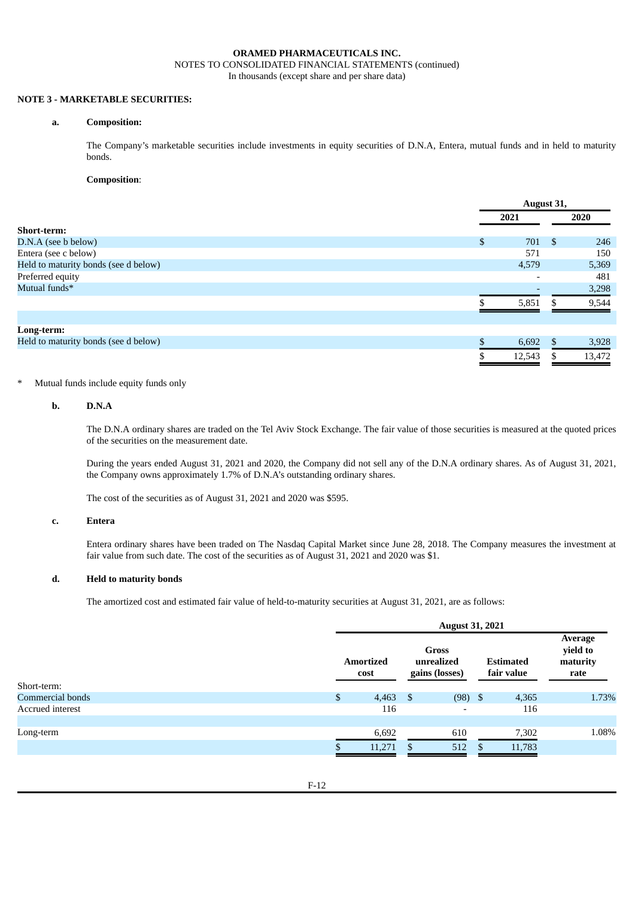**ORAMED PHARMACEUTICALS INC.**
NOTES TO CONSOLIDATED FINANCIAL STATEMENTS (continued)
In thousands (except share and per share data)

**NOTE 3 - MARKETABLE SECURITIES:**

**a. Composition:**

The Company's marketable securities include investments in equity securities of D.N.A, Entera, mutual funds and in held to maturity bonds.

**Composition**:

| | August 31, | |
|---|---|---|
| | 2021 | 2020 |
| **Short-term:** | | |
| D.N.A (see b below) | $ 701 | $ 246 |
| Entera (see c below) | 571 | 150 |
| Held to maturity bonds (see d below) | 4,579 | 5,369 |
| Preferred equity | - | 481 |
| Mutual funds* | - | 3,298 |
| | $ 5,851 | $ 9,544 |
| | | |
| **Long-term:** | | |
| Held to maturity bonds (see d below) | $ 6,692 | $ 3,928 |
| | $ 12,543 | $ 13,472 |

\* Mutual funds include equity funds only

**b. D.N.A**

The D.N.A ordinary shares are traded on the Tel Aviv Stock Exchange. The fair value of those securities is measured at the quoted prices of the securities on the measurement date.

During the years ended August 31, 2021 and 2020, the Company did not sell any of the D.N.A ordinary shares. As of August 31, 2021, the Company owns approximately 1.7% of D.N.A's outstanding ordinary shares.

The cost of the securities as of August 31, 2021 and 2020 was $595.

**c. Entera**

Entera ordinary shares have been traded on The Nasdaq Capital Market since June 28, 2018. The Company measures the investment at fair value from such date. The cost of the securities as of August 31, 2021 and 2020 was $1.

**d. Held to maturity bonds**

The amortized cost and estimated fair value of held-to-maturity securities at August 31, 2021, are as follows:

| | August 31, 2021 | | | |
|---|---|---|---|---|
| | Amortized cost | Gross unrealized gains (losses) | Estimated fair value | Average yield to maturity rate |
| Short-term: | | | | |
| Commercial bonds | $ 4,463 | $ (98) | $ 4,365 | 1.73% |
| Accrued interest | 116 | - | 116 | |
| | | | | |
| Long-term | 6,692 | 610 | 7,302 | 1.08% |
| | $ 11,271 | $ 512 | $ 11,783 | |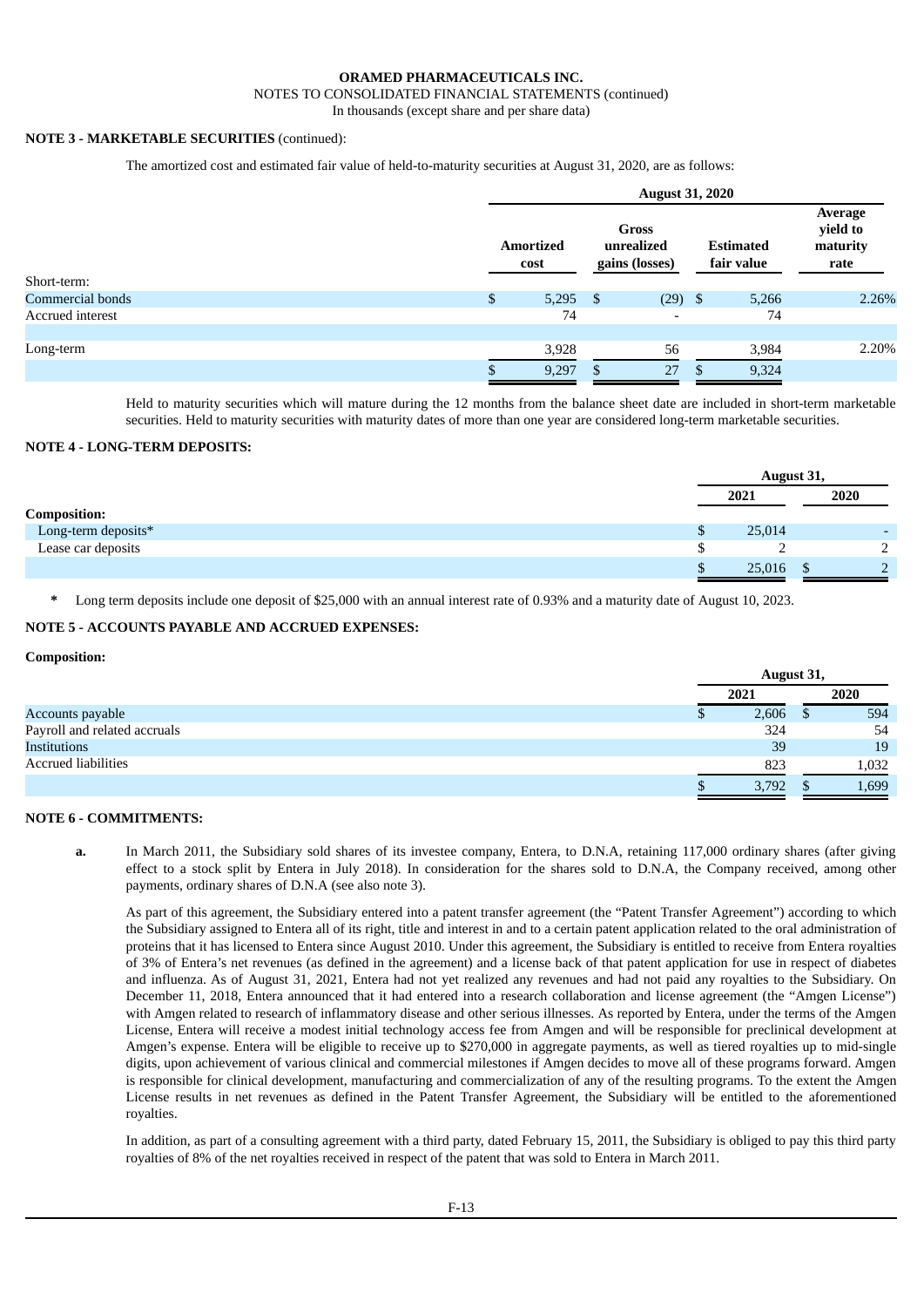ORAMED PHARMACEUTICALS INC.
NOTES TO CONSOLIDATED FINANCIAL STATEMENTS (continued)
In thousands (except share and per share data)

**NOTE 3 - MARKETABLE SECURITIES** (continued):

The amortized cost and estimated fair value of held-to-maturity securities at August 31, 2020, are as follows:

| | August 31, 2020 | | | |
|---|---|---|---|---|
| | Amortized cost | Gross unrealized gains (losses) | Estimated fair value | Average yield to maturity rate |
| Short-term: | | | | |
| Commercial bonds | $ 5,295 | $ (29) | $ 5,266 | 2.26% |
| Accrued interest | 74 | - | 74 | |
| | | | | |
| Long-term | 3,928 | 56 | 3,984 | 2.20% |
| | $ 9,297 | $ 27 | $ 9,324 | |

Held to maturity securities which will mature during the 12 months from the balance sheet date are included in short-term marketable securities. Held to maturity securities with maturity dates of more than one year are considered long-term marketable securities.

## NOTE 4 - LONG-TERM DEPOSITS:

| | August 31, | |
|---|---|---|
| | 2021 | 2020 |
| **Composition:** | | |
| Long-term deposits* | $ 25,014 | - |
| Lease car deposits | $ 2 | 2 |
| | $ 25,016 | $ 2 |

\* Long term deposits include one deposit of $25,000 with an annual interest rate of 0.93% and a maturity date of August 10, 2023.

## NOTE 5 - ACCOUNTS PAYABLE AND ACCRUED EXPENSES:

**Composition:**

| | August 31, | |
|---|---|---|
| | 2021 | 2020 |
| Accounts payable | $ 2,606 | $ 594 |
| Payroll and related accruals | 324 | 54 |
| Institutions | 39 | 19 |
| Accrued liabilities | 823 | 1,032 |
| | $ 3,792 | $ 1,699 |

## NOTE 6 - COMMITMENTS:

**a.** In March 2011, the Subsidiary sold shares of its investee company, Entera, to D.N.A, retaining 117,000 ordinary shares (after giving effect to a stock split by Entera in July 2018). In consideration for the shares sold to D.N.A, the Company received, among other payments, ordinary shares of D.N.A (see also note 3).

As part of this agreement, the Subsidiary entered into a patent transfer agreement (the "Patent Transfer Agreement") according to which the Subsidiary assigned to Entera all of its right, title and interest in and to a certain patent application related to the oral administration of proteins that it has licensed to Entera since August 2010. Under this agreement, the Subsidiary is entitled to receive from Entera royalties of 3% of Entera's net revenues (as defined in the agreement) and a license back of that patent application for use in respect of diabetes and influenza. As of August 31, 2021, Entera had not yet realized any revenues and had not paid any royalties to the Subsidiary. On December 11, 2018, Entera announced that it had entered into a research collaboration and license agreement (the "Amgen License") with Amgen related to research of inflammatory disease and other serious illnesses. As reported by Entera, under the terms of the Amgen License, Entera will receive a modest initial technology access fee from Amgen and will be responsible for preclinical development at Amgen's expense. Entera will be eligible to receive up to $270,000 in aggregate payments, as well as tiered royalties up to mid-single digits, upon achievement of various clinical and commercial milestones if Amgen decides to move all of these programs forward. Amgen is responsible for clinical development, manufacturing and commercialization of any of the resulting programs. To the extent the Amgen License results in net revenues as defined in the Patent Transfer Agreement, the Subsidiary will be entitled to the aforementioned royalties.

In addition, as part of a consulting agreement with a third party, dated February 15, 2011, the Subsidiary is obliged to pay this third party royalties of 8% of the net royalties received in respect of the patent that was sold to Entera in March 2011.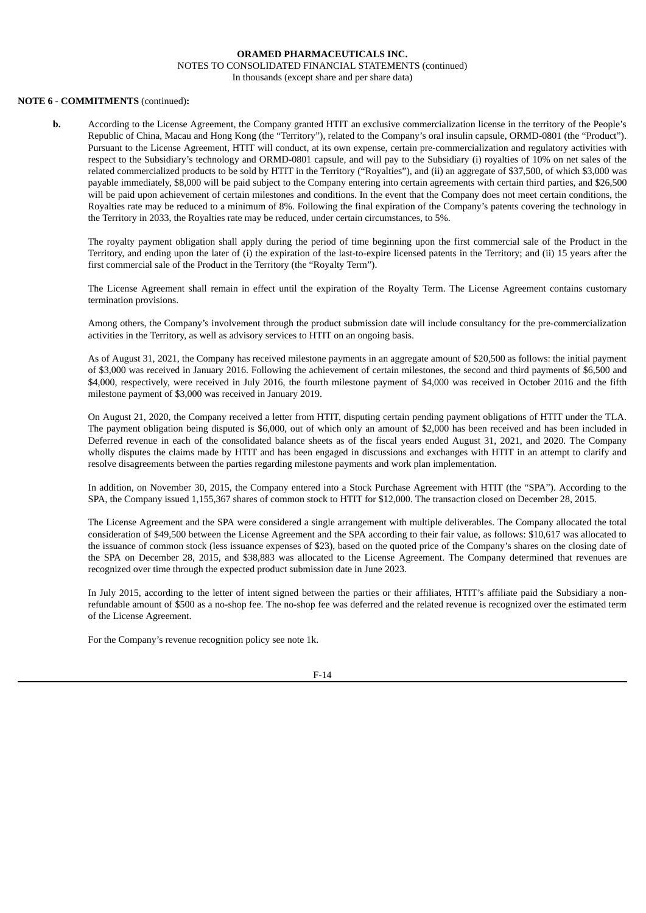**NOTE 6 - COMMITMENTS** (continued)**:**

**b.** According to the License Agreement, the Company granted HTIT an exclusive commercialization license in the territory of the People's Republic of China, Macau and Hong Kong (the "Territory"), related to the Company's oral insulin capsule, ORMD-0801 (the "Product"). Pursuant to the License Agreement, HTIT will conduct, at its own expense, certain pre-commercialization and regulatory activities with respect to the Subsidiary's technology and ORMD-0801 capsule, and will pay to the Subsidiary (i) royalties of 10% on net sales of the related commercialized products to be sold by HTIT in the Territory ("Royalties"), and (ii) an aggregate of $37,500, of which $3,000 was payable immediately, $8,000 will be paid subject to the Company entering into certain agreements with certain third parties, and $26,500 will be paid upon achievement of certain milestones and conditions. In the event that the Company does not meet certain conditions, the Royalties rate may be reduced to a minimum of 8%. Following the final expiration of the Company's patents covering the technology in the Territory in 2033, the Royalties rate may be reduced, under certain circumstances, to 5%.

The royalty payment obligation shall apply during the period of time beginning upon the first commercial sale of the Product in the Territory, and ending upon the later of (i) the expiration of the last-to-expire licensed patents in the Territory; and (ii) 15 years after the first commercial sale of the Product in the Territory (the "Royalty Term").

The License Agreement shall remain in effect until the expiration of the Royalty Term. The License Agreement contains customary termination provisions.

Among others, the Company's involvement through the product submission date will include consultancy for the pre-commercialization activities in the Territory, as well as advisory services to HTIT on an ongoing basis.

As of August 31, 2021, the Company has received milestone payments in an aggregate amount of $20,500 as follows: the initial payment of $3,000 was received in January 2016. Following the achievement of certain milestones, the second and third payments of $6,500 and $4,000, respectively, were received in July 2016, the fourth milestone payment of $4,000 was received in October 2016 and the fifth milestone payment of $3,000 was received in January 2019.

On August 21, 2020, the Company received a letter from HTIT, disputing certain pending payment obligations of HTIT under the TLA. The payment obligation being disputed is $6,000, out of which only an amount of $2,000 has been received and has been included in Deferred revenue in each of the consolidated balance sheets as of the fiscal years ended August 31, 2021, and 2020. The Company wholly disputes the claims made by HTIT and has been engaged in discussions and exchanges with HTIT in an attempt to clarify and resolve disagreements between the parties regarding milestone payments and work plan implementation.

In addition, on November 30, 2015, the Company entered into a Stock Purchase Agreement with HTIT (the "SPA"). According to the SPA, the Company issued 1,155,367 shares of common stock to HTIT for $12,000. The transaction closed on December 28, 2015.

The License Agreement and the SPA were considered a single arrangement with multiple deliverables. The Company allocated the total consideration of $49,500 between the License Agreement and the SPA according to their fair value, as follows: $10,617 was allocated to the issuance of common stock (less issuance expenses of $23), based on the quoted price of the Company's shares on the closing date of the SPA on December 28, 2015, and $38,883 was allocated to the License Agreement. The Company determined that revenues are recognized over time through the expected product submission date in June 2023.

In July 2015, according to the letter of intent signed between the parties or their affiliates, HTIT's affiliate paid the Subsidiary a non-refundable amount of $500 as a no-shop fee. The no-shop fee was deferred and the related revenue is recognized over the estimated term of the License Agreement.

For the Company's revenue recognition policy see note 1k.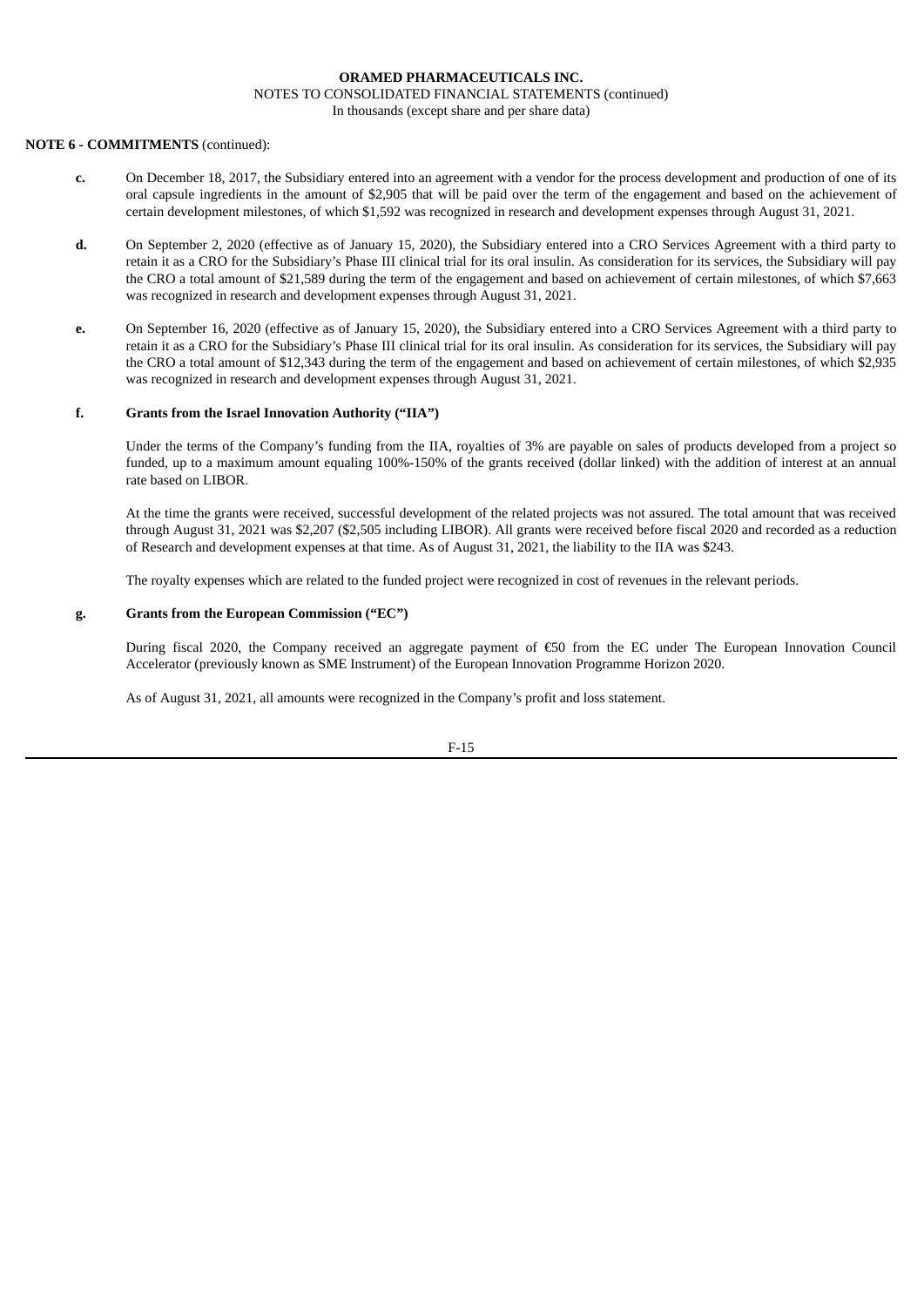**NOTE 6 - COMMITMENTS** (continued):

**c.** On December 18, 2017, the Subsidiary entered into an agreement with a vendor for the process development and production of one of its oral capsule ingredients in the amount of $2,905 that will be paid over the term of the engagement and based on the achievement of certain development milestones, of which $1,592 was recognized in research and development expenses through August 31, 2021.

**d.** On September 2, 2020 (effective as of January 15, 2020), the Subsidiary entered into a CRO Services Agreement with a third party to retain it as a CRO for the Subsidiary's Phase III clinical trial for its oral insulin. As consideration for its services, the Subsidiary will pay the CRO a total amount of $21,589 during the term of the engagement and based on achievement of certain milestones, of which $7,663 was recognized in research and development expenses through August 31, 2021.

**e.** On September 16, 2020 (effective as of January 15, 2020), the Subsidiary entered into a CRO Services Agreement with a third party to retain it as a CRO for the Subsidiary's Phase III clinical trial for its oral insulin. As consideration for its services, the Subsidiary will pay the CRO a total amount of $12,343 during the term of the engagement and based on achievement of certain milestones, of which $2,935 was recognized in research and development expenses through August 31, 2021.

**f. Grants from the Israel Innovation Authority ("IIA")**

Under the terms of the Company's funding from the IIA, royalties of 3% are payable on sales of products developed from a project so funded, up to a maximum amount equaling 100%-150% of the grants received (dollar linked) with the addition of interest at an annual rate based on LIBOR.

At the time the grants were received, successful development of the related projects was not assured. The total amount that was received through August 31, 2021 was $2,207 ($2,505 including LIBOR). All grants were received before fiscal 2020 and recorded as a reduction of Research and development expenses at that time. As of August 31, 2021, the liability to the IIA was $243.

The royalty expenses which are related to the funded project were recognized in cost of revenues in the relevant periods.

**g. Grants from the European Commission ("EC")**

During fiscal 2020, the Company received an aggregate payment of €50 from the EC under The European Innovation Council Accelerator (previously known as SME Instrument) of the European Innovation Programme Horizon 2020.

As of August 31, 2021, all amounts were recognized in the Company's profit and loss statement.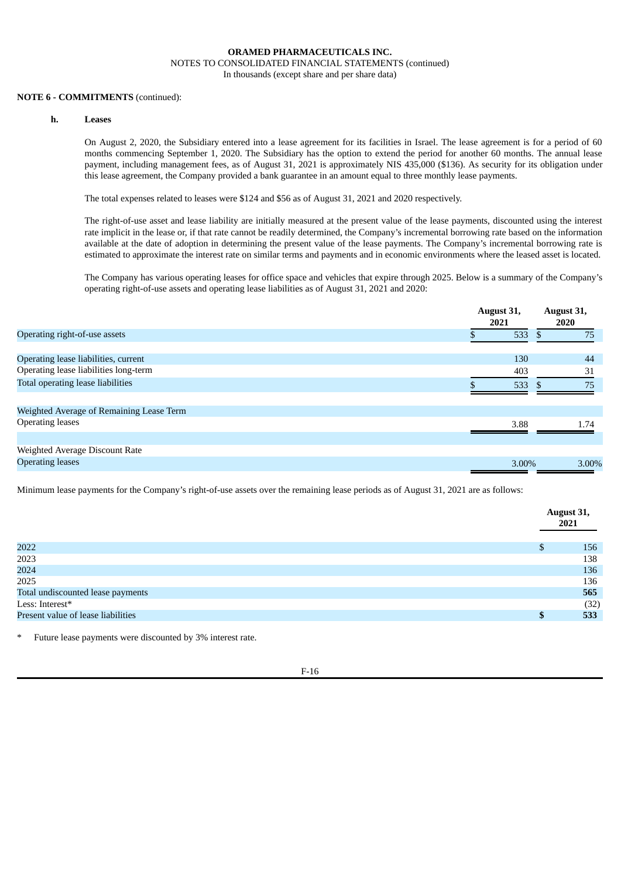**ORAMED PHARMACEUTICALS INC.**

NOTES TO CONSOLIDATED FINANCIAL STATEMENTS (continued)

In thousands (except share and per share data)

**NOTE 6 - COMMITMENTS** (continued):

**h. Leases**

On August 2, 2020, the Subsidiary entered into a lease agreement for its facilities in Israel. The lease agreement is for a period of 60 months commencing September 1, 2020. The Subsidiary has the option to extend the period for another 60 months. The annual lease payment, including management fees, as of August 31, 2021 is approximately NIS 435,000 ($136). As security for its obligation under this lease agreement, the Company provided a bank guarantee in an amount equal to three monthly lease payments.

The total expenses related to leases were $124 and $56 as of August 31, 2021 and 2020 respectively.

The right-of-use asset and lease liability are initially measured at the present value of the lease payments, discounted using the interest rate implicit in the lease or, if that rate cannot be readily determined, the Company's incremental borrowing rate based on the information available at the date of adoption in determining the present value of the lease payments. The Company's incremental borrowing rate is estimated to approximate the interest rate on similar terms and payments and in economic environments where the leased asset is located.

The Company has various operating leases for office space and vehicles that expire through 2025. Below is a summary of the Company's operating right-of-use assets and operating lease liabilities as of August 31, 2021 and 2020:

| | August 31, 2021 | August 31, 2020 |
|---|---|---|
| Operating right-of-use assets | $ 533 | $ 75 |
| | | |
| Operating lease liabilities, current | 130 | 44 |
| Operating lease liabilities long-term | 403 | 31 |
| Total operating lease liabilities | $ 533 | $ 75 |
| | | |
| Weighted Average of Remaining Lease Term | | |
| Operating leases | 3.88 | 1.74 |
| | | |
| Weighted Average Discount Rate | | |
| Operating leases | 3.00% | 3.00% |

Minimum lease payments for the Company's right-of-use assets over the remaining lease periods as of August 31, 2021 are as follows:

| | August 31, 2021 |
|---|---|
| 2022 | $ 156 |
| 2023 | 138 |
| 2024 | 136 |
| 2025 | 136 |
| Total undiscounted lease payments | **565** |
| Less: Interest* | (32) |
| Present value of lease liabilities | **$ 533** |

\* Future lease payments were discounted by 3% interest rate.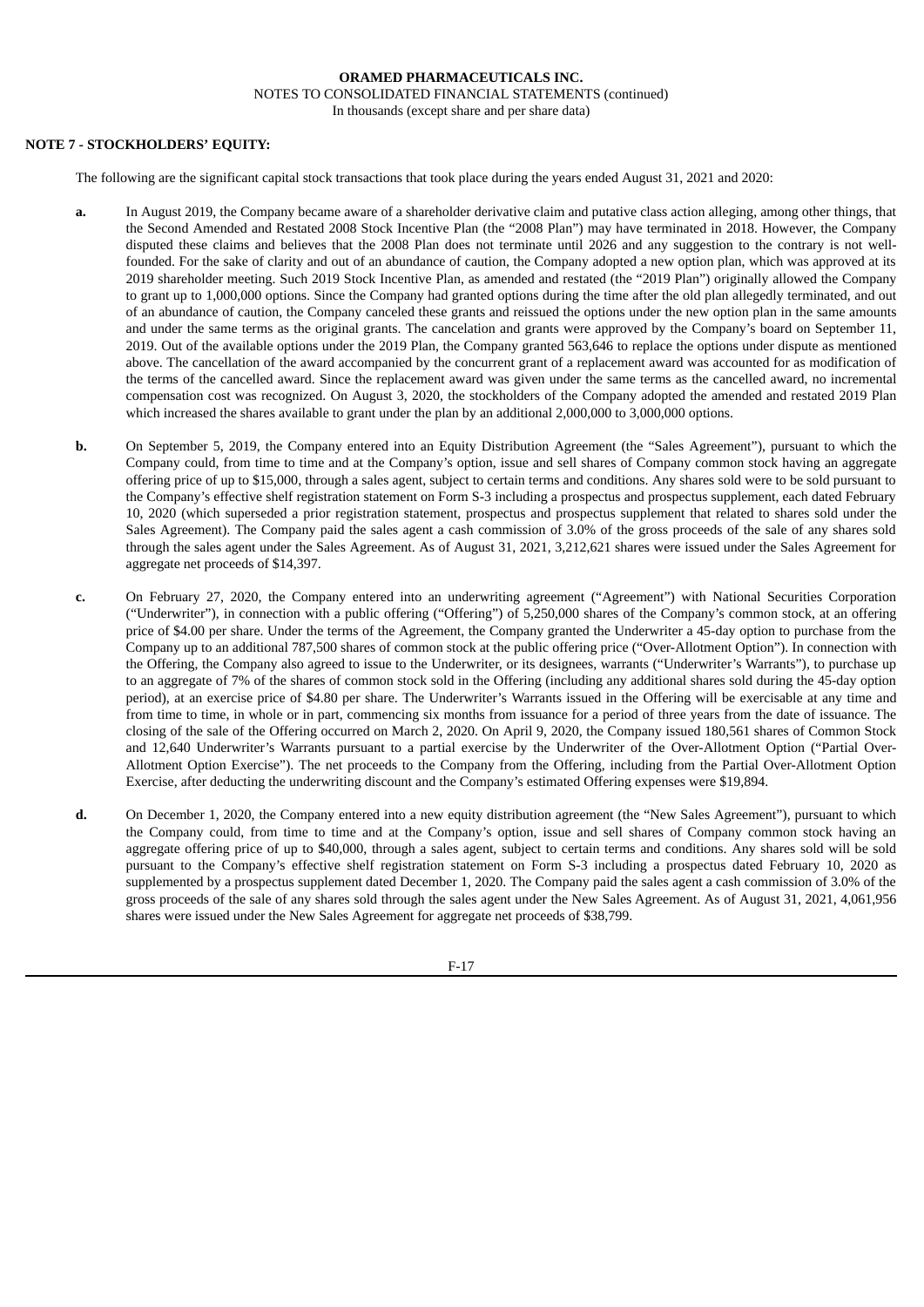**ORAMED PHARMACEUTICALS INC.**
NOTES TO CONSOLIDATED FINANCIAL STATEMENTS (continued)
In thousands (except share and per share data)

**NOTE 7 - STOCKHOLDERS' EQUITY:**

The following are the significant capital stock transactions that took place during the years ended August 31, 2021 and 2020:

**a.** In August 2019, the Company became aware of a shareholder derivative claim and putative class action alleging, among other things, that the Second Amended and Restated 2008 Stock Incentive Plan (the "2008 Plan") may have terminated in 2018. However, the Company disputed these claims and believes that the 2008 Plan does not terminate until 2026 and any suggestion to the contrary is not well-founded. For the sake of clarity and out of an abundance of caution, the Company adopted a new option plan, which was approved at its 2019 shareholder meeting. Such 2019 Stock Incentive Plan, as amended and restated (the "2019 Plan") originally allowed the Company to grant up to 1,000,000 options. Since the Company had granted options during the time after the old plan allegedly terminated, and out of an abundance of caution, the Company canceled these grants and reissued the options under the new option plan in the same amounts and under the same terms as the original grants. The cancelation and grants were approved by the Company's board on September 11, 2019. Out of the available options under the 2019 Plan, the Company granted 563,646 to replace the options under dispute as mentioned above. The cancellation of the award accompanied by the concurrent grant of a replacement award was accounted for as modification of the terms of the cancelled award. Since the replacement award was given under the same terms as the cancelled award, no incremental compensation cost was recognized. On August 3, 2020, the stockholders of the Company adopted the amended and restated 2019 Plan which increased the shares available to grant under the plan by an additional 2,000,000 to 3,000,000 options.

**b.** On September 5, 2019, the Company entered into an Equity Distribution Agreement (the "Sales Agreement"), pursuant to which the Company could, from time to time and at the Company's option, issue and sell shares of Company common stock having an aggregate offering price of up to $15,000, through a sales agent, subject to certain terms and conditions. Any shares sold were to be sold pursuant to the Company's effective shelf registration statement on Form S-3 including a prospectus and prospectus supplement, each dated February 10, 2020 (which superseded a prior registration statement, prospectus and prospectus supplement that related to shares sold under the Sales Agreement). The Company paid the sales agent a cash commission of 3.0% of the gross proceeds of the sale of any shares sold through the sales agent under the Sales Agreement. As of August 31, 2021, 3,212,621 shares were issued under the Sales Agreement for aggregate net proceeds of $14,397.

**c.** On February 27, 2020, the Company entered into an underwriting agreement ("Agreement") with National Securities Corporation ("Underwriter"), in connection with a public offering ("Offering") of 5,250,000 shares of the Company's common stock, at an offering price of $4.00 per share. Under the terms of the Agreement, the Company granted the Underwriter a 45-day option to purchase from the Company up to an additional 787,500 shares of common stock at the public offering price ("Over-Allotment Option"). In connection with the Offering, the Company also agreed to issue to the Underwriter, or its designees, warrants ("Underwriter's Warrants"), to purchase up to an aggregate of 7% of the shares of common stock sold in the Offering (including any additional shares sold during the 45-day option period), at an exercise price of $4.80 per share. The Underwriter's Warrants issued in the Offering will be exercisable at any time and from time to time, in whole or in part, commencing six months from issuance for a period of three years from the date of issuance. The closing of the sale of the Offering occurred on March 2, 2020. On April 9, 2020, the Company issued 180,561 shares of Common Stock and 12,640 Underwriter's Warrants pursuant to a partial exercise by the Underwriter of the Over-Allotment Option ("Partial Over-Allotment Option Exercise"). The net proceeds to the Company from the Offering, including from the Partial Over-Allotment Option Exercise, after deducting the underwriting discount and the Company's estimated Offering expenses were $19,894.

**d.** On December 1, 2020, the Company entered into a new equity distribution agreement (the "New Sales Agreement"), pursuant to which the Company could, from time to time and at the Company's option, issue and sell shares of Company common stock having an aggregate offering price of up to $40,000, through a sales agent, subject to certain terms and conditions. Any shares sold will be sold pursuant to the Company's effective shelf registration statement on Form S-3 including a prospectus dated February 10, 2020 as supplemented by a prospectus supplement dated December 1, 2020. The Company paid the sales agent a cash commission of 3.0% of the gross proceeds of the sale of any shares sold through the sales agent under the New Sales Agreement. As of August 31, 2021, 4,061,956 shares were issued under the New Sales Agreement for aggregate net proceeds of $38,799.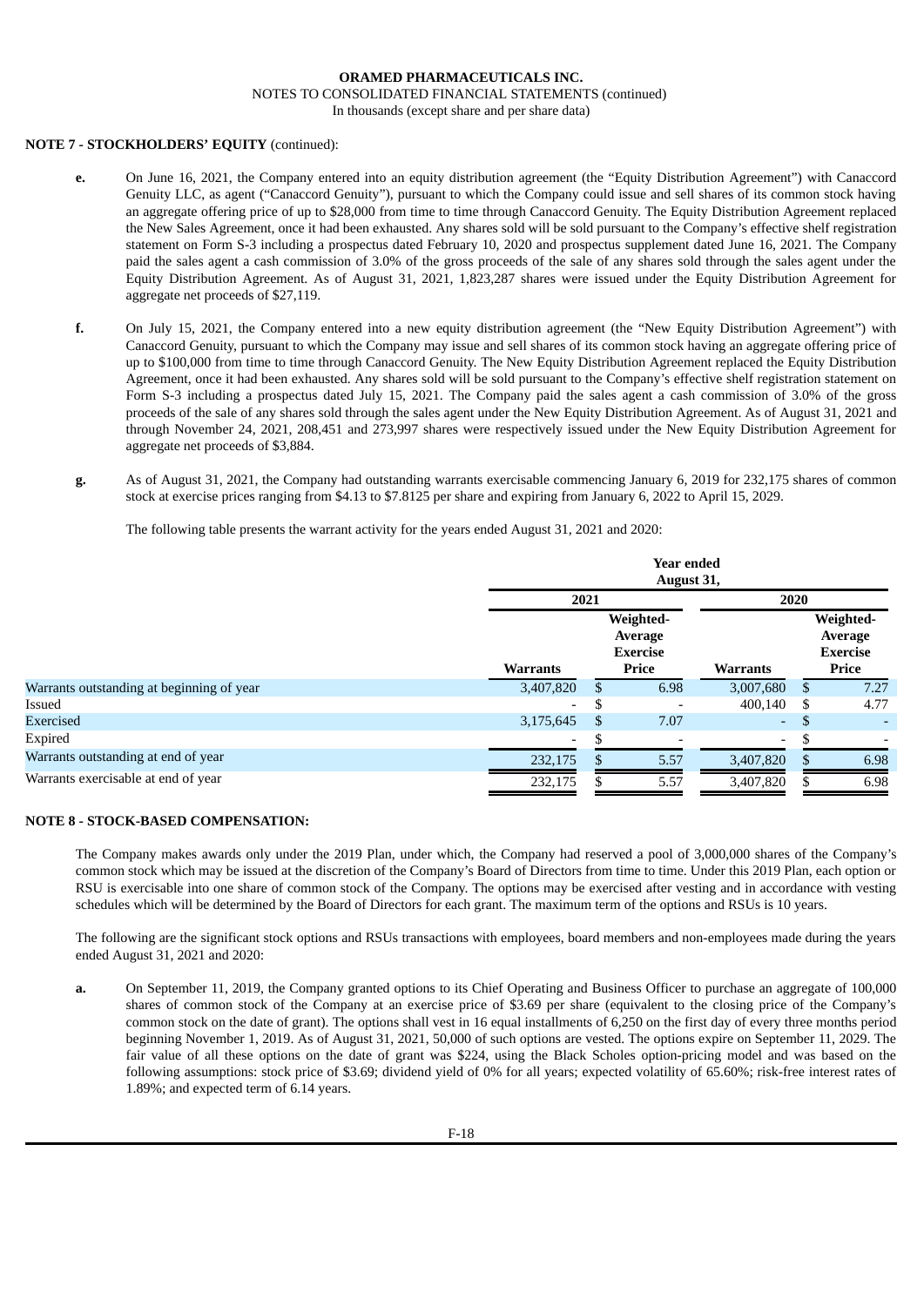**ORAMED PHARMACEUTICALS INC.**
NOTES TO CONSOLIDATED FINANCIAL STATEMENTS (continued)
In thousands (except share and per share data)

**NOTE 7 - STOCKHOLDERS' EQUITY** (continued):

**e.** On June 16, 2021, the Company entered into an equity distribution agreement (the "Equity Distribution Agreement") with Canaccord Genuity LLC, as agent ("Canaccord Genuity"), pursuant to which the Company could issue and sell shares of its common stock having an aggregate offering price of up to $28,000 from time to time through Canaccord Genuity. The Equity Distribution Agreement replaced the New Sales Agreement, once it had been exhausted. Any shares sold will be sold pursuant to the Company's effective shelf registration statement on Form S-3 including a prospectus dated February 10, 2020 and prospectus supplement dated June 16, 2021. The Company paid the sales agent a cash commission of 3.0% of the gross proceeds of the sale of any shares sold through the sales agent under the Equity Distribution Agreement. As of August 31, 2021, 1,823,287 shares were issued under the Equity Distribution Agreement for aggregate net proceeds of $27,119.

**f.** On July 15, 2021, the Company entered into a new equity distribution agreement (the "New Equity Distribution Agreement") with Canaccord Genuity, pursuant to which the Company may issue and sell shares of its common stock having an aggregate offering price of up to $100,000 from time to time through Canaccord Genuity. The New Equity Distribution Agreement replaced the Equity Distribution Agreement, once it had been exhausted. Any shares sold will be sold pursuant to the Company's effective shelf registration statement on Form S-3 including a prospectus dated July 15, 2021. The Company paid the sales agent a cash commission of 3.0% of the gross proceeds of the sale of any shares sold through the sales agent under the New Equity Distribution Agreement. As of August 31, 2021 and through November 24, 2021, 208,451 and 273,997 shares were respectively issued under the New Equity Distribution Agreement for aggregate net proceeds of $3,884.

**g.** As of August 31, 2021, the Company had outstanding warrants exercisable commencing January 6, 2019 for 232,175 shares of common stock at exercise prices ranging from $4.13 to $7.8125 per share and expiring from January 6, 2022 to April 15, 2029.

The following table presents the warrant activity for the years ended August 31, 2021 and 2020:

| | Year ended August 31, | | | |
|---|---|---|---|---|
| | 2021 | | 2020 | |
| | Warrants | Weighted-Average Exercise Price | Warrants | Weighted-Average Exercise Price |
| Warrants outstanding at beginning of year | 3,407,820 | $ 6.98 | 3,007,680 | $ 7.27 |
| Issued | - | $ - | 400,140 | $ 4.77 |
| Exercised | 3,175,645 | $ 7.07 | - | $ - |
| Expired | - | $ - | - | $ - |
| Warrants outstanding at end of year | 232,175 | $ 5.57 | 3,407,820 | $ 6.98 |
| Warrants exercisable at end of year | 232,175 | $ 5.57 | 3,407,820 | $ 6.98 |

**NOTE 8 - STOCK-BASED COMPENSATION:**

The Company makes awards only under the 2019 Plan, under which, the Company had reserved a pool of 3,000,000 shares of the Company's common stock which may be issued at the discretion of the Company's Board of Directors from time to time. Under this 2019 Plan, each option or RSU is exercisable into one share of common stock of the Company. The options may be exercised after vesting and in accordance with vesting schedules which will be determined by the Board of Directors for each grant. The maximum term of the options and RSUs is 10 years.

The following are the significant stock options and RSUs transactions with employees, board members and non-employees made during the years ended August 31, 2021 and 2020:

**a.** On September 11, 2019, the Company granted options to its Chief Operating and Business Officer to purchase an aggregate of 100,000 shares of common stock of the Company at an exercise price of $3.69 per share (equivalent to the closing price of the Company's common stock on the date of grant). The options shall vest in 16 equal installments of 6,250 on the first day of every three months period beginning November 1, 2019. As of August 31, 2021, 50,000 of such options are vested. The options expire on September 11, 2029. The fair value of all these options on the date of grant was $224, using the Black Scholes option-pricing model and was based on the following assumptions: stock price of $3.69; dividend yield of 0% for all years; expected volatility of 65.60%; risk-free interest rates of 1.89%; and expected term of 6.14 years.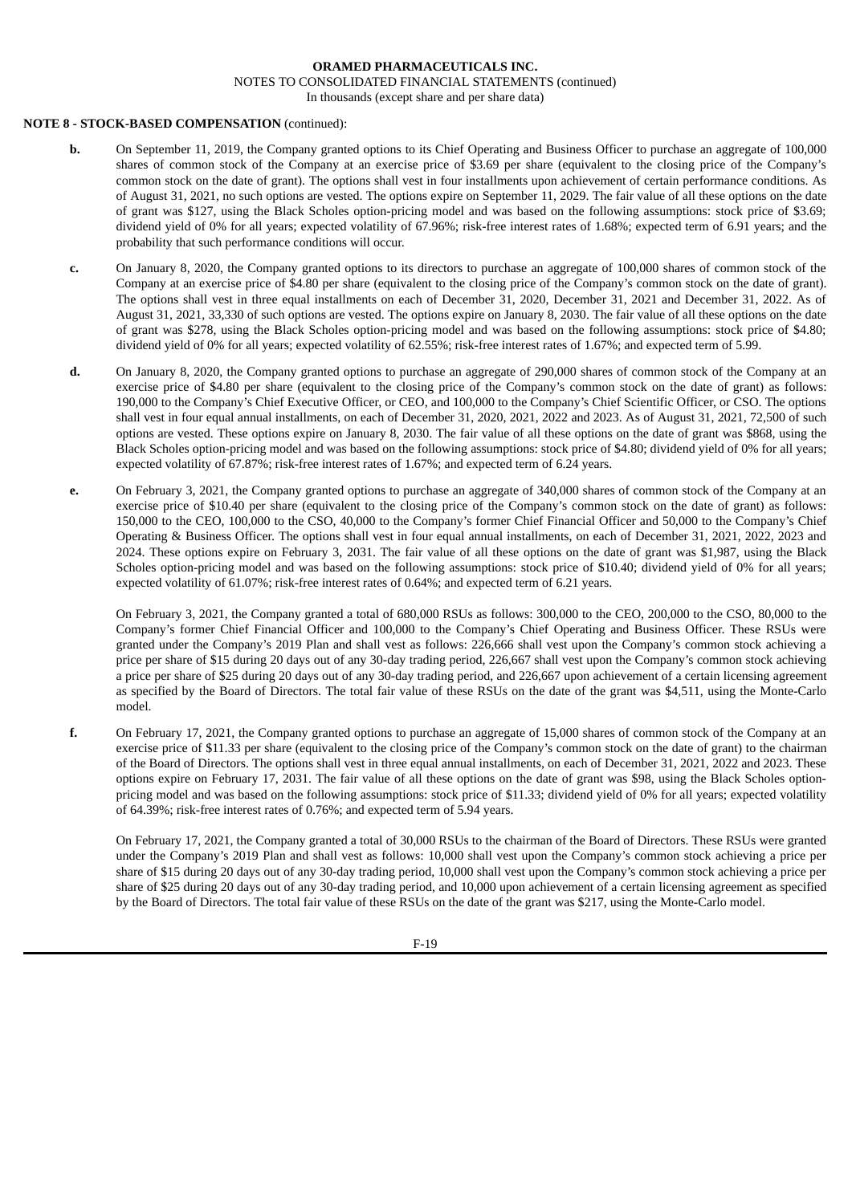**ORAMED PHARMACEUTICALS INC.**
NOTES TO CONSOLIDATED FINANCIAL STATEMENTS (continued)
In thousands (except share and per share data)

**NOTE 8 - STOCK-BASED COMPENSATION** (continued):

**b.** On September 11, 2019, the Company granted options to its Chief Operating and Business Officer to purchase an aggregate of 100,000 shares of common stock of the Company at an exercise price of $3.69 per share (equivalent to the closing price of the Company's common stock on the date of grant). The options shall vest in four installments upon achievement of certain performance conditions. As of August 31, 2021, no such options are vested. The options expire on September 11, 2029. The fair value of all these options on the date of grant was $127, using the Black Scholes option-pricing model and was based on the following assumptions: stock price of $3.69; dividend yield of 0% for all years; expected volatility of 67.96%; risk-free interest rates of 1.68%; expected term of 6.91 years; and the probability that such performance conditions will occur.

**c.** On January 8, 2020, the Company granted options to its directors to purchase an aggregate of 100,000 shares of common stock of the Company at an exercise price of $4.80 per share (equivalent to the closing price of the Company's common stock on the date of grant). The options shall vest in three equal installments on each of December 31, 2020, December 31, 2021 and December 31, 2022. As of August 31, 2021, 33,330 of such options are vested. The options expire on January 8, 2030. The fair value of all these options on the date of grant was $278, using the Black Scholes option-pricing model and was based on the following assumptions: stock price of $4.80; dividend yield of 0% for all years; expected volatility of 62.55%; risk-free interest rates of 1.67%; and expected term of 5.99.

**d.** On January 8, 2020, the Company granted options to purchase an aggregate of 290,000 shares of common stock of the Company at an exercise price of $4.80 per share (equivalent to the closing price of the Company's common stock on the date of grant) as follows: 190,000 to the Company's Chief Executive Officer, or CEO, and 100,000 to the Company's Chief Scientific Officer, or CSO. The options shall vest in four equal annual installments, on each of December 31, 2020, 2021, 2022 and 2023. As of August 31, 2021, 72,500 of such options are vested. These options expire on January 8, 2030. The fair value of all these options on the date of grant was $868, using the Black Scholes option-pricing model and was based on the following assumptions: stock price of $4.80; dividend yield of 0% for all years; expected volatility of 67.87%; risk-free interest rates of 1.67%; and expected term of 6.24 years.

**e.** On February 3, 2021, the Company granted options to purchase an aggregate of 340,000 shares of common stock of the Company at an exercise price of $10.40 per share (equivalent to the closing price of the Company's common stock on the date of grant) as follows: 150,000 to the CEO, 100,000 to the CSO, 40,000 to the Company's former Chief Financial Officer and 50,000 to the Company's Chief Operating & Business Officer. The options shall vest in four equal annual installments, on each of December 31, 2021, 2022, 2023 and 2024. These options expire on February 3, 2031. The fair value of all these options on the date of grant was $1,987, using the Black Scholes option-pricing model and was based on the following assumptions: stock price of $10.40; dividend yield of 0% for all years; expected volatility of 61.07%; risk-free interest rates of 0.64%; and expected term of 6.21 years.

On February 3, 2021, the Company granted a total of 680,000 RSUs as follows: 300,000 to the CEO, 200,000 to the CSO, 80,000 to the Company's former Chief Financial Officer and 100,000 to the Company's Chief Operating and Business Officer. These RSUs were granted under the Company's 2019 Plan and shall vest as follows: 226,666 shall vest upon the Company's common stock achieving a price per share of $15 during 20 days out of any 30-day trading period, 226,667 shall vest upon the Company's common stock achieving a price per share of $25 during 20 days out of any 30-day trading period, and 226,667 upon achievement of a certain licensing agreement as specified by the Board of Directors. The total fair value of these RSUs on the date of the grant was $4,511, using the Monte-Carlo model.

**f.** On February 17, 2021, the Company granted options to purchase an aggregate of 15,000 shares of common stock of the Company at an exercise price of $11.33 per share (equivalent to the closing price of the Company's common stock on the date of grant) to the chairman of the Board of Directors. The options shall vest in three equal annual installments, on each of December 31, 2021, 2022 and 2023. These options expire on February 17, 2031. The fair value of all these options on the date of grant was $98, using the Black Scholes option-pricing model and was based on the following assumptions: stock price of $11.33; dividend yield of 0% for all years; expected volatility of 64.39%; risk-free interest rates of 0.76%; and expected term of 5.94 years.

On February 17, 2021, the Company granted a total of 30,000 RSUs to the chairman of the Board of Directors. These RSUs were granted under the Company's 2019 Plan and shall vest as follows: 10,000 shall vest upon the Company's common stock achieving a price per share of $15 during 20 days out of any 30-day trading period, 10,000 shall vest upon the Company's common stock achieving a price per share of $25 during 20 days out of any 30-day trading period, and 10,000 upon achievement of a certain licensing agreement as specified by the Board of Directors. The total fair value of these RSUs on the date of the grant was $217, using the Monte-Carlo model.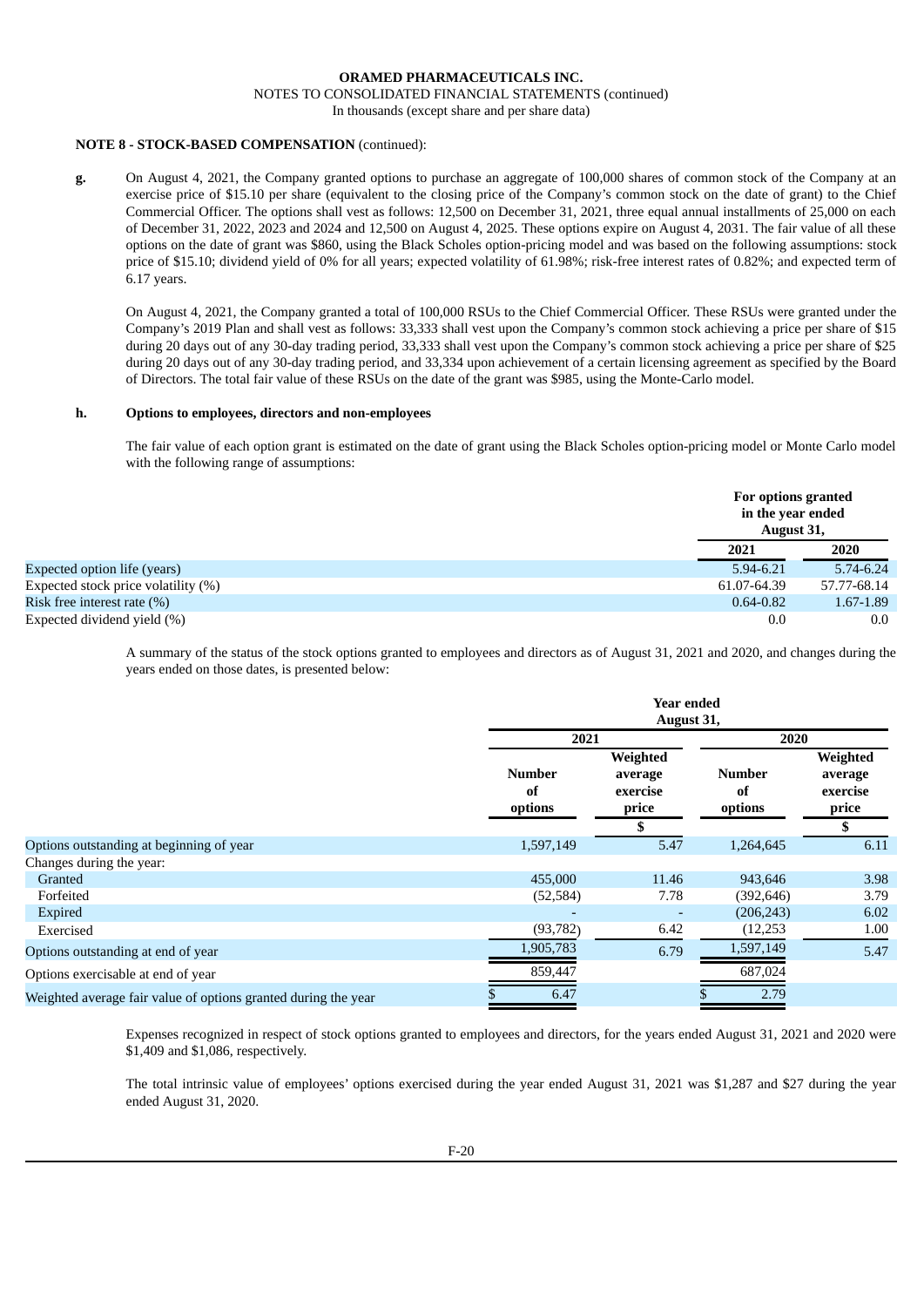ORAMED PHARMACEUTICALS INC.

NOTES TO CONSOLIDATED FINANCIAL STATEMENTS (continued)

In thousands (except share and per share data)

**NOTE 8 - STOCK-BASED COMPENSATION** (continued):

**g.** On August 4, 2021, the Company granted options to purchase an aggregate of 100,000 shares of common stock of the Company at an exercise price of $15.10 per share (equivalent to the closing price of the Company's common stock on the date of grant) to the Chief Commercial Officer. The options shall vest as follows: 12,500 on December 31, 2021, three equal annual installments of 25,000 on each of December 31, 2022, 2023 and 2024 and 12,500 on August 4, 2025. These options expire on August 4, 2031. The fair value of all these options on the date of grant was $860, using the Black Scholes option-pricing model and was based on the following assumptions: stock price of $15.10; dividend yield of 0% for all years; expected volatility of 61.98%; risk-free interest rates of 0.82%; and expected term of 6.17 years.

On August 4, 2021, the Company granted a total of 100,000 RSUs to the Chief Commercial Officer. These RSUs were granted under the Company's 2019 Plan and shall vest as follows: 33,333 shall vest upon the Company's common stock achieving a price per share of $15 during 20 days out of any 30-day trading period, 33,333 shall vest upon the Company's common stock achieving a price per share of $25 during 20 days out of any 30-day trading period, and 33,334 upon achievement of a certain licensing agreement as specified by the Board of Directors. The total fair value of these RSUs on the date of the grant was $985, using the Monte-Carlo model.

**h. Options to employees, directors and non-employees**

The fair value of each option grant is estimated on the date of grant using the Black Scholes option-pricing model or Monte Carlo model with the following range of assumptions:

| | For options granted in the year ended August 31, | |
|---|---|---|
| | 2021 | 2020 |
| Expected option life (years) | 5.94-6.21 | 5.74-6.24 |
| Expected stock price volatility (%) | 61.07-64.39 | 57.77-68.14 |
| Risk free interest rate (%) | 0.64-0.82 | 1.67-1.89 |
| Expected dividend yield (%) | 0.0 | 0.0 |

A summary of the status of the stock options granted to employees and directors as of August 31, 2021 and 2020, and changes during the years ended on those dates, is presented below:

| | Year ended August 31, | | | |
|---|---|---|---|---|
| | 2021 | | 2020 | |
| | Number of options | Weighted average exercise price $ | Number of options | Weighted average exercise price $ |
| Options outstanding at beginning of year | 1,597,149 | 5.47 | 1,264,645 | 6.11 |
| Changes during the year: | | | | |
| Granted | 455,000 | 11.46 | 943,646 | 3.98 |
| Forfeited | (52,584) | 7.78 | (392,646) | 3.79 |
| Expired | - | - | (206,243) | 6.02 |
| Exercised | (93,782) | 6.42 | (12,253 | 1.00 |
| Options outstanding at end of year | 1,905,783 | 6.79 | 1,597,149 | 5.47 |
| Options exercisable at end of year | 859,447 | | 687,024 | |
| Weighted average fair value of options granted during the year | $ 6.47 | | $ 2.79 | |

Expenses recognized in respect of stock options granted to employees and directors, for the years ended August 31, 2021 and 2020 were $1,409 and $1,086, respectively.

The total intrinsic value of employees' options exercised during the year ended August 31, 2021 was $1,287 and $27 during the year ended August 31, 2020.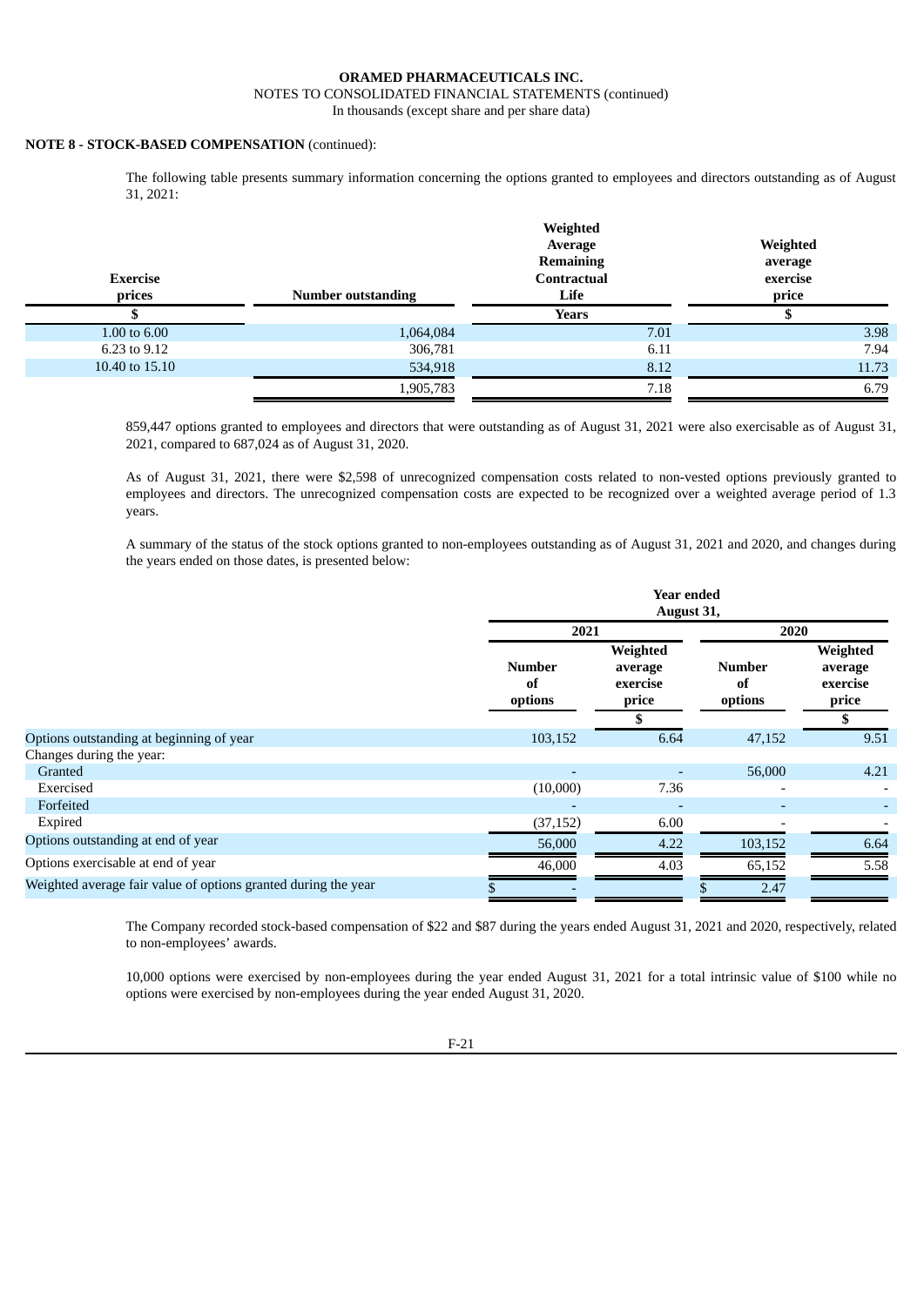**NOTE 8 - STOCK-BASED COMPENSATION** (continued):

The following table presents summary information concerning the options granted to employees and directors outstanding as of August 31, 2021:

| Exercise prices | Number outstanding | Weighted Average Remaining Contractual Life | Weighted average exercise price |
|---|---|---|---|
| $ | | Years | $ |
| 1.00 to 6.00 | 1,064,084 | 7.01 | 3.98 |
| 6.23 to 9.12 | 306,781 | 6.11 | 7.94 |
| 10.40 to 15.10 | 534,918 | 8.12 | 11.73 |
| | 1,905,783 | 7.18 | 6.79 |

859,447 options granted to employees and directors that were outstanding as of August 31, 2021 were also exercisable as of August 31, 2021, compared to 687,024 as of August 31, 2020.

As of August 31, 2021, there were $2,598 of unrecognized compensation costs related to non-vested options previously granted to employees and directors. The unrecognized compensation costs are expected to be recognized over a weighted average period of 1.3 years.

A summary of the status of the stock options granted to non-employees outstanding as of August 31, 2021 and 2020, and changes during the years ended on those dates, is presented below:

| | Year ended August 31, | | | |
|---|---|---|---|---|
| | 2021 | | 2020 | |
| | Number of options | Weighted average exercise price | Number of options | Weighted average exercise price |
| | | $ | | $ |
| Options outstanding at beginning of year | 103,152 | 6.64 | 47,152 | 9.51 |
| Changes during the year: | | | | |
| Granted | - | - | 56,000 | 4.21 |
| Exercised | (10,000) | 7.36 | - | - |
| Forfeited | - | - | - | - |
| Expired | (37,152) | 6.00 | - | - |
| Options outstanding at end of year | 56,000 | 4.22 | 103,152 | 6.64 |
| Options exercisable at end of year | 46,000 | 4.03 | 65,152 | 5.58 |
| Weighted average fair value of options granted during the year | $ - | | $ 2.47 | |

The Company recorded stock-based compensation of $22 and $87 during the years ended August 31, 2021 and 2020, respectively, related to non-employees' awards.

10,000 options were exercised by non-employees during the year ended August 31, 2021 for a total intrinsic value of $100 while no options were exercised by non-employees during the year ended August 31, 2020.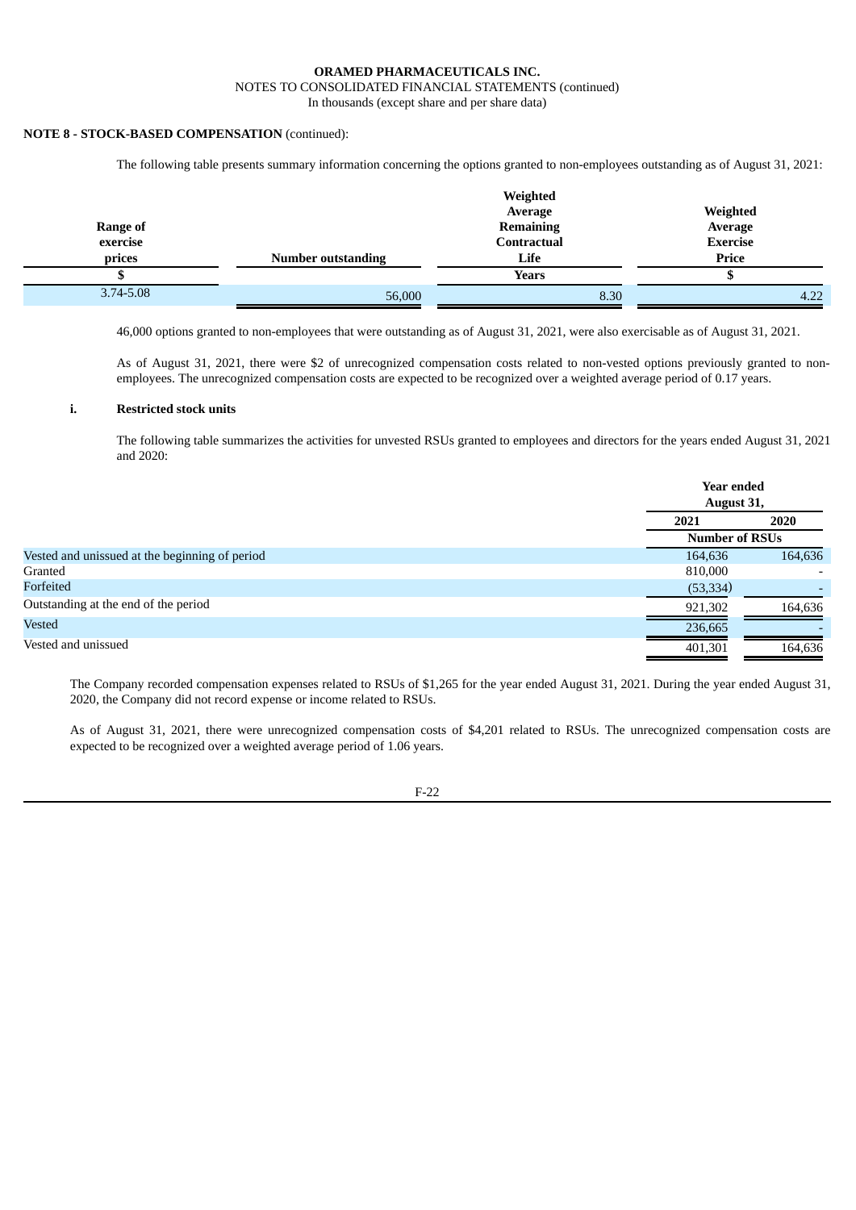ORAMED PHARMACEUTICALS INC.
NOTES TO CONSOLIDATED FINANCIAL STATEMENTS (continued)
In thousands (except share and per share data)

**NOTE 8 - STOCK-BASED COMPENSATION** (continued):

The following table presents summary information concerning the options granted to non-employees outstanding as of August 31, 2021:

| Range of exercise prices | Number outstanding | Weighted Average Remaining Contractual Life | Weighted Average Exercise Price |
|---|---|---|---|
| $ | | Years | $ |
| 3.74-5.08 | 56,000 | 8.30 | 4.22 |

46,000 options granted to non-employees that were outstanding as of August 31, 2021, were also exercisable as of August 31, 2021.

As of August 31, 2021, there were $2 of unrecognized compensation costs related to non-vested options previously granted to non-employees. The unrecognized compensation costs are expected to be recognized over a weighted average period of 0.17 years.

**i. Restricted stock units**

The following table summarizes the activities for unvested RSUs granted to employees and directors for the years ended August 31, 2021 and 2020:

| | Year ended August 31, | |
|---|---|---|
| | 2021 | 2020 |
| | Number of RSUs | |
| Vested and unissued at the beginning of period | 164,636 | 164,636 |
| Granted | 810,000 | - |
| Forfeited | (53,334) | - |
| Outstanding at the end of the period | 921,302 | 164,636 |
| Vested | 236,665 | - |
| Vested and unissued | 401,301 | 164,636 |

The Company recorded compensation expenses related to RSUs of $1,265 for the year ended August 31, 2021. During the year ended August 31, 2020, the Company did not record expense or income related to RSUs.

As of August 31, 2021, there were unrecognized compensation costs of $4,201 related to RSUs. The unrecognized compensation costs are expected to be recognized over a weighted average period of 1.06 years.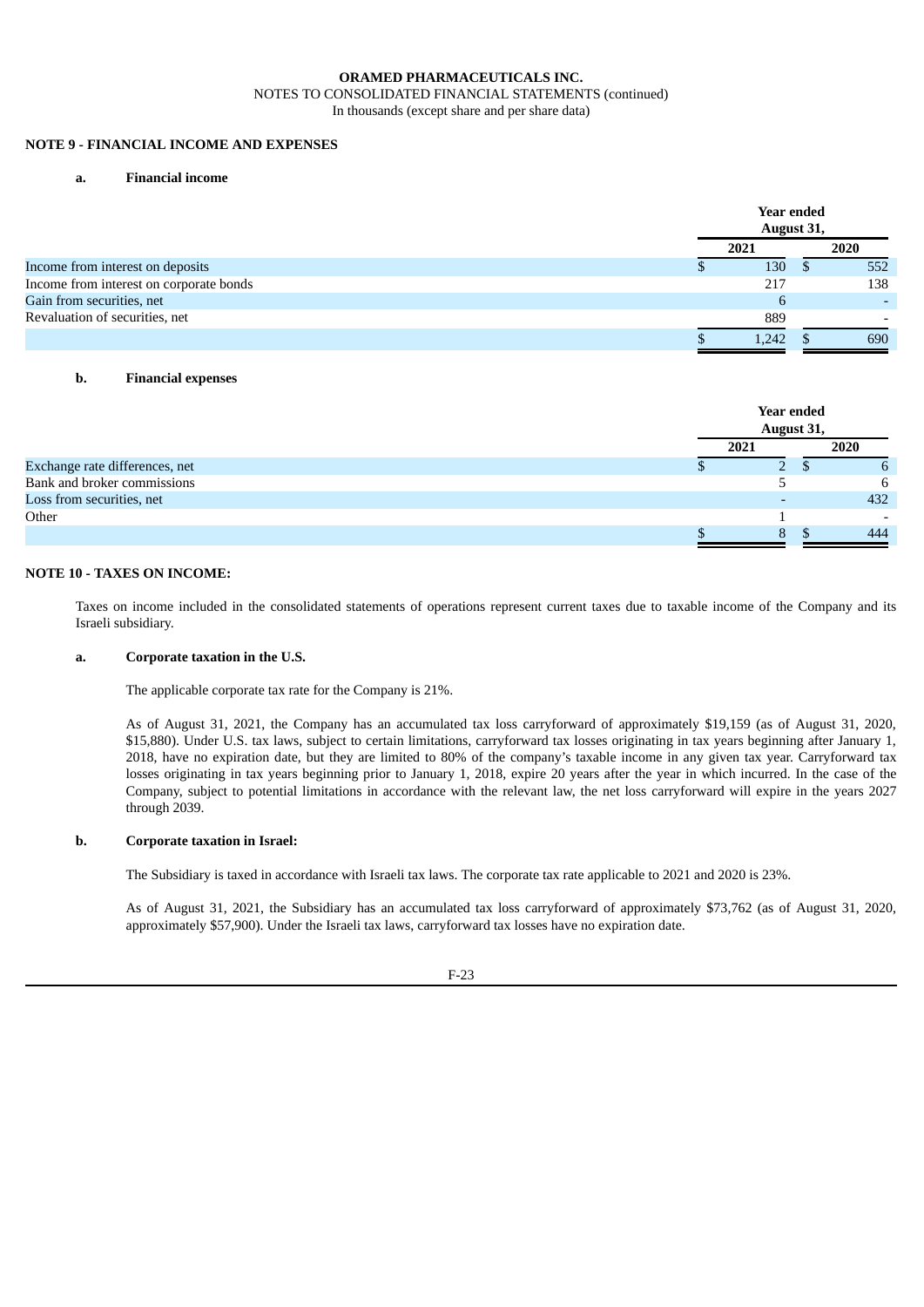**ORAMED PHARMACEUTICALS INC.**
NOTES TO CONSOLIDATED FINANCIAL STATEMENTS (continued)
In thousands (except share and per share data)

## NOTE 9 - FINANCIAL INCOME AND EXPENSES

### a. Financial income

| | Year ended August 31, | |
|---|---|---|
| | 2021 | 2020 |
| Income from interest on deposits | $ 130 | $ 552 |
| Income from interest on corporate bonds | 217 | 138 |
| Gain from securities, net | 6 | - |
| Revaluation of securities, net | 889 | - |
| | $ 1,242 | $ 690 |

### b. Financial expenses

| | Year ended August 31, | |
|---|---|---|
| | 2021 | 2020 |
| Exchange rate differences, net | $ 2 | $ 6 |
| Bank and broker commissions | 5 | 6 |
| Loss from securities, net | - | 432 |
| Other | 1 | - |
| | $ 8 | $ 444 |

## NOTE 10 - TAXES ON INCOME:

Taxes on income included in the consolidated statements of operations represent current taxes due to taxable income of the Company and its Israeli subsidiary.

### a. Corporate taxation in the U.S.

The applicable corporate tax rate for the Company is 21%.

As of August 31, 2021, the Company has an accumulated tax loss carryforward of approximately $19,159 (as of August 31, 2020, $15,880). Under U.S. tax laws, subject to certain limitations, carryforward tax losses originating in tax years beginning after January 1, 2018, have no expiration date, but they are limited to 80% of the company's taxable income in any given tax year. Carryforward tax losses originating in tax years beginning prior to January 1, 2018, expire 20 years after the year in which incurred. In the case of the Company, subject to potential limitations in accordance with the relevant law, the net loss carryforward will expire in the years 2027 through 2039.

### b. Corporate taxation in Israel:

The Subsidiary is taxed in accordance with Israeli tax laws. The corporate tax rate applicable to 2021 and 2020 is 23%.

As of August 31, 2021, the Subsidiary has an accumulated tax loss carryforward of approximately $73,762 (as of August 31, 2020, approximately $57,900). Under the Israeli tax laws, carryforward tax losses have no expiration date.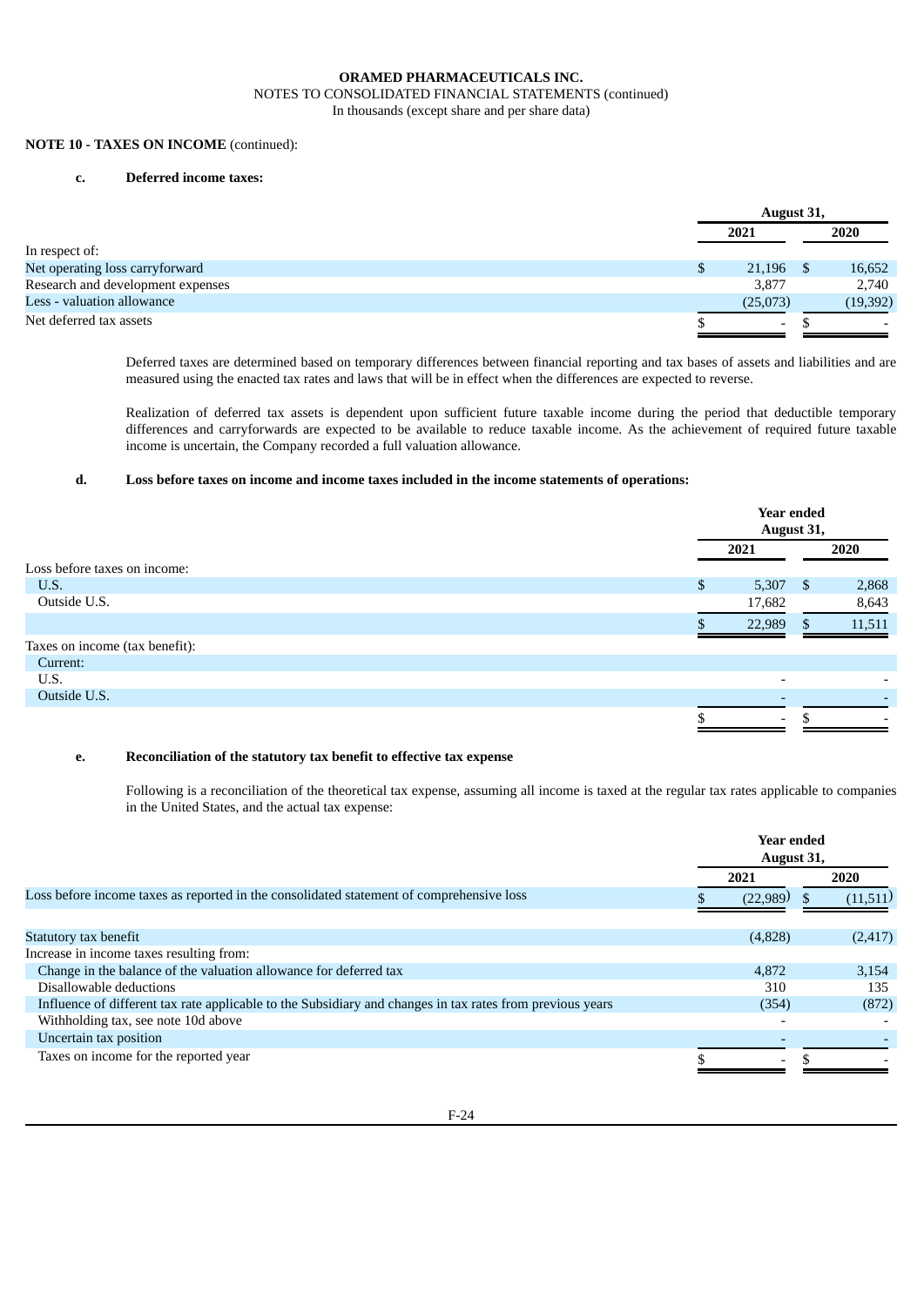**ORAMED PHARMACEUTICALS INC.**
NOTES TO CONSOLIDATED FINANCIAL STATEMENTS (continued)
In thousands (except share and per share data)

**NOTE 10 - TAXES ON INCOME** (continued):

**c. Deferred income taxes:**

| | August 31, | |
|---|---|---|
| | 2021 | 2020 |
| In respect of: | | |
| Net operating loss carryforward | $ 21,196 | $ 16,652 |
| Research and development expenses | 3,877 | 2,740 |
| Less - valuation allowance | (25,073) | (19,392) |
| Net deferred tax assets | $ - | $ - |

Deferred taxes are determined based on temporary differences between financial reporting and tax bases of assets and liabilities and are measured using the enacted tax rates and laws that will be in effect when the differences are expected to reverse.

Realization of deferred tax assets is dependent upon sufficient future taxable income during the period that deductible temporary differences and carryforwards are expected to be available to reduce taxable income. As the achievement of required future taxable income is uncertain, the Company recorded a full valuation allowance.

**d. Loss before taxes on income and income taxes included in the income statements of operations:**

| | Year ended August 31, | |
|---|---|---|
| | 2021 | 2020 |
| Loss before taxes on income: | | |
| U.S. | $ 5,307 | $ 2,868 |
| Outside U.S. | 17,682 | 8,643 |
| | $ 22,989 | $ 11,511 |
| Taxes on income (tax benefit): | | |
| Current: | | |
| U.S. | - | - |
| Outside U.S. | - | - |
| | $ - | $ - |

**e. Reconciliation of the statutory tax benefit to effective tax expense**

Following is a reconciliation of the theoretical tax expense, assuming all income is taxed at the regular tax rates applicable to companies in the United States, and the actual tax expense:

| | Year ended August 31, | |
|---|---|---|
| | 2021 | 2020 |
| Loss before income taxes as reported in the consolidated statement of comprehensive loss | $ (22,989) | $ (11,511) |
| Statutory tax benefit | (4,828) | (2,417) |
| Increase in income taxes resulting from: | | |
| Change in the balance of the valuation allowance for deferred tax | 4,872 | 3,154 |
| Disallowable deductions | 310 | 135 |
| Influence of different tax rate applicable to the Subsidiary and changes in tax rates from previous years | (354) | (872) |
| Withholding tax, see note 10d above | - | - |
| Uncertain tax position | - | - |
| Taxes on income for the reported year | $ - | $ - |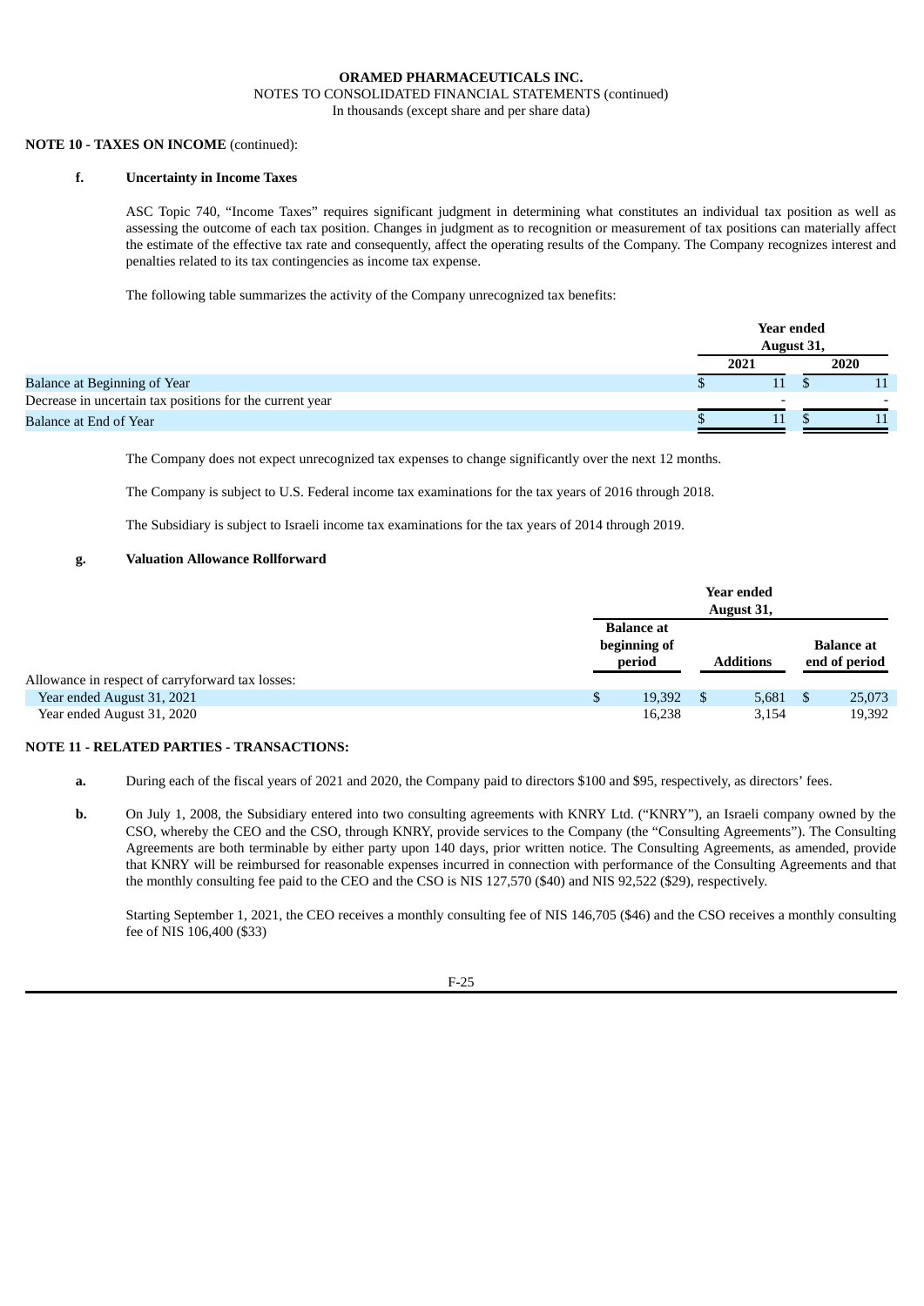**ORAMED PHARMACEUTICALS INC.**
NOTES TO CONSOLIDATED FINANCIAL STATEMENTS (continued)
In thousands (except share and per share data)

**NOTE 10 - TAXES ON INCOME** (continued):

**f. Uncertainty in Income Taxes**

ASC Topic 740, "Income Taxes" requires significant judgment in determining what constitutes an individual tax position as well as assessing the outcome of each tax position. Changes in judgment as to recognition or measurement of tax positions can materially affect the estimate of the effective tax rate and consequently, affect the operating results of the Company. The Company recognizes interest and penalties related to its tax contingencies as income tax expense.

The following table summarizes the activity of the Company unrecognized tax benefits:

| | Year ended August 31, | |
|---|---|---|
| | 2021 | 2020 |
| Balance at Beginning of Year | $ 11 | $ 11 |
| Decrease in uncertain tax positions for the current year | - | - |
| Balance at End of Year | $ 11 | $ 11 |

The Company does not expect unrecognized tax expenses to change significantly over the next 12 months.

The Company is subject to U.S. Federal income tax examinations for the tax years of 2016 through 2018.

The Subsidiary is subject to Israeli income tax examinations for the tax years of 2014 through 2019.

**g. Valuation Allowance Rollforward**

| | Year ended August 31, | | |
|---|---|---|---|
| | Balance at beginning of period | Additions | Balance at end of period |
| Allowance in respect of carryforward tax losses: | | | |
| Year ended August 31, 2021 | $ 19,392 | $ 5,681 | $ 25,073 |
| Year ended August 31, 2020 | 16,238 | 3,154 | 19,392 |

**NOTE 11 - RELATED PARTIES - TRANSACTIONS:**

**a.** During each of the fiscal years of 2021 and 2020, the Company paid to directors $100 and $95, respectively, as directors' fees.

**b.** On July 1, 2008, the Subsidiary entered into two consulting agreements with KNRY Ltd. ("KNRY"), an Israeli company owned by the CSO, whereby the CEO and the CSO, through KNRY, provide services to the Company (the "Consulting Agreements"). The Consulting Agreements are both terminable by either party upon 140 days, prior written notice. The Consulting Agreements, as amended, provide that KNRY will be reimbursed for reasonable expenses incurred in connection with performance of the Consulting Agreements and that the monthly consulting fee paid to the CEO and the CSO is NIS 127,570 ($40) and NIS 92,522 ($29), respectively.

Starting September 1, 2021, the CEO receives a monthly consulting fee of NIS 146,705 ($46) and the CSO receives a monthly consulting fee of NIS 106,400 ($33)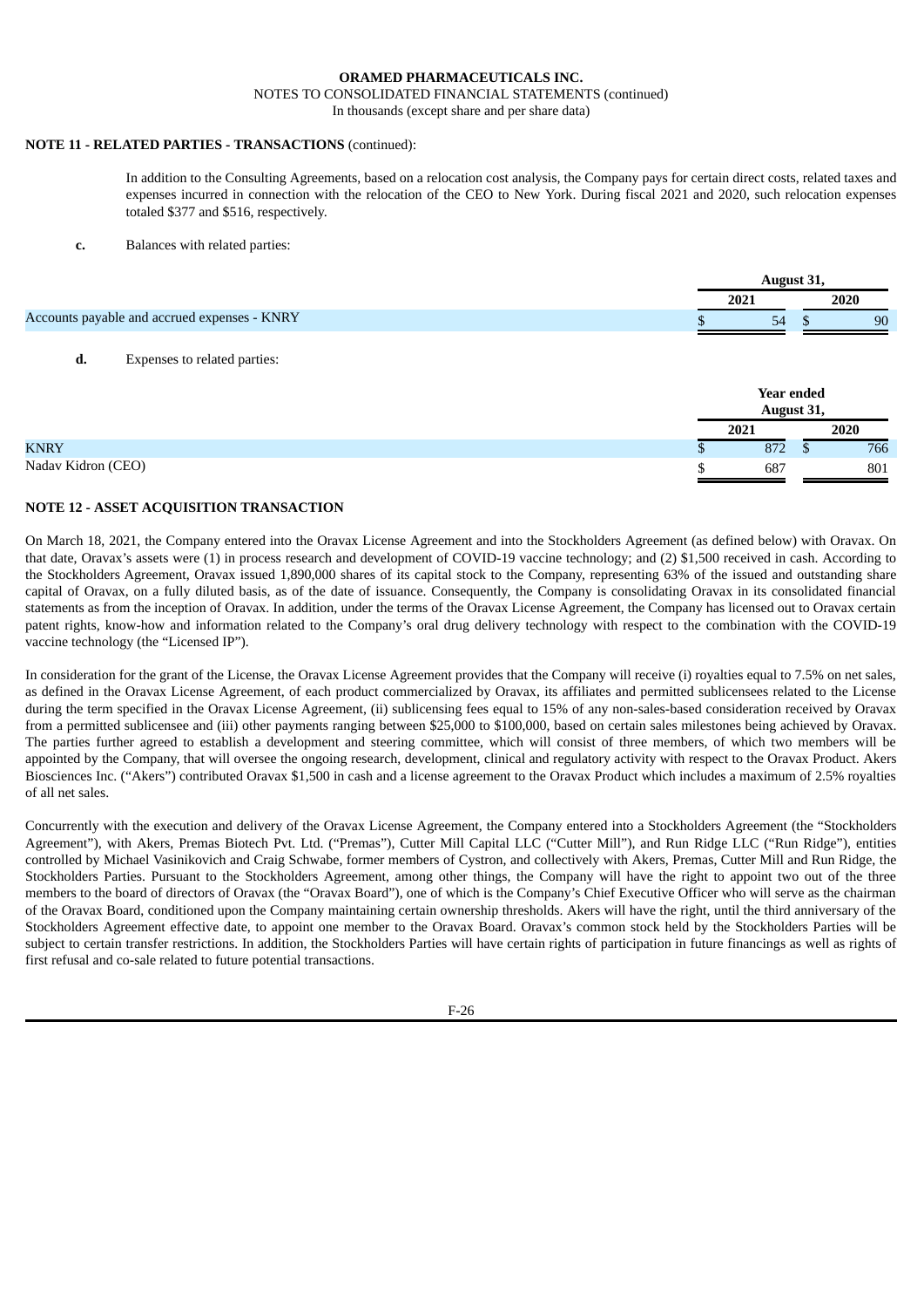**NOTE 11 - RELATED PARTIES - TRANSACTIONS** (continued):

In addition to the Consulting Agreements, based on a relocation cost analysis, the Company pays for certain direct costs, related taxes and expenses incurred in connection with the relocation of the CEO to New York. During fiscal 2021 and 2020, such relocation expenses totaled $377 and $516, respectively.

**c.** Balances with related parties:

| | August 31, | |
|---|---|---|
| | 2021 | 2020 |
| Accounts payable and accrued expenses - KNRY | $ 54 | $ 90 |

**d.** Expenses to related parties:

| | Year ended August 31, | |
|---|---|---|
| | 2021 | 2020 |
| KNRY | $ 872 | $ 766 |
| Nadav Kidron (CEO) | $ 687 | 801 |

**NOTE 12 - ASSET ACQUISITION TRANSACTION**

On March 18, 2021, the Company entered into the Oravax License Agreement and into the Stockholders Agreement (as defined below) with Oravax. On that date, Oravax's assets were (1) in process research and development of COVID-19 vaccine technology; and (2) $1,500 received in cash. According to the Stockholders Agreement, Oravax issued 1,890,000 shares of its capital stock to the Company, representing 63% of the issued and outstanding share capital of Oravax, on a fully diluted basis, as of the date of issuance. Consequently, the Company is consolidating Oravax in its consolidated financial statements as from the inception of Oravax. In addition, under the terms of the Oravax License Agreement, the Company has licensed out to Oravax certain patent rights, know-how and information related to the Company's oral drug delivery technology with respect to the combination with the COVID-19 vaccine technology (the "Licensed IP").

In consideration for the grant of the License, the Oravax License Agreement provides that the Company will receive (i) royalties equal to 7.5% on net sales, as defined in the Oravax License Agreement, of each product commercialized by Oravax, its affiliates and permitted sublicensees related to the License during the term specified in the Oravax License Agreement, (ii) sublicensing fees equal to 15% of any non-sales-based consideration received by Oravax from a permitted sublicensee and (iii) other payments ranging between $25,000 to $100,000, based on certain sales milestones being achieved by Oravax. The parties further agreed to establish a development and steering committee, which will consist of three members, of which two members will be appointed by the Company, that will oversee the ongoing research, development, clinical and regulatory activity with respect to the Oravax Product. Akers Biosciences Inc. ("Akers") contributed Oravax $1,500 in cash and a license agreement to the Oravax Product which includes a maximum of 2.5% royalties of all net sales.

Concurrently with the execution and delivery of the Oravax License Agreement, the Company entered into a Stockholders Agreement (the "Stockholders Agreement"), with Akers, Premas Biotech Pvt. Ltd. ("Premas"), Cutter Mill Capital LLC ("Cutter Mill"), and Run Ridge LLC ("Run Ridge"), entities controlled by Michael Vasinikovich and Craig Schwabe, former members of Cystron, and collectively with Akers, Premas, Cutter Mill and Run Ridge, the Stockholders Parties. Pursuant to the Stockholders Agreement, among other things, the Company will have the right to appoint two out of the three members to the board of directors of Oravax (the "Oravax Board"), one of which is the Company's Chief Executive Officer who will serve as the chairman of the Oravax Board, conditioned upon the Company maintaining certain ownership thresholds. Akers will have the right, until the third anniversary of the Stockholders Agreement effective date, to appoint one member to the Oravax Board. Oravax's common stock held by the Stockholders Parties will be subject to certain transfer restrictions. In addition, the Stockholders Parties will have certain rights of participation in future financings as well as rights of first refusal and co-sale related to future potential transactions.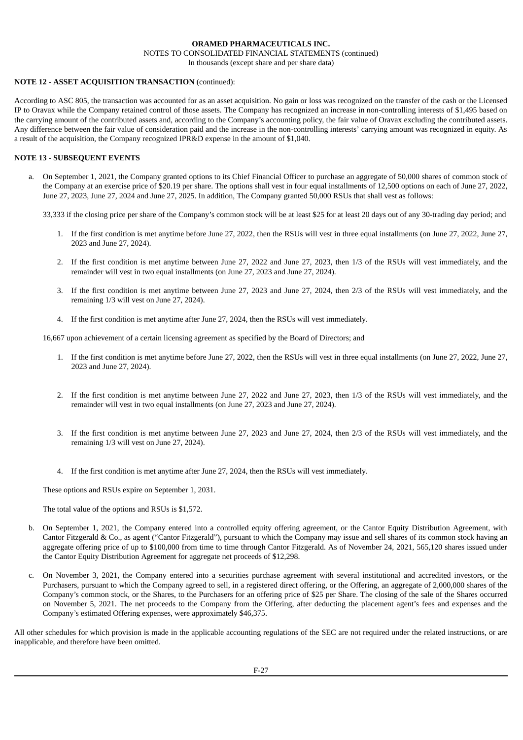**NOTE 12 - ASSET ACQUISITION TRANSACTION** (continued):

According to ASC 805, the transaction was accounted for as an asset acquisition. No gain or loss was recognized on the transfer of the cash or the Licensed IP to Oravax while the Company retained control of those assets. The Company has recognized an increase in non-controlling interests of $1,495 based on the carrying amount of the contributed assets and, according to the Company's accounting policy, the fair value of Oravax excluding the contributed assets. Any difference between the fair value of consideration paid and the increase in the non-controlling interests' carrying amount was recognized in equity. As a result of the acquisition, the Company recognized IPR&D expense in the amount of $1,040.

**NOTE 13 - SUBSEQUENT EVENTS**

a. On September 1, 2021, the Company granted options to its Chief Financial Officer to purchase an aggregate of 50,000 shares of common stock of the Company at an exercise price of $20.19 per share. The options shall vest in four equal installments of 12,500 options on each of June 27, 2022, June 27, 2023, June 27, 2024 and June 27, 2025. In addition, The Company granted 50,000 RSUs that shall vest as follows:

   33,333 if the closing price per share of the Company's common stock will be at least $25 for at least 20 days out of any 30-trading day period; and

   1. If the first condition is met anytime before June 27, 2022, then the RSUs will vest in three equal installments (on June 27, 2022, June 27, 2023 and June 27, 2024).
   2. If the first condition is met anytime between June 27, 2022 and June 27, 2023, then 1/3 of the RSUs will vest immediately, and the remainder will vest in two equal installments (on June 27, 2023 and June 27, 2024).
   3. If the first condition is met anytime between June 27, 2023 and June 27, 2024, then 2/3 of the RSUs will vest immediately, and the remaining 1/3 will vest on June 27, 2024).
   4. If the first condition is met anytime after June 27, 2024, then the RSUs will vest immediately.

   16,667 upon achievement of a certain licensing agreement as specified by the Board of Directors; and

   1. If the first condition is met anytime before June 27, 2022, then the RSUs will vest in three equal installments (on June 27, 2022, June 27, 2023 and June 27, 2024).
   2. If the first condition is met anytime between June 27, 2022 and June 27, 2023, then 1/3 of the RSUs will vest immediately, and the remainder will vest in two equal installments (on June 27, 2023 and June 27, 2024).
   3. If the first condition is met anytime between June 27, 2023 and June 27, 2024, then 2/3 of the RSUs will vest immediately, and the remaining 1/3 will vest on June 27, 2024).
   4. If the first condition is met anytime after June 27, 2024, then the RSUs will vest immediately.

   These options and RSUs expire on September 1, 2031.

   The total value of the options and RSUs is $1,572.

b. On September 1, 2021, the Company entered into a controlled equity offering agreement, or the Cantor Equity Distribution Agreement, with Cantor Fitzgerald & Co., as agent ("Cantor Fitzgerald"), pursuant to which the Company may issue and sell shares of its common stock having an aggregate offering price of up to $100,000 from time to time through Cantor Fitzgerald. As of November 24, 2021, 565,120 shares issued under the Cantor Equity Distribution Agreement for aggregate net proceeds of $12,298.

c. On November 3, 2021, the Company entered into a securities purchase agreement with several institutional and accredited investors, or the Purchasers, pursuant to which the Company agreed to sell, in a registered direct offering, or the Offering, an aggregate of 2,000,000 shares of the Company's common stock, or the Shares, to the Purchasers for an offering price of $25 per Share. The closing of the sale of the Shares occurred on November 5, 2021. The net proceeds to the Company from the Offering, after deducting the placement agent's fees and expenses and the Company's estimated Offering expenses, were approximately $46,375.

All other schedules for which provision is made in the applicable accounting regulations of the SEC are not required under the related instructions, or are inapplicable, and therefore have been omitted.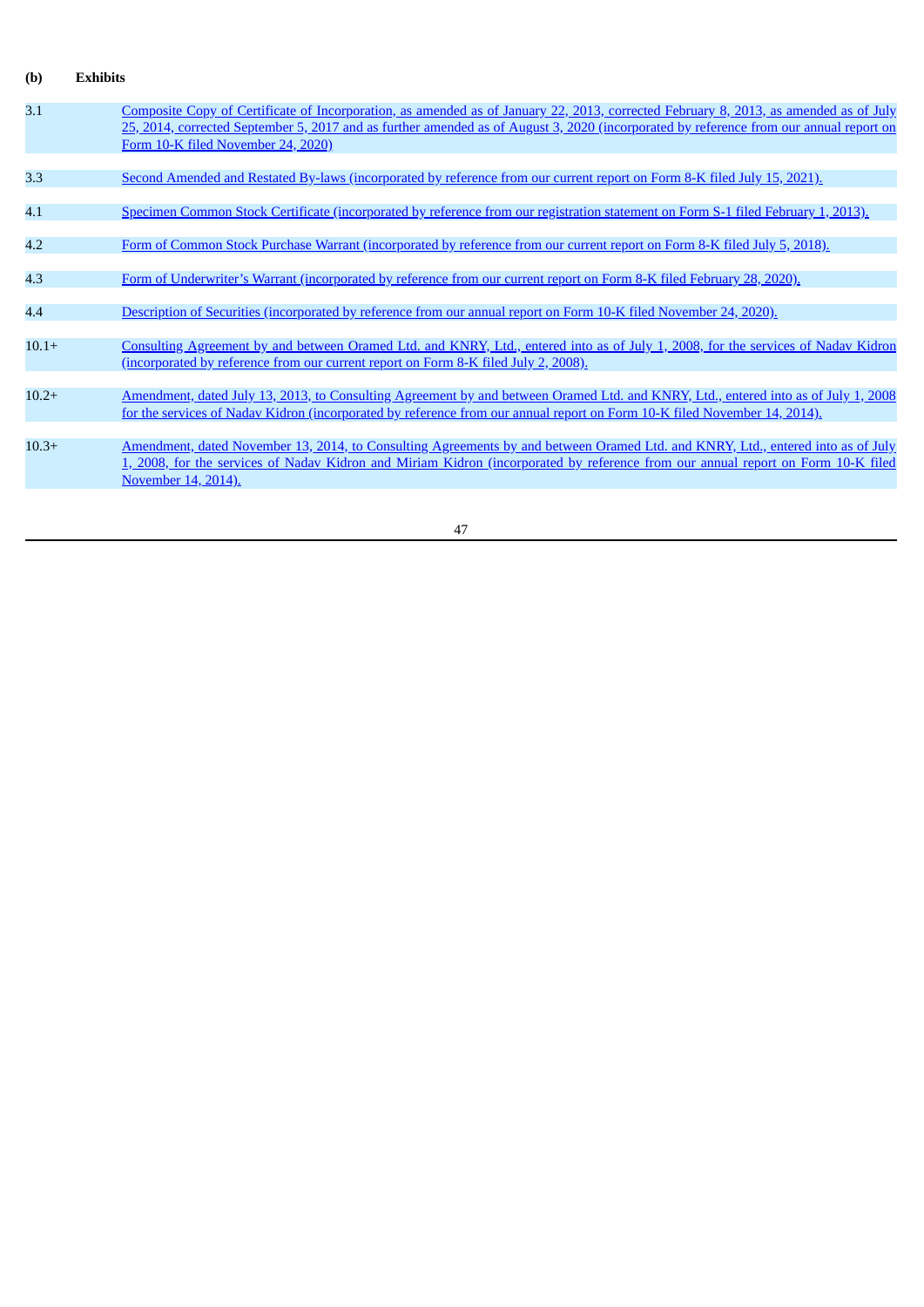**(b) Exhibits**

| | |
|---|---|
| 3.1 | Composite Copy of Certificate of Incorporation, as amended as of January 22, 2013, corrected February 8, 2013, as amended as of July 25, 2014, corrected September 5, 2017 and as further amended as of August 3, 2020 (incorporated by reference from our annual report on Form 10-K filed November 24, 2020) |
| 3.3 | Second Amended and Restated By-laws (incorporated by reference from our current report on Form 8-K filed July 15, 2021). |
| 4.1 | Specimen Common Stock Certificate (incorporated by reference from our registration statement on Form S-1 filed February 1, 2013). |
| 4.2 | Form of Common Stock Purchase Warrant (incorporated by reference from our current report on Form 8-K filed July 5, 2018). |
| 4.3 | Form of Underwriter's Warrant (incorporated by reference from our current report on Form 8-K filed February 28, 2020). |
| 4.4 | Description of Securities (incorporated by reference from our annual report on Form 10-K filed November 24, 2020). |
| 10.1+ | Consulting Agreement by and between Oramed Ltd. and KNRY, Ltd., entered into as of July 1, 2008, for the services of Nadav Kidron (incorporated by reference from our current report on Form 8-K filed July 2, 2008). |
| 10.2+ | Amendment, dated July 13, 2013, to Consulting Agreement by and between Oramed Ltd. and KNRY, Ltd., entered into as of July 1, 2008 for the services of Nadav Kidron (incorporated by reference from our annual report on Form 10-K filed November 14, 2014). |
| 10.3+ | Amendment, dated November 13, 2014, to Consulting Agreements by and between Oramed Ltd. and KNRY, Ltd., entered into as of July 1, 2008, for the services of Nadav Kidron and Miriam Kidron (incorporated by reference from our annual report on Form 10-K filed November 14, 2014). |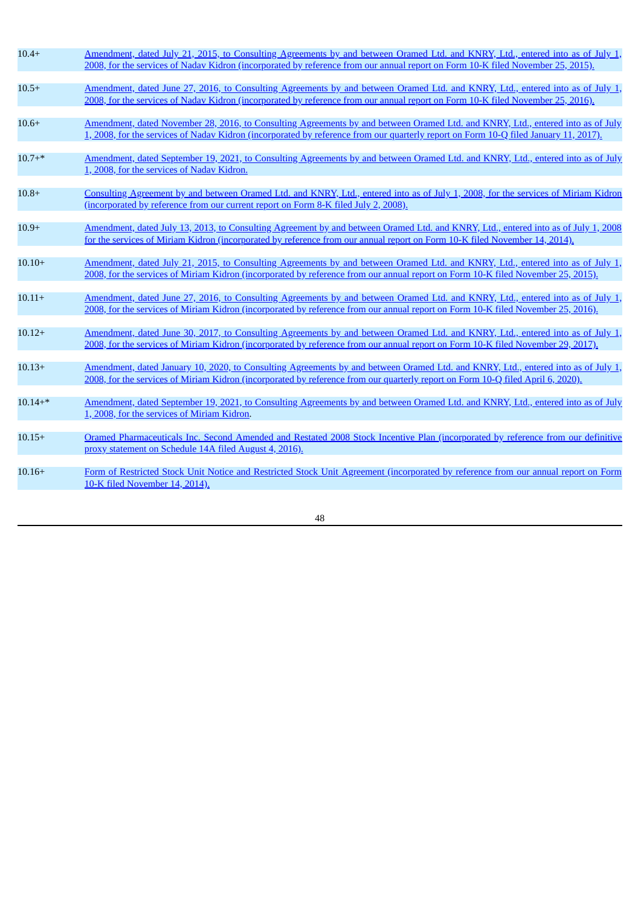| | |
|---|---|
| 10.4+ | Amendment, dated July 21, 2015, to Consulting Agreements by and between Oramed Ltd. and KNRY, Ltd., entered into as of July 1, 2008, for the services of Nadav Kidron (incorporated by reference from our annual report on Form 10-K filed November 25, 2015). |
| 10.5+ | Amendment, dated June 27, 2016, to Consulting Agreements by and between Oramed Ltd. and KNRY, Ltd., entered into as of July 1, 2008, for the services of Nadav Kidron (incorporated by reference from our annual report on Form 10-K filed November 25, 2016). |
| 10.6+ | Amendment, dated November 28, 2016, to Consulting Agreements by and between Oramed Ltd. and KNRY, Ltd., entered into as of July 1, 2008, for the services of Nadav Kidron (incorporated by reference from our quarterly report on Form 10-Q filed January 11, 2017). |
| 10.7+* | Amendment, dated September 19, 2021, to Consulting Agreements by and between Oramed Ltd. and KNRY, Ltd., entered into as of July 1, 2008, for the services of Nadav Kidron. |
| 10.8+ | Consulting Agreement by and between Oramed Ltd. and KNRY, Ltd., entered into as of July 1, 2008, for the services of Miriam Kidron (incorporated by reference from our current report on Form 8-K filed July 2, 2008). |
| 10.9+ | Amendment, dated July 13, 2013, to Consulting Agreement by and between Oramed Ltd. and KNRY, Ltd., entered into as of July 1, 2008 for the services of Miriam Kidron (incorporated by reference from our annual report on Form 10-K filed November 14, 2014). |
| 10.10+ | Amendment, dated July 21, 2015, to Consulting Agreements by and between Oramed Ltd. and KNRY, Ltd., entered into as of July 1, 2008, for the services of Miriam Kidron (incorporated by reference from our annual report on Form 10-K filed November 25, 2015). |
| 10.11+ | Amendment, dated June 27, 2016, to Consulting Agreements by and between Oramed Ltd. and KNRY, Ltd., entered into as of July 1, 2008, for the services of Miriam Kidron (incorporated by reference from our annual report on Form 10-K filed November 25, 2016). |
| 10.12+ | Amendment, dated June 30, 2017, to Consulting Agreements by and between Oramed Ltd. and KNRY, Ltd., entered into as of July 1, 2008, for the services of Miriam Kidron (incorporated by reference from our annual report on Form 10-K filed November 29, 2017). |
| 10.13+ | Amendment, dated January 10, 2020, to Consulting Agreements by and between Oramed Ltd. and KNRY, Ltd., entered into as of July 1, 2008, for the services of Miriam Kidron (incorporated by reference from our quarterly report on Form 10-Q filed April 6, 2020). |
| 10.14+* | Amendment, dated September 19, 2021, to Consulting Agreements by and between Oramed Ltd. and KNRY, Ltd., entered into as of July 1, 2008, for the services of Miriam Kidron. |
| 10.15+ | Oramed Pharmaceuticals Inc. Second Amended and Restated 2008 Stock Incentive Plan (incorporated by reference from our definitive proxy statement on Schedule 14A filed August 4, 2016). |
| 10.16+ | Form of Restricted Stock Unit Notice and Restricted Stock Unit Agreement (incorporated by reference from our annual report on Form 10-K filed November 14, 2014). |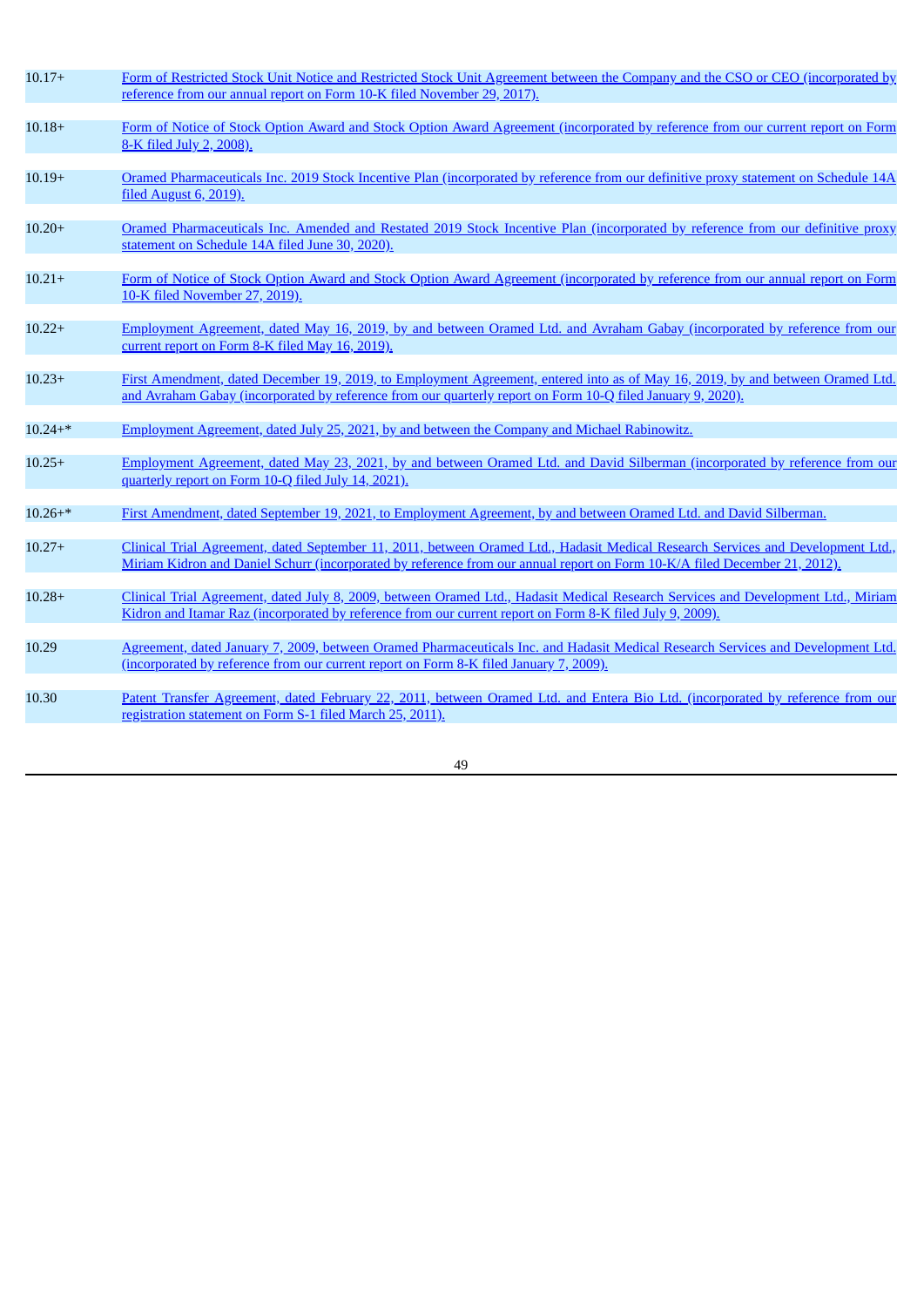| | |
|---|---|
| 10.17+ | Form of Restricted Stock Unit Notice and Restricted Stock Unit Agreement between the Company and the CSO or CEO (incorporated by reference from our annual report on Form 10-K filed November 29, 2017). |
| 10.18+ | Form of Notice of Stock Option Award and Stock Option Award Agreement (incorporated by reference from our current report on Form 8-K filed July 2, 2008). |
| 10.19+ | Oramed Pharmaceuticals Inc. 2019 Stock Incentive Plan (incorporated by reference from our definitive proxy statement on Schedule 14A filed August 6, 2019). |
| 10.20+ | Oramed Pharmaceuticals Inc. Amended and Restated 2019 Stock Incentive Plan (incorporated by reference from our definitive proxy statement on Schedule 14A filed June 30, 2020). |
| 10.21+ | Form of Notice of Stock Option Award and Stock Option Award Agreement (incorporated by reference from our annual report on Form 10-K filed November 27, 2019). |
| 10.22+ | Employment Agreement, dated May 16, 2019, by and between Oramed Ltd. and Avraham Gabay (incorporated by reference from our current report on Form 8-K filed May 16, 2019). |
| 10.23+ | First Amendment, dated December 19, 2019, to Employment Agreement, entered into as of May 16, 2019, by and between Oramed Ltd. and Avraham Gabay (incorporated by reference from our quarterly report on Form 10-Q filed January 9, 2020). |
| 10.24+* | Employment Agreement, dated July 25, 2021, by and between the Company and Michael Rabinowitz. |
| 10.25+ | Employment Agreement, dated May 23, 2021, by and between Oramed Ltd. and David Silberman (incorporated by reference from our quarterly report on Form 10-Q filed July 14, 2021). |
| 10.26+* | First Amendment, dated September 19, 2021, to Employment Agreement, by and between Oramed Ltd. and David Silberman. |
| 10.27+ | Clinical Trial Agreement, dated September 11, 2011, between Oramed Ltd., Hadasit Medical Research Services and Development Ltd., Miriam Kidron and Daniel Schurr (incorporated by reference from our annual report on Form 10-K/A filed December 21, 2012). |
| 10.28+ | Clinical Trial Agreement, dated July 8, 2009, between Oramed Ltd., Hadasit Medical Research Services and Development Ltd., Miriam Kidron and Itamar Raz (incorporated by reference from our current report on Form 8-K filed July 9, 2009). |
| 10.29 | Agreement, dated January 7, 2009, between Oramed Pharmaceuticals Inc. and Hadasit Medical Research Services and Development Ltd. (incorporated by reference from our current report on Form 8-K filed January 7, 2009). |
| 10.30 | Patent Transfer Agreement, dated February 22, 2011, between Oramed Ltd. and Entera Bio Ltd. (incorporated by reference from our registration statement on Form S-1 filed March 25, 2011). |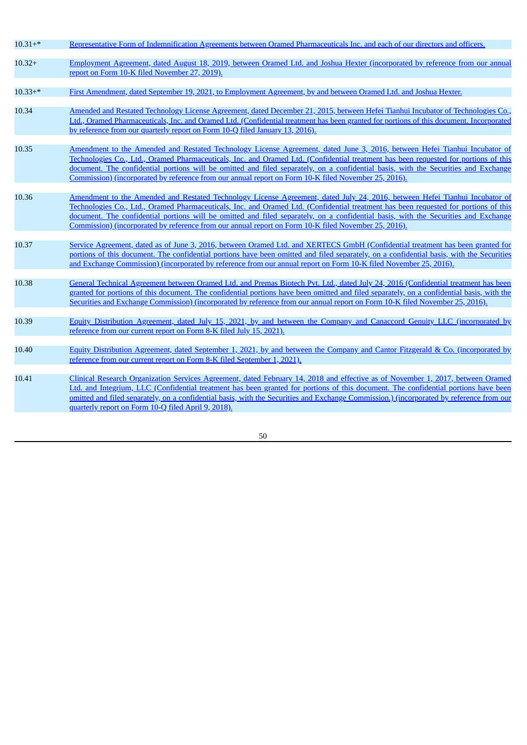| | |
|---|---|
| 10.31+* | Representative Form of Indemnification Agreements between Oramed Pharmaceuticals Inc. and each of our directors and officers. |
| 10.32+ | Employment Agreement, dated August 18, 2019, between Oramed Ltd. and Joshua Hexter (incorporated by reference from our annual report on Form 10-K filed November 27, 2019). |
| 10.33+* | First Amendment, dated September 19, 2021, to Employment Agreement, by and between Oramed Ltd. and Joshua Hexter. |
| 10.34 | Amended and Restated Technology License Agreement, dated December 21, 2015, between Hefei Tianhui Incubator of Technologies Co., Ltd., Oramed Pharmaceuticals, Inc. and Oramed Ltd. (Confidential treatment has been granted for portions of this document. Incorporated by reference from our quarterly report on Form 10-Q filed January 13, 2016). |
| 10.35 | Amendment to the Amended and Restated Technology License Agreement, dated June 3, 2016, between Hefei Tianhui Incubator of Technologies Co., Ltd., Oramed Pharmaceuticals, Inc. and Oramed Ltd. (Confidential treatment has been requested for portions of this document. The confidential portions will be omitted and filed separately, on a confidential basis, with the Securities and Exchange Commission) (incorporated by reference from our annual report on Form 10-K filed November 25, 2016). |
| 10.36 | Amendment to the Amended and Restated Technology License Agreement, dated July 24, 2016, between Hefei Tianhui Incubator of Technologies Co., Ltd., Oramed Pharmaceuticals, Inc. and Oramed Ltd. (Confidential treatment has been requested for portions of this document. The confidential portions will be omitted and filed separately, on a confidential basis, with the Securities and Exchange Commission) (incorporated by reference from our annual report on Form 10-K filed November 25, 2016). |
| 10.37 | Service Agreement, dated as of June 3, 2016, between Oramed Ltd. and XERTECS GmbH (Confidential treatment has been granted for portions of this document. The confidential portions have been omitted and filed separately, on a confidential basis, with the Securities and Exchange Commission) (incorporated by reference from our annual report on Form 10-K filed November 25, 2016). |
| 10.38 | General Technical Agreement between Oramed Ltd. and Premas Biotech Pvt. Ltd., dated July 24, 2016 (Confidential treatment has been granted for portions of this document. The confidential portions have been omitted and filed separately, on a confidential basis, with the Securities and Exchange Commission) (incorporated by reference from our annual report on Form 10-K filed November 25, 2016). |
| 10.39 | Equity Distribution Agreement, dated July 15, 2021, by and between the Company and Canaccord Genuity LLC (incorporated by reference from our current report on Form 8-K filed July 15, 2021). |
| 10.40 | Equity Distribution Agreement, dated September 1, 2021, by and between the Company and Cantor Fitzgerald & Co. (incorporated by reference from our current report on Form 8-K filed September 1, 2021). |
| 10.41 | Clinical Research Organization Services Agreement, dated February 14, 2018 and effective as of November 1, 2017, between Oramed Ltd. and Integrium, LLC (Confidential treatment has been granted for portions of this document. The confidential portions have been omitted and filed separately, on a confidential basis, with the Securities and Exchange Commission.) (incorporated by reference from our quarterly report on Form 10-Q filed April 9, 2018). |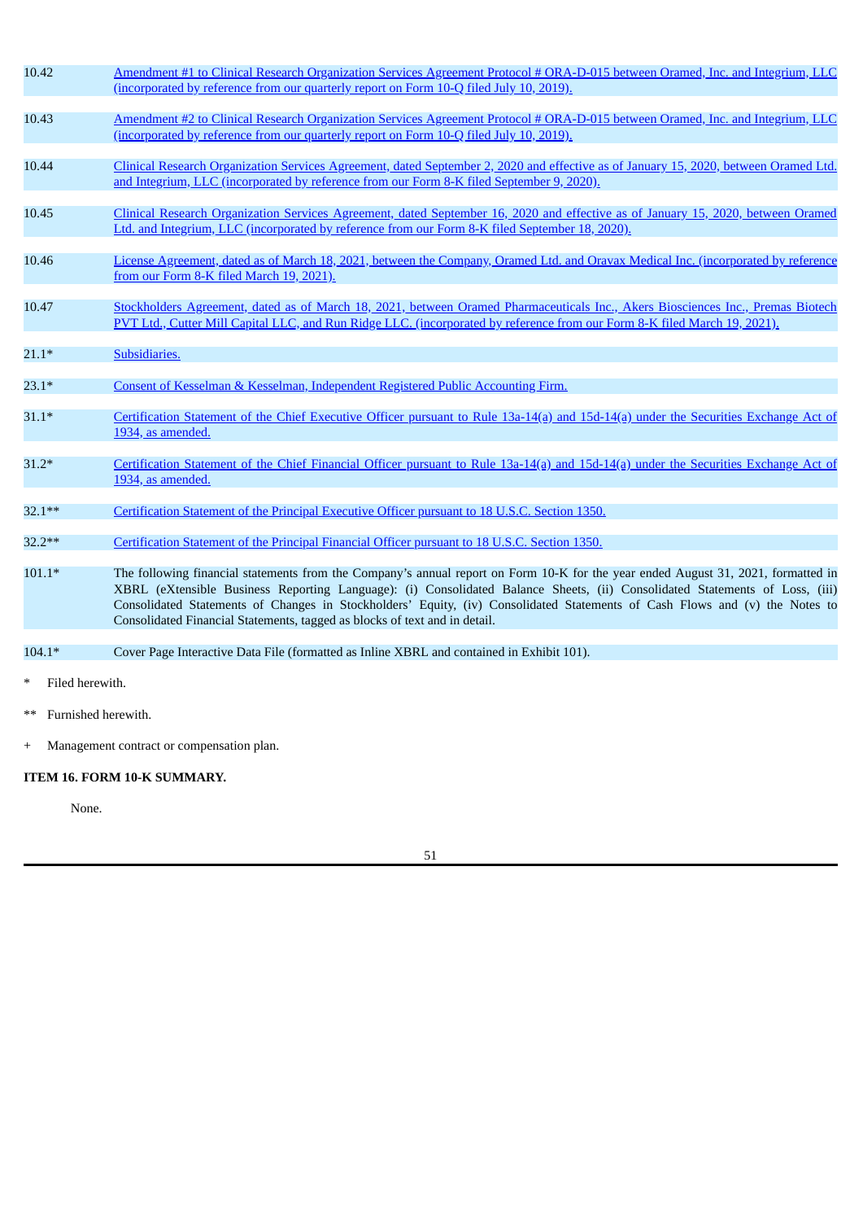| | |
|---|---|
| 10.42 | Amendment #1 to Clinical Research Organization Services Agreement Protocol # ORA-D-015 between Oramed, Inc. and Integrium, LLC (incorporated by reference from our quarterly report on Form 10-Q filed July 10, 2019). |
| 10.43 | Amendment #2 to Clinical Research Organization Services Agreement Protocol # ORA-D-015 between Oramed, Inc. and Integrium, LLC (incorporated by reference from our quarterly report on Form 10-Q filed July 10, 2019). |
| 10.44 | Clinical Research Organization Services Agreement, dated September 2, 2020 and effective as of January 15, 2020, between Oramed Ltd. and Integrium, LLC (incorporated by reference from our Form 8-K filed September 9, 2020). |
| 10.45 | Clinical Research Organization Services Agreement, dated September 16, 2020 and effective as of January 15, 2020, between Oramed Ltd. and Integrium, LLC (incorporated by reference from our Form 8-K filed September 18, 2020). |
| 10.46 | License Agreement, dated as of March 18, 2021, between the Company, Oramed Ltd. and Oravax Medical Inc. (incorporated by reference from our Form 8-K filed March 19, 2021). |
| 10.47 | Stockholders Agreement, dated as of March 18, 2021, between Oramed Pharmaceuticals Inc., Akers Biosciences Inc., Premas Biotech PVT Ltd., Cutter Mill Capital LLC, and Run Ridge LLC. (incorporated by reference from our Form 8-K filed March 19, 2021). |
| 21.1* | Subsidiaries. |
| 23.1* | Consent of Kesselman & Kesselman, Independent Registered Public Accounting Firm. |
| 31.1* | Certification Statement of the Chief Executive Officer pursuant to Rule 13a-14(a) and 15d-14(a) under the Securities Exchange Act of 1934, as amended. |
| 31.2* | Certification Statement of the Chief Financial Officer pursuant to Rule 13a-14(a) and 15d-14(a) under the Securities Exchange Act of 1934, as amended. |
| 32.1** | Certification Statement of the Principal Executive Officer pursuant to 18 U.S.C. Section 1350. |
| 32.2** | Certification Statement of the Principal Financial Officer pursuant to 18 U.S.C. Section 1350. |
| 101.1* | The following financial statements from the Company's annual report on Form 10-K for the year ended August 31, 2021, formatted in XBRL (eXtensible Business Reporting Language): (i) Consolidated Balance Sheets, (ii) Consolidated Statements of Loss, (iii) Consolidated Statements of Changes in Stockholders' Equity, (iv) Consolidated Statements of Cash Flows and (v) the Notes to Consolidated Financial Statements, tagged as blocks of text and in detail. |
| 104.1* | Cover Page Interactive Data File (formatted as Inline XBRL and contained in Exhibit 101). |

\* Filed herewith.

** Furnished herewith.

\+ Management contract or compensation plan.

**ITEM 16. FORM 10-K SUMMARY.**

None.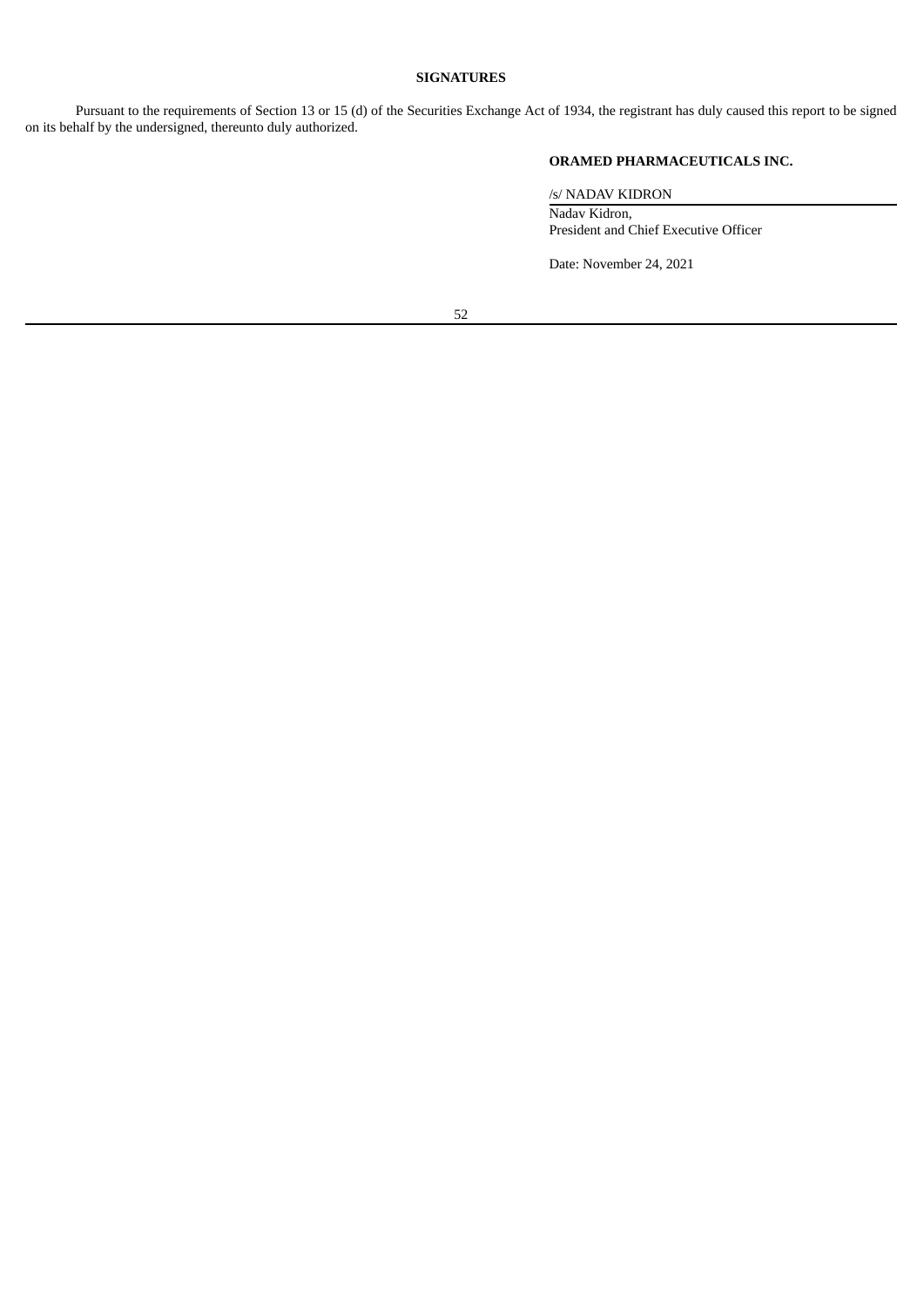**SIGNATURES**

Pursuant to the requirements of Section 13 or 15 (d) of the Securities Exchange Act of 1934, the registrant has duly caused this report to be signed on its behalf by the undersigned, thereunto duly authorized.

**ORAMED PHARMACEUTICALS INC.**

/s/ NADAV KIDRON

Nadav Kidron,
President and Chief Executive Officer

Date: November 24, 2021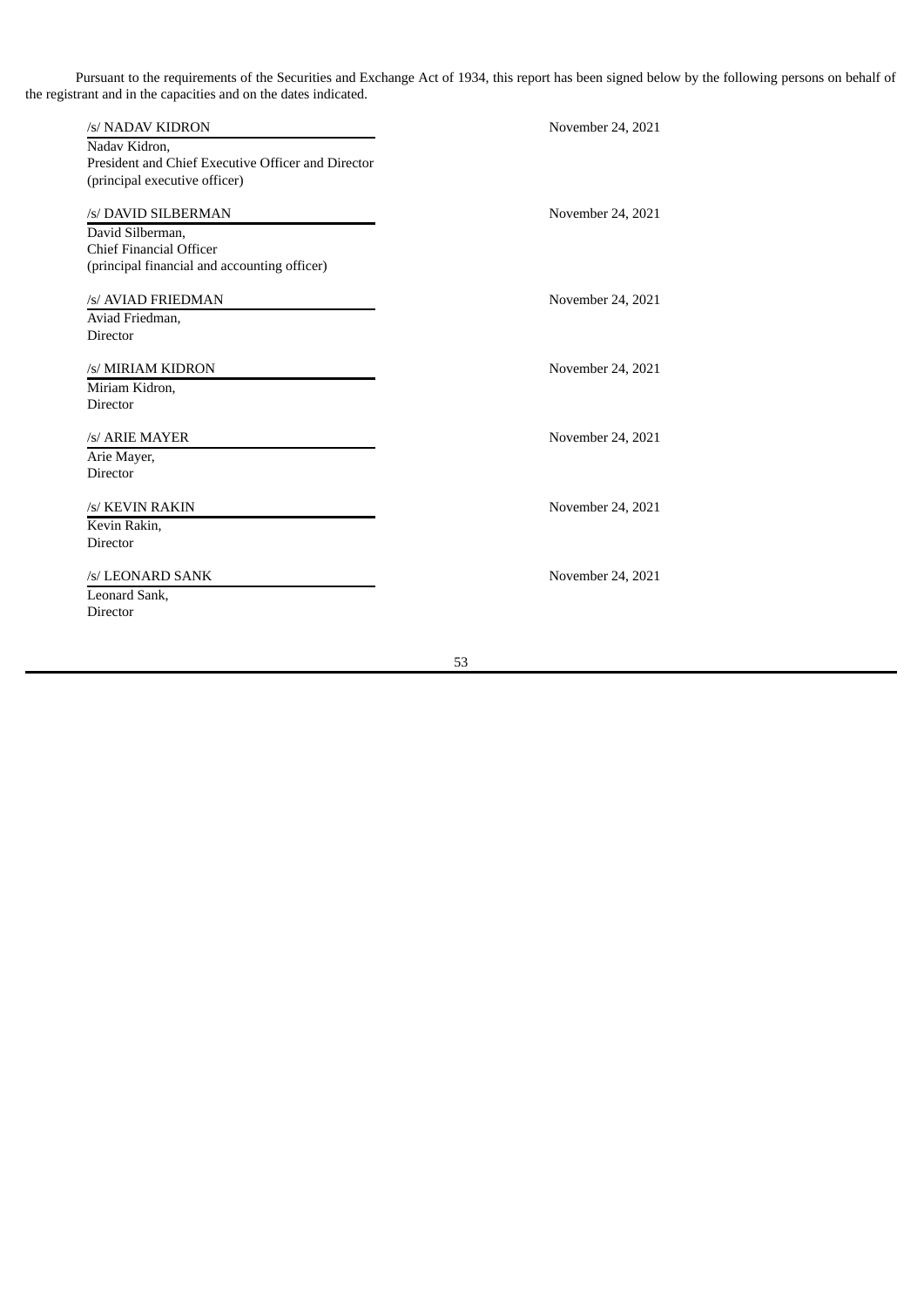Pursuant to the requirements of the Securities and Exchange Act of 1934, this report has been signed below by the following persons on behalf of the registrant and in the capacities and on the dates indicated.

| | |
|---|---|
| /s/ NADAV KIDRON<br>Nadav Kidron,<br>President and Chief Executive Officer and Director<br>(principal executive officer) | November 24, 2021 |
| /s/ DAVID SILBERMAN<br>David Silberman,<br>Chief Financial Officer<br>(principal financial and accounting officer) | November 24, 2021 |
| /s/ AVIAD FRIEDMAN<br>Aviad Friedman,<br>Director | November 24, 2021 |
| /s/ MIRIAM KIDRON<br>Miriam Kidron,<br>Director | November 24, 2021 |
| /s/ ARIE MAYER<br>Arie Mayer,<br>Director | November 24, 2021 |
| /s/ KEVIN RAKIN<br>Kevin Rakin,<br>Director | November 24, 2021 |
| /s/ LEONARD SANK<br>Leonard Sank,<br>Director | November 24, 2021 |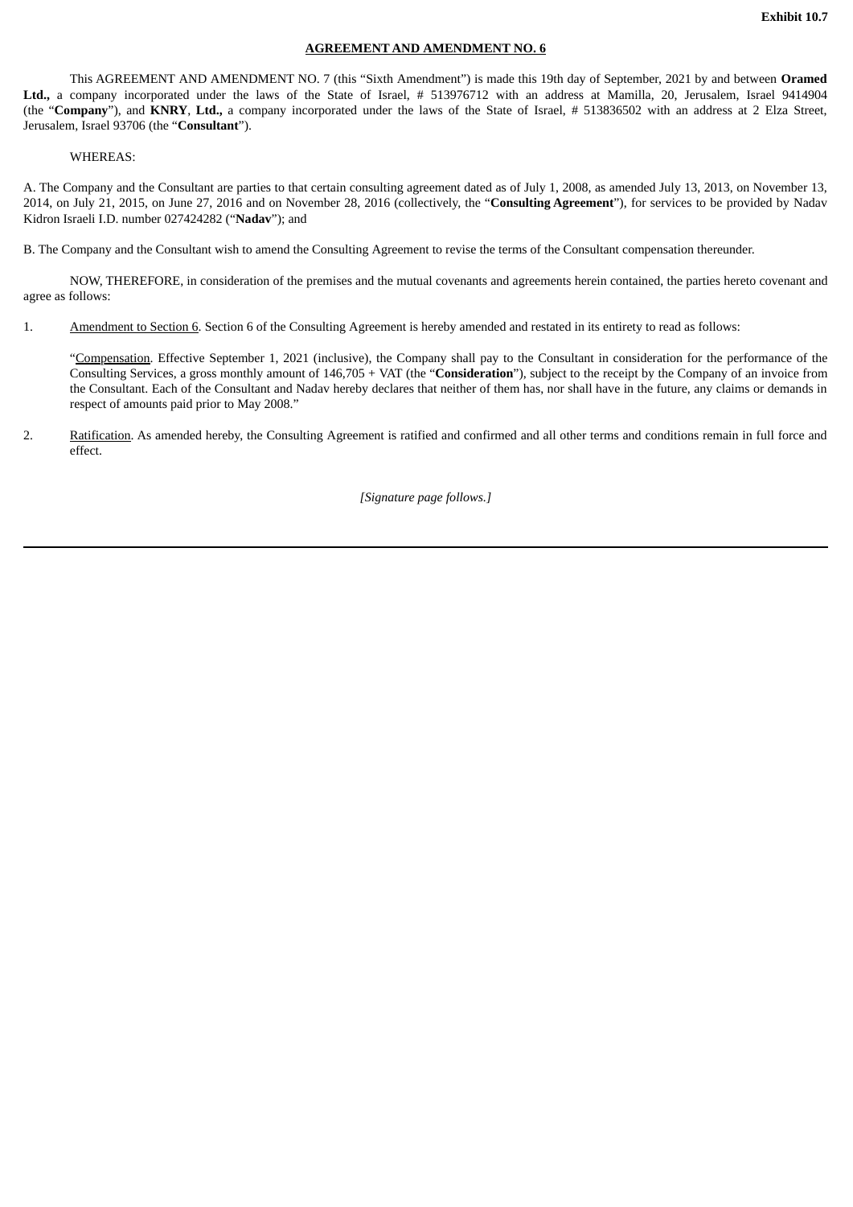**Exhibit 10.7**

**AGREEMENT AND AMENDMENT NO. 6**

This AGREEMENT AND AMENDMENT NO. 7 (this "Sixth Amendment") is made this 19th day of September, 2021 by and between **Oramed Ltd.,** a company incorporated under the laws of the State of Israel, # 513976712 with an address at Mamilla, 20, Jerusalem, Israel 9414904 (the "**Company**"), and **KNRY**, **Ltd.,** a company incorporated under the laws of the State of Israel, # 513836502 with an address at 2 Elza Street, Jerusalem, Israel 93706 (the "**Consultant**").

WHEREAS:

A. The Company and the Consultant are parties to that certain consulting agreement dated as of July 1, 2008, as amended July 13, 2013, on November 13, 2014, on July 21, 2015, on June 27, 2016 and on November 28, 2016 (collectively, the "**Consulting Agreement**"), for services to be provided by Nadav Kidron Israeli I.D. number 027424282 ("**Nadav**"); and

B. The Company and the Consultant wish to amend the Consulting Agreement to revise the terms of the Consultant compensation thereunder.

NOW, THEREFORE, in consideration of the premises and the mutual covenants and agreements herein contained, the parties hereto covenant and agree as follows:

1. Amendment to Section 6. Section 6 of the Consulting Agreement is hereby amended and restated in its entirety to read as follows:

   "Compensation. Effective September 1, 2021 (inclusive), the Company shall pay to the Consultant in consideration for the performance of the Consulting Services, a gross monthly amount of 146,705 + VAT (the "**Consideration**"), subject to the receipt by the Company of an invoice from the Consultant. Each of the Consultant and Nadav hereby declares that neither of them has, nor shall have in the future, any claims or demands in respect of amounts paid prior to May 2008."

2. Ratification. As amended hereby, the Consulting Agreement is ratified and confirmed and all other terms and conditions remain in full force and effect.

*[Signature page follows.]*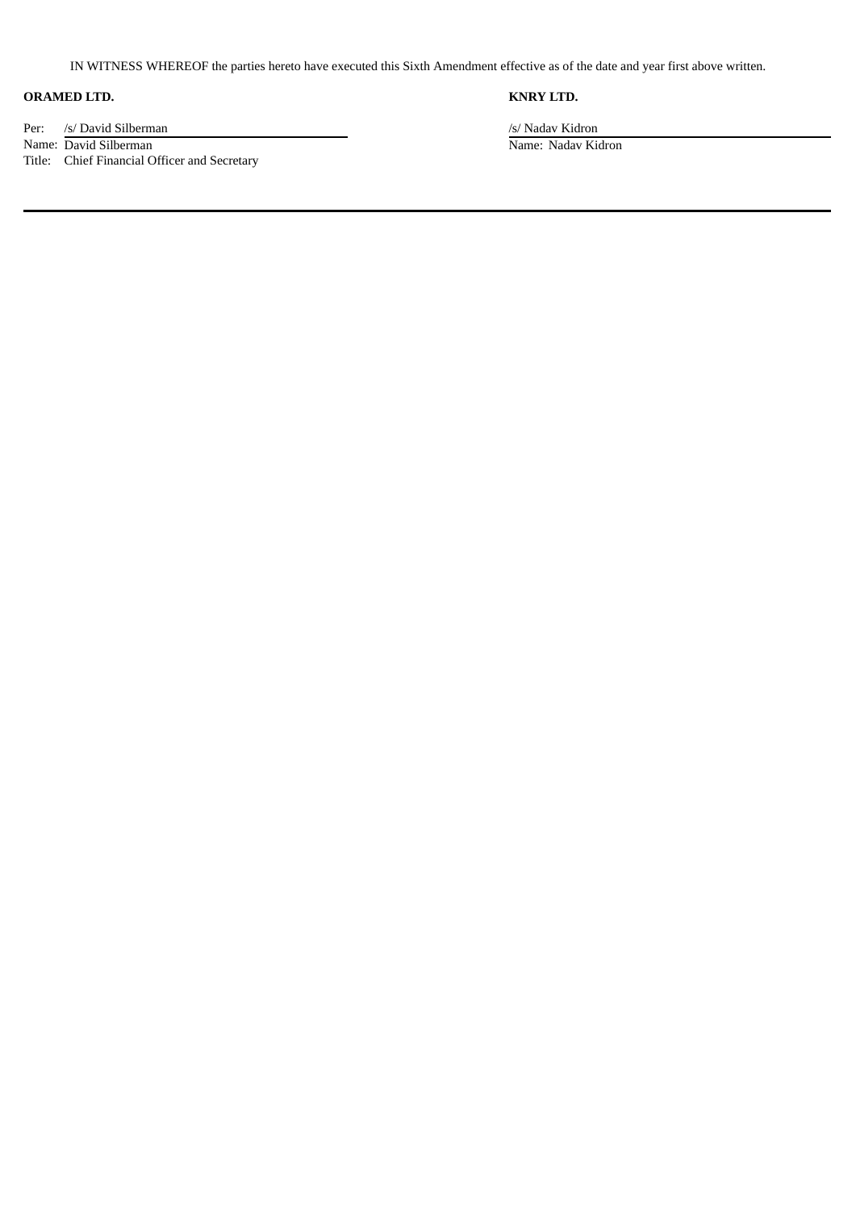IN WITNESS WHEREOF the parties hereto have executed this Sixth Amendment effective as of the date and year first above written.

**ORAMED LTD.**

Per: /s/ David Silberman
Name: David Silberman
Title: Chief Financial Officer and Secretary

**KNRY LTD.**

/s/ Nadav Kidron
Name: Nadav Kidron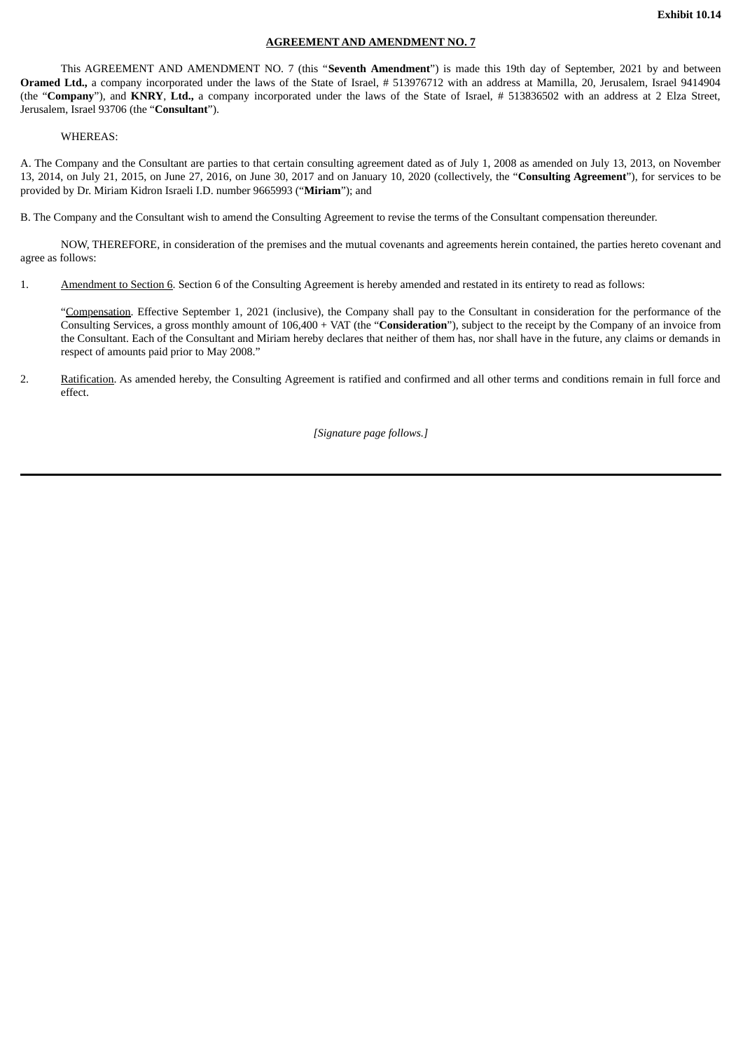**Exhibit 10.14**

**AGREEMENT AND AMENDMENT NO. 7**

This AGREEMENT AND AMENDMENT NO. 7 (this "**Seventh Amendment**") is made this 19th day of September, 2021 by and between **Oramed Ltd.,** a company incorporated under the laws of the State of Israel, # 513976712 with an address at Mamilla, 20, Jerusalem, Israel 9414904 (the "**Company**"), and **KNRY**, **Ltd.,** a company incorporated under the laws of the State of Israel, # 513836502 with an address at 2 Elza Street, Jerusalem, Israel 93706 (the "**Consultant**").

WHEREAS:

A. The Company and the Consultant are parties to that certain consulting agreement dated as of July 1, 2008 as amended on July 13, 2013, on November 13, 2014, on July 21, 2015, on June 27, 2016, on June 30, 2017 and on January 10, 2020 (collectively, the "**Consulting Agreement**"), for services to be provided by Dr. Miriam Kidron Israeli I.D. number 9665993 ("**Miriam**"); and

B. The Company and the Consultant wish to amend the Consulting Agreement to revise the terms of the Consultant compensation thereunder.

NOW, THEREFORE, in consideration of the premises and the mutual covenants and agreements herein contained, the parties hereto covenant and agree as follows:

1. Amendment to Section 6. Section 6 of the Consulting Agreement is hereby amended and restated in its entirety to read as follows:

   "Compensation. Effective September 1, 2021 (inclusive), the Company shall pay to the Consultant in consideration for the performance of the Consulting Services, a gross monthly amount of 106,400 + VAT (the "**Consideration**"), subject to the receipt by the Company of an invoice from the Consultant. Each of the Consultant and Miriam hereby declares that neither of them has, nor shall have in the future, any claims or demands in respect of amounts paid prior to May 2008."

2. Ratification. As amended hereby, the Consulting Agreement is ratified and confirmed and all other terms and conditions remain in full force and effect.

*[Signature page follows.]*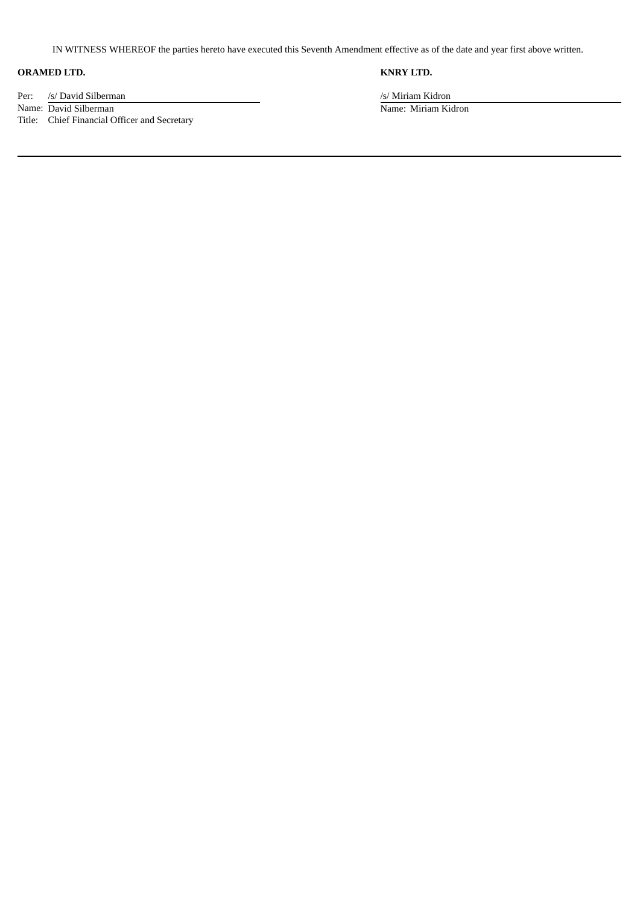IN WITNESS WHEREOF the parties hereto have executed this Seventh Amendment effective as of the date and year first above written.

**ORAMED LTD.**

Per: /s/ David Silberman
Name: David Silberman
Title: Chief Financial Officer and Secretary

**KNRY LTD.**

/s/ Miriam Kidron
Name: Miriam Kidron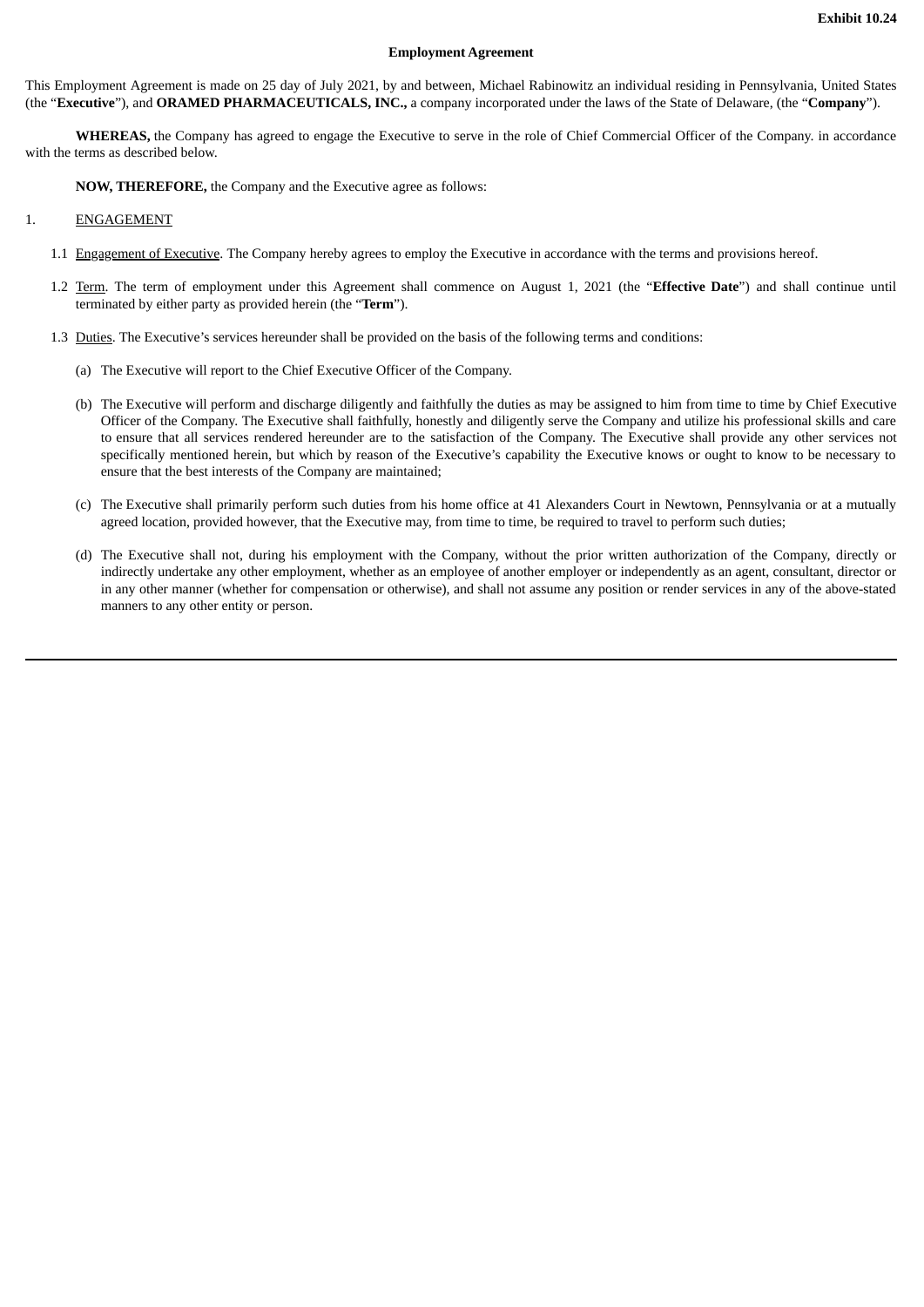**Exhibit 10.24**

**Employment Agreement**

This Employment Agreement is made on 25 day of July 2021, by and between, Michael Rabinowitz an individual residing in Pennsylvania, United States (the "**Executive**"), and **ORAMED PHARMACEUTICALS, INC.,** a company incorporated under the laws of the State of Delaware, (the "**Company**").

**WHEREAS,** the Company has agreed to engage the Executive to serve in the role of Chief Commercial Officer of the Company. in accordance with the terms as described below.

**NOW, THEREFORE,** the Company and the Executive agree as follows:

1. ENGAGEMENT

1.1 Engagement of Executive. The Company hereby agrees to employ the Executive in accordance with the terms and provisions hereof.

1.2 Term. The term of employment under this Agreement shall commence on August 1, 2021 (the "**Effective Date**") and shall continue until terminated by either party as provided herein (the "**Term**").

1.3 Duties. The Executive's services hereunder shall be provided on the basis of the following terms and conditions:

(a) The Executive will report to the Chief Executive Officer of the Company.

(b) The Executive will perform and discharge diligently and faithfully the duties as may be assigned to him from time to time by Chief Executive Officer of the Company. The Executive shall faithfully, honestly and diligently serve the Company and utilize his professional skills and care to ensure that all services rendered hereunder are to the satisfaction of the Company. The Executive shall provide any other services not specifically mentioned herein, but which by reason of the Executive's capability the Executive knows or ought to know to be necessary to ensure that the best interests of the Company are maintained;

(c) The Executive shall primarily perform such duties from his home office at 41 Alexanders Court in Newtown, Pennsylvania or at a mutually agreed location, provided however, that the Executive may, from time to time, be required to travel to perform such duties;

(d) The Executive shall not, during his employment with the Company, without the prior written authorization of the Company, directly or indirectly undertake any other employment, whether as an employee of another employer or independently as an agent, consultant, director or in any other manner (whether for compensation or otherwise), and shall not assume any position or render services in any of the above-stated manners to any other entity or person.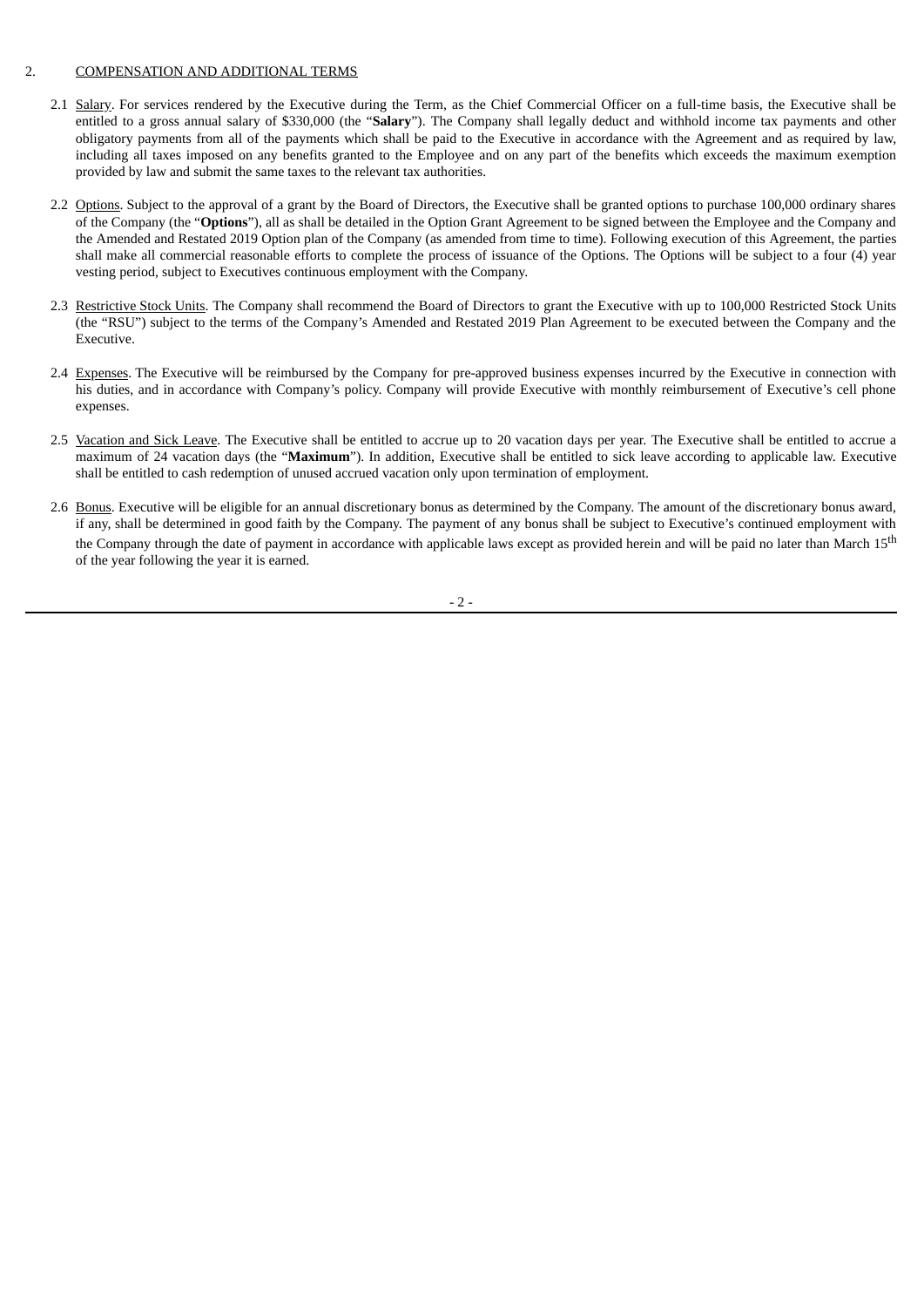## 2. COMPENSATION AND ADDITIONAL TERMS

2.1 Salary. For services rendered by the Executive during the Term, as the Chief Commercial Officer on a full-time basis, the Executive shall be entitled to a gross annual salary of $330,000 (the "**Salary**"). The Company shall legally deduct and withhold income tax payments and other obligatory payments from all of the payments which shall be paid to the Executive in accordance with the Agreement and as required by law, including all taxes imposed on any benefits granted to the Employee and on any part of the benefits which exceeds the maximum exemption provided by law and submit the same taxes to the relevant tax authorities.

2.2 Options. Subject to the approval of a grant by the Board of Directors, the Executive shall be granted options to purchase 100,000 ordinary shares of the Company (the "**Options**"), all as shall be detailed in the Option Grant Agreement to be signed between the Employee and the Company and the Amended and Restated 2019 Option plan of the Company (as amended from time to time). Following execution of this Agreement, the parties shall make all commercial reasonable efforts to complete the process of issuance of the Options. The Options will be subject to a four (4) year vesting period, subject to Executives continuous employment with the Company.

2.3 Restrictive Stock Units. The Company shall recommend the Board of Directors to grant the Executive with up to 100,000 Restricted Stock Units (the "RSU") subject to the terms of the Company's Amended and Restated 2019 Plan Agreement to be executed between the Company and the Executive.

2.4 Expenses. The Executive will be reimbursed by the Company for pre-approved business expenses incurred by the Executive in connection with his duties, and in accordance with Company's policy. Company will provide Executive with monthly reimbursement of Executive's cell phone expenses.

2.5 Vacation and Sick Leave. The Executive shall be entitled to accrue up to 20 vacation days per year. The Executive shall be entitled to accrue a maximum of 24 vacation days (the "**Maximum**"). In addition, Executive shall be entitled to sick leave according to applicable law. Executive shall be entitled to cash redemption of unused accrued vacation only upon termination of employment.

2.6 Bonus. Executive will be eligible for an annual discretionary bonus as determined by the Company. The amount of the discretionary bonus award, if any, shall be determined in good faith by the Company. The payment of any bonus shall be subject to Executive's continued employment with the Company through the date of payment in accordance with applicable laws except as provided herein and will be paid no later than March 15th of the year following the year it is earned.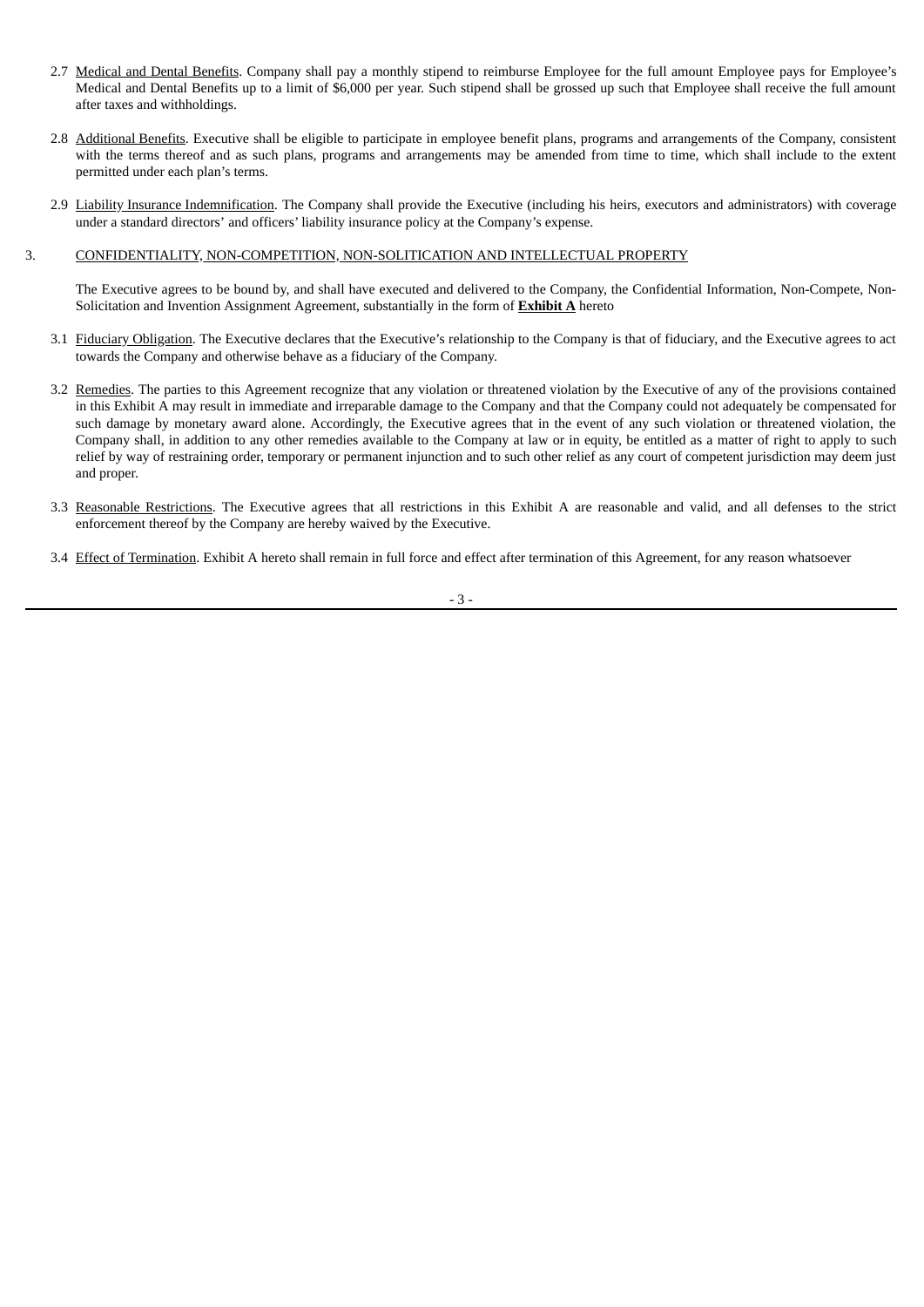2.7 Medical and Dental Benefits. Company shall pay a monthly stipend to reimburse Employee for the full amount Employee pays for Employee's Medical and Dental Benefits up to a limit of $6,000 per year. Such stipend shall be grossed up such that Employee shall receive the full amount after taxes and withholdings.

2.8 Additional Benefits. Executive shall be eligible to participate in employee benefit plans, programs and arrangements of the Company, consistent with the terms thereof and as such plans, programs and arrangements may be amended from time to time, which shall include to the extent permitted under each plan's terms.

2.9 Liability Insurance Indemnification. The Company shall provide the Executive (including his heirs, executors and administrators) with coverage under a standard directors' and officers' liability insurance policy at the Company's expense.

3. CONFIDENTIALITY, NON-COMPETITION, NON-SOLICITATION AND INTELLECTUAL PROPERTY

The Executive agrees to be bound by, and shall have executed and delivered to the Company, the Confidential Information, Non-Compete, Non-Solicitation and Invention Assignment Agreement, substantially in the form of **Exhibit A** hereto

3.1 Fiduciary Obligation. The Executive declares that the Executive's relationship to the Company is that of fiduciary, and the Executive agrees to act towards the Company and otherwise behave as a fiduciary of the Company.

3.2 Remedies. The parties to this Agreement recognize that any violation or threatened violation by the Executive of any of the provisions contained in this Exhibit A may result in immediate and irreparable damage to the Company and that the Company could not adequately be compensated for such damage by monetary award alone. Accordingly, the Executive agrees that in the event of any such violation or threatened violation, the Company shall, in addition to any other remedies available to the Company at law or in equity, be entitled as a matter of right to apply to such relief by way of restraining order, temporary or permanent injunction and to such other relief as any court of competent jurisdiction may deem just and proper.

3.3 Reasonable Restrictions. The Executive agrees that all restrictions in this Exhibit A are reasonable and valid, and all defenses to the strict enforcement thereof by the Company are hereby waived by the Executive.

3.4 Effect of Termination. Exhibit A hereto shall remain in full force and effect after termination of this Agreement, for any reason whatsoever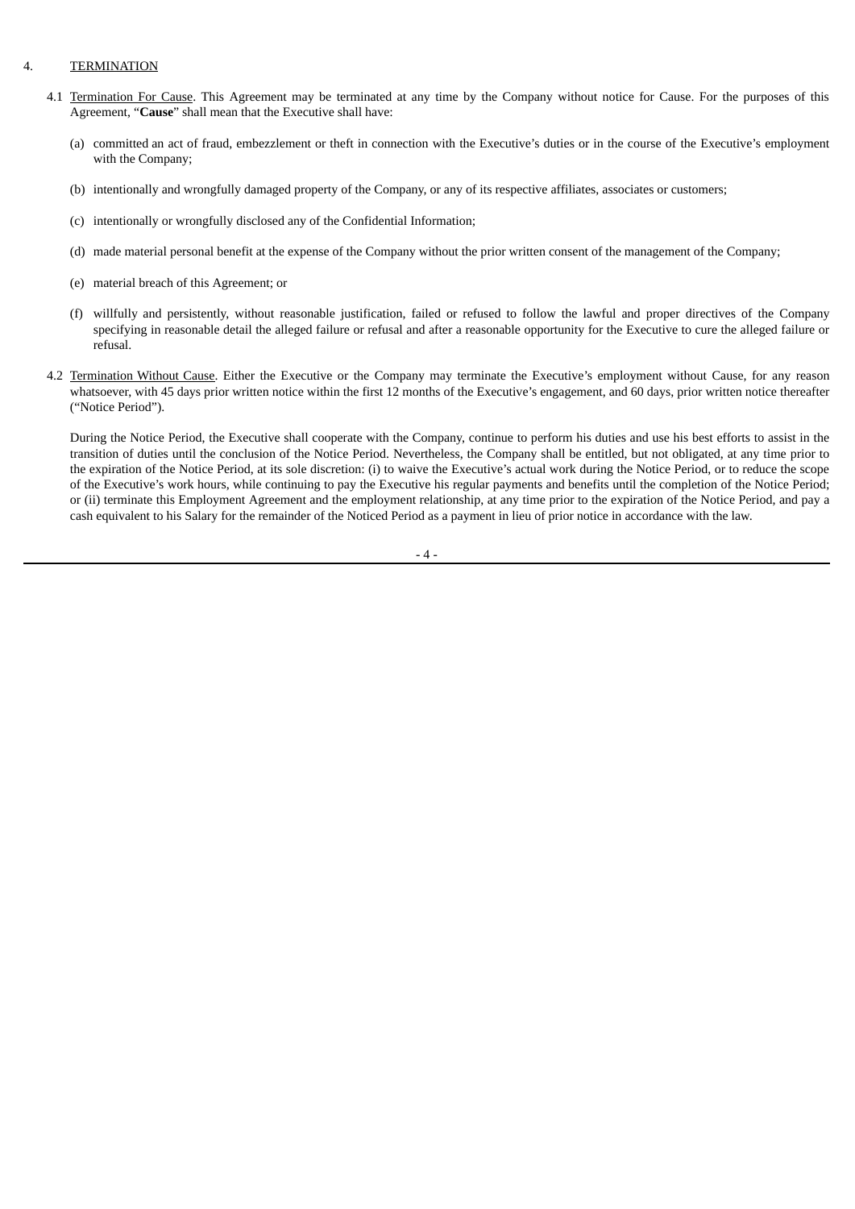4. <u>TERMINATION</u>

4.1 <u>Termination For Cause</u>. This Agreement may be terminated at any time by the Company without notice for Cause. For the purposes of this Agreement, "**Cause**" shall mean that the Executive shall have:

(a) committed an act of fraud, embezzlement or theft in connection with the Executive's duties or in the course of the Executive's employment with the Company;

(b) intentionally and wrongfully damaged property of the Company, or any of its respective affiliates, associates or customers;

(c) intentionally or wrongfully disclosed any of the Confidential Information;

(d) made material personal benefit at the expense of the Company without the prior written consent of the management of the Company;

(e) material breach of this Agreement; or

(f) willfully and persistently, without reasonable justification, failed or refused to follow the lawful and proper directives of the Company specifying in reasonable detail the alleged failure or refusal and after a reasonable opportunity for the Executive to cure the alleged failure or refusal.

4.2 <u>Termination Without Cause</u>. Either the Executive or the Company may terminate the Executive's employment without Cause, for any reason whatsoever, with 45 days prior written notice within the first 12 months of the Executive's engagement, and 60 days, prior written notice thereafter ("Notice Period").

During the Notice Period, the Executive shall cooperate with the Company, continue to perform his duties and use his best efforts to assist in the transition of duties until the conclusion of the Notice Period. Nevertheless, the Company shall be entitled, but not obligated, at any time prior to the expiration of the Notice Period, at its sole discretion: (i) to waive the Executive's actual work during the Notice Period, or to reduce the scope of the Executive's work hours, while continuing to pay the Executive his regular payments and benefits until the completion of the Notice Period; or (ii) terminate this Employment Agreement and the employment relationship, at any time prior to the expiration of the Notice Period, and pay a cash equivalent to his Salary for the remainder of the Noticed Period as a payment in lieu of prior notice in accordance with the law.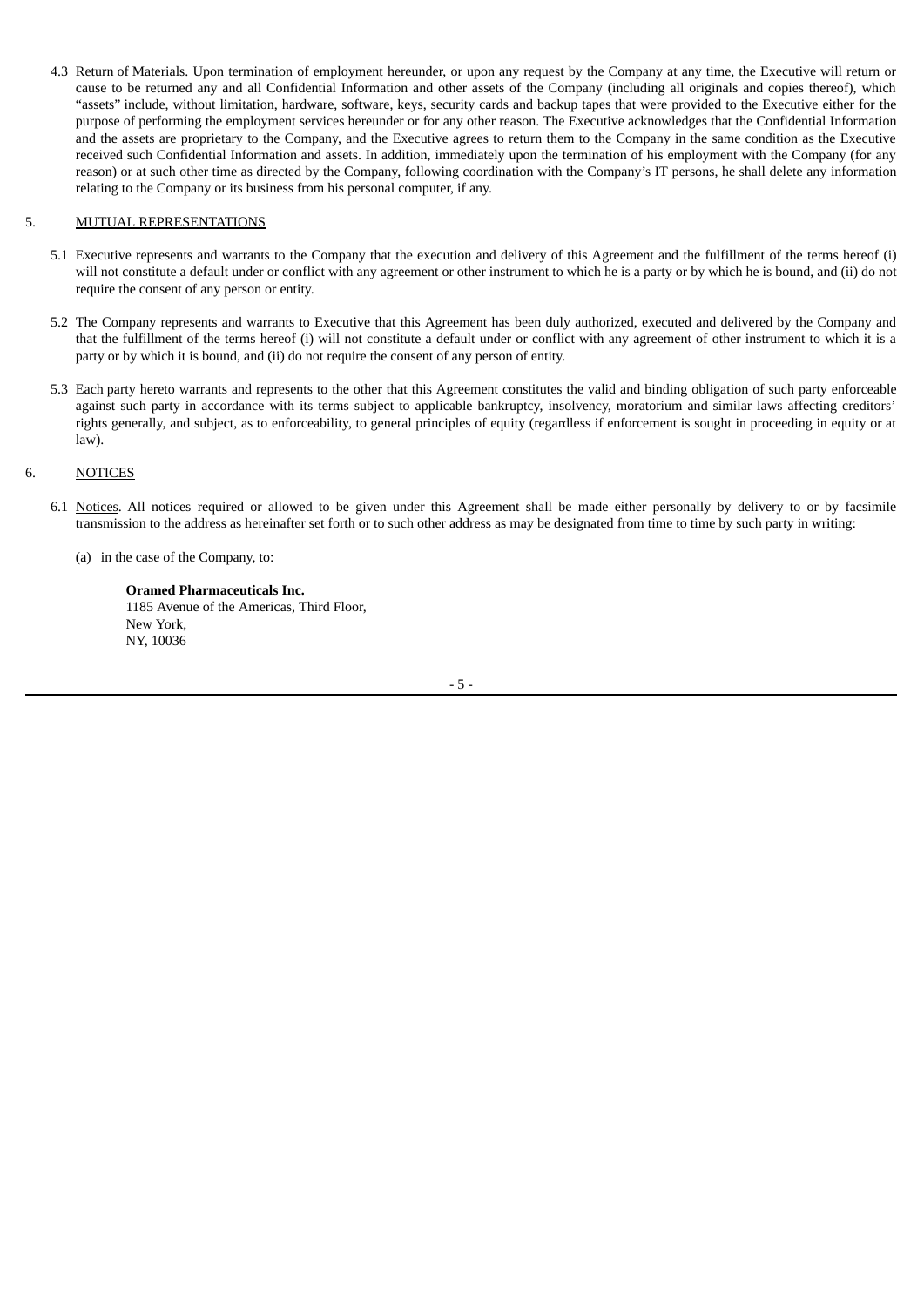4.3 Return of Materials. Upon termination of employment hereunder, or upon any request by the Company at any time, the Executive will return or cause to be returned any and all Confidential Information and other assets of the Company (including all originals and copies thereof), which "assets" include, without limitation, hardware, software, keys, security cards and backup tapes that were provided to the Executive either for the purpose of performing the employment services hereunder or for any other reason. The Executive acknowledges that the Confidential Information and the assets are proprietary to the Company, and the Executive agrees to return them to the Company in the same condition as the Executive received such Confidential Information and assets. In addition, immediately upon the termination of his employment with the Company (for any reason) or at such other time as directed by the Company, following coordination with the Company's IT persons, he shall delete any information relating to the Company or its business from his personal computer, if any.

## 5. MUTUAL REPRESENTATIONS

5.1 Executive represents and warrants to the Company that the execution and delivery of this Agreement and the fulfillment of the terms hereof (i) will not constitute a default under or conflict with any agreement or other instrument to which he is a party or by which he is bound, and (ii) do not require the consent of any person or entity.

5.2 The Company represents and warrants to Executive that this Agreement has been duly authorized, executed and delivered by the Company and that the fulfillment of the terms hereof (i) will not constitute a default under or conflict with any agreement of other instrument to which it is a party or by which it is bound, and (ii) do not require the consent of any person of entity.

5.3 Each party hereto warrants and represents to the other that this Agreement constitutes the valid and binding obligation of such party enforceable against such party in accordance with its terms subject to applicable bankruptcy, insolvency, moratorium and similar laws affecting creditors' rights generally, and subject, as to enforceability, to general principles of equity (regardless if enforcement is sought in proceeding in equity or at law).

## 6. NOTICES

6.1 Notices. All notices required or allowed to be given under this Agreement shall be made either personally by delivery to or by facsimile transmission to the address as hereinafter set forth or to such other address as may be designated from time to time by such party in writing:

(a) in the case of the Company, to:

**Oramed Pharmaceuticals Inc.**
1185 Avenue of the Americas, Third Floor,
New York,
NY, 10036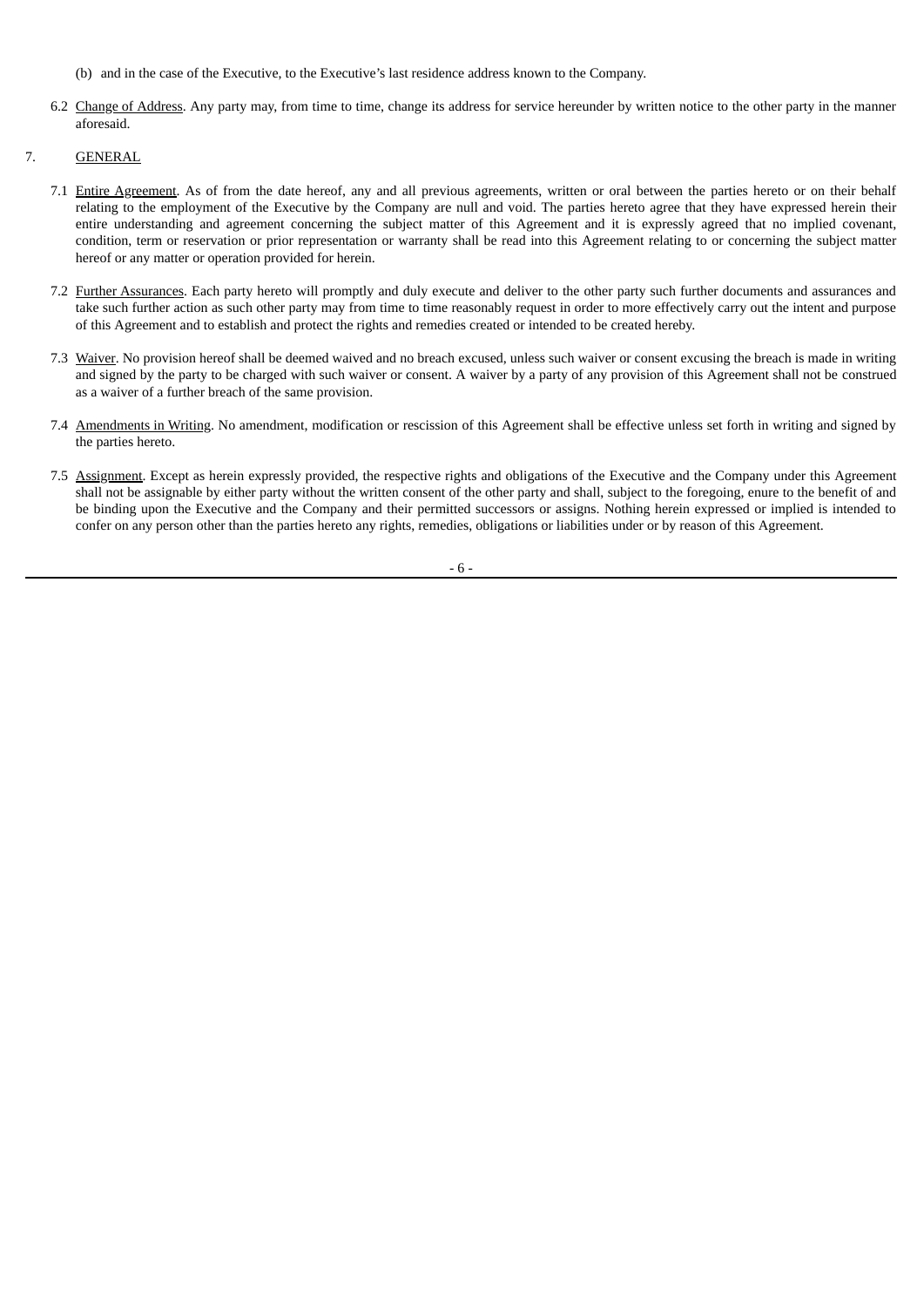(b) and in the case of the Executive, to the Executive's last residence address known to the Company.

6.2 Change of Address. Any party may, from time to time, change its address for service hereunder by written notice to the other party in the manner aforesaid.

7. GENERAL

7.1 Entire Agreement. As of from the date hereof, any and all previous agreements, written or oral between the parties hereto or on their behalf relating to the employment of the Executive by the Company are null and void. The parties hereto agree that they have expressed herein their entire understanding and agreement concerning the subject matter of this Agreement and it is expressly agreed that no implied covenant, condition, term or reservation or prior representation or warranty shall be read into this Agreement relating to or concerning the subject matter hereof or any matter or operation provided for herein.

7.2 Further Assurances. Each party hereto will promptly and duly execute and deliver to the other party such further documents and assurances and take such further action as such other party may from time to time reasonably request in order to more effectively carry out the intent and purpose of this Agreement and to establish and protect the rights and remedies created or intended to be created hereby.

7.3 Waiver. No provision hereof shall be deemed waived and no breach excused, unless such waiver or consent excusing the breach is made in writing and signed by the party to be charged with such waiver or consent. A waiver by a party of any provision of this Agreement shall not be construed as a waiver of a further breach of the same provision.

7.4 Amendments in Writing. No amendment, modification or rescission of this Agreement shall be effective unless set forth in writing and signed by the parties hereto.

7.5 Assignment. Except as herein expressly provided, the respective rights and obligations of the Executive and the Company under this Agreement shall not be assignable by either party without the written consent of the other party and shall, subject to the foregoing, enure to the benefit of and be binding upon the Executive and the Company and their permitted successors or assigns. Nothing herein expressed or implied is intended to confer on any person other than the parties hereto any rights, remedies, obligations or liabilities under or by reason of this Agreement.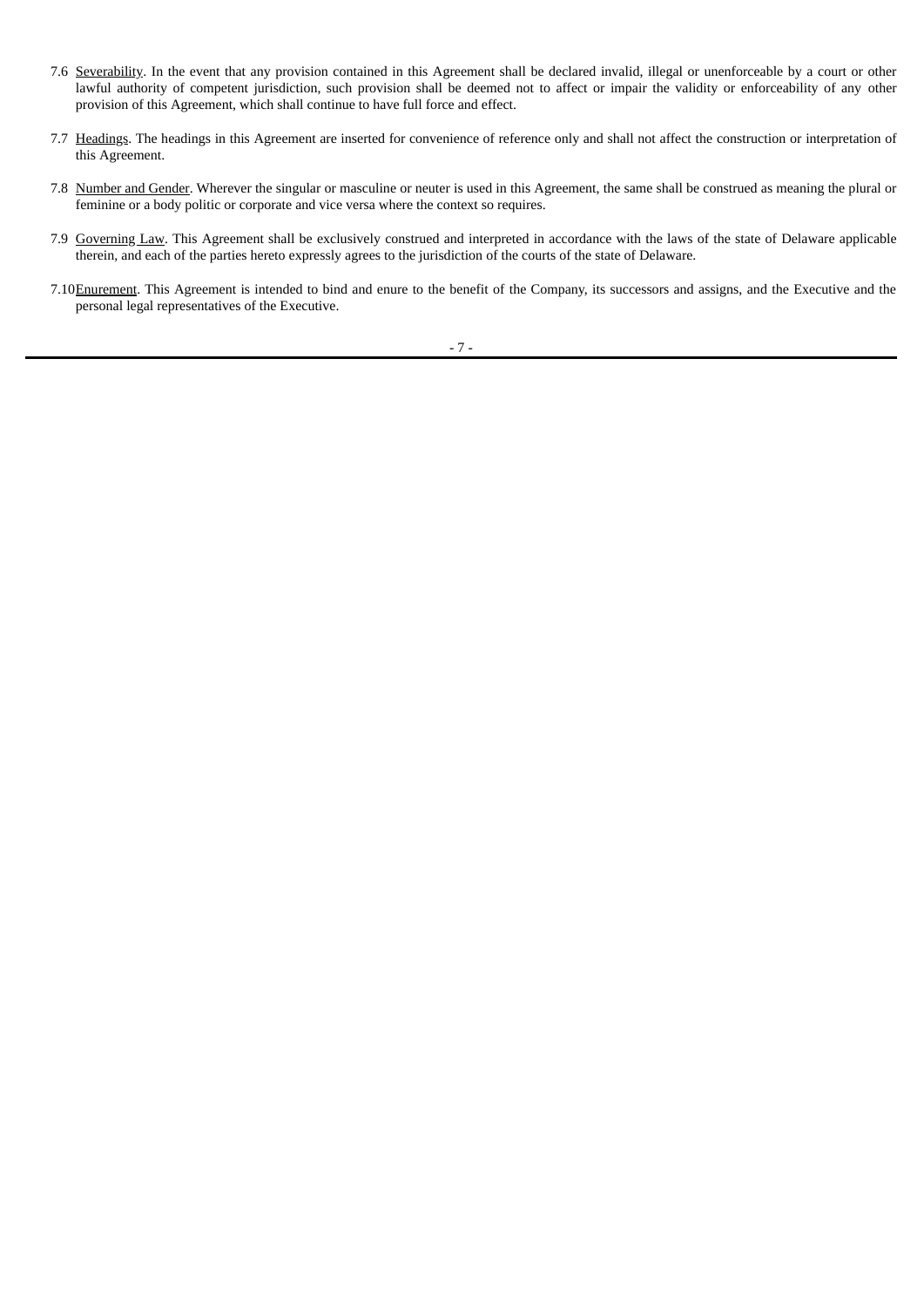7.6 Severability. In the event that any provision contained in this Agreement shall be declared invalid, illegal or unenforceable by a court or other lawful authority of competent jurisdiction, such provision shall be deemed not to affect or impair the validity or enforceability of any other provision of this Agreement, which shall continue to have full force and effect.

7.7 Headings. The headings in this Agreement are inserted for convenience of reference only and shall not affect the construction or interpretation of this Agreement.

7.8 Number and Gender. Wherever the singular or masculine or neuter is used in this Agreement, the same shall be construed as meaning the plural or feminine or a body politic or corporate and vice versa where the context so requires.

7.9 Governing Law. This Agreement shall be exclusively construed and interpreted in accordance with the laws of the state of Delaware applicable therein, and each of the parties hereto expressly agrees to the jurisdiction of the courts of the state of Delaware.

7.10 Enurement. This Agreement is intended to bind and enure to the benefit of the Company, its successors and assigns, and the Executive and the personal legal representatives of the Executive.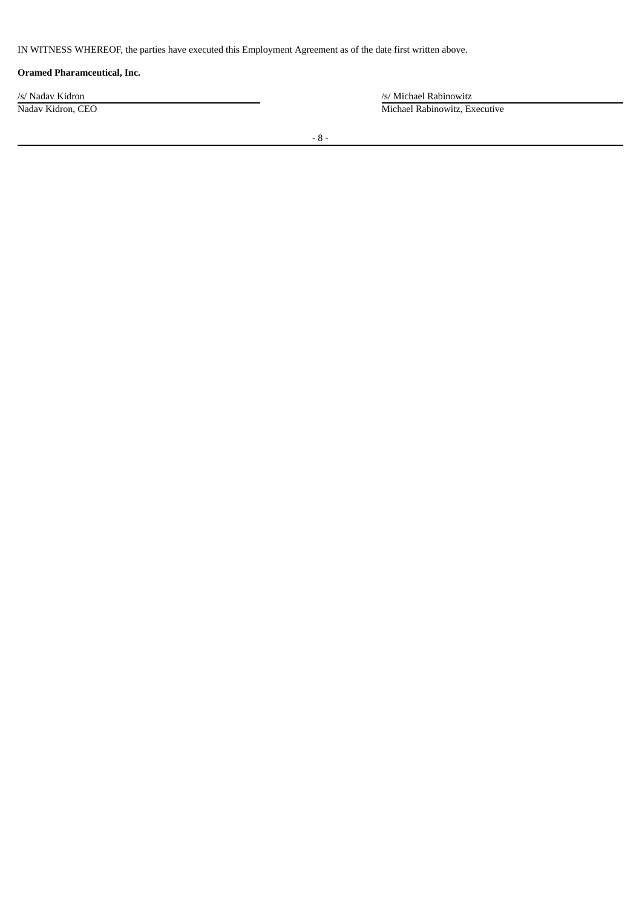IN WITNESS WHEREOF, the parties have executed this Employment Agreement as of the date first written above.

**Oramed Pharamceutical, Inc.**

| | |
|---|---|
| /s/ Nadav Kidron | /s/ Michael Rabinowitz |
| Nadav Kidron, CEO | Michael Rabinowitz, Executive |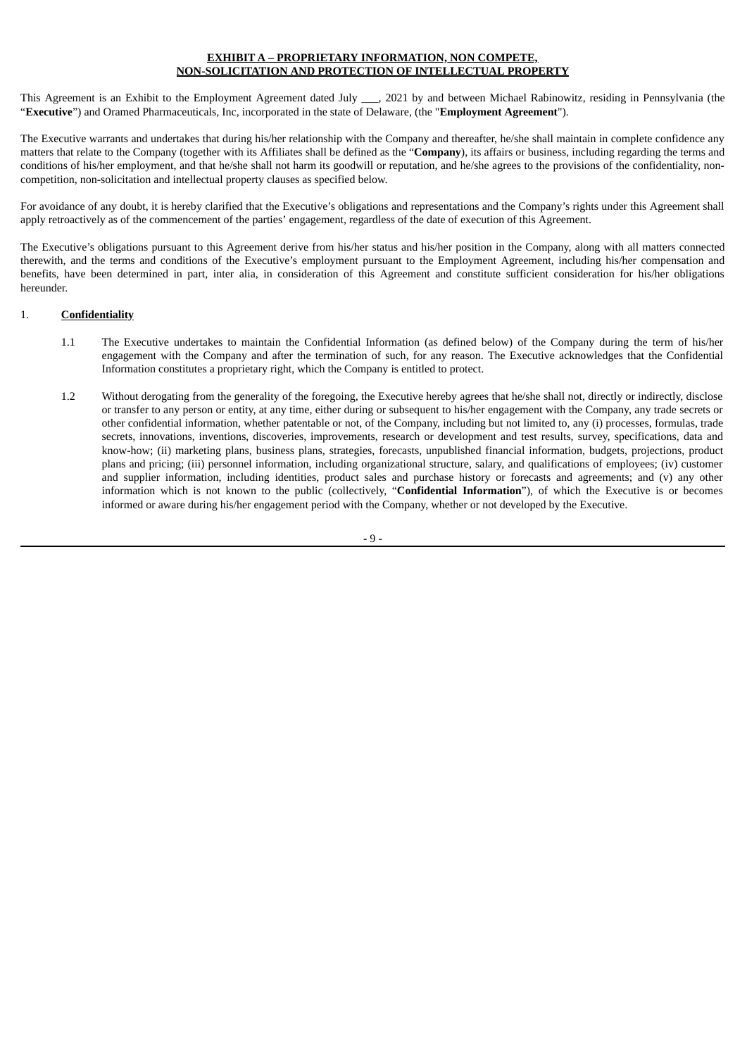**EXHIBIT A – PROPRIETARY INFORMATION, NON COMPETE, NON-SOLICITATION AND PROTECTION OF INTELLECTUAL PROPERTY**

This Agreement is an Exhibit to the Employment Agreement dated July ___, 2021 by and between Michael Rabinowitz, residing in Pennsylvania (the "**Executive**") and Oramed Pharmaceuticals, Inc, incorporated in the state of Delaware, (the "**Employment Agreement**").

The Executive warrants and undertakes that during his/her relationship with the Company and thereafter, he/she shall maintain in complete confidence any matters that relate to the Company (together with its Affiliates shall be defined as the "**Company**), its affairs or business, including regarding the terms and conditions of his/her employment, and that he/she shall not harm its goodwill or reputation, and he/she agrees to the provisions of the confidentiality, non-competition, non-solicitation and intellectual property clauses as specified below.

For avoidance of any doubt, it is hereby clarified that the Executive's obligations and representations and the Company's rights under this Agreement shall apply retroactively as of the commencement of the parties' engagement, regardless of the date of execution of this Agreement.

The Executive's obligations pursuant to this Agreement derive from his/her status and his/her position in the Company, along with all matters connected therewith, and the terms and conditions of the Executive's employment pursuant to the Employment Agreement, including his/her compensation and benefits, have been determined in part, inter alia, in consideration of this Agreement and constitute sufficient consideration for his/her obligations hereunder.

1. **Confidentiality**

1.1 The Executive undertakes to maintain the Confidential Information (as defined below) of the Company during the term of his/her engagement with the Company and after the termination of such, for any reason. The Executive acknowledges that the Confidential Information constitutes a proprietary right, which the Company is entitled to protect.

1.2 Without derogating from the generality of the foregoing, the Executive hereby agrees that he/she shall not, directly or indirectly, disclose or transfer to any person or entity, at any time, either during or subsequent to his/her engagement with the Company, any trade secrets or other confidential information, whether patentable or not, of the Company, including but not limited to, any (i) processes, formulas, trade secrets, innovations, inventions, discoveries, improvements, research or development and test results, survey, specifications, data and know-how; (ii) marketing plans, business plans, strategies, forecasts, unpublished financial information, budgets, projections, product plans and pricing; (iii) personnel information, including organizational structure, salary, and qualifications of employees; (iv) customer and supplier information, including identities, product sales and purchase history or forecasts and agreements; and (v) any other information which is not known to the public (collectively, "**Confidential Information**"), of which the Executive is or becomes informed or aware during his/her engagement period with the Company, whether or not developed by the Executive.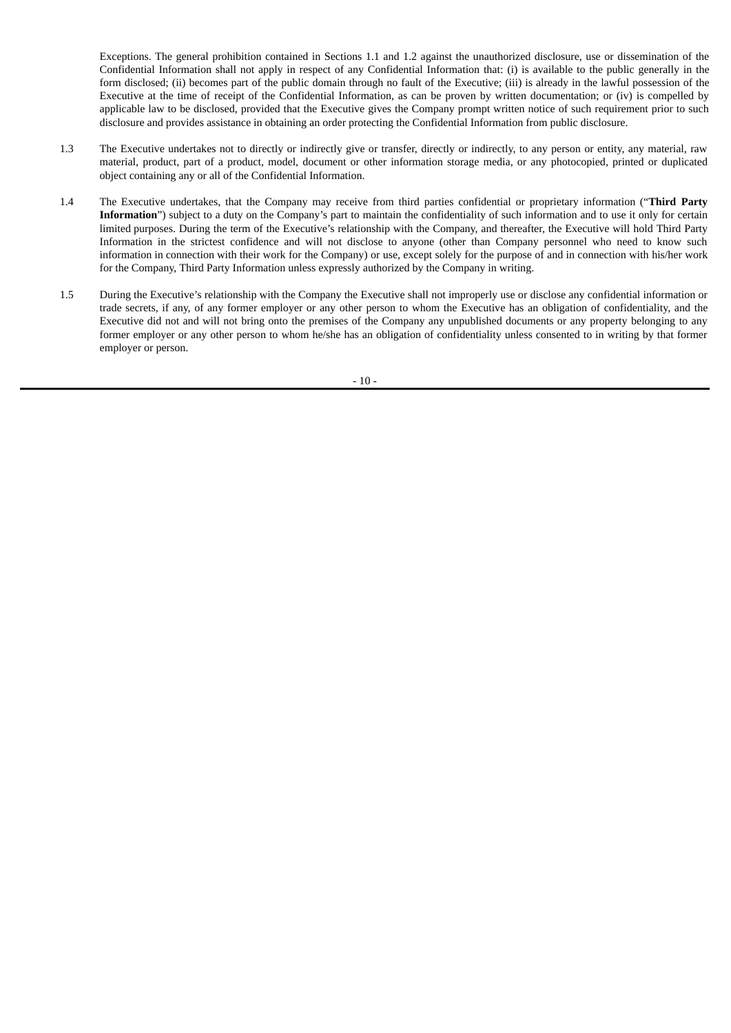Exceptions. The general prohibition contained in Sections 1.1 and 1.2 against the unauthorized disclosure, use or dissemination of the Confidential Information shall not apply in respect of any Confidential Information that: (i) is available to the public generally in the form disclosed; (ii) becomes part of the public domain through no fault of the Executive; (iii) is already in the lawful possession of the Executive at the time of receipt of the Confidential Information, as can be proven by written documentation; or (iv) is compelled by applicable law to be disclosed, provided that the Executive gives the Company prompt written notice of such requirement prior to such disclosure and provides assistance in obtaining an order protecting the Confidential Information from public disclosure.

1.3 The Executive undertakes not to directly or indirectly give or transfer, directly or indirectly, to any person or entity, any material, raw material, product, part of a product, model, document or other information storage media, or any photocopied, printed or duplicated object containing any or all of the Confidential Information.

1.4 The Executive undertakes, that the Company may receive from third parties confidential or proprietary information ("**Third Party Information**") subject to a duty on the Company's part to maintain the confidentiality of such information and to use it only for certain limited purposes. During the term of the Executive's relationship with the Company, and thereafter, the Executive will hold Third Party Information in the strictest confidence and will not disclose to anyone (other than Company personnel who need to know such information in connection with their work for the Company) or use, except solely for the purpose of and in connection with his/her work for the Company, Third Party Information unless expressly authorized by the Company in writing.

1.5 During the Executive's relationship with the Company the Executive shall not improperly use or disclose any confidential information or trade secrets, if any, of any former employer or any other person to whom the Executive has an obligation of confidentiality, and the Executive did not and will not bring onto the premises of the Company any unpublished documents or any property belonging to any former employer or any other person to whom he/she has an obligation of confidentiality unless consented to in writing by that former employer or person.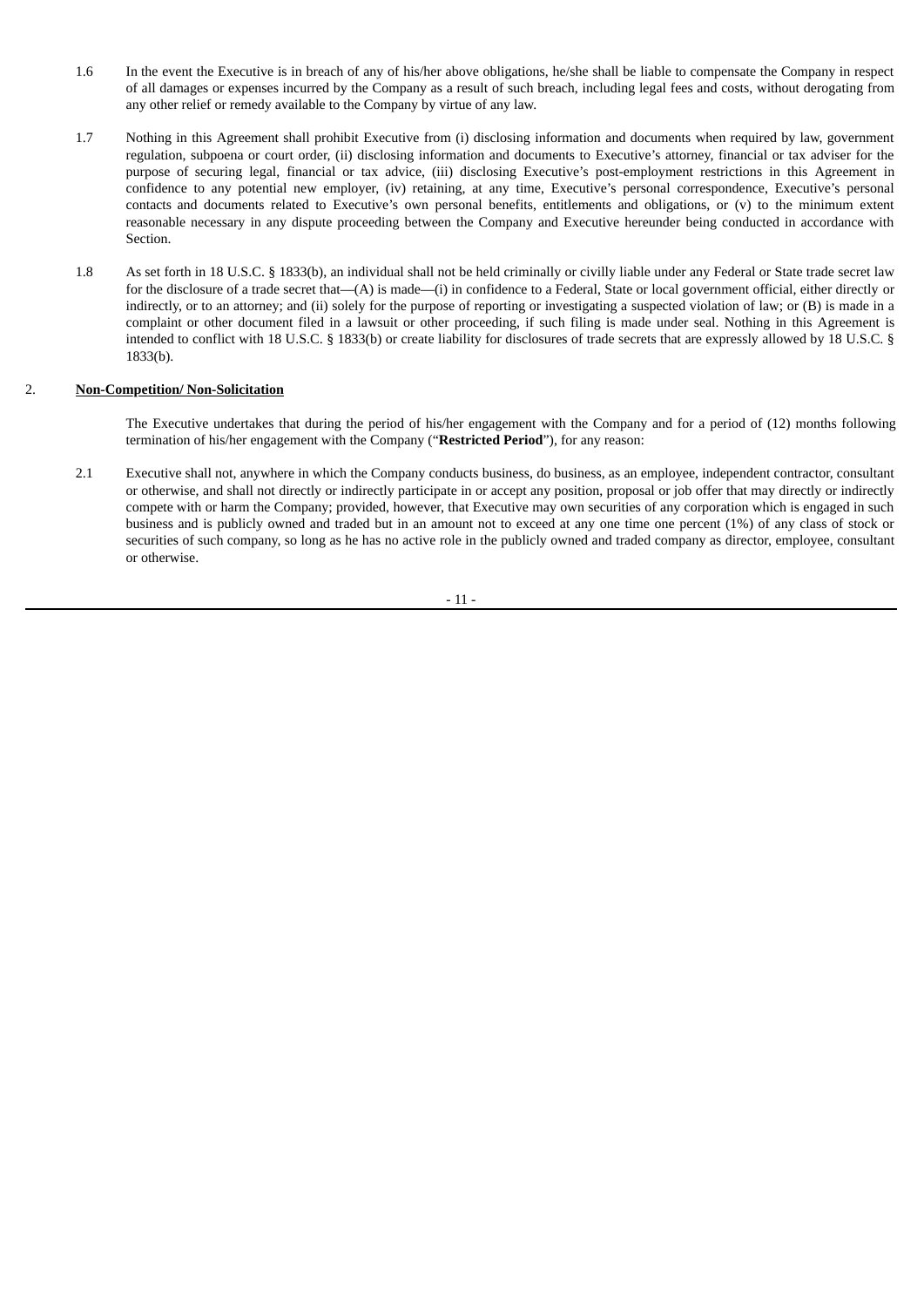1.6 In the event the Executive is in breach of any of his/her above obligations, he/she shall be liable to compensate the Company in respect of all damages or expenses incurred by the Company as a result of such breach, including legal fees and costs, without derogating from any other relief or remedy available to the Company by virtue of any law.

1.7 Nothing in this Agreement shall prohibit Executive from (i) disclosing information and documents when required by law, government regulation, subpoena or court order, (ii) disclosing information and documents to Executive's attorney, financial or tax adviser for the purpose of securing legal, financial or tax advice, (iii) disclosing Executive's post-employment restrictions in this Agreement in confidence to any potential new employer, (iv) retaining, at any time, Executive's personal correspondence, Executive's personal contacts and documents related to Executive's own personal benefits, entitlements and obligations, or (v) to the minimum extent reasonable necessary in any dispute proceeding between the Company and Executive hereunder being conducted in accordance with Section.

1.8 As set forth in 18 U.S.C. § 1833(b), an individual shall not be held criminally or civilly liable under any Federal or State trade secret law for the disclosure of a trade secret that—(A) is made—(i) in confidence to a Federal, State or local government official, either directly or indirectly, or to an attorney; and (ii) solely for the purpose of reporting or investigating a suspected violation of law; or (B) is made in a complaint or other document filed in a lawsuit or other proceeding, if such filing is made under seal. Nothing in this Agreement is intended to conflict with 18 U.S.C. § 1833(b) or create liability for disclosures of trade secrets that are expressly allowed by 18 U.S.C. § 1833(b).

2. **Non-Competition/ Non-Solicitation**

The Executive undertakes that during the period of his/her engagement with the Company and for a period of (12) months following termination of his/her engagement with the Company ("**Restricted Period**"), for any reason:

2.1 Executive shall not, anywhere in which the Company conducts business, do business, as an employee, independent contractor, consultant or otherwise, and shall not directly or indirectly participate in or accept any position, proposal or job offer that may directly or indirectly compete with or harm the Company; provided, however, that Executive may own securities of any corporation which is engaged in such business and is publicly owned and traded but in an amount not to exceed at any one time one percent (1%) of any class of stock or securities of such company, so long as he has no active role in the publicly owned and traded company as director, employee, consultant or otherwise.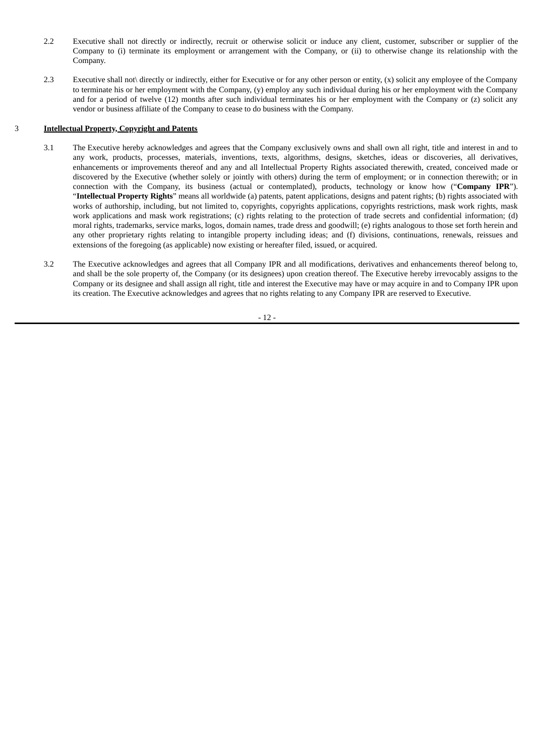2.2 Executive shall not directly or indirectly, recruit or otherwise solicit or induce any client, customer, subscriber or supplier of the Company to (i) terminate its employment or arrangement with the Company, or (ii) to otherwise change its relationship with the Company.

2.3 Executive shall not\ directly or indirectly, either for Executive or for any other person or entity, (x) solicit any employee of the Company to terminate his or her employment with the Company, (y) employ any such individual during his or her employment with the Company and for a period of twelve (12) months after such individual terminates his or her employment with the Company or (z) solicit any vendor or business affiliate of the Company to cease to do business with the Company.

3 **Intellectual Property, Copyright and Patents**

3.1 The Executive hereby acknowledges and agrees that the Company exclusively owns and shall own all right, title and interest in and to any work, products, processes, materials, inventions, texts, algorithms, designs, sketches, ideas or discoveries, all derivatives, enhancements or improvements thereof and any and all Intellectual Property Rights associated therewith, created, conceived made or discovered by the Executive (whether solely or jointly with others) during the term of employment; or in connection therewith; or in connection with the Company, its business (actual or contemplated), products, technology or know how ("**Company IPR**"). "**Intellectual Property Rights**" means all worldwide (a) patents, patent applications, designs and patent rights; (b) rights associated with works of authorship, including, but not limited to, copyrights, copyrights applications, copyrights restrictions, mask work rights, mask work applications and mask work registrations; (c) rights relating to the protection of trade secrets and confidential information; (d) moral rights, trademarks, service marks, logos, domain names, trade dress and goodwill; (e) rights analogous to those set forth herein and any other proprietary rights relating to intangible property including ideas; and (f) divisions, continuations, renewals, reissues and extensions of the foregoing (as applicable) now existing or hereafter filed, issued, or acquired.

3.2 The Executive acknowledges and agrees that all Company IPR and all modifications, derivatives and enhancements thereof belong to, and shall be the sole property of, the Company (or its designees) upon creation thereof. The Executive hereby irrevocably assigns to the Company or its designee and shall assign all right, title and interest the Executive may have or may acquire in and to Company IPR upon its creation. The Executive acknowledges and agrees that no rights relating to any Company IPR are reserved to Executive.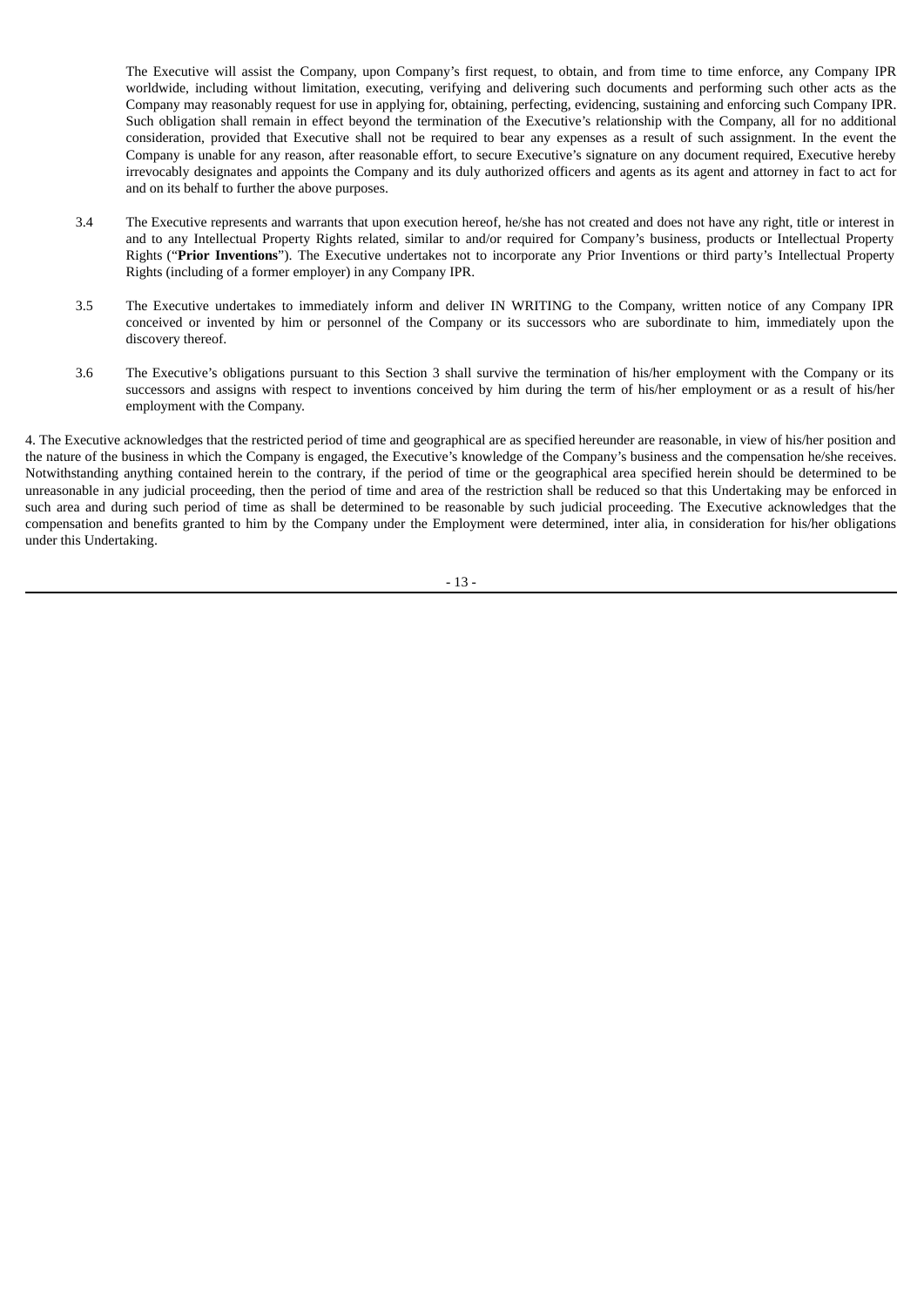The Executive will assist the Company, upon Company's first request, to obtain, and from time to time enforce, any Company IPR worldwide, including without limitation, executing, verifying and delivering such documents and performing such other acts as the Company may reasonably request for use in applying for, obtaining, perfecting, evidencing, sustaining and enforcing such Company IPR. Such obligation shall remain in effect beyond the termination of the Executive's relationship with the Company, all for no additional consideration, provided that Executive shall not be required to bear any expenses as a result of such assignment. In the event the Company is unable for any reason, after reasonable effort, to secure Executive's signature on any document required, Executive hereby irrevocably designates and appoints the Company and its duly authorized officers and agents as its agent and attorney in fact to act for and on its behalf to further the above purposes.

3.4 The Executive represents and warrants that upon execution hereof, he/she has not created and does not have any right, title or interest in and to any Intellectual Property Rights related, similar to and/or required for Company's business, products or Intellectual Property Rights ("**Prior Inventions**"). The Executive undertakes not to incorporate any Prior Inventions or third party's Intellectual Property Rights (including of a former employer) in any Company IPR.

3.5 The Executive undertakes to immediately inform and deliver IN WRITING to the Company, written notice of any Company IPR conceived or invented by him or personnel of the Company or its successors who are subordinate to him, immediately upon the discovery thereof.

3.6 The Executive's obligations pursuant to this Section 3 shall survive the termination of his/her employment with the Company or its successors and assigns with respect to inventions conceived by him during the term of his/her employment or as a result of his/her employment with the Company.

4. The Executive acknowledges that the restricted period of time and geographical are as specified hereunder are reasonable, in view of his/her position and the nature of the business in which the Company is engaged, the Executive's knowledge of the Company's business and the compensation he/she receives. Notwithstanding anything contained herein to the contrary, if the period of time or the geographical area specified herein should be determined to be unreasonable in any judicial proceeding, then the period of time and area of the restriction shall be reduced so that this Undertaking may be enforced in such area and during such period of time as shall be determined to be reasonable by such judicial proceeding. The Executive acknowledges that the compensation and benefits granted to him by the Company under the Employment were determined, inter alia, in consideration for his/her obligations under this Undertaking.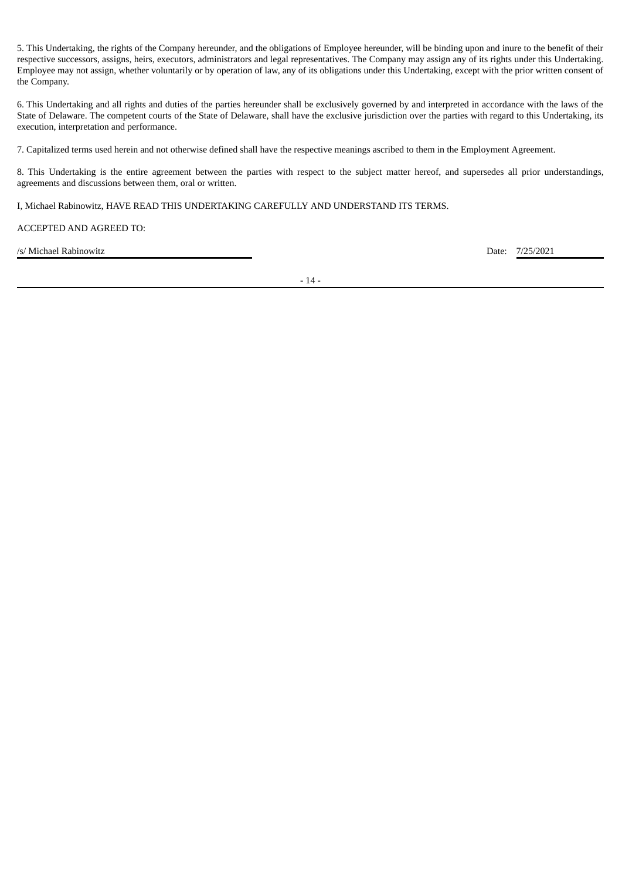5. This Undertaking, the rights of the Company hereunder, and the obligations of Employee hereunder, will be binding upon and inure to the benefit of their respective successors, assigns, heirs, executors, administrators and legal representatives. The Company may assign any of its rights under this Undertaking. Employee may not assign, whether voluntarily or by operation of law, any of its obligations under this Undertaking, except with the prior written consent of the Company.

6. This Undertaking and all rights and duties of the parties hereunder shall be exclusively governed by and interpreted in accordance with the laws of the State of Delaware. The competent courts of the State of Delaware, shall have the exclusive jurisdiction over the parties with regard to this Undertaking, its execution, interpretation and performance.

7. Capitalized terms used herein and not otherwise defined shall have the respective meanings ascribed to them in the Employment Agreement.

8. This Undertaking is the entire agreement between the parties with respect to the subject matter hereof, and supersedes all prior understandings, agreements and discussions between them, oral or written.

I, Michael Rabinowitz, HAVE READ THIS UNDERTAKING CAREFULLY AND UNDERSTAND ITS TERMS.

ACCEPTED AND AGREED TO:

/s/ Michael Rabinowitz

Date: 7/25/2021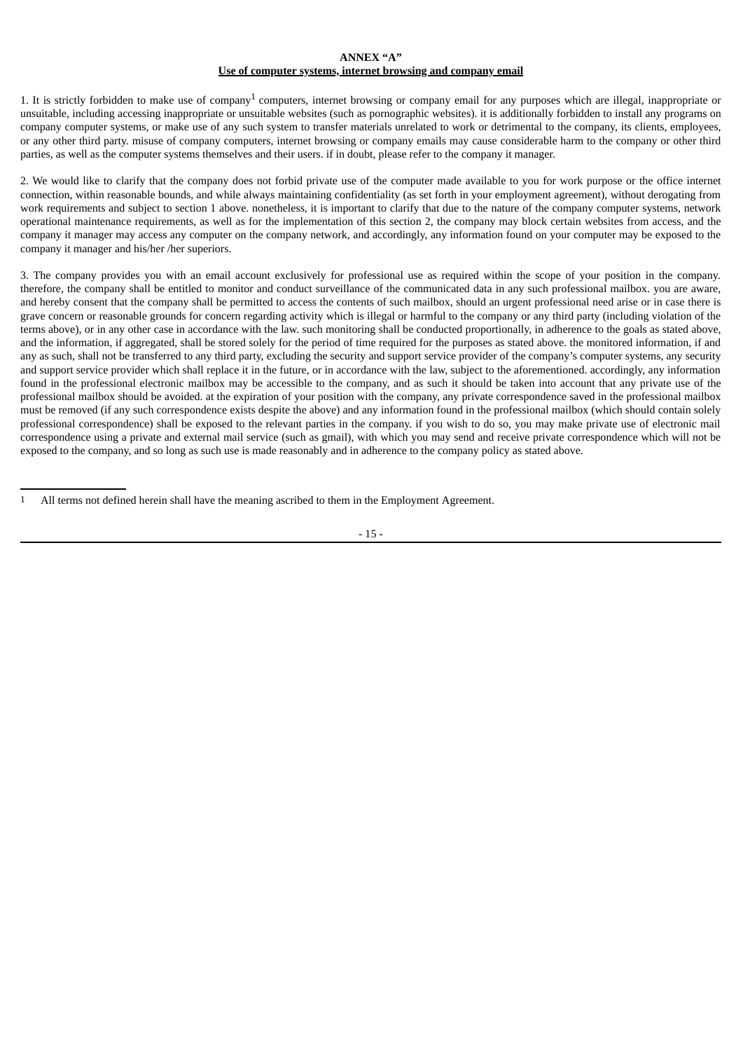**ANNEX "A"**

**Use of computer systems, internet browsing and company email**

1. It is strictly forbidden to make use of company[1] computers, internet browsing or company email for any purposes which are illegal, inappropriate or unsuitable, including accessing inappropriate or unsuitable websites (such as pornographic websites). it is additionally forbidden to install any programs on company computer systems, or make use of any such system to transfer materials unrelated to work or detrimental to the company, its clients, employees, or any other third party. misuse of company computers, internet browsing or company emails may cause considerable harm to the company or other third parties, as well as the computer systems themselves and their users. if in doubt, please refer to the company it manager.

2. We would like to clarify that the company does not forbid private use of the computer made available to you for work purpose or the office internet connection, within reasonable bounds, and while always maintaining confidentiality (as set forth in your employment agreement), without derogating from work requirements and subject to section 1 above. nonetheless, it is important to clarify that due to the nature of the company computer systems, network operational maintenance requirements, as well as for the implementation of this section 2, the company may block certain websites from access, and the company it manager may access any computer on the company network, and accordingly, any information found on your computer may be exposed to the company it manager and his/her /her superiors.

3. The company provides you with an email account exclusively for professional use as required within the scope of your position in the company. therefore, the company shall be entitled to monitor and conduct surveillance of the communicated data in any such professional mailbox. you are aware, and hereby consent that the company shall be permitted to access the contents of such mailbox, should an urgent professional need arise or in case there is grave concern or reasonable grounds for concern regarding activity which is illegal or harmful to the company or any third party (including violation of the terms above), or in any other case in accordance with the law. such monitoring shall be conducted proportionally, in adherence to the goals as stated above, and the information, if aggregated, shall be stored solely for the period of time required for the purposes as stated above. the monitored information, if and any as such, shall not be transferred to any third party, excluding the security and support service provider of the company's computer systems, any security and support service provider which shall replace it in the future, or in accordance with the law, subject to the aforementioned. accordingly, any information found in the professional electronic mailbox may be accessible to the company, and as such it should be taken into account that any private use of the professional mailbox should be avoided. at the expiration of your position with the company, any private correspondence saved in the professional mailbox must be removed (if any such correspondence exists despite the above) and any information found in the professional mailbox (which should contain solely professional correspondence) shall be exposed to the relevant parties in the company. if you wish to do so, you may make private use of electronic mail correspondence using a private and external mail service (such as gmail), with which you may send and receive private correspondence which will not be exposed to the company, and so long as such use is made reasonably and in adherence to the company policy as stated above.

[1] All terms not defined herein shall have the meaning ascribed to them in the Employment Agreement.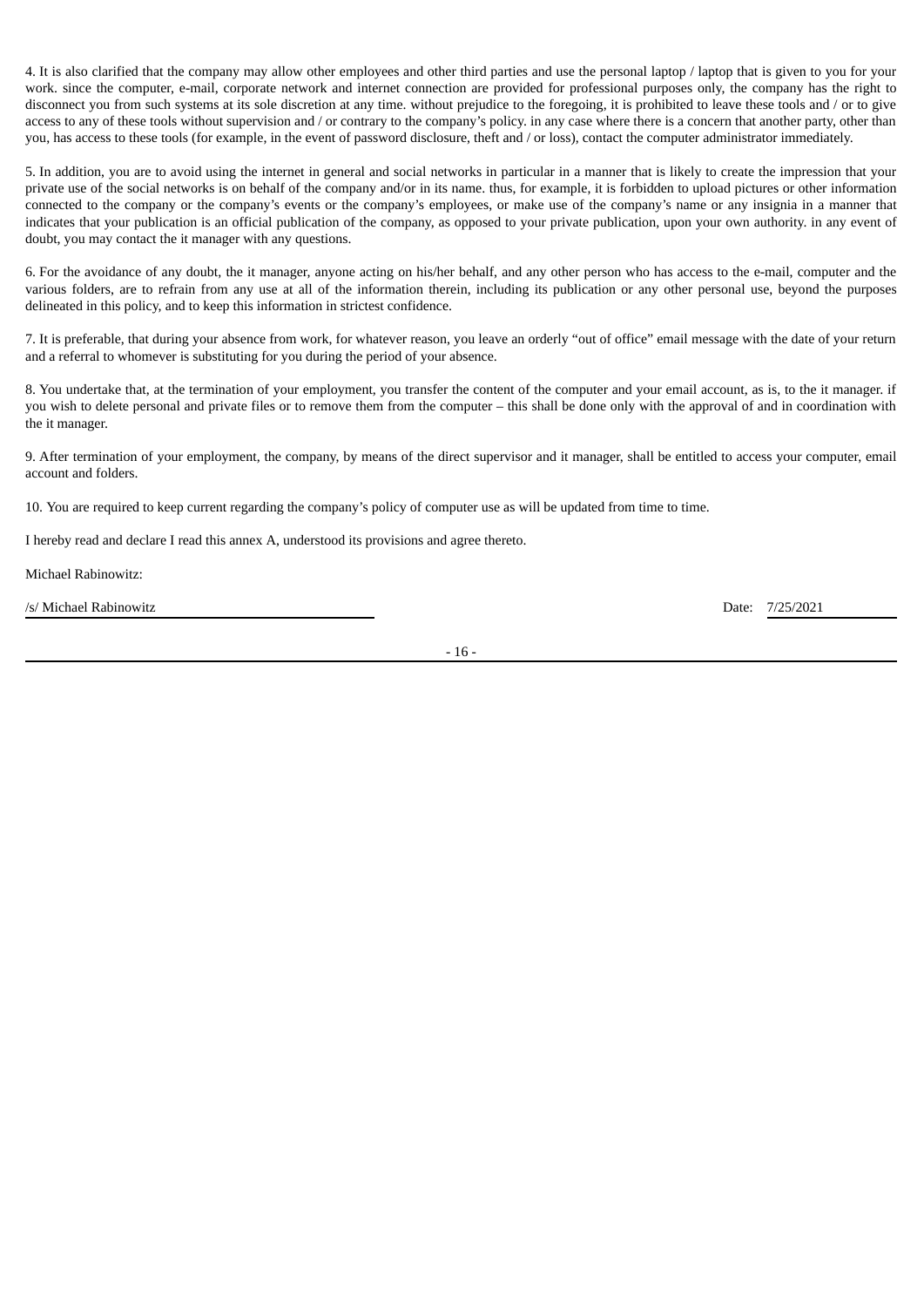4. It is also clarified that the company may allow other employees and other third parties and use the personal laptop / laptop that is given to you for your work. since the computer, e-mail, corporate network and internet connection are provided for professional purposes only, the company has the right to disconnect you from such systems at its sole discretion at any time. without prejudice to the foregoing, it is prohibited to leave these tools and / or to give access to any of these tools without supervision and / or contrary to the company's policy. in any case where there is a concern that another party, other than you, has access to these tools (for example, in the event of password disclosure, theft and / or loss), contact the computer administrator immediately.

5. In addition, you are to avoid using the internet in general and social networks in particular in a manner that is likely to create the impression that your private use of the social networks is on behalf of the company and/or in its name. thus, for example, it is forbidden to upload pictures or other information connected to the company or the company's events or the company's employees, or make use of the company's name or any insignia in a manner that indicates that your publication is an official publication of the company, as opposed to your private publication, upon your own authority. in any event of doubt, you may contact the it manager with any questions.

6. For the avoidance of any doubt, the it manager, anyone acting on his/her behalf, and any other person who has access to the e-mail, computer and the various folders, are to refrain from any use at all of the information therein, including its publication or any other personal use, beyond the purposes delineated in this policy, and to keep this information in strictest confidence.

7. It is preferable, that during your absence from work, for whatever reason, you leave an orderly "out of office" email message with the date of your return and a referral to whomever is substituting for you during the period of your absence.

8. You undertake that, at the termination of your employment, you transfer the content of the computer and your email account, as is, to the it manager. if you wish to delete personal and private files or to remove them from the computer – this shall be done only with the approval of and in coordination with the it manager.

9. After termination of your employment, the company, by means of the direct supervisor and it manager, shall be entitled to access your computer, email account and folders.

10. You are required to keep current regarding the company's policy of computer use as will be updated from time to time.

I hereby read and declare I read this annex A, understood its provisions and agree thereto.

Michael Rabinowitz:

/s/ Michael Rabinowitz

Date: 7/25/2021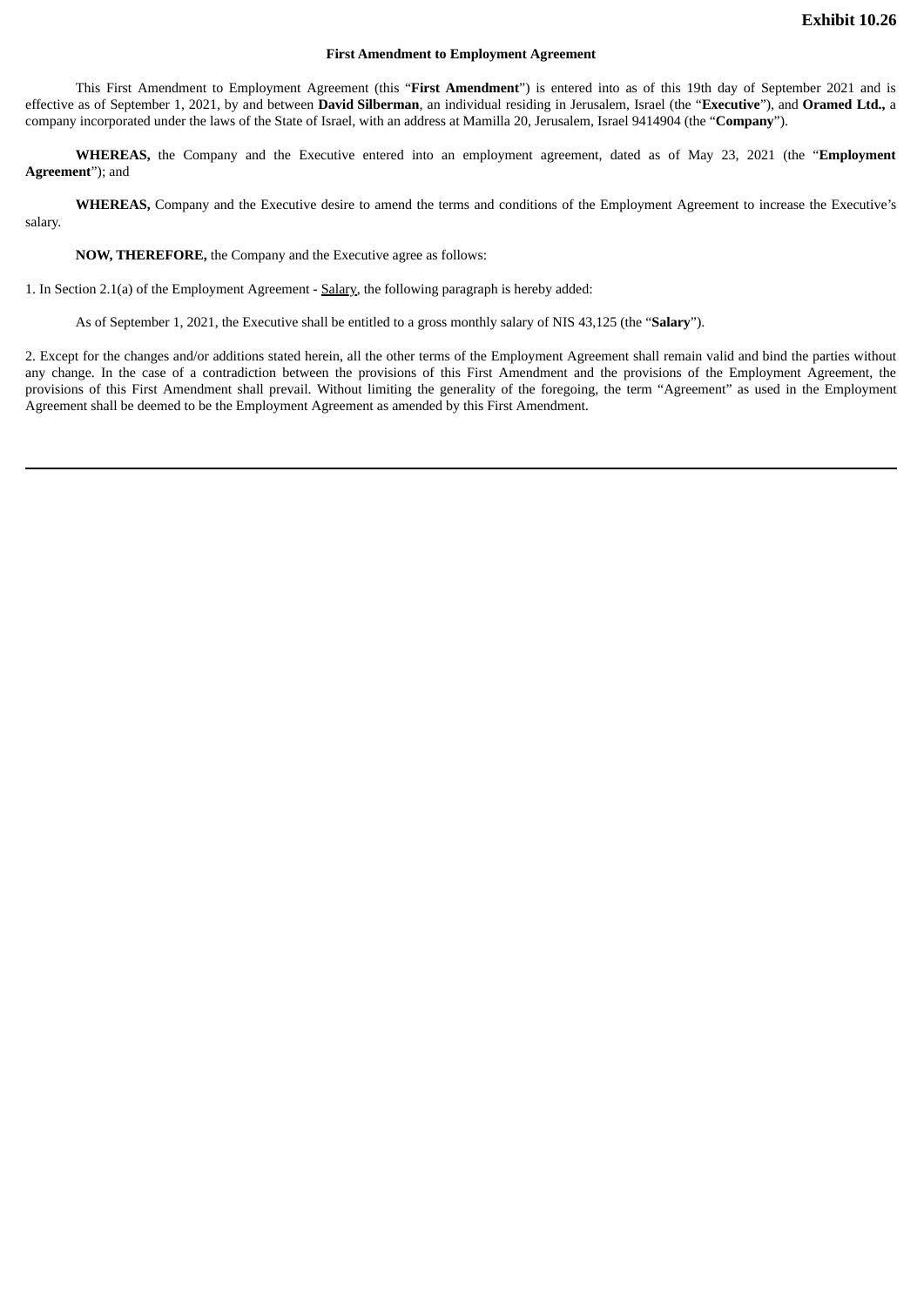**Exhibit 10.26**

**First Amendment to Employment Agreement**

This First Amendment to Employment Agreement (this "**First Amendment**") is entered into as of this 19th day of September 2021 and is effective as of September 1, 2021, by and between **David Silberman**, an individual residing in Jerusalem, Israel (the "**Executive**"), and **Oramed Ltd.,** a company incorporated under the laws of the State of Israel, with an address at Mamilla 20, Jerusalem, Israel 9414904 (the "**Company**").

**WHEREAS,** the Company and the Executive entered into an employment agreement, dated as of May 23, 2021 (the "**Employment Agreement**"); and

**WHEREAS,** Company and the Executive desire to amend the terms and conditions of the Employment Agreement to increase the Executive's salary.

**NOW, THEREFORE,** the Company and the Executive agree as follows:

1. In Section 2.1(a) of the Employment Agreement - Salary, the following paragraph is hereby added:

As of September 1, 2021, the Executive shall be entitled to a gross monthly salary of NIS 43,125 (the "**Salary**").

2. Except for the changes and/or additions stated herein, all the other terms of the Employment Agreement shall remain valid and bind the parties without any change. In the case of a contradiction between the provisions of this First Amendment and the provisions of the Employment Agreement, the provisions of this First Amendment shall prevail. Without limiting the generality of the foregoing, the term "Agreement" as used in the Employment Agreement shall be deemed to be the Employment Agreement as amended by this First Amendment.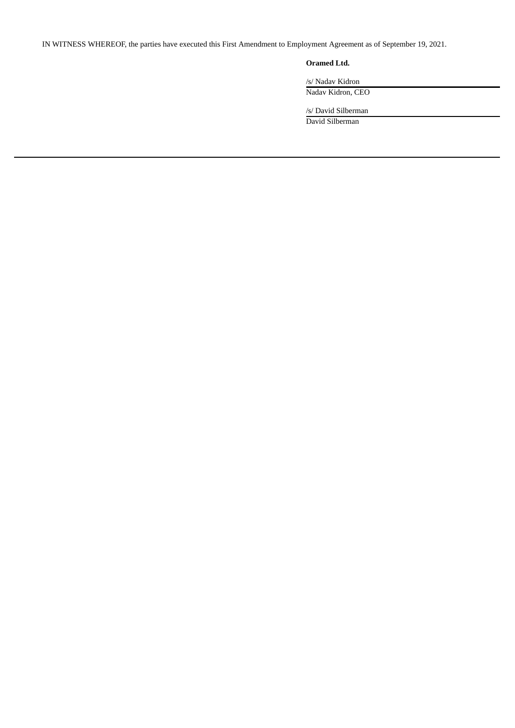IN WITNESS WHEREOF, the parties have executed this First Amendment to Employment Agreement as of September 19, 2021.

**Oramed Ltd.**

/s/ Nadav Kidron

Nadav Kidron, CEO

/s/ David Silberman

David Silberman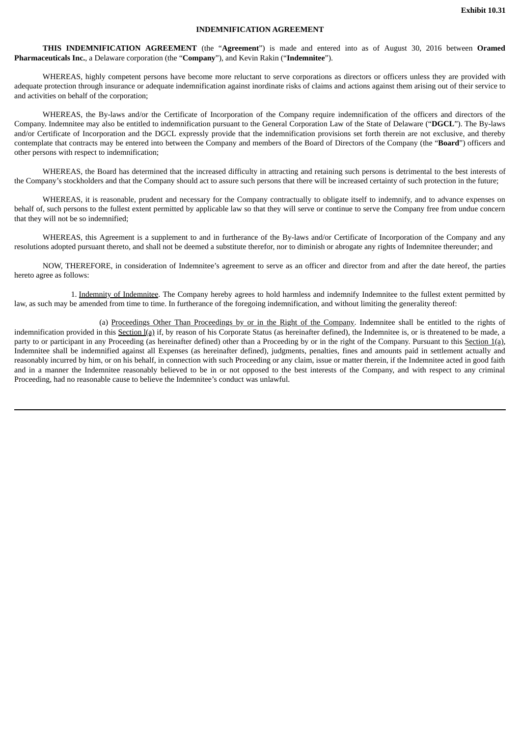**Exhibit 10.31**

**INDEMNIFICATION AGREEMENT**

**THIS INDEMNIFICATION AGREEMENT** (the "**Agreement**") is made and entered into as of August 30, 2016 between **Oramed Pharmaceuticals Inc.**, a Delaware corporation (the "**Company**"), and Kevin Rakin ("**Indemnitee**").

WHEREAS, highly competent persons have become more reluctant to serve corporations as directors or officers unless they are provided with adequate protection through insurance or adequate indemnification against inordinate risks of claims and actions against them arising out of their service to and activities on behalf of the corporation;

WHEREAS, the By-laws and/or the Certificate of Incorporation of the Company require indemnification of the officers and directors of the Company. Indemnitee may also be entitled to indemnification pursuant to the General Corporation Law of the State of Delaware ("**DGCL**"). The By-laws and/or Certificate of Incorporation and the DGCL expressly provide that the indemnification provisions set forth therein are not exclusive, and thereby contemplate that contracts may be entered into between the Company and members of the Board of Directors of the Company (the "**Board**") officers and other persons with respect to indemnification;

WHEREAS, the Board has determined that the increased difficulty in attracting and retaining such persons is detrimental to the best interests of the Company's stockholders and that the Company should act to assure such persons that there will be increased certainty of such protection in the future;

WHEREAS, it is reasonable, prudent and necessary for the Company contractually to obligate itself to indemnify, and to advance expenses on behalf of, such persons to the fullest extent permitted by applicable law so that they will serve or continue to serve the Company free from undue concern that they will not be so indemnified;

WHEREAS, this Agreement is a supplement to and in furtherance of the By-laws and/or Certificate of Incorporation of the Company and any resolutions adopted pursuant thereto, and shall not be deemed a substitute therefor, nor to diminish or abrogate any rights of Indemnitee thereunder; and

NOW, THEREFORE, in consideration of Indemnitee's agreement to serve as an officer and director from and after the date hereof, the parties hereto agree as follows:

1. Indemnity of Indemnitee. The Company hereby agrees to hold harmless and indemnify Indemnitee to the fullest extent permitted by law, as such may be amended from time to time. In furtherance of the foregoing indemnification, and without limiting the generality thereof:

(a) Proceedings Other Than Proceedings by or in the Right of the Company. Indemnitee shall be entitled to the rights of indemnification provided in this Section l(a) if, by reason of his Corporate Status (as hereinafter defined), the Indemnitee is, or is threatened to be made, a party to or participant in any Proceeding (as hereinafter defined) other than a Proceeding by or in the right of the Company. Pursuant to this Section 1(a), Indemnitee shall be indemnified against all Expenses (as hereinafter defined), judgments, penalties, fines and amounts paid in settlement actually and reasonably incurred by him, or on his behalf, in connection with such Proceeding or any claim, issue or matter therein, if the Indemnitee acted in good faith and in a manner the Indemnitee reasonably believed to be in or not opposed to the best interests of the Company, and with respect to any criminal Proceeding, had no reasonable cause to believe the Indemnitee's conduct was unlawful.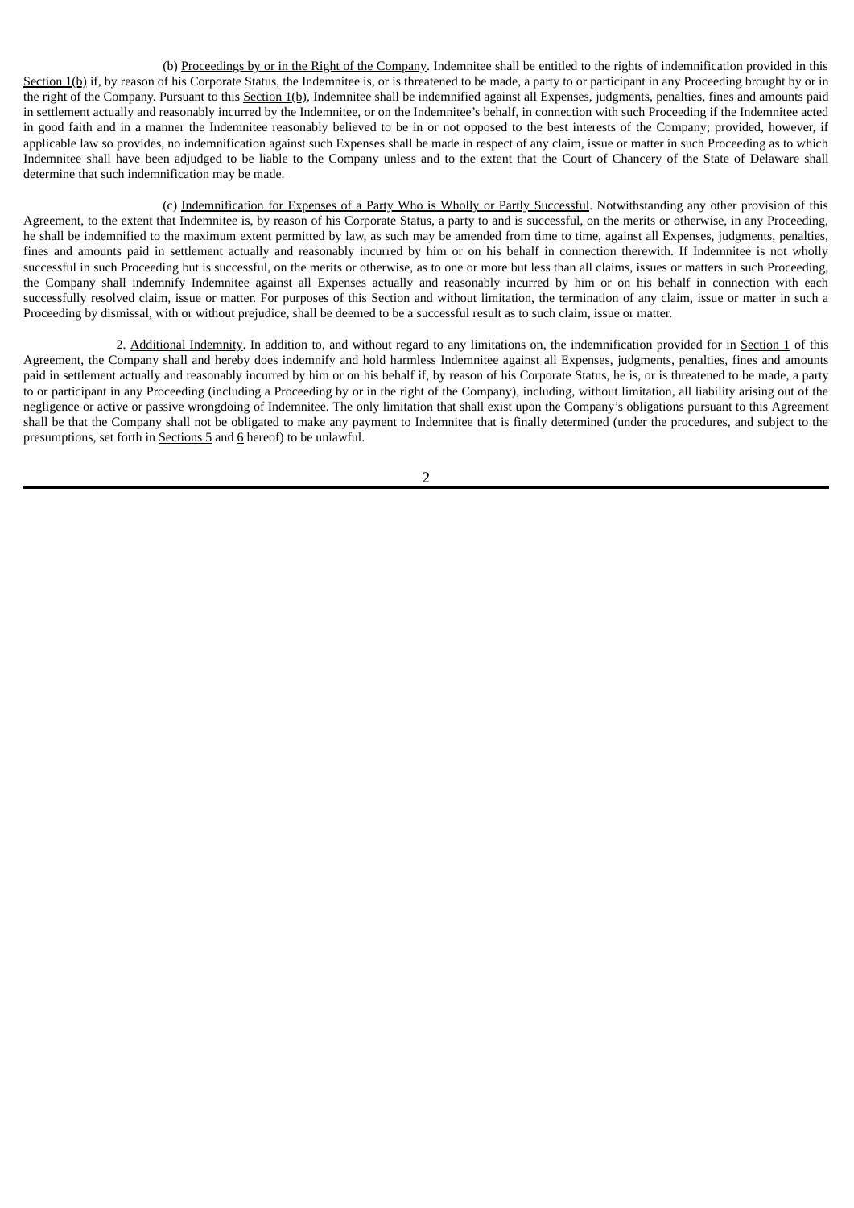(b) Proceedings by or in the Right of the Company. Indemnitee shall be entitled to the rights of indemnification provided in this Section 1(b) if, by reason of his Corporate Status, the Indemnitee is, or is threatened to be made, a party to or participant in any Proceeding brought by or in the right of the Company. Pursuant to this Section 1(b), Indemnitee shall be indemnified against all Expenses, judgments, penalties, fines and amounts paid in settlement actually and reasonably incurred by the Indemnitee, or on the Indemnitee's behalf, in connection with such Proceeding if the Indemnitee acted in good faith and in a manner the Indemnitee reasonably believed to be in or not opposed to the best interests of the Company; provided, however, if applicable law so provides, no indemnification against such Expenses shall be made in respect of any claim, issue or matter in such Proceeding as to which Indemnitee shall have been adjudged to be liable to the Company unless and to the extent that the Court of Chancery of the State of Delaware shall determine that such indemnification may be made.

(c) Indemnification for Expenses of a Party Who is Wholly or Partly Successful. Notwithstanding any other provision of this Agreement, to the extent that Indemnitee is, by reason of his Corporate Status, a party to and is successful, on the merits or otherwise, in any Proceeding, he shall be indemnified to the maximum extent permitted by law, as such may be amended from time to time, against all Expenses, judgments, penalties, fines and amounts paid in settlement actually and reasonably incurred by him or on his behalf in connection therewith. If Indemnitee is not wholly successful in such Proceeding but is successful, on the merits or otherwise, as to one or more but less than all claims, issues or matters in such Proceeding, the Company shall indemnify Indemnitee against all Expenses actually and reasonably incurred by him or on his behalf in connection with each successfully resolved claim, issue or matter. For purposes of this Section and without limitation, the termination of any claim, issue or matter in such a Proceeding by dismissal, with or without prejudice, shall be deemed to be a successful result as to such claim, issue or matter.

2. Additional Indemnity. In addition to, and without regard to any limitations on, the indemnification provided for in Section 1 of this Agreement, the Company shall and hereby does indemnify and hold harmless Indemnitee against all Expenses, judgments, penalties, fines and amounts paid in settlement actually and reasonably incurred by him or on his behalf if, by reason of his Corporate Status, he is, or is threatened to be made, a party to or participant in any Proceeding (including a Proceeding by or in the right of the Company), including, without limitation, all liability arising out of the negligence or active or passive wrongdoing of Indemnitee. The only limitation that shall exist upon the Company's obligations pursuant to this Agreement shall be that the Company shall not be obligated to make any payment to Indemnitee that is finally determined (under the procedures, and subject to the presumptions, set forth in Sections 5 and 6 hereof) to be unlawful.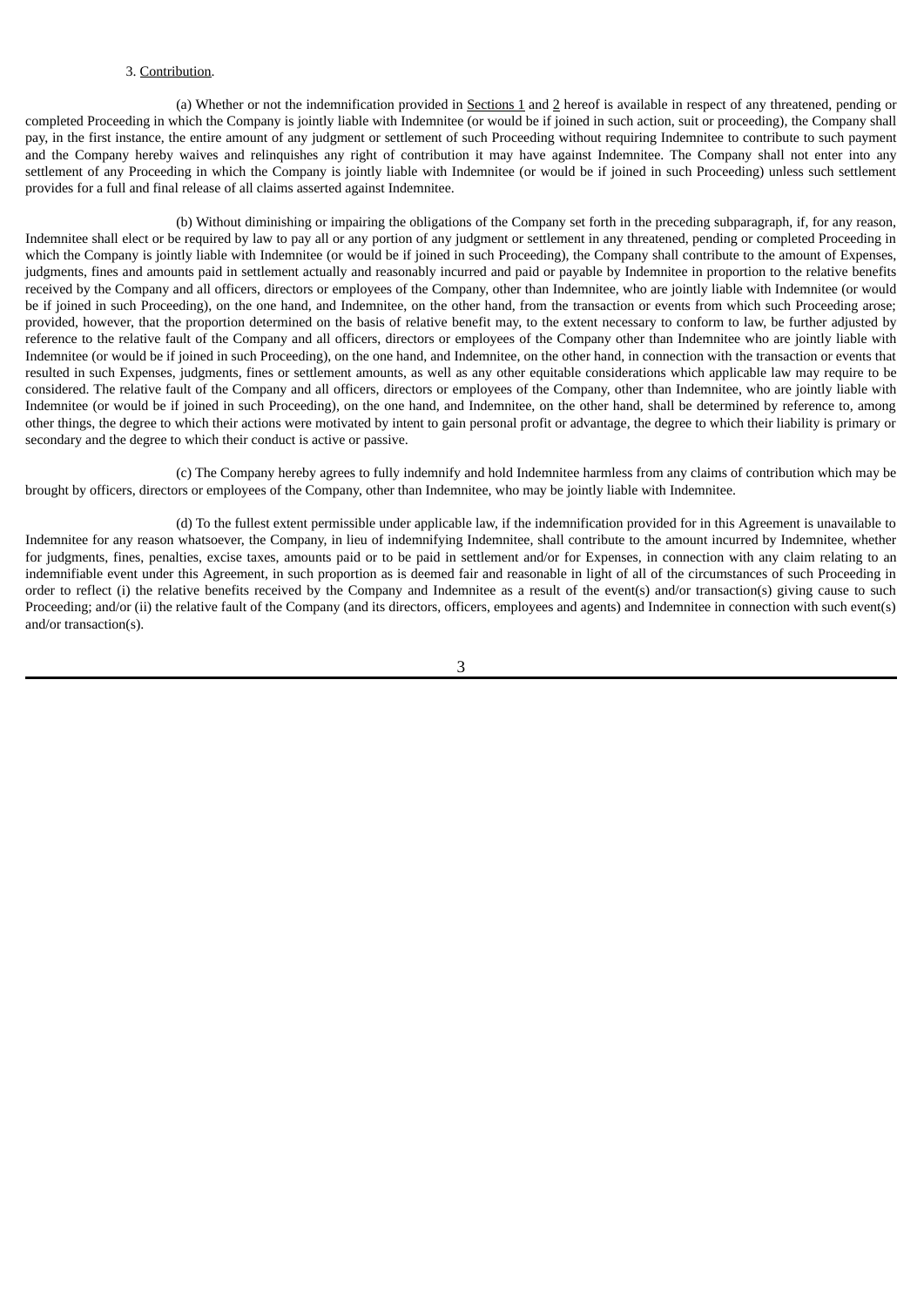3. Contribution.

(a) Whether or not the indemnification provided in Sections 1 and 2 hereof is available in respect of any threatened, pending or completed Proceeding in which the Company is jointly liable with Indemnitee (or would be if joined in such action, suit or proceeding), the Company shall pay, in the first instance, the entire amount of any judgment or settlement of such Proceeding without requiring Indemnitee to contribute to such payment and the Company hereby waives and relinquishes any right of contribution it may have against Indemnitee. The Company shall not enter into any settlement of any Proceeding in which the Company is jointly liable with Indemnitee (or would be if joined in such Proceeding) unless such settlement provides for a full and final release of all claims asserted against Indemnitee.

(b) Without diminishing or impairing the obligations of the Company set forth in the preceding subparagraph, if, for any reason, Indemnitee shall elect or be required by law to pay all or any portion of any judgment or settlement in any threatened, pending or completed Proceeding in which the Company is jointly liable with Indemnitee (or would be if joined in such Proceeding), the Company shall contribute to the amount of Expenses, judgments, fines and amounts paid in settlement actually and reasonably incurred and paid or payable by Indemnitee in proportion to the relative benefits received by the Company and all officers, directors or employees of the Company, other than Indemnitee, who are jointly liable with Indemnitee (or would be if joined in such Proceeding), on the one hand, and Indemnitee, on the other hand, from the transaction or events from which such Proceeding arose; provided, however, that the proportion determined on the basis of relative benefit may, to the extent necessary to conform to law, be further adjusted by reference to the relative fault of the Company and all officers, directors or employees of the Company other than Indemnitee who are jointly liable with Indemnitee (or would be if joined in such Proceeding), on the one hand, and Indemnitee, on the other hand, in connection with the transaction or events that resulted in such Expenses, judgments, fines or settlement amounts, as well as any other equitable considerations which applicable law may require to be considered. The relative fault of the Company and all officers, directors or employees of the Company, other than Indemnitee, who are jointly liable with Indemnitee (or would be if joined in such Proceeding), on the one hand, and Indemnitee, on the other hand, shall be determined by reference to, among other things, the degree to which their actions were motivated by intent to gain personal profit or advantage, the degree to which their liability is primary or secondary and the degree to which their conduct is active or passive.

(c) The Company hereby agrees to fully indemnify and hold Indemnitee harmless from any claims of contribution which may be brought by officers, directors or employees of the Company, other than Indemnitee, who may be jointly liable with Indemnitee.

(d) To the fullest extent permissible under applicable law, if the indemnification provided for in this Agreement is unavailable to Indemnitee for any reason whatsoever, the Company, in lieu of indemnifying Indemnitee, shall contribute to the amount incurred by Indemnitee, whether for judgments, fines, penalties, excise taxes, amounts paid or to be paid in settlement and/or for Expenses, in connection with any claim relating to an indemnifiable event under this Agreement, in such proportion as is deemed fair and reasonable in light of all of the circumstances of such Proceeding in order to reflect (i) the relative benefits received by the Company and Indemnitee as a result of the event(s) and/or transaction(s) giving cause to such Proceeding; and/or (ii) the relative fault of the Company (and its directors, officers, employees and agents) and Indemnitee in connection with such event(s) and/or transaction(s).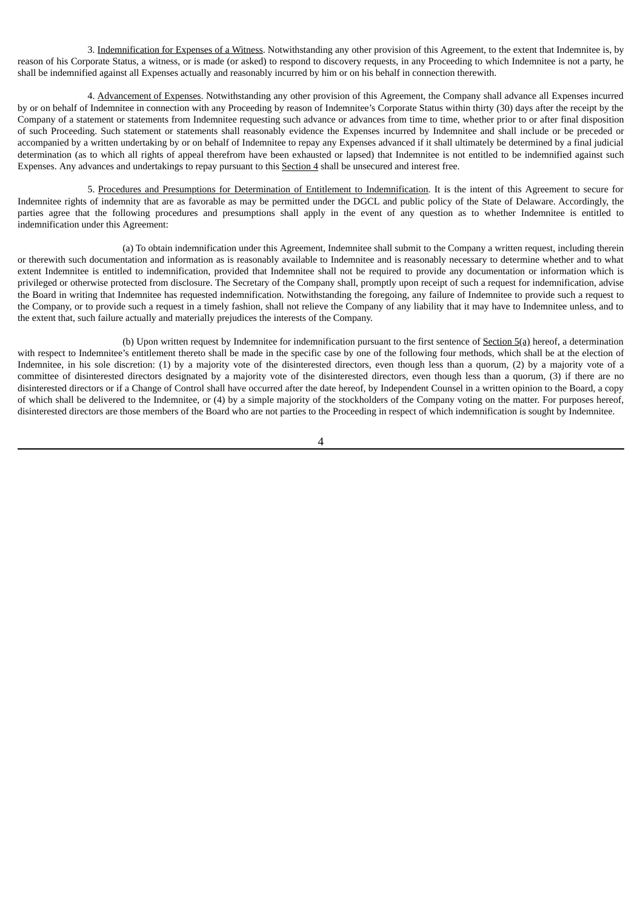3. Indemnification for Expenses of a Witness. Notwithstanding any other provision of this Agreement, to the extent that Indemnitee is, by reason of his Corporate Status, a witness, or is made (or asked) to respond to discovery requests, in any Proceeding to which Indemnitee is not a party, he shall be indemnified against all Expenses actually and reasonably incurred by him or on his behalf in connection therewith.

4. Advancement of Expenses. Notwithstanding any other provision of this Agreement, the Company shall advance all Expenses incurred by or on behalf of Indemnitee in connection with any Proceeding by reason of Indemnitee's Corporate Status within thirty (30) days after the receipt by the Company of a statement or statements from Indemnitee requesting such advance or advances from time to time, whether prior to or after final disposition of such Proceeding. Such statement or statements shall reasonably evidence the Expenses incurred by Indemnitee and shall include or be preceded or accompanied by a written undertaking by or on behalf of Indemnitee to repay any Expenses advanced if it shall ultimately be determined by a final judicial determination (as to which all rights of appeal therefrom have been exhausted or lapsed) that Indemnitee is not entitled to be indemnified against such Expenses. Any advances and undertakings to repay pursuant to this Section 4 shall be unsecured and interest free.

5. Procedures and Presumptions for Determination of Entitlement to Indemnification. It is the intent of this Agreement to secure for Indemnitee rights of indemnity that are as favorable as may be permitted under the DGCL and public policy of the State of Delaware. Accordingly, the parties agree that the following procedures and presumptions shall apply in the event of any question as to whether Indemnitee is entitled to indemnification under this Agreement:

(a) To obtain indemnification under this Agreement, Indemnitee shall submit to the Company a written request, including therein or therewith such documentation and information as is reasonably available to Indemnitee and is reasonably necessary to determine whether and to what extent Indemnitee is entitled to indemnification, provided that Indemnitee shall not be required to provide any documentation or information which is privileged or otherwise protected from disclosure. The Secretary of the Company shall, promptly upon receipt of such a request for indemnification, advise the Board in writing that Indemnitee has requested indemnification. Notwithstanding the foregoing, any failure of Indemnitee to provide such a request to the Company, or to provide such a request in a timely fashion, shall not relieve the Company of any liability that it may have to Indemnitee unless, and to the extent that, such failure actually and materially prejudices the interests of the Company.

(b) Upon written request by Indemnitee for indemnification pursuant to the first sentence of Section 5(a) hereof, a determination with respect to Indemnitee's entitlement thereto shall be made in the specific case by one of the following four methods, which shall be at the election of Indemnitee, in his sole discretion: (1) by a majority vote of the disinterested directors, even though less than a quorum, (2) by a majority vote of a committee of disinterested directors designated by a majority vote of the disinterested directors, even though less than a quorum, (3) if there are no disinterested directors or if a Change of Control shall have occurred after the date hereof, by Independent Counsel in a written opinion to the Board, a copy of which shall be delivered to the Indemnitee, or (4) by a simple majority of the stockholders of the Company voting on the matter. For purposes hereof, disinterested directors are those members of the Board who are not parties to the Proceeding in respect of which indemnification is sought by Indemnitee.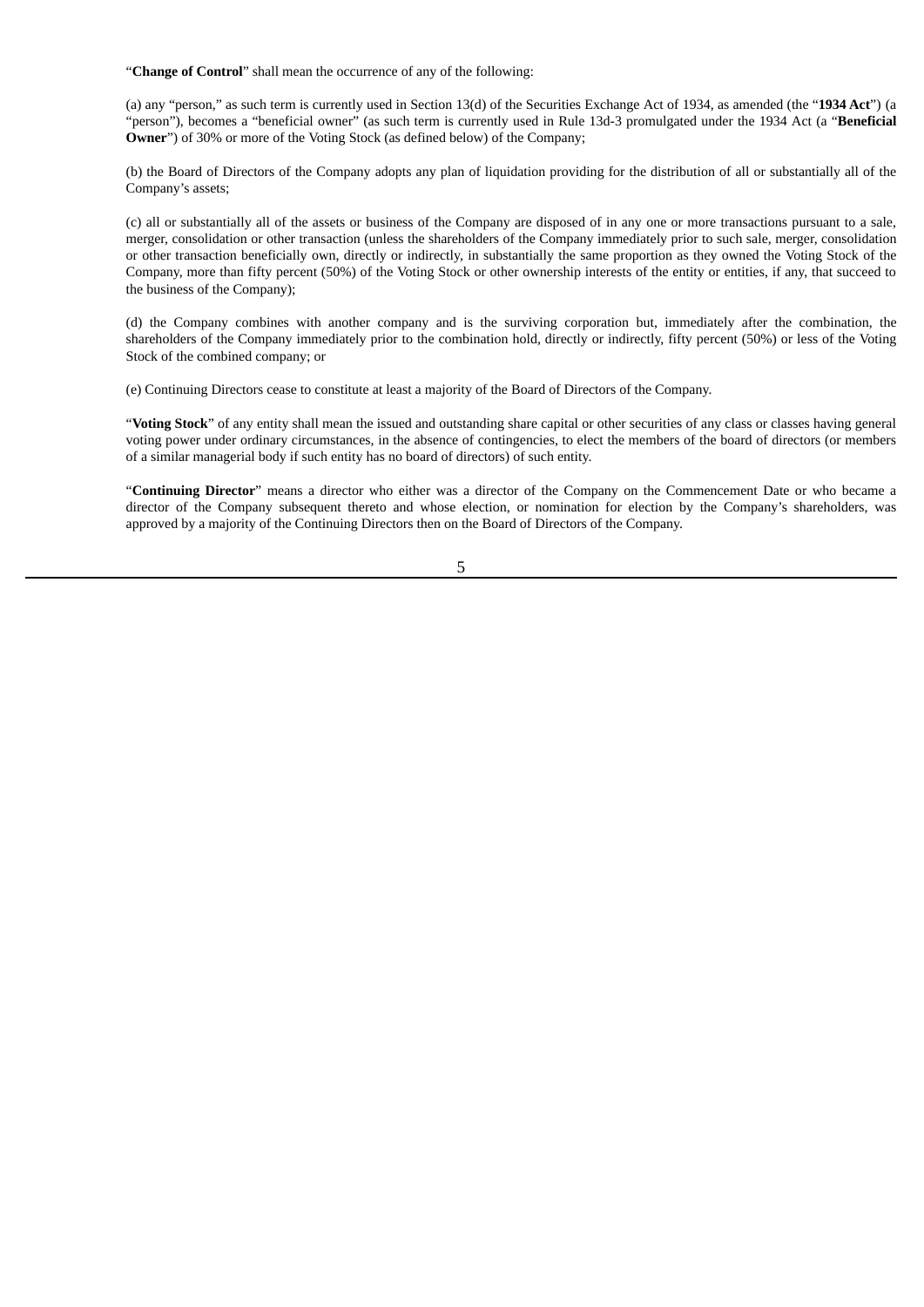"**Change of Control**" shall mean the occurrence of any of the following:

(a) any "person," as such term is currently used in Section 13(d) of the Securities Exchange Act of 1934, as amended (the "**1934 Act**") (a "person"), becomes a "beneficial owner" (as such term is currently used in Rule 13d-3 promulgated under the 1934 Act (a "**Beneficial Owner**") of 30% or more of the Voting Stock (as defined below) of the Company;

(b) the Board of Directors of the Company adopts any plan of liquidation providing for the distribution of all or substantially all of the Company's assets;

(c) all or substantially all of the assets or business of the Company are disposed of in any one or more transactions pursuant to a sale, merger, consolidation or other transaction (unless the shareholders of the Company immediately prior to such sale, merger, consolidation or other transaction beneficially own, directly or indirectly, in substantially the same proportion as they owned the Voting Stock of the Company, more than fifty percent (50%) of the Voting Stock or other ownership interests of the entity or entities, if any, that succeed to the business of the Company);

(d) the Company combines with another company and is the surviving corporation but, immediately after the combination, the shareholders of the Company immediately prior to the combination hold, directly or indirectly, fifty percent (50%) or less of the Voting Stock of the combined company; or

(e) Continuing Directors cease to constitute at least a majority of the Board of Directors of the Company.

"**Voting Stock**" of any entity shall mean the issued and outstanding share capital or other securities of any class or classes having general voting power under ordinary circumstances, in the absence of contingencies, to elect the members of the board of directors (or members of a similar managerial body if such entity has no board of directors) of such entity.

"**Continuing Director**" means a director who either was a director of the Company on the Commencement Date or who became a director of the Company subsequent thereto and whose election, or nomination for election by the Company's shareholders, was approved by a majority of the Continuing Directors then on the Board of Directors of the Company.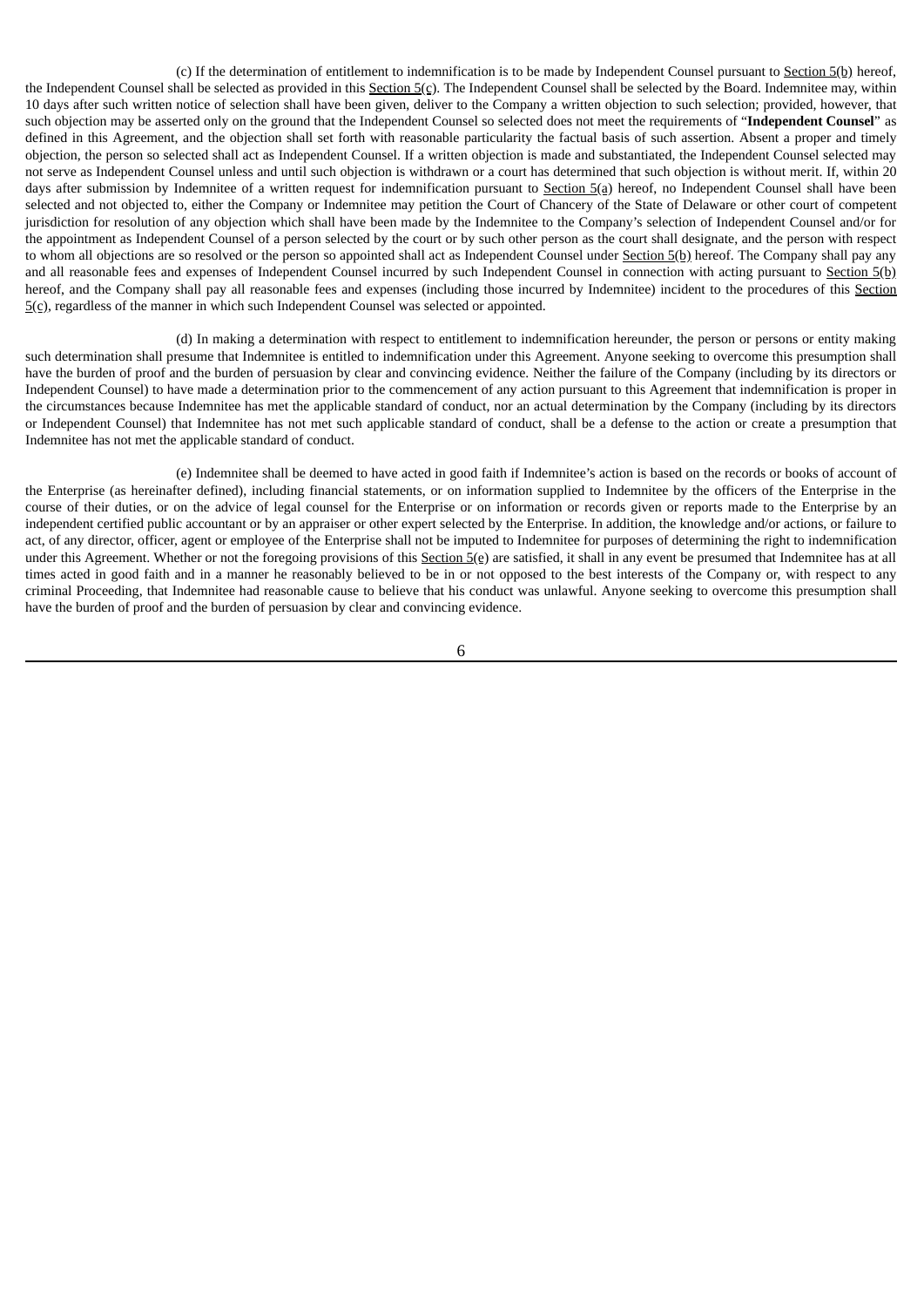(c) If the determination of entitlement to indemnification is to be made by Independent Counsel pursuant to Section 5(b) hereof, the Independent Counsel shall be selected as provided in this Section 5(c). The Independent Counsel shall be selected by the Board. Indemnitee may, within 10 days after such written notice of selection shall have been given, deliver to the Company a written objection to such selection; provided, however, that such objection may be asserted only on the ground that the Independent Counsel so selected does not meet the requirements of "**Independent Counsel**" as defined in this Agreement, and the objection shall set forth with reasonable particularity the factual basis of such assertion. Absent a proper and timely objection, the person so selected shall act as Independent Counsel. If a written objection is made and substantiated, the Independent Counsel selected may not serve as Independent Counsel unless and until such objection is withdrawn or a court has determined that such objection is without merit. If, within 20 days after submission by Indemnitee of a written request for indemnification pursuant to Section 5(a) hereof, no Independent Counsel shall have been selected and not objected to, either the Company or Indemnitee may petition the Court of Chancery of the State of Delaware or other court of competent jurisdiction for resolution of any objection which shall have been made by the Indemnitee to the Company's selection of Independent Counsel and/or for the appointment as Independent Counsel of a person selected by the court or by such other person as the court shall designate, and the person with respect to whom all objections are so resolved or the person so appointed shall act as Independent Counsel under Section 5(b) hereof. The Company shall pay any and all reasonable fees and expenses of Independent Counsel incurred by such Independent Counsel in connection with acting pursuant to Section 5(b) hereof, and the Company shall pay all reasonable fees and expenses (including those incurred by Indemnitee) incident to the procedures of this Section 5(c), regardless of the manner in which such Independent Counsel was selected or appointed.

(d) In making a determination with respect to entitlement to indemnification hereunder, the person or persons or entity making such determination shall presume that Indemnitee is entitled to indemnification under this Agreement. Anyone seeking to overcome this presumption shall have the burden of proof and the burden of persuasion by clear and convincing evidence. Neither the failure of the Company (including by its directors or Independent Counsel) to have made a determination prior to the commencement of any action pursuant to this Agreement that indemnification is proper in the circumstances because Indemnitee has met the applicable standard of conduct, nor an actual determination by the Company (including by its directors or Independent Counsel) that Indemnitee has not met such applicable standard of conduct, shall be a defense to the action or create a presumption that Indemnitee has not met the applicable standard of conduct.

(e) Indemnitee shall be deemed to have acted in good faith if Indemnitee's action is based on the records or books of account of the Enterprise (as hereinafter defined), including financial statements, or on information supplied to Indemnitee by the officers of the Enterprise in the course of their duties, or on the advice of legal counsel for the Enterprise or on information or records given or reports made to the Enterprise by an independent certified public accountant or by an appraiser or other expert selected by the Enterprise. In addition, the knowledge and/or actions, or failure to act, of any director, officer, agent or employee of the Enterprise shall not be imputed to Indemnitee for purposes of determining the right to indemnification under this Agreement. Whether or not the foregoing provisions of this Section 5(e) are satisfied, it shall in any event be presumed that Indemnitee has at all times acted in good faith and in a manner he reasonably believed to be in or not opposed to the best interests of the Company or, with respect to any criminal Proceeding, that Indemnitee had reasonable cause to believe that his conduct was unlawful. Anyone seeking to overcome this presumption shall have the burden of proof and the burden of persuasion by clear and convincing evidence.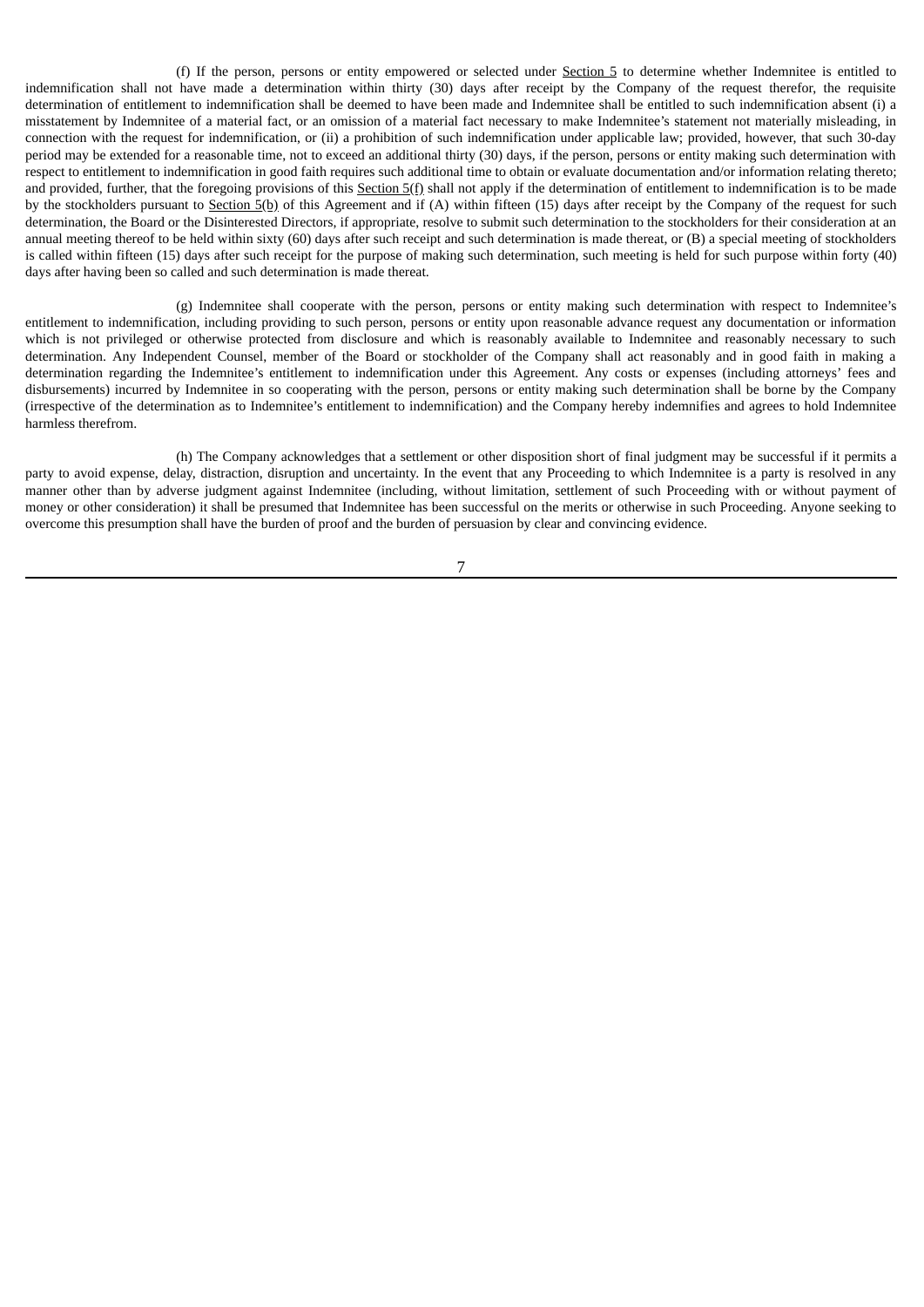(f) If the person, persons or entity empowered or selected under Section 5 to determine whether Indemnitee is entitled to indemnification shall not have made a determination within thirty (30) days after receipt by the Company of the request therefor, the requisite determination of entitlement to indemnification shall be deemed to have been made and Indemnitee shall be entitled to such indemnification absent (i) a misstatement by Indemnitee of a material fact, or an omission of a material fact necessary to make Indemnitee's statement not materially misleading, in connection with the request for indemnification, or (ii) a prohibition of such indemnification under applicable law; provided, however, that such 30-day period may be extended for a reasonable time, not to exceed an additional thirty (30) days, if the person, persons or entity making such determination with respect to entitlement to indemnification in good faith requires such additional time to obtain or evaluate documentation and/or information relating thereto; and provided, further, that the foregoing provisions of this Section 5(f) shall not apply if the determination of entitlement to indemnification is to be made by the stockholders pursuant to Section 5(b) of this Agreement and if (A) within fifteen (15) days after receipt by the Company of the request for such determination, the Board or the Disinterested Directors, if appropriate, resolve to submit such determination to the stockholders for their consideration at an annual meeting thereof to be held within sixty (60) days after such receipt and such determination is made thereat, or (B) a special meeting of stockholders is called within fifteen (15) days after such receipt for the purpose of making such determination, such meeting is held for such purpose within forty (40) days after having been so called and such determination is made thereat.

(g) Indemnitee shall cooperate with the person, persons or entity making such determination with respect to Indemnitee's entitlement to indemnification, including providing to such person, persons or entity upon reasonable advance request any documentation or information which is not privileged or otherwise protected from disclosure and which is reasonably available to Indemnitee and reasonably necessary to such determination. Any Independent Counsel, member of the Board or stockholder of the Company shall act reasonably and in good faith in making a determination regarding the Indemnitee's entitlement to indemnification under this Agreement. Any costs or expenses (including attorneys' fees and disbursements) incurred by Indemnitee in so cooperating with the person, persons or entity making such determination shall be borne by the Company (irrespective of the determination as to Indemnitee's entitlement to indemnification) and the Company hereby indemnifies and agrees to hold Indemnitee harmless therefrom.

(h) The Company acknowledges that a settlement or other disposition short of final judgment may be successful if it permits a party to avoid expense, delay, distraction, disruption and uncertainty. In the event that any Proceeding to which Indemnitee is a party is resolved in any manner other than by adverse judgment against Indemnitee (including, without limitation, settlement of such Proceeding with or without payment of money or other consideration) it shall be presumed that Indemnitee has been successful on the merits or otherwise in such Proceeding. Anyone seeking to overcome this presumption shall have the burden of proof and the burden of persuasion by clear and convincing evidence.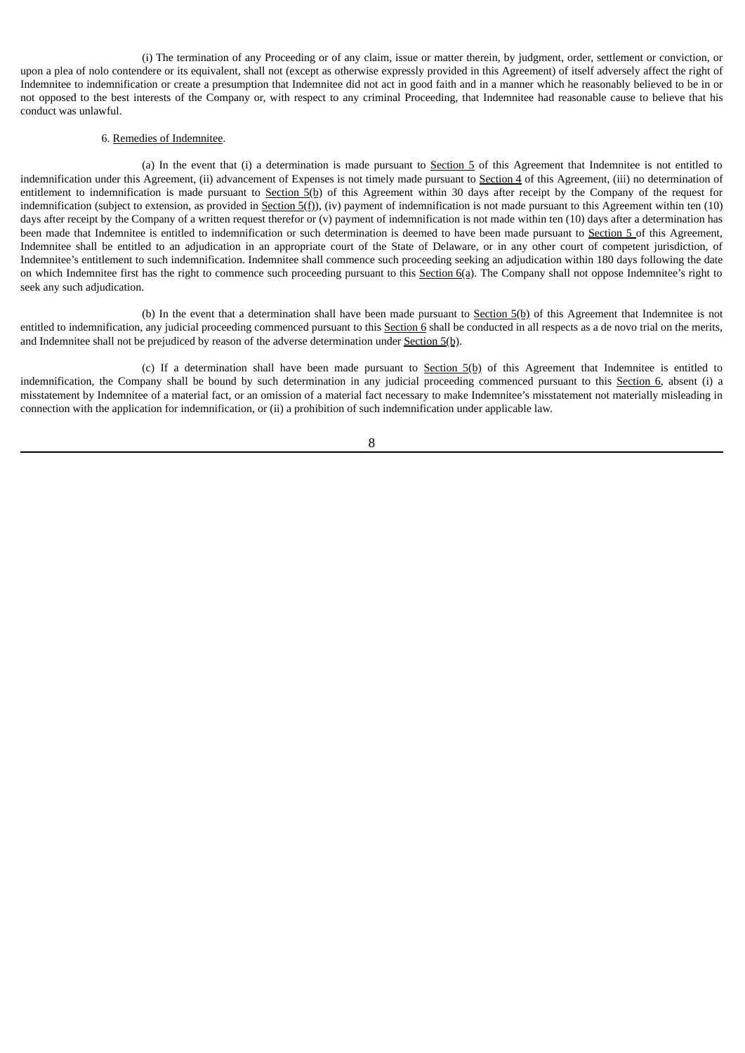(i) The termination of any Proceeding or of any claim, issue or matter therein, by judgment, order, settlement or conviction, or upon a plea of nolo contendere or its equivalent, shall not (except as otherwise expressly provided in this Agreement) of itself adversely affect the right of Indemnitee to indemnification or create a presumption that Indemnitee did not act in good faith and in a manner which he reasonably believed to be in or not opposed to the best interests of the Company or, with respect to any criminal Proceeding, that Indemnitee had reasonable cause to believe that his conduct was unlawful.

6. Remedies of Indemnitee.

(a) In the event that (i) a determination is made pursuant to Section 5 of this Agreement that Indemnitee is not entitled to indemnification under this Agreement, (ii) advancement of Expenses is not timely made pursuant to Section 4 of this Agreement, (iii) no determination of entitlement to indemnification is made pursuant to Section 5(b) of this Agreement within 30 days after receipt by the Company of the request for indemnification (subject to extension, as provided in Section 5(f)), (iv) payment of indemnification is not made pursuant to this Agreement within ten (10) days after receipt by the Company of a written request therefor or (v) payment of indemnification is not made within ten (10) days after a determination has been made that Indemnitee is entitled to indemnification or such determination is deemed to have been made pursuant to Section 5 of this Agreement, Indemnitee shall be entitled to an adjudication in an appropriate court of the State of Delaware, or in any other court of competent jurisdiction, of Indemnitee's entitlement to such indemnification. Indemnitee shall commence such proceeding seeking an adjudication within 180 days following the date on which Indemnitee first has the right to commence such proceeding pursuant to this Section 6(a). The Company shall not oppose Indemnitee's right to seek any such adjudication.

(b) In the event that a determination shall have been made pursuant to Section 5(b) of this Agreement that Indemnitee is not entitled to indemnification, any judicial proceeding commenced pursuant to this Section 6 shall be conducted in all respects as a de novo trial on the merits, and Indemnitee shall not be prejudiced by reason of the adverse determination under Section 5(b).

(c) If a determination shall have been made pursuant to Section 5(b) of this Agreement that Indemnitee is entitled to indemnification, the Company shall be bound by such determination in any judicial proceeding commenced pursuant to this Section 6, absent (i) a misstatement by Indemnitee of a material fact, or an omission of a material fact necessary to make Indemnitee's misstatement not materially misleading in connection with the application for indemnification, or (ii) a prohibition of such indemnification under applicable law.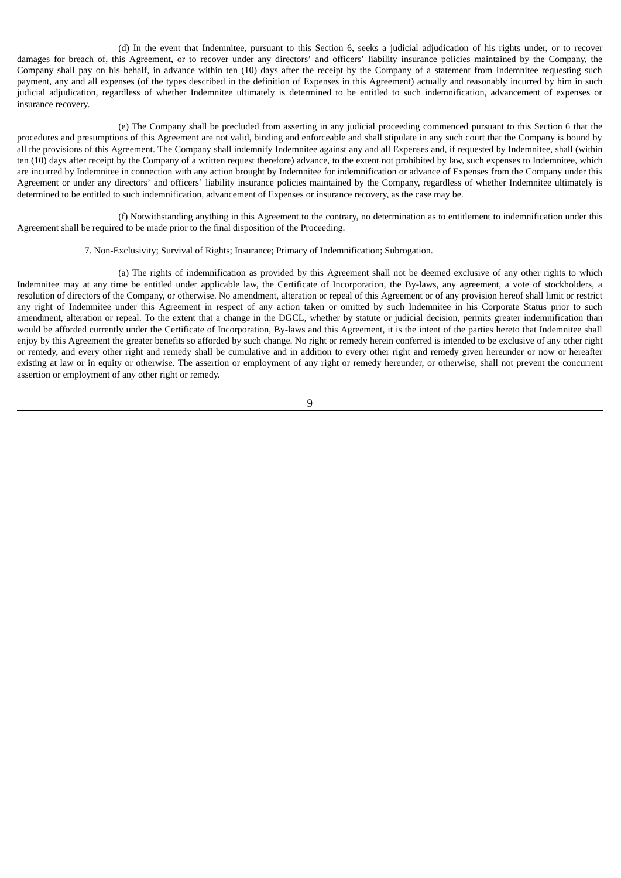(d) In the event that Indemnitee, pursuant to this Section 6, seeks a judicial adjudication of his rights under, or to recover damages for breach of, this Agreement, or to recover under any directors' and officers' liability insurance policies maintained by the Company, the Company shall pay on his behalf, in advance within ten (10) days after the receipt by the Company of a statement from Indemnitee requesting such payment, any and all expenses (of the types described in the definition of Expenses in this Agreement) actually and reasonably incurred by him in such judicial adjudication, regardless of whether Indemnitee ultimately is determined to be entitled to such indemnification, advancement of expenses or insurance recovery.

(e) The Company shall be precluded from asserting in any judicial proceeding commenced pursuant to this Section 6 that the procedures and presumptions of this Agreement are not valid, binding and enforceable and shall stipulate in any such court that the Company is bound by all the provisions of this Agreement. The Company shall indemnify Indemnitee against any and all Expenses and, if requested by Indemnitee, shall (within ten (10) days after receipt by the Company of a written request therefore) advance, to the extent not prohibited by law, such expenses to Indemnitee, which are incurred by Indemnitee in connection with any action brought by Indemnitee for indemnification or advance of Expenses from the Company under this Agreement or under any directors' and officers' liability insurance policies maintained by the Company, regardless of whether Indemnitee ultimately is determined to be entitled to such indemnification, advancement of Expenses or insurance recovery, as the case may be.

(f) Notwithstanding anything in this Agreement to the contrary, no determination as to entitlement to indemnification under this Agreement shall be required to be made prior to the final disposition of the Proceeding.

7. Non-Exclusivity; Survival of Rights; Insurance; Primacy of Indemnification; Subrogation.

(a) The rights of indemnification as provided by this Agreement shall not be deemed exclusive of any other rights to which Indemnitee may at any time be entitled under applicable law, the Certificate of Incorporation, the By-laws, any agreement, a vote of stockholders, a resolution of directors of the Company, or otherwise. No amendment, alteration or repeal of this Agreement or of any provision hereof shall limit or restrict any right of Indemnitee under this Agreement in respect of any action taken or omitted by such Indemnitee in his Corporate Status prior to such amendment, alteration or repeal. To the extent that a change in the DGCL, whether by statute or judicial decision, permits greater indemnification than would be afforded currently under the Certificate of Incorporation, By-laws and this Agreement, it is the intent of the parties hereto that Indemnitee shall enjoy by this Agreement the greater benefits so afforded by such change. No right or remedy herein conferred is intended to be exclusive of any other right or remedy, and every other right and remedy shall be cumulative and in addition to every other right and remedy given hereunder or now or hereafter existing at law or in equity or otherwise. The assertion or employment of any right or remedy hereunder, or otherwise, shall not prevent the concurrent assertion or employment of any other right or remedy.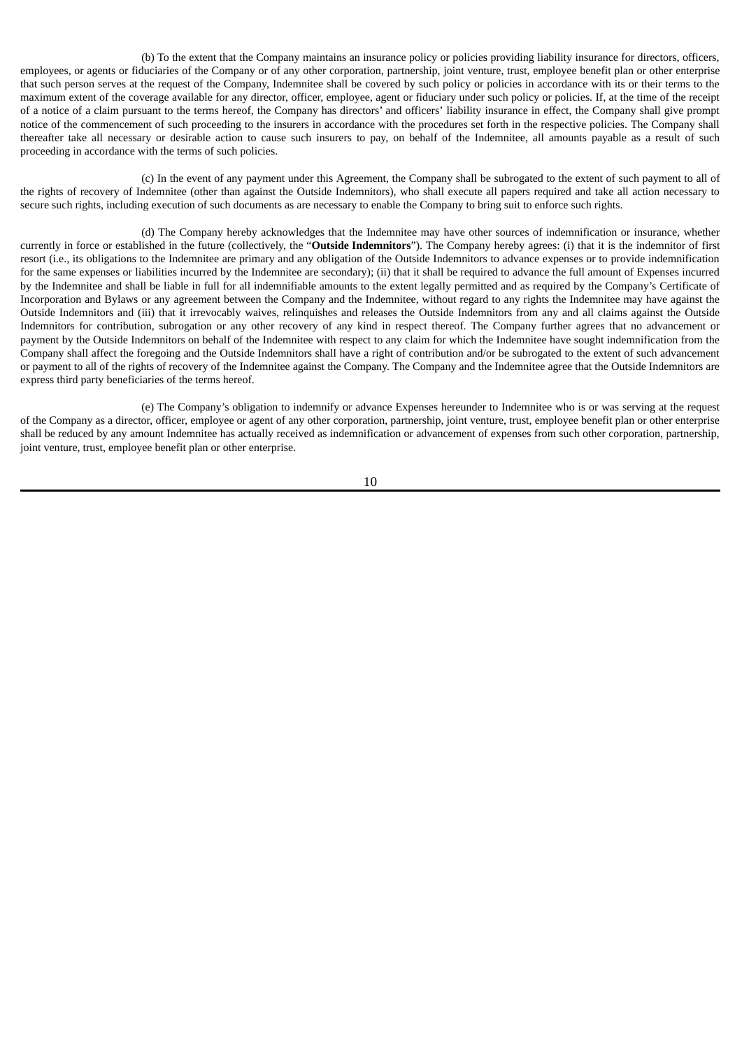(b) To the extent that the Company maintains an insurance policy or policies providing liability insurance for directors, officers, employees, or agents or fiduciaries of the Company or of any other corporation, partnership, joint venture, trust, employee benefit plan or other enterprise that such person serves at the request of the Company, Indemnitee shall be covered by such policy or policies in accordance with its or their terms to the maximum extent of the coverage available for any director, officer, employee, agent or fiduciary under such policy or policies. If, at the time of the receipt of a notice of a claim pursuant to the terms hereof, the Company has directors' and officers' liability insurance in effect, the Company shall give prompt notice of the commencement of such proceeding to the insurers in accordance with the procedures set forth in the respective policies. The Company shall thereafter take all necessary or desirable action to cause such insurers to pay, on behalf of the Indemnitee, all amounts payable as a result of such proceeding in accordance with the terms of such policies.

(c) In the event of any payment under this Agreement, the Company shall be subrogated to the extent of such payment to all of the rights of recovery of Indemnitee (other than against the Outside Indemnitors), who shall execute all papers required and take all action necessary to secure such rights, including execution of such documents as are necessary to enable the Company to bring suit to enforce such rights.

(d) The Company hereby acknowledges that the Indemnitee may have other sources of indemnification or insurance, whether currently in force or established in the future (collectively, the "**Outside Indemnitors**"). The Company hereby agrees: (i) that it is the indemnitor of first resort (i.e., its obligations to the Indemnitee are primary and any obligation of the Outside Indemnitors to advance expenses or to provide indemnification for the same expenses or liabilities incurred by the Indemnitee are secondary); (ii) that it shall be required to advance the full amount of Expenses incurred by the Indemnitee and shall be liable in full for all indemnifiable amounts to the extent legally permitted and as required by the Company's Certificate of Incorporation and Bylaws or any agreement between the Company and the Indemnitee, without regard to any rights the Indemnitee may have against the Outside Indemnitors and (iii) that it irrevocably waives, relinquishes and releases the Outside Indemnitors from any and all claims against the Outside Indemnitors for contribution, subrogation or any other recovery of any kind in respect thereof. The Company further agrees that no advancement or payment by the Outside Indemnitors on behalf of the Indemnitee with respect to any claim for which the Indemnitee have sought indemnification from the Company shall affect the foregoing and the Outside Indemnitors shall have a right of contribution and/or be subrogated to the extent of such advancement or payment to all of the rights of recovery of the Indemnitee against the Company. The Company and the Indemnitee agree that the Outside Indemnitors are express third party beneficiaries of the terms hereof.

(e) The Company's obligation to indemnify or advance Expenses hereunder to Indemnitee who is or was serving at the request of the Company as a director, officer, employee or agent of any other corporation, partnership, joint venture, trust, employee benefit plan or other enterprise shall be reduced by any amount Indemnitee has actually received as indemnification or advancement of expenses from such other corporation, partnership, joint venture, trust, employee benefit plan or other enterprise.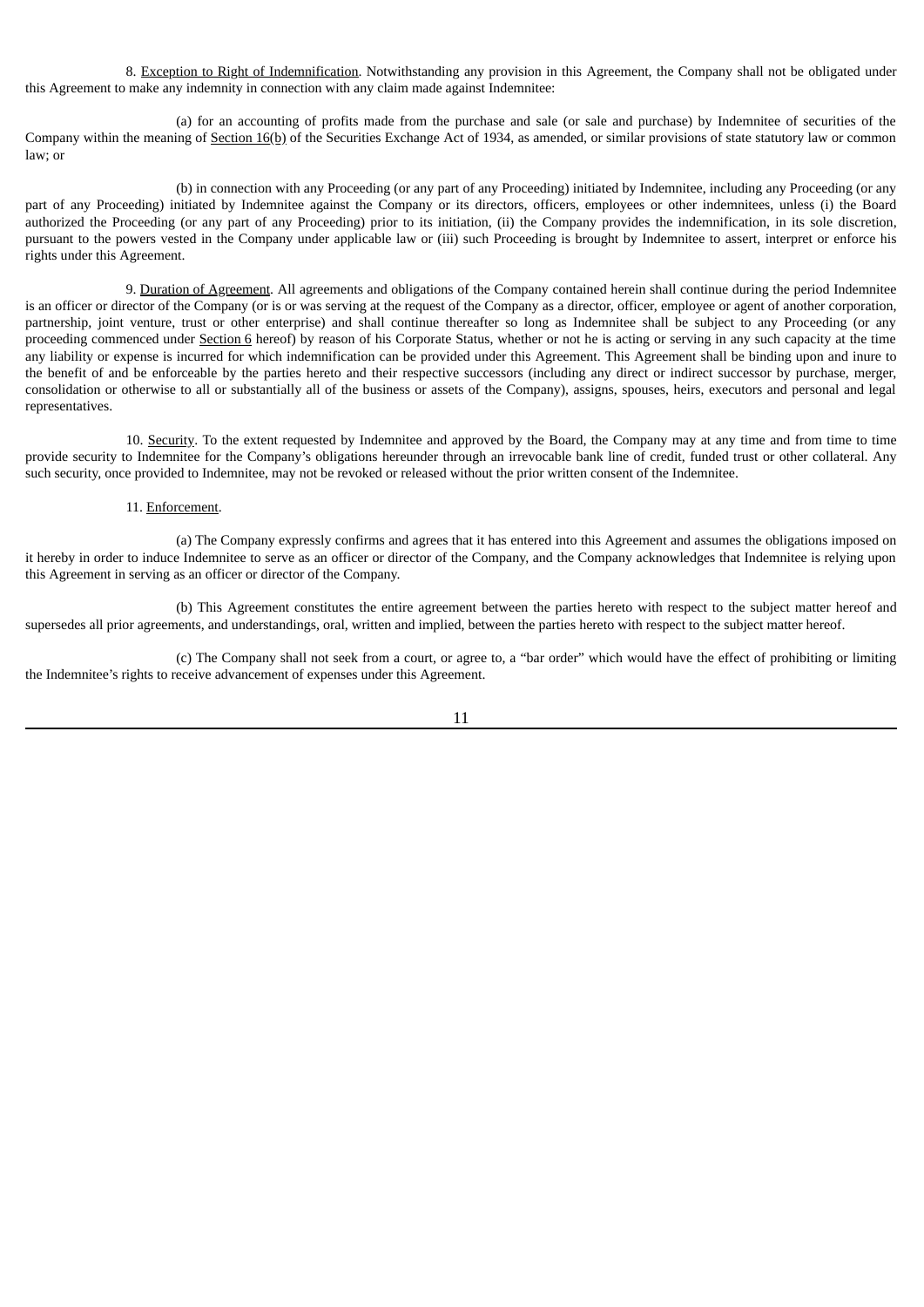8. Exception to Right of Indemnification. Notwithstanding any provision in this Agreement, the Company shall not be obligated under this Agreement to make any indemnity in connection with any claim made against Indemnitee:

(a) for an accounting of profits made from the purchase and sale (or sale and purchase) by Indemnitee of securities of the Company within the meaning of Section 16(b) of the Securities Exchange Act of 1934, as amended, or similar provisions of state statutory law or common law; or

(b) in connection with any Proceeding (or any part of any Proceeding) initiated by Indemnitee, including any Proceeding (or any part of any Proceeding) initiated by Indemnitee against the Company or its directors, officers, employees or other indemnitees, unless (i) the Board authorized the Proceeding (or any part of any Proceeding) prior to its initiation, (ii) the Company provides the indemnification, in its sole discretion, pursuant to the powers vested in the Company under applicable law or (iii) such Proceeding is brought by Indemnitee to assert, interpret or enforce his rights under this Agreement.

9. Duration of Agreement. All agreements and obligations of the Company contained herein shall continue during the period Indemnitee is an officer or director of the Company (or is or was serving at the request of the Company as a director, officer, employee or agent of another corporation, partnership, joint venture, trust or other enterprise) and shall continue thereafter so long as Indemnitee shall be subject to any Proceeding (or any proceeding commenced under Section 6 hereof) by reason of his Corporate Status, whether or not he is acting or serving in any such capacity at the time any liability or expense is incurred for which indemnification can be provided under this Agreement. This Agreement shall be binding upon and inure to the benefit of and be enforceable by the parties hereto and their respective successors (including any direct or indirect successor by purchase, merger, consolidation or otherwise to all or substantially all of the business or assets of the Company), assigns, spouses, heirs, executors and personal and legal representatives.

10. Security. To the extent requested by Indemnitee and approved by the Board, the Company may at any time and from time to time provide security to Indemnitee for the Company's obligations hereunder through an irrevocable bank line of credit, funded trust or other collateral. Any such security, once provided to Indemnitee, may not be revoked or released without the prior written consent of the Indemnitee.

11. Enforcement.

(a) The Company expressly confirms and agrees that it has entered into this Agreement and assumes the obligations imposed on it hereby in order to induce Indemnitee to serve as an officer or director of the Company, and the Company acknowledges that Indemnitee is relying upon this Agreement in serving as an officer or director of the Company.

(b) This Agreement constitutes the entire agreement between the parties hereto with respect to the subject matter hereof and supersedes all prior agreements, and understandings, oral, written and implied, between the parties hereto with respect to the subject matter hereof.

(c) The Company shall not seek from a court, or agree to, a "bar order" which would have the effect of prohibiting or limiting the Indemnitee's rights to receive advancement of expenses under this Agreement.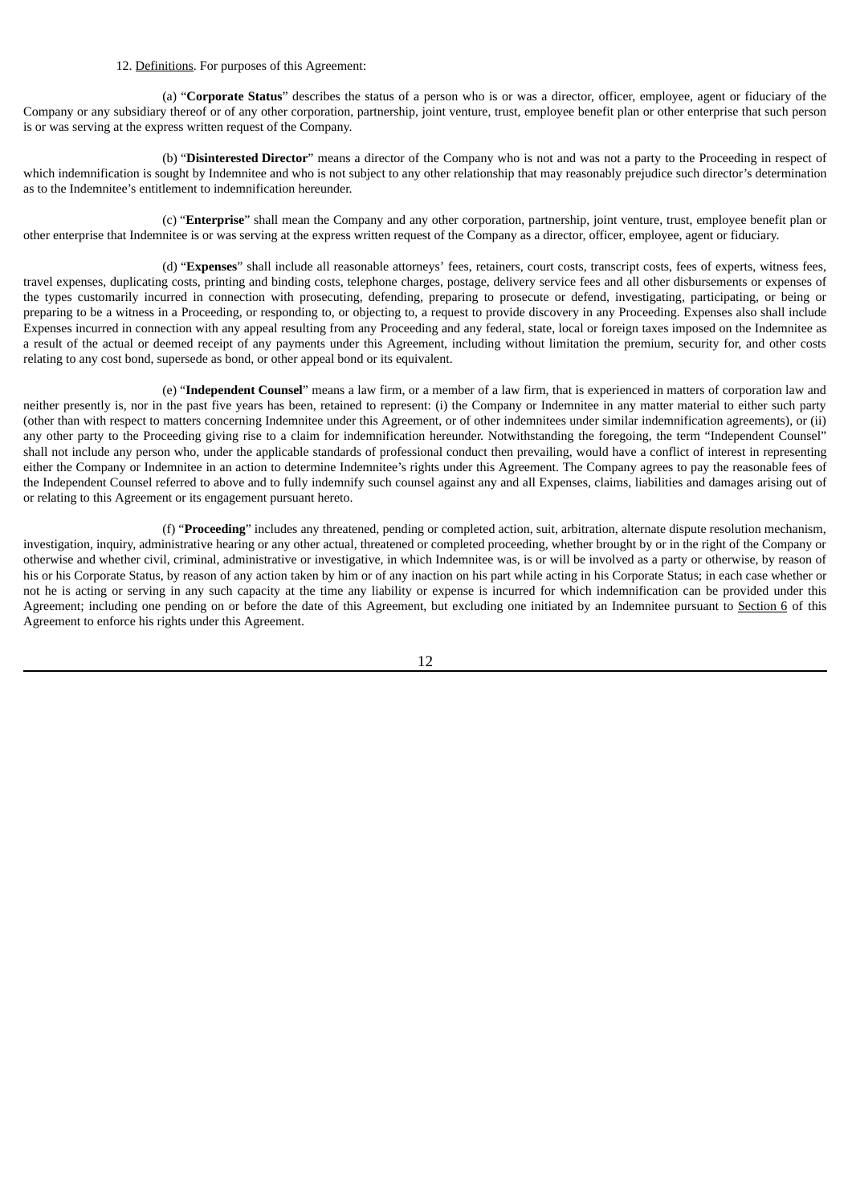12. Definitions. For purposes of this Agreement:

(a) "**Corporate Status**" describes the status of a person who is or was a director, officer, employee, agent or fiduciary of the Company or any subsidiary thereof or of any other corporation, partnership, joint venture, trust, employee benefit plan or other enterprise that such person is or was serving at the express written request of the Company.

(b) "**Disinterested Director**" means a director of the Company who is not and was not a party to the Proceeding in respect of which indemnification is sought by Indemnitee and who is not subject to any other relationship that may reasonably prejudice such director's determination as to the Indemnitee's entitlement to indemnification hereunder.

(c) "**Enterprise**" shall mean the Company and any other corporation, partnership, joint venture, trust, employee benefit plan or other enterprise that Indemnitee is or was serving at the express written request of the Company as a director, officer, employee, agent or fiduciary.

(d) "**Expenses**" shall include all reasonable attorneys' fees, retainers, court costs, transcript costs, fees of experts, witness fees, travel expenses, duplicating costs, printing and binding costs, telephone charges, postage, delivery service fees and all other disbursements or expenses of the types customarily incurred in connection with prosecuting, defending, preparing to prosecute or defend, investigating, participating, or being or preparing to be a witness in a Proceeding, or responding to, or objecting to, a request to provide discovery in any Proceeding. Expenses also shall include Expenses incurred in connection with any appeal resulting from any Proceeding and any federal, state, local or foreign taxes imposed on the Indemnitee as a result of the actual or deemed receipt of any payments under this Agreement, including without limitation the premium, security for, and other costs relating to any cost bond, supersede as bond, or other appeal bond or its equivalent.

(e) "**Independent Counsel**" means a law firm, or a member of a law firm, that is experienced in matters of corporation law and neither presently is, nor in the past five years has been, retained to represent: (i) the Company or Indemnitee in any matter material to either such party (other than with respect to matters concerning Indemnitee under this Agreement, or of other indemnitees under similar indemnification agreements), or (ii) any other party to the Proceeding giving rise to a claim for indemnification hereunder. Notwithstanding the foregoing, the term "Independent Counsel" shall not include any person who, under the applicable standards of professional conduct then prevailing, would have a conflict of interest in representing either the Company or Indemnitee in an action to determine Indemnitee's rights under this Agreement. The Company agrees to pay the reasonable fees of the Independent Counsel referred to above and to fully indemnify such counsel against any and all Expenses, claims, liabilities and damages arising out of or relating to this Agreement or its engagement pursuant hereto.

(f) "**Proceeding**" includes any threatened, pending or completed action, suit, arbitration, alternate dispute resolution mechanism, investigation, inquiry, administrative hearing or any other actual, threatened or completed proceeding, whether brought by or in the right of the Company or otherwise and whether civil, criminal, administrative or investigative, in which Indemnitee was, is or will be involved as a party or otherwise, by reason of his or his Corporate Status, by reason of any action taken by him or of any inaction on his part while acting in his Corporate Status; in each case whether or not he is acting or serving in any such capacity at the time any liability or expense is incurred for which indemnification can be provided under this Agreement; including one pending on or before the date of this Agreement, but excluding one initiated by an Indemnitee pursuant to Section 6 of this Agreement to enforce his rights under this Agreement.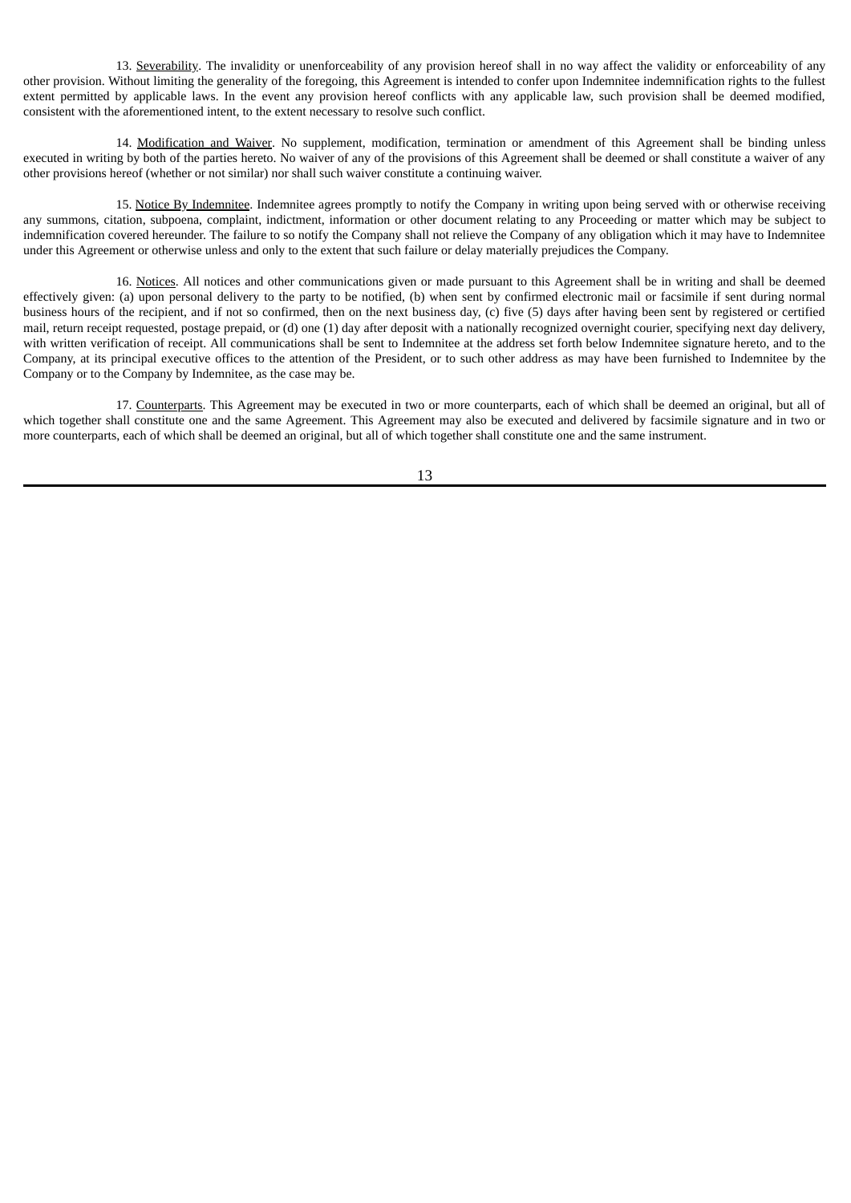13. Severability. The invalidity or unenforceability of any provision hereof shall in no way affect the validity or enforceability of any other provision. Without limiting the generality of the foregoing, this Agreement is intended to confer upon Indemnitee indemnification rights to the fullest extent permitted by applicable laws. In the event any provision hereof conflicts with any applicable law, such provision shall be deemed modified, consistent with the aforementioned intent, to the extent necessary to resolve such conflict.

14. Modification and Waiver. No supplement, modification, termination or amendment of this Agreement shall be binding unless executed in writing by both of the parties hereto. No waiver of any of the provisions of this Agreement shall be deemed or shall constitute a waiver of any other provisions hereof (whether or not similar) nor shall such waiver constitute a continuing waiver.

15. Notice By Indemnitee. Indemnitee agrees promptly to notify the Company in writing upon being served with or otherwise receiving any summons, citation, subpoena, complaint, indictment, information or other document relating to any Proceeding or matter which may be subject to indemnification covered hereunder. The failure to so notify the Company shall not relieve the Company of any obligation which it may have to Indemnitee under this Agreement or otherwise unless and only to the extent that such failure or delay materially prejudices the Company.

16. Notices. All notices and other communications given or made pursuant to this Agreement shall be in writing and shall be deemed effectively given: (a) upon personal delivery to the party to be notified, (b) when sent by confirmed electronic mail or facsimile if sent during normal business hours of the recipient, and if not so confirmed, then on the next business day, (c) five (5) days after having been sent by registered or certified mail, return receipt requested, postage prepaid, or (d) one (1) day after deposit with a nationally recognized overnight courier, specifying next day delivery, with written verification of receipt. All communications shall be sent to Indemnitee at the address set forth below Indemnitee signature hereto, and to the Company, at its principal executive offices to the attention of the President, or to such other address as may have been furnished to Indemnitee by the Company or to the Company by Indemnitee, as the case may be.

17. Counterparts. This Agreement may be executed in two or more counterparts, each of which shall be deemed an original, but all of which together shall constitute one and the same Agreement. This Agreement may also be executed and delivered by facsimile signature and in two or more counterparts, each of which shall be deemed an original, but all of which together shall constitute one and the same instrument.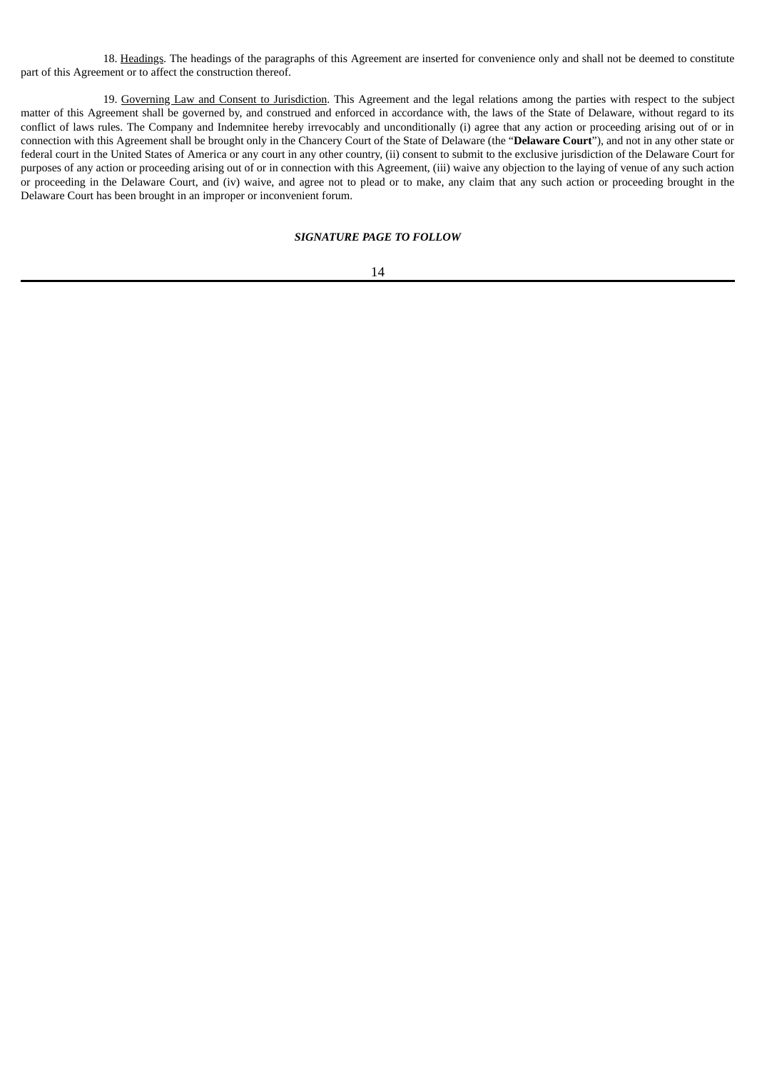18. Headings. The headings of the paragraphs of this Agreement are inserted for convenience only and shall not be deemed to constitute part of this Agreement or to affect the construction thereof.

19. Governing Law and Consent to Jurisdiction. This Agreement and the legal relations among the parties with respect to the subject matter of this Agreement shall be governed by, and construed and enforced in accordance with, the laws of the State of Delaware, without regard to its conflict of laws rules. The Company and Indemnitee hereby irrevocably and unconditionally (i) agree that any action or proceeding arising out of or in connection with this Agreement shall be brought only in the Chancery Court of the State of Delaware (the "**Delaware Court**"), and not in any other state or federal court in the United States of America or any court in any other country, (ii) consent to submit to the exclusive jurisdiction of the Delaware Court for purposes of any action or proceeding arising out of or in connection with this Agreement, (iii) waive any objection to the laying of venue of any such action or proceeding in the Delaware Court, and (iv) waive, and agree not to plead or to make, any claim that any such action or proceeding brought in the Delaware Court has been brought in an improper or inconvenient forum.

***SIGNATURE PAGE TO FOLLOW***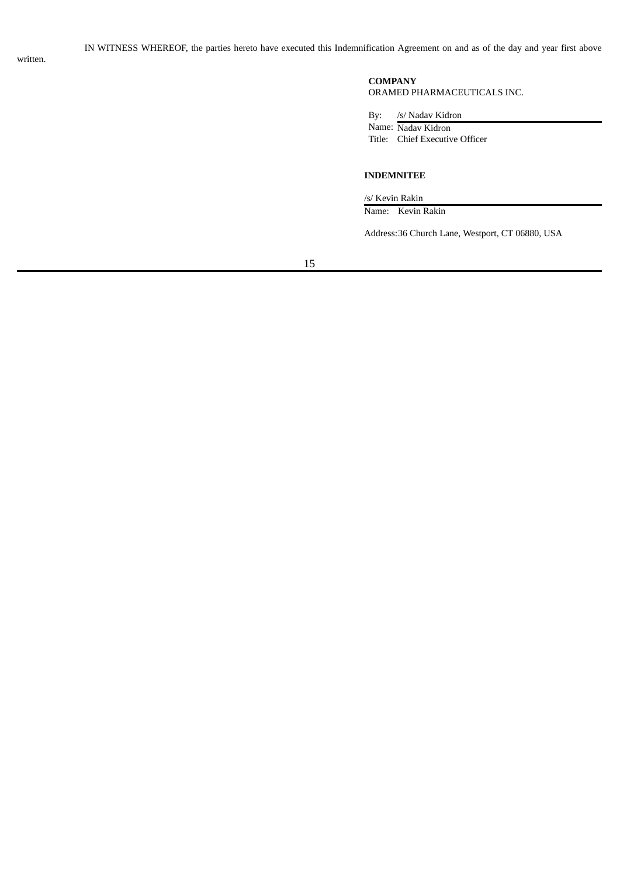IN WITNESS WHEREOF, the parties hereto have executed this Indemnification Agreement on and as of the day and year first above written.

**COMPANY**
ORAMED PHARMACEUTICALS INC.

By: /s/ Nadav Kidron
Name: Nadav Kidron
Title: Chief Executive Officer

**INDEMNITEE**

/s/ Kevin Rakin
Name: Kevin Rakin

Address: 36 Church Lane, Westport, CT 06880, USA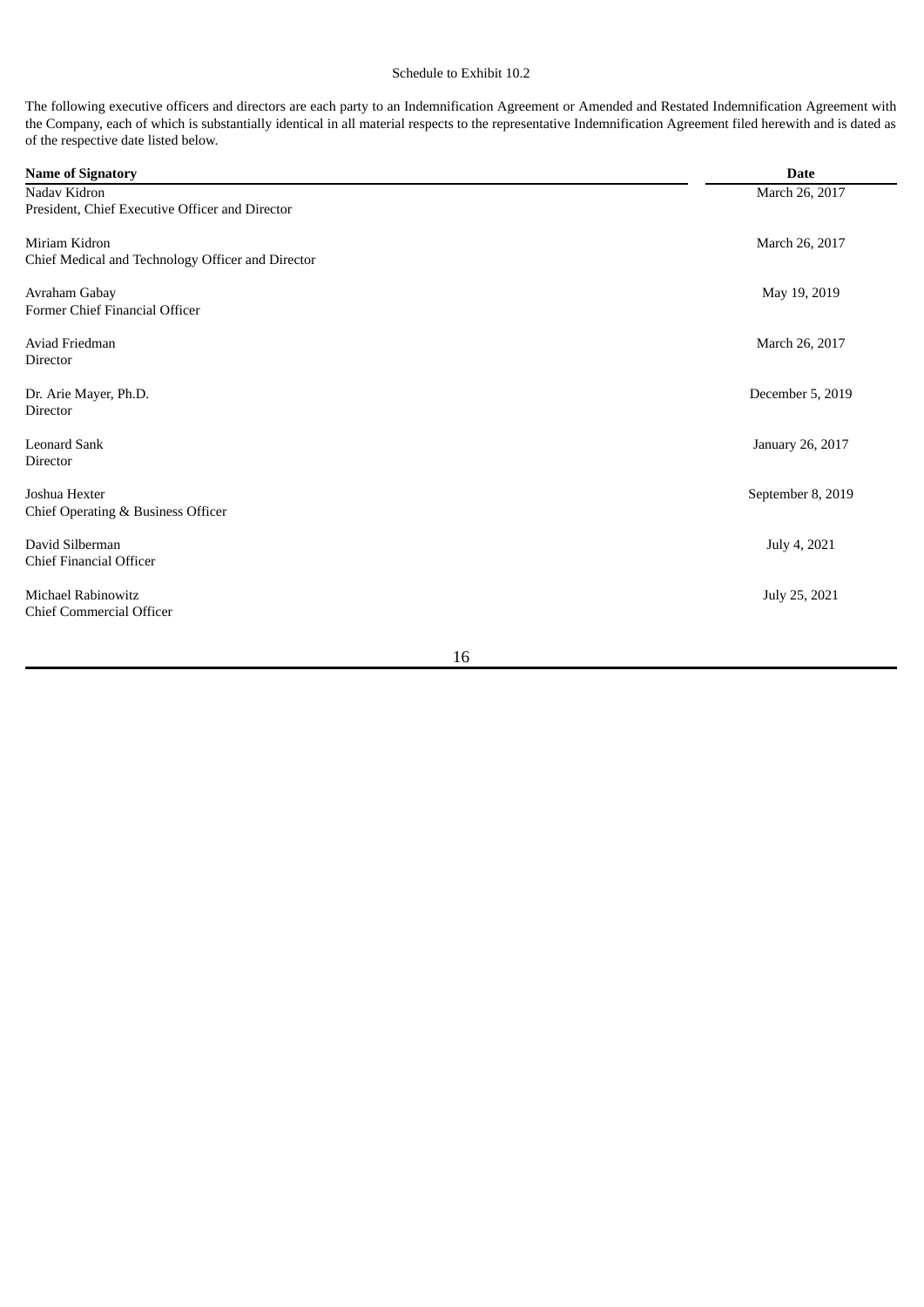Schedule to Exhibit 10.2

The following executive officers and directors are each party to an Indemnification Agreement or Amended and Restated Indemnification Agreement with the Company, each of which is substantially identical in all material respects to the representative Indemnification Agreement filed herewith and is dated as of the respective date listed below.

| **Name of Signatory** | **Date** |
|---|---|
| Nadav Kidron<br>President, Chief Executive Officer and Director | March 26, 2017 |
| Miriam Kidron<br>Chief Medical and Technology Officer and Director | March 26, 2017 |
| Avraham Gabay<br>Former Chief Financial Officer | May 19, 2019 |
| Aviad Friedman<br>Director | March 26, 2017 |
| Dr. Arie Mayer, Ph.D.<br>Director | December 5, 2019 |
| Leonard Sank<br>Director | January 26, 2017 |
| Joshua Hexter<br>Chief Operating & Business Officer | September 8, 2019 |
| David Silberman<br>Chief Financial Officer | July 4, 2021 |
| Michael Rabinowitz<br>Chief Commercial Officer | July 25, 2021 |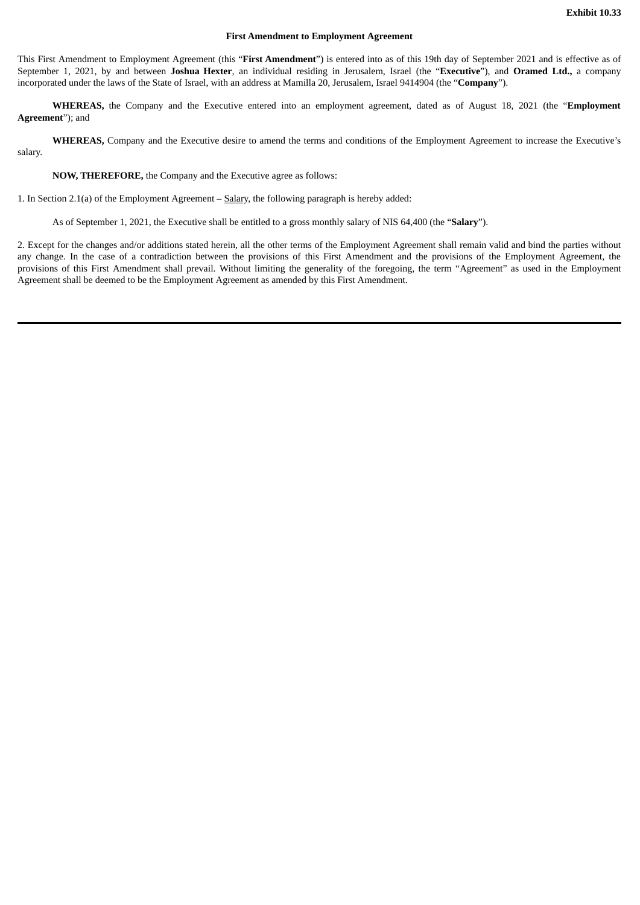**Exhibit 10.33**

**First Amendment to Employment Agreement**

This First Amendment to Employment Agreement (this "**First Amendment**") is entered into as of this 19th day of September 2021 and is effective as of September 1, 2021, by and between **Joshua Hexter**, an individual residing in Jerusalem, Israel (the "**Executive**"), and **Oramed Ltd.,** a company incorporated under the laws of the State of Israel, with an address at Mamilla 20, Jerusalem, Israel 9414904 (the "**Company**").

**WHEREAS,** the Company and the Executive entered into an employment agreement, dated as of August 18, 2021 (the "**Employment Agreement**"); and

**WHEREAS,** Company and the Executive desire to amend the terms and conditions of the Employment Agreement to increase the Executive's salary.

**NOW, THEREFORE,** the Company and the Executive agree as follows:

1. In Section 2.1(a) of the Employment Agreement – Salary, the following paragraph is hereby added:

As of September 1, 2021, the Executive shall be entitled to a gross monthly salary of NIS 64,400 (the "**Salary**").

2. Except for the changes and/or additions stated herein, all the other terms of the Employment Agreement shall remain valid and bind the parties without any change. In the case of a contradiction between the provisions of this First Amendment and the provisions of the Employment Agreement, the provisions of this First Amendment shall prevail. Without limiting the generality of the foregoing, the term "Agreement" as used in the Employment Agreement shall be deemed to be the Employment Agreement as amended by this First Amendment.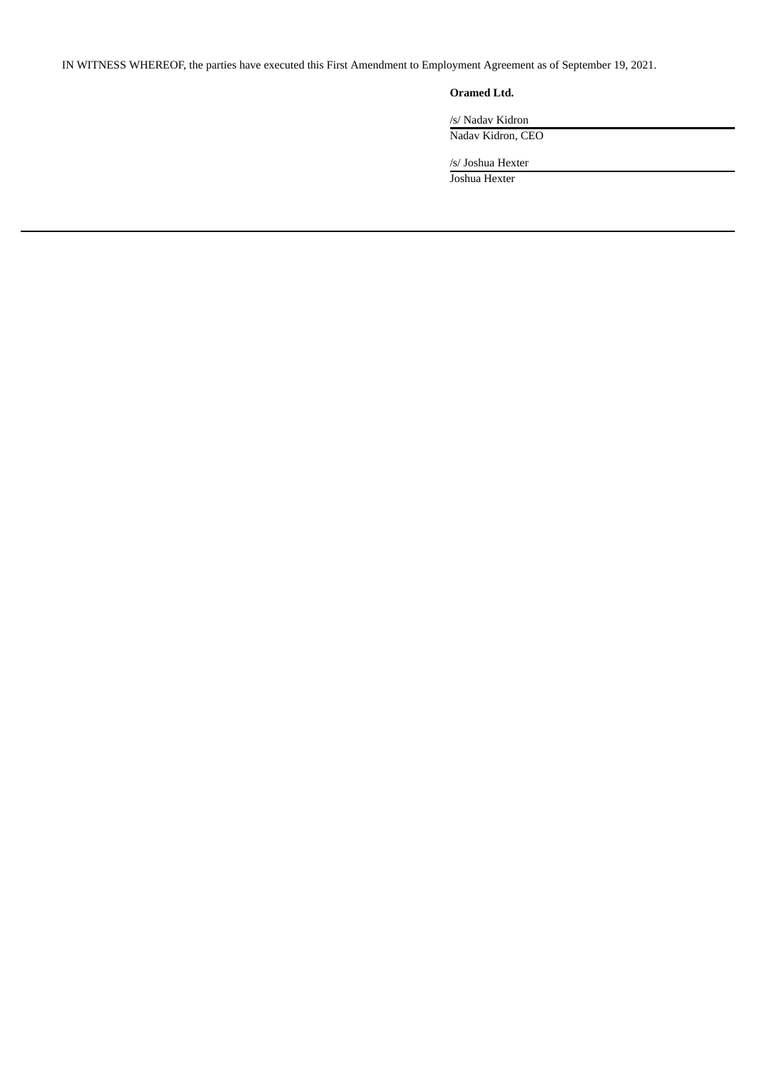IN WITNESS WHEREOF, the parties have executed this First Amendment to Employment Agreement as of September 19, 2021.

**Oramed Ltd.**

/s/ Nadav Kidron

Nadav Kidron, CEO

/s/ Joshua Hexter

Joshua Hexter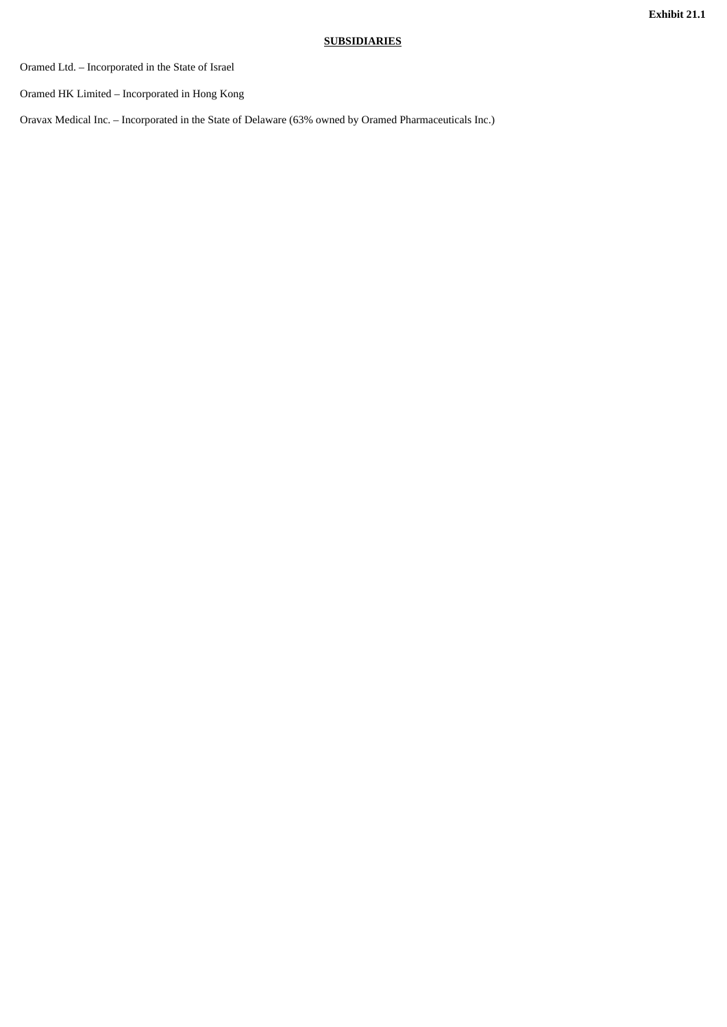**Exhibit 21.1**

**SUBSIDIARIES**

Oramed Ltd. – Incorporated in the State of Israel

Oramed HK Limited – Incorporated in Hong Kong

Oravax Medical Inc. – Incorporated in the State of Delaware (63% owned by Oramed Pharmaceuticals Inc.)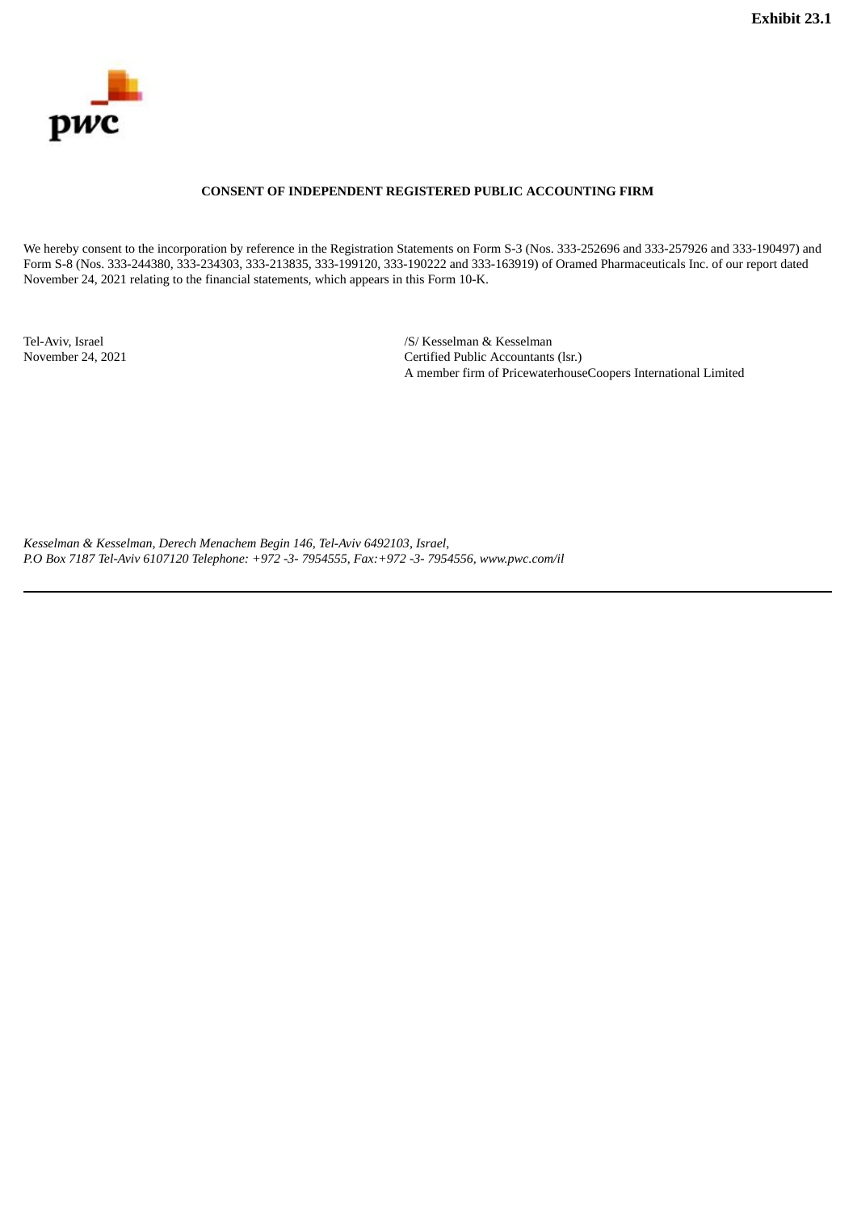**Exhibit 23.1**

pwc

**CONSENT OF INDEPENDENT REGISTERED PUBLIC ACCOUNTING FIRM**

We hereby consent to the incorporation by reference in the Registration Statements on Form S-3 (Nos. 333-252696 and 333-257926 and 333-190497) and Form S-8 (Nos. 333-244380, 333-234303, 333-213835, 333-199120, 333-190222 and 333-163919) of Oramed Pharmaceuticals Inc. of our report dated November 24, 2021 relating to the financial statements, which appears in this Form 10-K.

Tel-Aviv, Israel
November 24, 2021

/S/ Kesselman & Kesselman
Certified Public Accountants (Isr.)
A member firm of PricewaterhouseCoopers International Limited

*Kesselman & Kesselman, Derech Menachem Begin 146, Tel-Aviv 6492103, Israel,*
*P.O Box 7187 Tel-Aviv 6107120 Telephone: +972 -3- 7954555, Fax:+972 -3- 7954556, www.pwc.com/il*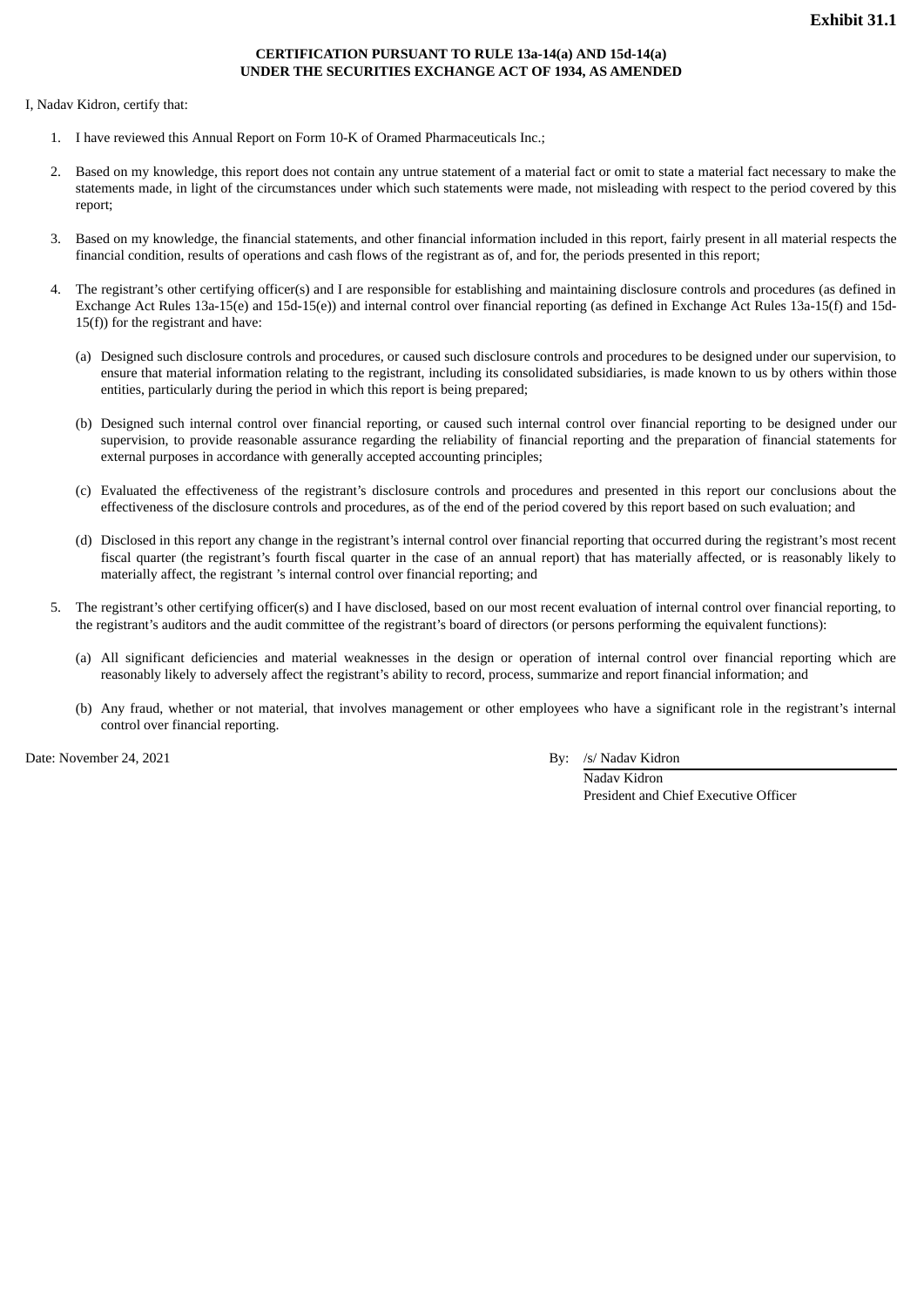**Exhibit 31.1**

**CERTIFICATION PURSUANT TO RULE 13a-14(a) AND 15d-14(a)**
**UNDER THE SECURITIES EXCHANGE ACT OF 1934, AS AMENDED**

I, Nadav Kidron, certify that:

1. I have reviewed this Annual Report on Form 10-K of Oramed Pharmaceuticals Inc.;

2. Based on my knowledge, this report does not contain any untrue statement of a material fact or omit to state a material fact necessary to make the statements made, in light of the circumstances under which such statements were made, not misleading with respect to the period covered by this report;

3. Based on my knowledge, the financial statements, and other financial information included in this report, fairly present in all material respects the financial condition, results of operations and cash flows of the registrant as of, and for, the periods presented in this report;

4. The registrant's other certifying officer(s) and I are responsible for establishing and maintaining disclosure controls and procedures (as defined in Exchange Act Rules 13a-15(e) and 15d-15(e)) and internal control over financial reporting (as defined in Exchange Act Rules 13a-15(f) and 15d-15(f)) for the registrant and have:

   (a) Designed such disclosure controls and procedures, or caused such disclosure controls and procedures to be designed under our supervision, to ensure that material information relating to the registrant, including its consolidated subsidiaries, is made known to us by others within those entities, particularly during the period in which this report is being prepared;

   (b) Designed such internal control over financial reporting, or caused such internal control over financial reporting to be designed under our supervision, to provide reasonable assurance regarding the reliability of financial reporting and the preparation of financial statements for external purposes in accordance with generally accepted accounting principles;

   (c) Evaluated the effectiveness of the registrant's disclosure controls and procedures and presented in this report our conclusions about the effectiveness of the disclosure controls and procedures, as of the end of the period covered by this report based on such evaluation; and

   (d) Disclosed in this report any change in the registrant's internal control over financial reporting that occurred during the registrant's most recent fiscal quarter (the registrant's fourth fiscal quarter in the case of an annual report) that has materially affected, or is reasonably likely to materially affect, the registrant 's internal control over financial reporting; and

5. The registrant's other certifying officer(s) and I have disclosed, based on our most recent evaluation of internal control over financial reporting, to the registrant's auditors and the audit committee of the registrant's board of directors (or persons performing the equivalent functions):

   (a) All significant deficiencies and material weaknesses in the design or operation of internal control over financial reporting which are reasonably likely to adversely affect the registrant's ability to record, process, summarize and report financial information; and

   (b) Any fraud, whether or not material, that involves management or other employees who have a significant role in the registrant's internal control over financial reporting.

Date: November 24, 2021

By: /s/ Nadav Kidron
Nadav Kidron
President and Chief Executive Officer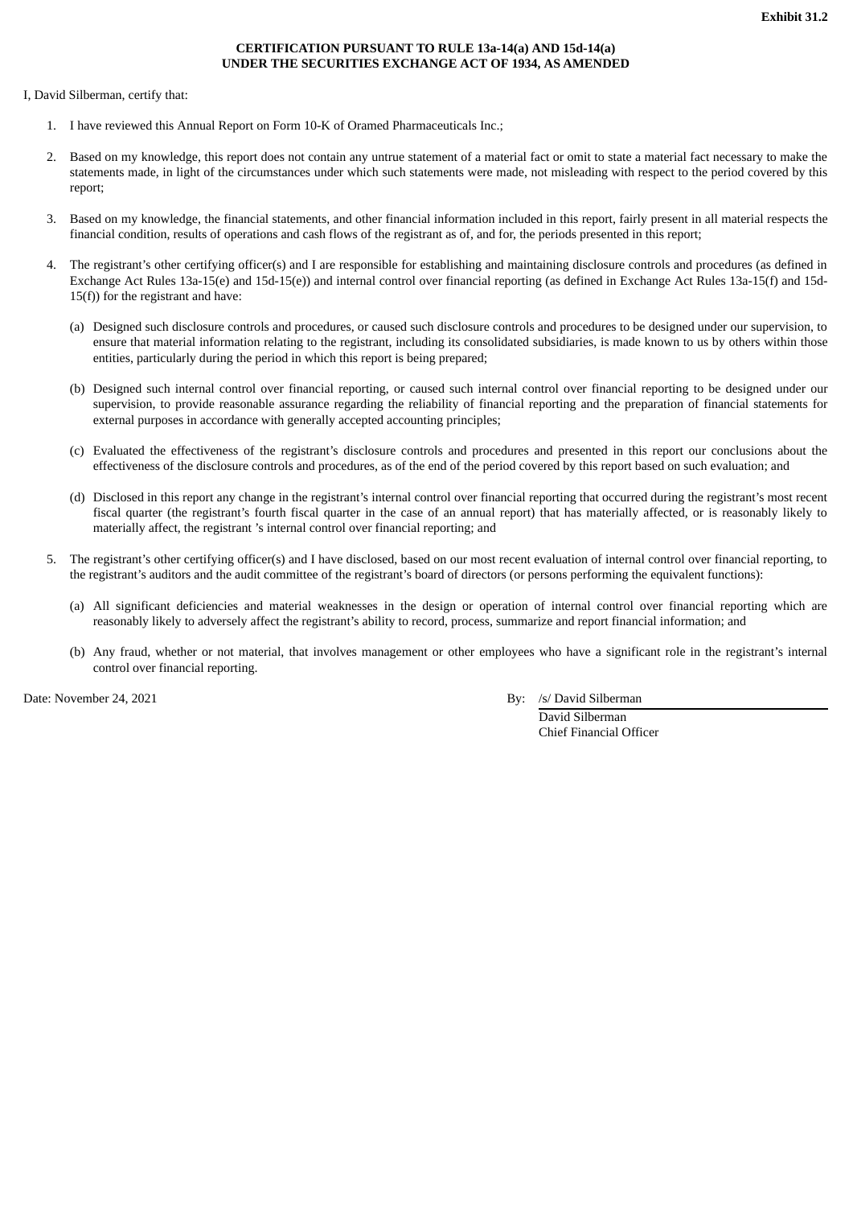**Exhibit 31.2**

**CERTIFICATION PURSUANT TO RULE 13a-14(a) AND 15d-14(a)**
**UNDER THE SECURITIES EXCHANGE ACT OF 1934, AS AMENDED**

I, David Silberman, certify that:

1. I have reviewed this Annual Report on Form 10-K of Oramed Pharmaceuticals Inc.;

2. Based on my knowledge, this report does not contain any untrue statement of a material fact or omit to state a material fact necessary to make the statements made, in light of the circumstances under which such statements were made, not misleading with respect to the period covered by this report;

3. Based on my knowledge, the financial statements, and other financial information included in this report, fairly present in all material respects the financial condition, results of operations and cash flows of the registrant as of, and for, the periods presented in this report;

4. The registrant's other certifying officer(s) and I are responsible for establishing and maintaining disclosure controls and procedures (as defined in Exchange Act Rules 13a-15(e) and 15d-15(e)) and internal control over financial reporting (as defined in Exchange Act Rules 13a-15(f) and 15d-15(f)) for the registrant and have:

   (a) Designed such disclosure controls and procedures, or caused such disclosure controls and procedures to be designed under our supervision, to ensure that material information relating to the registrant, including its consolidated subsidiaries, is made known to us by others within those entities, particularly during the period in which this report is being prepared;

   (b) Designed such internal control over financial reporting, or caused such internal control over financial reporting to be designed under our supervision, to provide reasonable assurance regarding the reliability of financial reporting and the preparation of financial statements for external purposes in accordance with generally accepted accounting principles;

   (c) Evaluated the effectiveness of the registrant's disclosure controls and procedures and presented in this report our conclusions about the effectiveness of the disclosure controls and procedures, as of the end of the period covered by this report based on such evaluation; and

   (d) Disclosed in this report any change in the registrant's internal control over financial reporting that occurred during the registrant's most recent fiscal quarter (the registrant's fourth fiscal quarter in the case of an annual report) that has materially affected, or is reasonably likely to materially affect, the registrant 's internal control over financial reporting; and

5. The registrant's other certifying officer(s) and I have disclosed, based on our most recent evaluation of internal control over financial reporting, to the registrant's auditors and the audit committee of the registrant's board of directors (or persons performing the equivalent functions):

   (a) All significant deficiencies and material weaknesses in the design or operation of internal control over financial reporting which are reasonably likely to adversely affect the registrant's ability to record, process, summarize and report financial information; and

   (b) Any fraud, whether or not material, that involves management or other employees who have a significant role in the registrant's internal control over financial reporting.

Date: November 24, 2021

By: /s/ David Silberman
David Silberman
Chief Financial Officer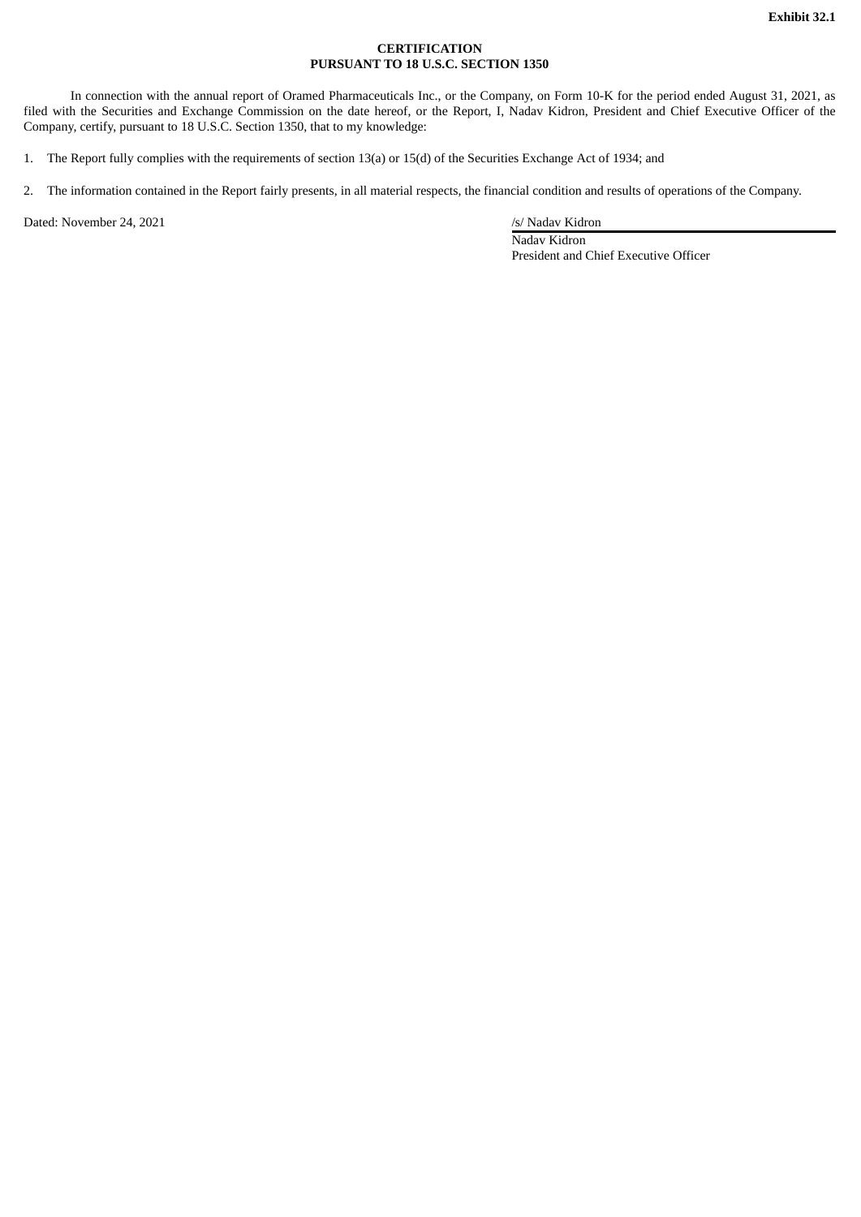**Exhibit 32.1**

**CERTIFICATION**
**PURSUANT TO 18 U.S.C. SECTION 1350**

In connection with the annual report of Oramed Pharmaceuticals Inc., or the Company, on Form 10-K for the period ended August 31, 2021, as filed with the Securities and Exchange Commission on the date hereof, or the Report, I, Nadav Kidron, President and Chief Executive Officer of the Company, certify, pursuant to 18 U.S.C. Section 1350, that to my knowledge:

1. The Report fully complies with the requirements of section 13(a) or 15(d) of the Securities Exchange Act of 1934; and

2. The information contained in the Report fairly presents, in all material respects, the financial condition and results of operations of the Company.

Dated: November 24, 2021

/s/ Nadav Kidron
Nadav Kidron
President and Chief Executive Officer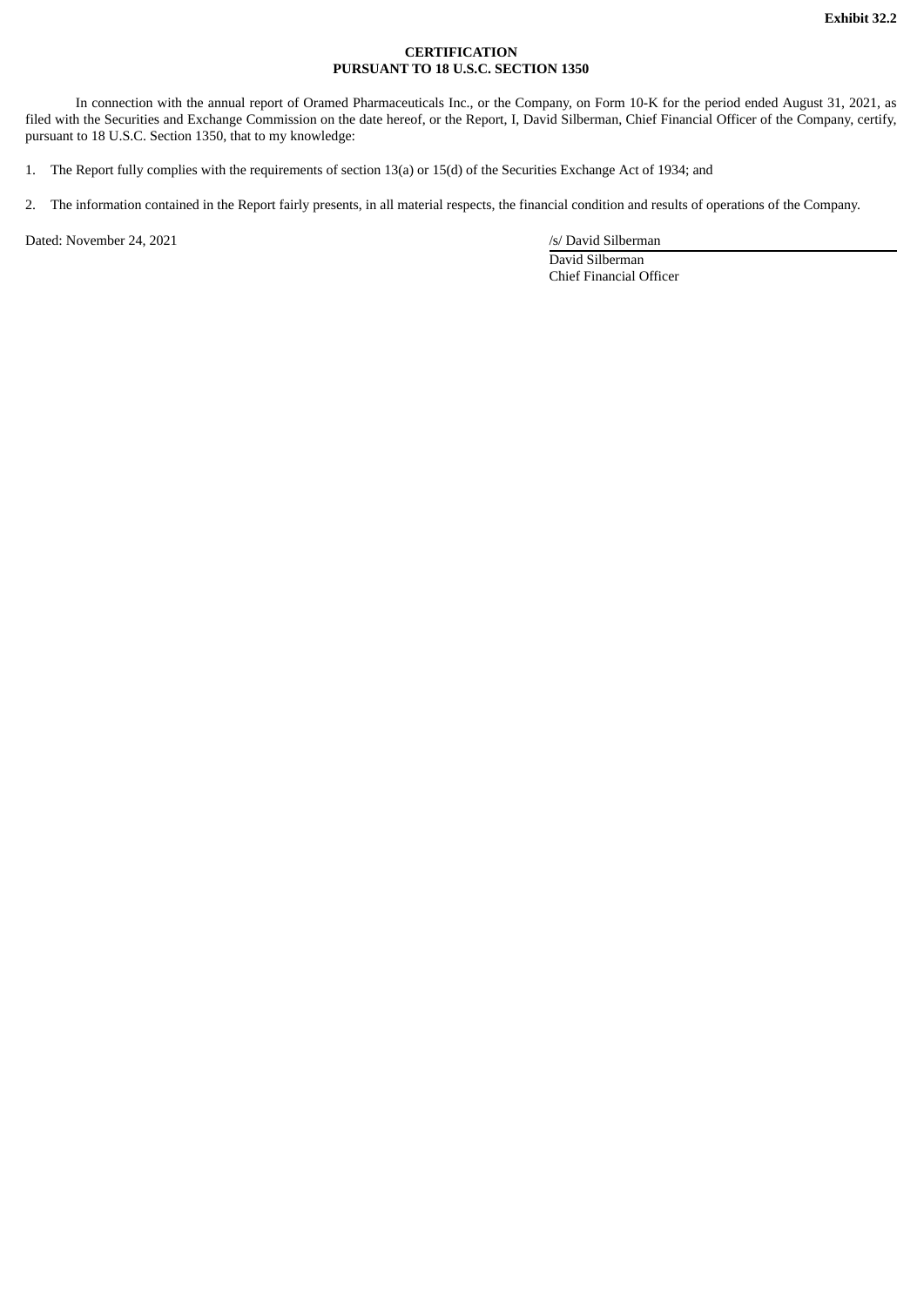**Exhibit 32.2**

**CERTIFICATION**
**PURSUANT TO 18 U.S.C. SECTION 1350**

In connection with the annual report of Oramed Pharmaceuticals Inc., or the Company, on Form 10-K for the period ended August 31, 2021, as filed with the Securities and Exchange Commission on the date hereof, or the Report, I, David Silberman, Chief Financial Officer of the Company, certify, pursuant to 18 U.S.C. Section 1350, that to my knowledge:

1. The Report fully complies with the requirements of section 13(a) or 15(d) of the Securities Exchange Act of 1934; and

2. The information contained in the Report fairly presents, in all material respects, the financial condition and results of operations of the Company.

Dated: November 24, 2021

/s/ David Silberman
David Silberman
Chief Financial Officer